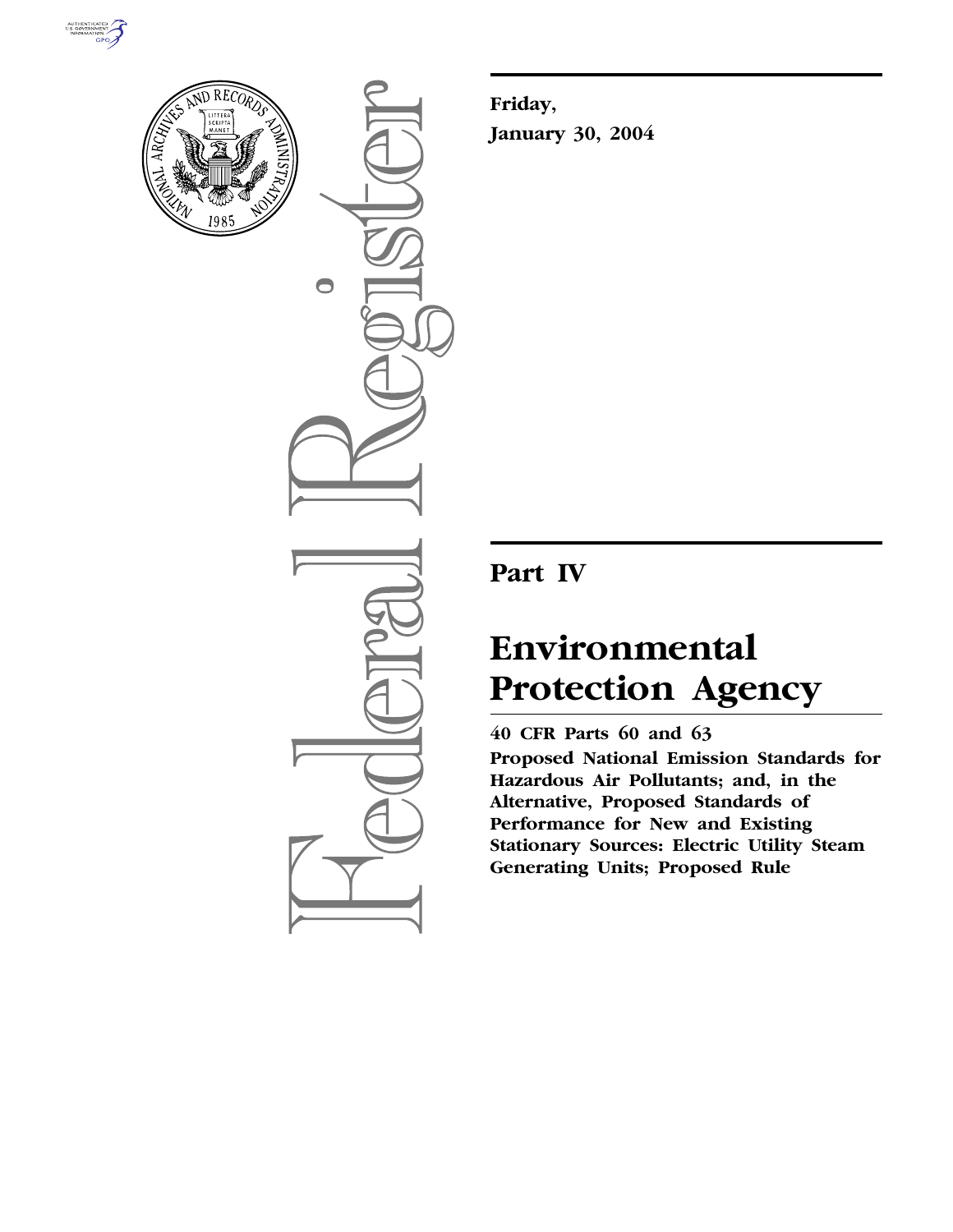Friday,

January 30, 2004

# Part IV

# Environmental Protection Agency

**40 CFR Parts 60 and 63**

**Proposed National Emission Standards for Hazardous Air Pollutants; and, in the Alternative, Proposed Standards of Performance for New and Existing Stationary Sources: Electric Utility Steam Generating Units; Proposed Rule**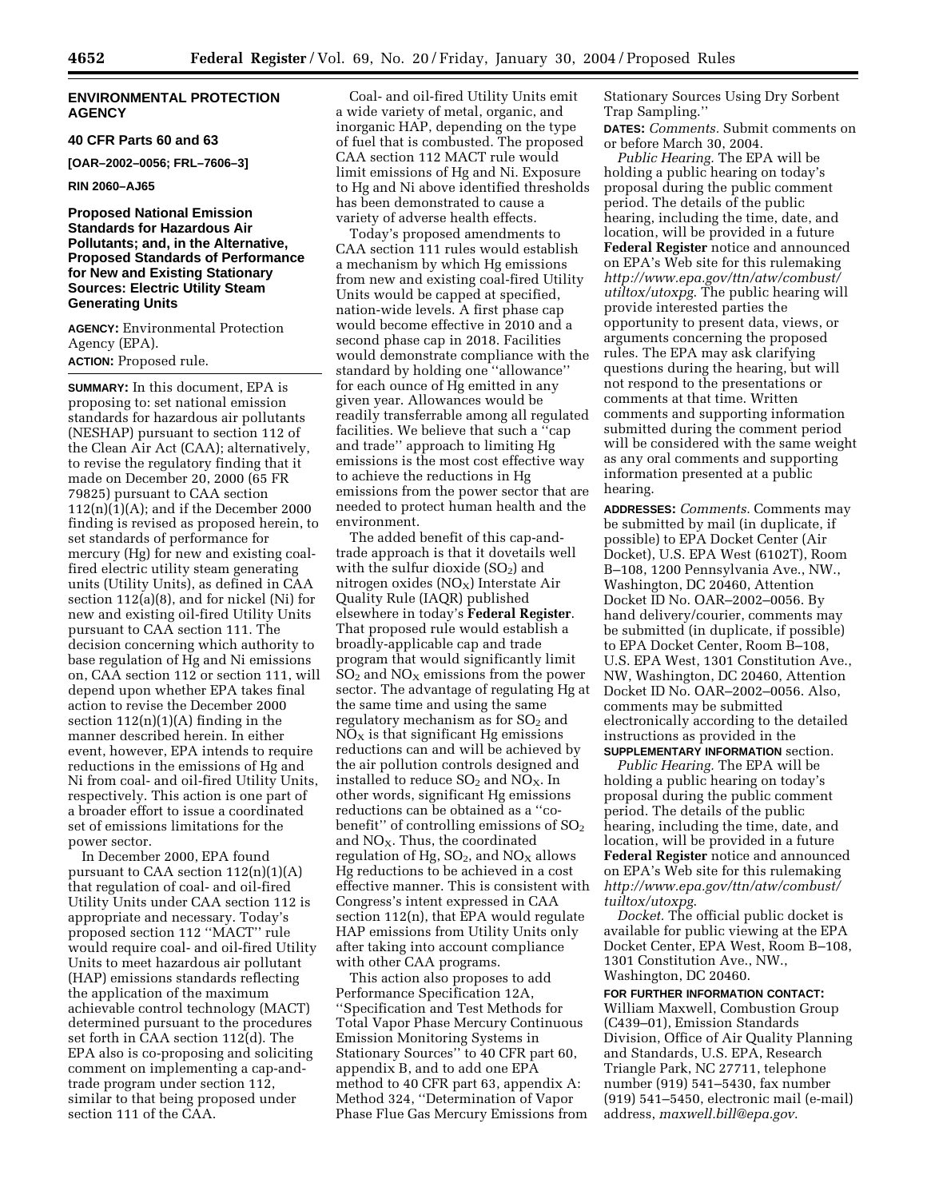## ENVIRONMENTAL PROTECTION AGENCY

### 40 CFR Parts 60 and 63

**[OAR–2002–0056; FRL–7606–3]**

**RIN 2060–AJ65**

### Proposed National Emission Standards for Hazardous Air Pollutants; and, in the Alternative, Proposed Standards of Performance for New and Existing Stationary Sources: Electric Utility Steam Generating Units

**AGENCY:** Environmental Protection Agency (EPA).

**ACTION:** Proposed rule.

**SUMMARY:** In this document, EPA is proposing to: set national emission standards for hazardous air pollutants (NESHAP) pursuant to section 112 of the Clean Air Act (CAA); alternatively, to revise the regulatory finding that it made on December 20, 2000 (65 FR 79825) pursuant to CAA section 112(n)(1)(A); and if the December 2000 finding is revised as proposed herein, to set standards of performance for mercury (Hg) for new and existing coal-fired electric utility steam generating units (Utility Units), as defined in CAA section 112(a)(8), and for nickel (Ni) for new and existing oil-fired Utility Units pursuant to CAA section 111. The decision concerning which authority to base regulation of Hg and Ni emissions on, CAA section 112 or section 111, will depend upon whether EPA takes final action to revise the December 2000 section 112(n)(1)(A) finding in the manner described herein. In either event, however, EPA intends to require reductions in the emissions of Hg and Ni from coal- and oil-fired Utility Units, respectively. This action is one part of a broader effort to issue a coordinated set of emissions limitations for the power sector.

In December 2000, EPA found pursuant to CAA section 112(n)(1)(A) that regulation of coal- and oil-fired Utility Units under CAA section 112 is appropriate and necessary. Today's proposed section 112 ''MACT'' rule would require coal- and oil-fired Utility Units to meet hazardous air pollutant (HAP) emissions standards reflecting the application of the maximum achievable control technology (MACT) determined pursuant to the procedures set forth in CAA section 112(d). The EPA also is co-proposing and soliciting comment on implementing a cap-and-trade program under section 112, similar to that being proposed under section 111 of the CAA.

Coal- and oil-fired Utility Units emit a wide variety of metal, organic, and inorganic HAP, depending on the type of fuel that is combusted. The proposed CAA section 112 MACT rule would limit emissions of Hg and Ni. Exposure to Hg and Ni above identified thresholds has been demonstrated to cause a variety of adverse health effects.

Today's proposed amendments to CAA section 111 rules would establish a mechanism by which Hg emissions from new and existing coal-fired Utility Units would be capped at specified, nation-wide levels. A first phase cap would become effective in 2010 and a second phase cap in 2018. Facilities would demonstrate compliance with the standard by holding one ''allowance'' for each ounce of Hg emitted in any given year. Allowances would be readily transferrable among all regulated facilities. We believe that such a ''cap and trade'' approach to limiting Hg emissions is the most cost effective way to achieve the reductions in Hg emissions from the power sector that are needed to protect human health and the environment.

The added benefit of this cap-and-trade approach is that it dovetails well with the sulfur dioxide ($SO_2$) and nitrogen oxides ($NO_X$) Interstate Air Quality Rule (IAQR) published elsewhere in today's **Federal Register**. That proposed rule would establish a broadly-applicable cap and trade program that would significantly limit $SO_2$ and $NO_X$ emissions from the power sector. The advantage of regulating Hg at the same time and using the same regulatory mechanism as for $SO_2$ and $NO_X$ is that significant Hg emissions reductions can and will be achieved by the air pollution controls designed and installed to reduce $SO_2$ and $NO_X$. In other words, significant Hg emissions reductions can be obtained as a ''co-benefit'' of controlling emissions of $SO_2$ and $NO_X$. Thus, the coordinated regulation of Hg, $SO_2$, and $NO_X$ allows Hg reductions to be achieved in a cost effective manner. This is consistent with Congress's intent expressed in CAA section 112(n), that EPA would regulate HAP emissions from Utility Units only after taking into account compliance with other CAA programs.

This action also proposes to add Performance Specification 12A, ''Specification and Test Methods for Total Vapor Phase Mercury Continuous Emission Monitoring Systems in Stationary Sources'' to 40 CFR part 60, appendix B, and to add one EPA method to 40 CFR part 63, appendix A: Method 324, ''Determination of Vapor Phase Flue Gas Mercury Emissions from Stationary Sources Using Dry Sorbent Trap Sampling.''

**DATES:** *Comments.* Submit comments on or before March 30, 2004.

*Public Hearing.* The EPA will be holding a public hearing on today's proposal during the public comment period. The details of the public hearing, including the time, date, and location, will be provided in a future **Federal Register** notice and announced on EPA's Web site for this rulemaking *http://www.epa.gov/ttn/atw/combust/utiltox/utoxpg*. The public hearing will provide interested parties the opportunity to present data, views, or arguments concerning the proposed rules. The EPA may ask clarifying questions during the hearing, but will not respond to the presentations or comments at that time. Written comments and supporting information submitted during the comment period will be considered with the same weight as any oral comments and supporting information presented at a public hearing.

**ADDRESSES:** *Comments.* Comments may be submitted by mail (in duplicate, if possible) to EPA Docket Center (Air Docket), U.S. EPA West (6102T), Room B–108, 1200 Pennsylvania Ave., NW., Washington, DC 20460, Attention Docket ID No. OAR–2002–0056. By hand delivery/courier, comments may be submitted (in duplicate, if possible) to EPA Docket Center, Room B–108, U.S. EPA West, 1301 Constitution Ave., NW, Washington, DC 20460, Attention Docket ID No. OAR–2002–0056. Also, comments may be submitted electronically according to the detailed instructions as provided in the **SUPPLEMENTARY INFORMATION** section.

*Public Hearing.* The EPA will be holding a public hearing on today's proposal during the public comment period. The details of the public hearing, including the time, date, and location, will be provided in a future **Federal Register** notice and announced on EPA's Web site for this rulemaking *http://www.epa.gov/ttn/atw/combust/tuiltox/utoxpg*.

*Docket.* The official public docket is available for public viewing at the EPA Docket Center, EPA West, Room B–108, 1301 Constitution Ave., NW., Washington, DC 20460.

**FOR FURTHER INFORMATION CONTACT:** William Maxwell, Combustion Group (C439–01), Emission Standards Division, Office of Air Quality Planning and Standards, U.S. EPA, Research Triangle Park, NC 27711, telephone number (919) 541–5430, fax number (919) 541–5450, electronic mail (e-mail) address, *maxwell.bill@epa.gov*.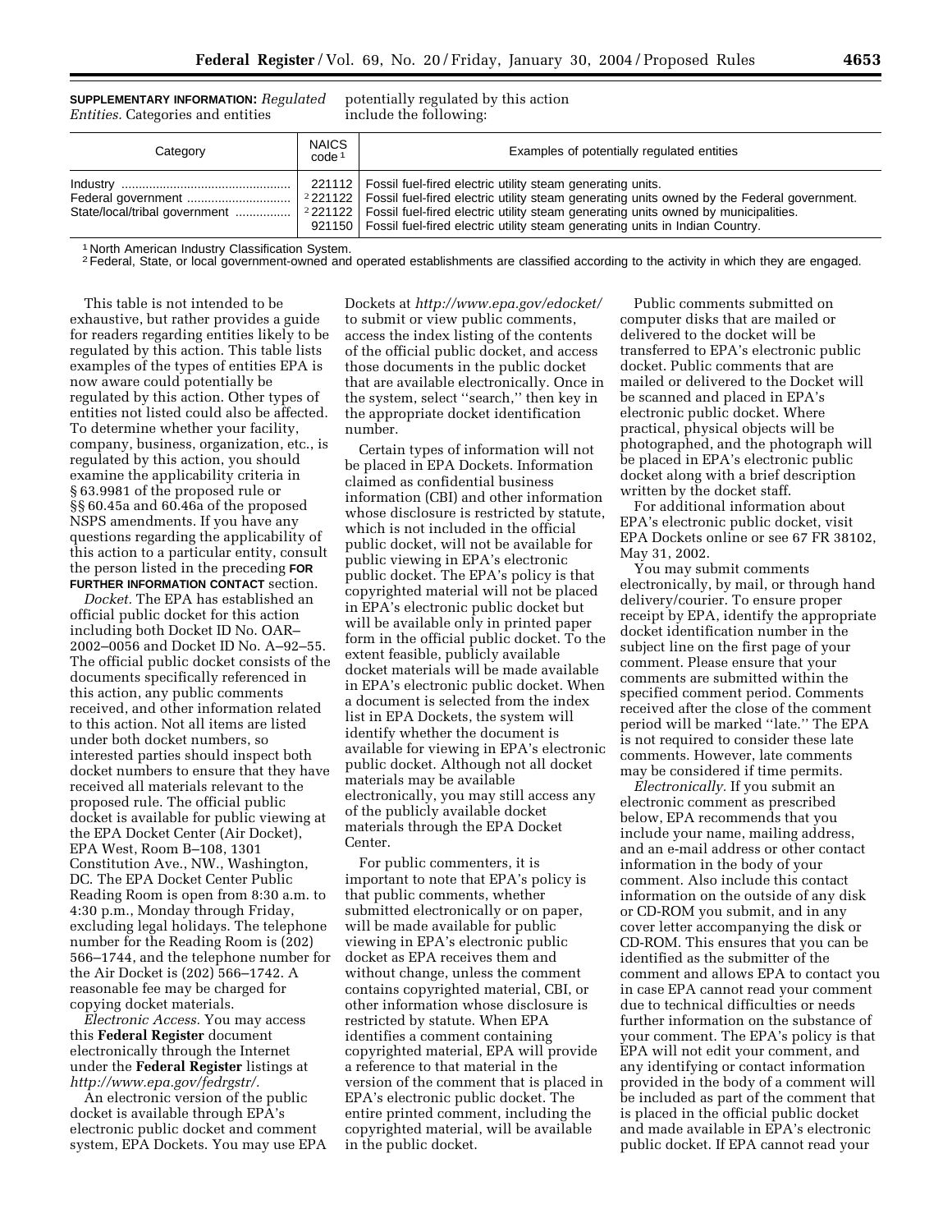**SUPPLEMENTARY INFORMATION:** *Regulated Entities.* Categories and entities potentially regulated by this action include the following:

| Category | NAICS code [1] | Examples of potentially regulated entities |
| --- | --- | --- |
| Industry | 221112 | Fossil fuel-fired electric utility steam generating units. |
| Federal government | [2] 221122 | Fossil fuel-fired electric utility steam generating units owned by the Federal government. |
| State/local/tribal government | [2] 221122 | Fossil fuel-fired electric utility steam generating units owned by municipalities. |
| | 921150 | Fossil fuel-fired electric utility steam generating units in Indian Country. |

[1] North American Industry Classification System.

[2] Federal, State, or local government-owned and operated establishments are classified according to the activity in which they are engaged.

This table is not intended to be exhaustive, but rather provides a guide for readers regarding entities likely to be regulated by this action. This table lists examples of the types of entities EPA is now aware could potentially be regulated by this action. Other types of entities not listed could also be affected. To determine whether your facility, company, business, organization, etc., is regulated by this action, you should examine the applicability criteria in § 63.9981 of the proposed rule or §§ 60.45a and 60.46a of the proposed NSPS amendments. If you have any questions regarding the applicability of this action to a particular entity, consult the person listed in the preceding **FOR FURTHER INFORMATION CONTACT** section.

*Docket.* The EPA has established an official public docket for this action including both Docket ID No. OAR–2002–0056 and Docket ID No. A–92–55. The official public docket consists of the documents specifically referenced in this action, any public comments received, and other information related to this action. Not all items are listed under both docket numbers, so interested parties should inspect both docket numbers to ensure that they have received all materials relevant to the proposed rule. The official public docket is available for public viewing at the EPA Docket Center (Air Docket), EPA West, Room B–108, 1301 Constitution Ave., NW., Washington, DC. The EPA Docket Center Public Reading Room is open from 8:30 a.m. to 4:30 p.m., Monday through Friday, excluding legal holidays. The telephone number for the Reading Room is (202) 566–1744, and the telephone number for the Air Docket is (202) 566–1742. A reasonable fee may be charged for copying docket materials.

*Electronic Access.* You may access this **Federal Register** document electronically through the Internet under the **Federal Register** listings at *http://www.epa.gov/fedrgstr/.*

An electronic version of the public docket is available through EPA's electronic public docket and comment system, EPA Dockets. You may use EPA Dockets at *http://www.epa.gov/edocket/* to submit or view public comments, access the index listing of the contents of the official public docket, and access those documents in the public docket that are available electronically. Once in the system, select ''search,'' then key in the appropriate docket identification number.

Certain types of information will not be placed in EPA Dockets. Information claimed as confidential business information (CBI) and other information whose disclosure is restricted by statute, which is not included in the official public docket, will not be available for public viewing in EPA's electronic public docket. The EPA's policy is that copyrighted material will not be placed in EPA's electronic public docket but will be available only in printed paper form in the official public docket. To the extent feasible, publicly available docket materials will be made available in EPA's electronic public docket. When a document is selected from the index list in EPA Dockets, the system will identify whether the document is available for viewing in EPA's electronic public docket. Although not all docket materials may be available electronically, you may still access any of the publicly available docket materials through the EPA Docket Center.

For public commenters, it is important to note that EPA's policy is that public comments, whether submitted electronically or on paper, will be made available for public viewing in EPA's electronic public docket as EPA receives them and without change, unless the comment contains copyrighted material, CBI, or other information whose disclosure is restricted by statute. When EPA identifies a comment containing copyrighted material, EPA will provide a reference to that material in the version of the comment that is placed in EPA's electronic public docket. The entire printed comment, including the copyrighted material, will be available in the public docket.

Public comments submitted on computer disks that are mailed or delivered to the docket will be transferred to EPA's electronic public docket. Public comments that are mailed or delivered to the Docket will be scanned and placed in EPA's electronic public docket. Where practical, physical objects will be photographed, and the photograph will be placed in EPA's electronic public docket along with a brief description written by the docket staff.

For additional information about EPA's electronic public docket, visit EPA Dockets online or see 67 FR 38102, May 31, 2002.

You may submit comments electronically, by mail, or through hand delivery/courier. To ensure proper receipt by EPA, identify the appropriate docket identification number in the subject line on the first page of your comment. Please ensure that your comments are submitted within the specified comment period. Comments received after the close of the comment period will be marked ''late.'' The EPA is not required to consider these late comments. However, late comments may be considered if time permits.

*Electronically.* If you submit an electronic comment as prescribed below, EPA recommends that you include your name, mailing address, and an e-mail address or other contact information in the body of your comment. Also include this contact information on the outside of any disk or CD-ROM you submit, and in any cover letter accompanying the disk or CD-ROM. This ensures that you can be identified as the submitter of the comment and allows EPA to contact you in case EPA cannot read your comment due to technical difficulties or needs further information on the substance of your comment. The EPA's policy is that EPA will not edit your comment, and any identifying or contact information provided in the body of a comment will be included as part of the comment that is placed in the official public docket and made available in EPA's electronic public docket. If EPA cannot read your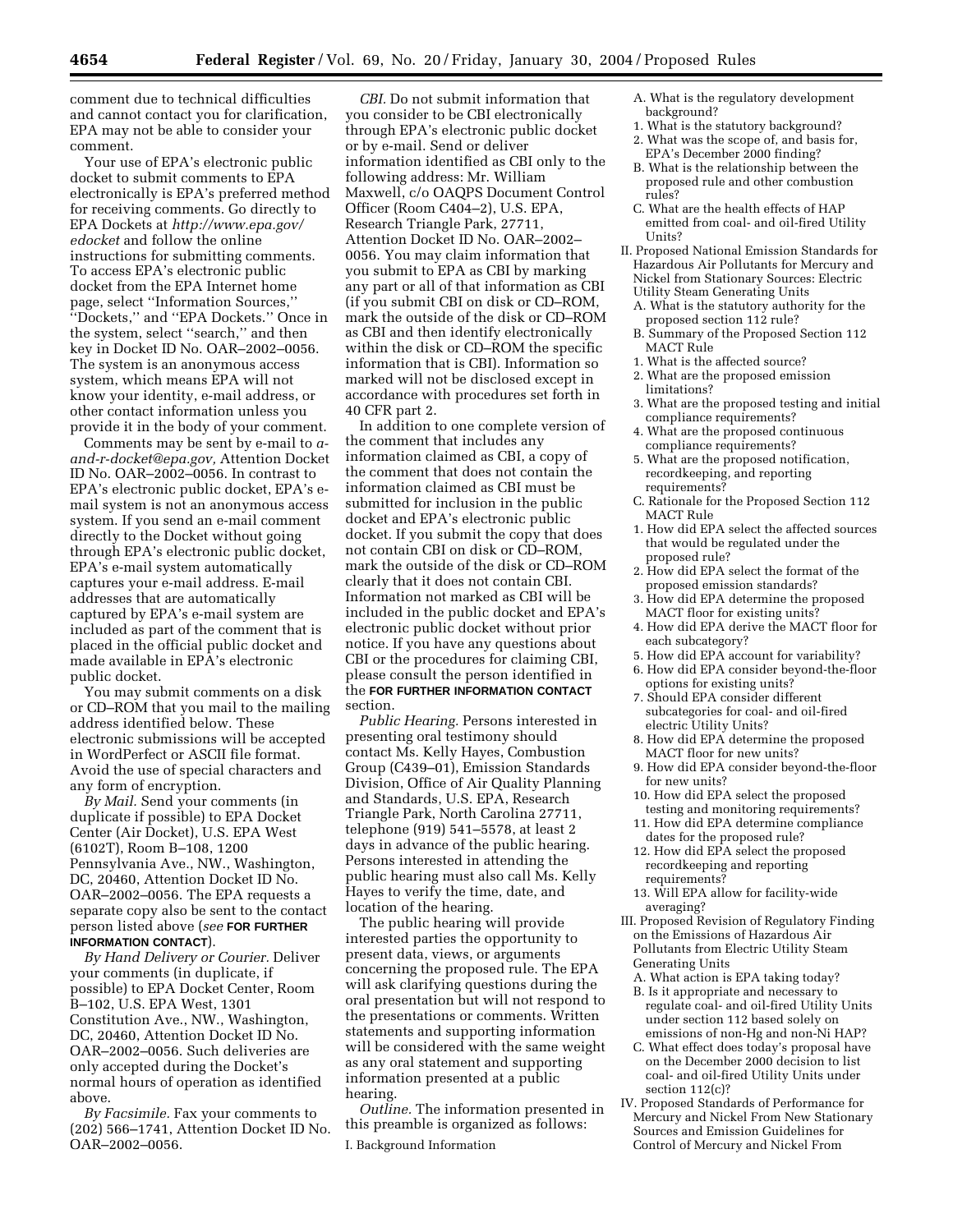comment due to technical difficulties and cannot contact you for clarification, EPA may not be able to consider your comment.

Your use of EPA's electronic public docket to submit comments to EPA electronically is EPA's preferred method for receiving comments. Go directly to EPA Dockets at *http://www.epa.gov/edocket* and follow the online instructions for submitting comments. To access EPA's electronic public docket from the EPA Internet home page, select ''Information Sources,'' ''Dockets,'' and ''EPA Dockets.'' Once in the system, select ''search,'' and then key in Docket ID No. OAR–2002–0056. The system is an anonymous access system, which means EPA will not know your identity, e-mail address, or other contact information unless you provide it in the body of your comment.

Comments may be sent by e-mail to *a-and-r-docket@epa.gov,* Attention Docket ID No. OAR–2002–0056. In contrast to EPA's electronic public docket, EPA's e-mail system is not an anonymous access system. If you send an e-mail comment directly to the Docket without going through EPA's electronic public docket, EPA's e-mail system automatically captures your e-mail address. E-mail addresses that are automatically captured by EPA's e-mail system are included as part of the comment that is placed in the official public docket and made available in EPA's electronic public docket.

You may submit comments on a disk or CD–ROM that you mail to the mailing address identified below. These electronic submissions will be accepted in WordPerfect or ASCII file format. Avoid the use of special characters and any form of encryption.

*By Mail.* Send your comments (in duplicate if possible) to EPA Docket Center (Air Docket), U.S. EPA West (6102T), Room B–108, 1200 Pennsylvania Ave., NW., Washington, DC, 20460, Attention Docket ID No. OAR–2002–0056. The EPA requests a separate copy also be sent to the contact person listed above (*see* **FOR FURTHER INFORMATION CONTACT**).

*By Hand Delivery or Courier.* Deliver your comments (in duplicate, if possible) to EPA Docket Center, Room B–102, U.S. EPA West, 1301 Constitution Ave., NW., Washington, DC, 20460, Attention Docket ID No. OAR–2002–0056. Such deliveries are only accepted during the Docket's normal hours of operation as identified above.

*By Facsimile.* Fax your comments to (202) 566–1741, Attention Docket ID No. OAR–2002–0056.

*CBI.* Do not submit information that you consider to be CBI electronically through EPA's electronic public docket or by e-mail. Send or deliver information identified as CBI only to the following address: Mr. William Maxwell, c/o OAQPS Document Control Officer (Room C404–2), U.S. EPA, Research Triangle Park, 27711, Attention Docket ID No. OAR–2002–0056. You may claim information that you submit to EPA as CBI by marking any part or all of that information as CBI (if you submit CBI on disk or CD–ROM, mark the outside of the disk or CD–ROM as CBI and then identify electronically within the disk or CD–ROM the specific information that is CBI). Information so marked will not be disclosed except in accordance with procedures set forth in 40 CFR part 2.

In addition to one complete version of the comment that includes any information claimed as CBI, a copy of the comment that does not contain the information claimed as CBI must be submitted for inclusion in the public docket and EPA's electronic public docket. If you submit the copy that does not contain CBI on disk or CD–ROM, mark the outside of the disk or CD–ROM clearly that it does not contain CBI. Information not marked as CBI will be included in the public docket and EPA's electronic public docket without prior notice. If you have any questions about CBI or the procedures for claiming CBI, please consult the person identified in the **FOR FURTHER INFORMATION CONTACT** section.

*Public Hearing.* Persons interested in presenting oral testimony should contact Ms. Kelly Hayes, Combustion Group (C439–01), Emission Standards Division, Office of Air Quality Planning and Standards, U.S. EPA, Research Triangle Park, North Carolina 27711, telephone (919) 541–5578, at least 2 days in advance of the public hearing. Persons interested in attending the public hearing must also call Ms. Kelly Hayes to verify the time, date, and location of the hearing.

The public hearing will provide interested parties the opportunity to present data, views, or arguments concerning the proposed rule. The EPA will ask clarifying questions during the oral presentation but will not respond to the presentations or comments. Written statements and supporting information will be considered with the same weight as any oral statement and supporting information presented at a public hearing.

*Outline.* The information presented in this preamble is organized as follows:

I. Background Information
- A. What is the regulatory development background?
  1. What is the statutory background?
  2. What was the scope of, and basis for, EPA's December 2000 finding?
- B. What is the relationship between the proposed rule and other combustion rules?
- C. What are the health effects of HAP emitted from coal- and oil-fired Utility Units?

II. Proposed National Emission Standards for Hazardous Air Pollutants for Mercury and Nickel from Stationary Sources: Electric Utility Steam Generating Units
- A. What is the statutory authority for the proposed section 112 rule?
- B. Summary of the Proposed Section 112 MACT Rule
  1. What is the affected source?
  2. What are the proposed emission limitations?
  3. What are the proposed testing and initial compliance requirements?
  4. What are the proposed continuous compliance requirements?
  5. What are the proposed notification, recordkeeping, and reporting requirements?
- C. Rationale for the Proposed Section 112 MACT Rule
  1. How did EPA select the affected sources that would be regulated under the proposed rule?
  2. How did EPA select the format of the proposed emission standards?
  3. How did EPA determine the proposed MACT floor for existing units?
  4. How did EPA derive the MACT floor for each subcategory?
  5. How did EPA account for variability?
  6. How did EPA consider beyond-the-floor options for existing units?
  7. Should EPA consider different subcategories for coal- and oil-fired electric Utility Units?
  8. How did EPA determine the proposed MACT floor for new units?
  9. How did EPA consider beyond-the-floor for new units?
  10. How did EPA select the proposed testing and monitoring requirements?
  11. How did EPA determine compliance dates for the proposed rule?
  12. How did EPA select the proposed recordkeeping and reporting requirements?
  13. Will EPA allow for facility-wide averaging?

III. Proposed Revision of Regulatory Finding on the Emissions of Hazardous Air Pollutants from Electric Utility Steam Generating Units
- A. What action is EPA taking today?
- B. Is it appropriate and necessary to regulate coal- and oil-fired Utility Units under section 112 based solely on emissions of non-Hg and non-Ni HAP?
- C. What effect does today's proposal have on the December 2000 decision to list coal- and oil-fired Utility Units under section 112(c)?

IV. Proposed Standards of Performance for Mercury and Nickel From New Stationary Sources and Emission Guidelines for Control of Mercury and Nickel From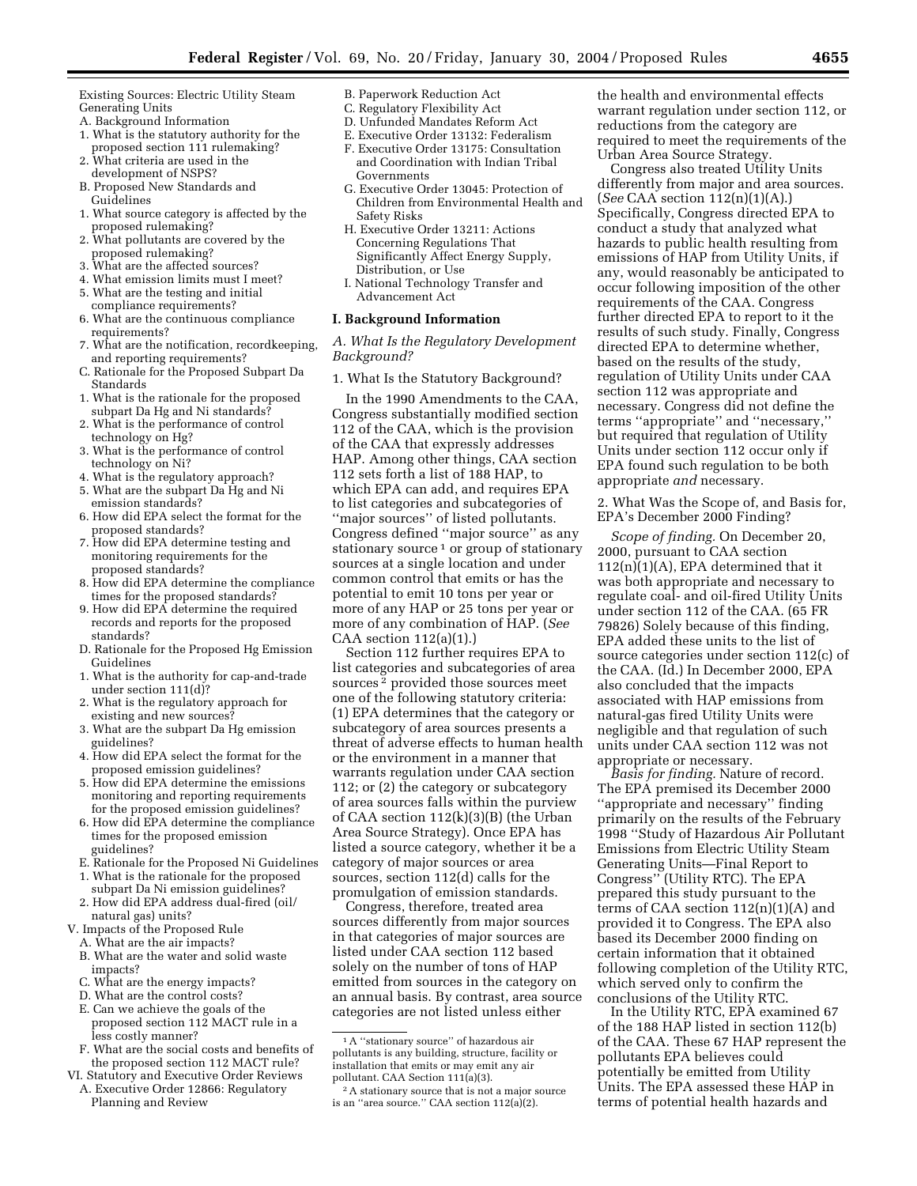Existing Sources: Electric Utility Steam Generating Units

A. Background Information

1. What is the statutory authority for the proposed section 111 rulemaking?
2. What criteria are used in the development of NSPS?

B. Proposed New Standards and Guidelines

1. What source category is affected by the proposed rulemaking?
2. What pollutants are covered by the proposed rulemaking?
3. What are the affected sources?
4. What emission limits must I meet?
5. What are the testing and initial compliance requirements?
6. What are the continuous compliance requirements?
7. What are the notification, recordkeeping, and reporting requirements?

C. Rationale for the Proposed Subpart Da Standards

1. What is the rationale for the proposed subpart Da Hg and Ni standards?
2. What is the performance of control technology on Hg?
3. What is the performance of control technology on Ni?
4. What is the regulatory approach?
5. What are the subpart Da Hg and Ni emission standards?
6. How did EPA select the format for the proposed standards?
7. How did EPA determine testing and monitoring requirements for the proposed standards?
8. How did EPA determine the compliance times for the proposed standards?
9. How did EPA determine the required records and reports for the proposed standards?

D. Rationale for the Proposed Hg Emission Guidelines

1. What is the authority for cap-and-trade under section 111(d)?
2. What is the regulatory approach for existing and new sources?
3. What are the subpart Da Hg emission guidelines?
4. How did EPA select the format for the proposed emission guidelines?
5. How did EPA determine the emissions monitoring and reporting requirements for the proposed emission guidelines?
6. How did EPA determine the compliance times for the proposed emission guidelines?

E. Rationale for the Proposed Ni Guidelines

1. What is the rationale for the proposed subpart Da Ni emission guidelines?
2. How did EPA address dual-fired (oil/natural gas) units?

V. Impacts of the Proposed Rule

A. What are the air impacts?
B. What are the water and solid waste impacts?
C. What are the energy impacts?
D. What are the control costs?
E. Can we achieve the goals of the proposed section 112 MACT rule in a less costly manner?
F. What are the social costs and benefits of the proposed section 112 MACT rule?

VI. Statutory and Executive Order Reviews

A. Executive Order 12866: Regulatory Planning and Review
B. Paperwork Reduction Act
C. Regulatory Flexibility Act
D. Unfunded Mandates Reform Act
E. Executive Order 13132: Federalism
F. Executive Order 13175: Consultation and Coordination with Indian Tribal Governments
G. Executive Order 13045: Protection of Children from Environmental Health and Safety Risks
H. Executive Order 13211: Actions Concerning Regulations That Significantly Affect Energy Supply, Distribution, or Use
I. National Technology Transfer and Advancement Act

## I. Background Information

### *A. What Is the Regulatory Development Background?*

#### 1. What Is the Statutory Background?

In the 1990 Amendments to the CAA, Congress substantially modified section 112 of the CAA, which is the provision of the CAA that expressly addresses HAP. Among other things, CAA section 112 sets forth a list of 188 HAP, to which EPA can add, and requires EPA to list categories and subcategories of ''major sources'' of listed pollutants. Congress defined ''major source'' as any stationary source [1] or group of stationary sources at a single location and under common control that emits or has the potential to emit 10 tons per year or more of any HAP or 25 tons per year or more of any combination of HAP. (*See* CAA section 112(a)(1).)

Section 112 further requires EPA to list categories and subcategories of area sources [2] provided those sources meet one of the following statutory criteria: (1) EPA determines that the category or subcategory of area sources presents a threat of adverse effects to human health or the environment in a manner that warrants regulation under CAA section 112; or (2) the category or subcategory of area sources falls within the purview of CAA section 112(k)(3)(B) (the Urban Area Source Strategy). Once EPA has listed a source category, whether it be a category of major sources or area sources, section 112(d) calls for the promulgation of emission standards.

Congress, therefore, treated area sources differently from major sources in that categories of major sources are listed under CAA section 112 based solely on the number of tons of HAP emitted from sources in the category on an annual basis. By contrast, area source categories are not listed unless either the health and environmental effects warrant regulation under section 112, or reductions from the category are required to meet the requirements of the Urban Area Source Strategy.

Congress also treated Utility Units differently from major and area sources. (*See* CAA section 112(n)(1)(A).) Specifically, Congress directed EPA to conduct a study that analyzed what hazards to public health resulting from emissions of HAP from Utility Units, if any, would reasonably be anticipated to occur following imposition of the other requirements of the CAA. Congress further directed EPA to report to it the results of such study. Finally, Congress directed EPA to determine whether, based on the results of the study, regulation of Utility Units under CAA section 112 was appropriate and necessary. Congress did not define the terms ''appropriate'' and ''necessary,'' but required that regulation of Utility Units under section 112 occur only if EPA found such regulation to be both appropriate *and* necessary.

#### 2. What Was the Scope of, and Basis for, EPA's December 2000 Finding?

*Scope of finding.* On December 20, 2000, pursuant to CAA section 112(n)(1)(A), EPA determined that it was both appropriate and necessary to regulate coal- and oil-fired Utility Units under section 112 of the CAA. (65 FR 79826) Solely because of this finding, EPA added these units to the list of source categories under section 112(c) of the CAA. (Id.) In December 2000, EPA also concluded that the impacts associated with HAP emissions from natural-gas fired Utility Units were negligible and that regulation of such units under CAA section 112 was not appropriate or necessary.

*Basis for finding.* Nature of record. The EPA premised its December 2000 ''appropriate and necessary'' finding primarily on the results of the February 1998 ''Study of Hazardous Air Pollutant Emissions from Electric Utility Steam Generating Units—Final Report to Congress'' (Utility RTC). The EPA prepared this study pursuant to the terms of CAA section 112(n)(1)(A) and provided it to Congress. The EPA also based its December 2000 finding on certain information that it obtained following completion of the Utility RTC, which served only to confirm the conclusions of the Utility RTC.

In the Utility RTC, EPA examined 67 of the 188 HAP listed in section 112(b) of the CAA. These 67 HAP represent the pollutants EPA believes could potentially be emitted from Utility Units. The EPA assessed these HAP in terms of potential health hazards and

[1] A ''stationary source'' of hazardous air pollutants is any building, structure, facility or installation that emits or may emit any air pollutant. CAA Section 111(a)(3).

[2] A stationary source that is not a major source is an ''area source.'' CAA section 112(a)(2).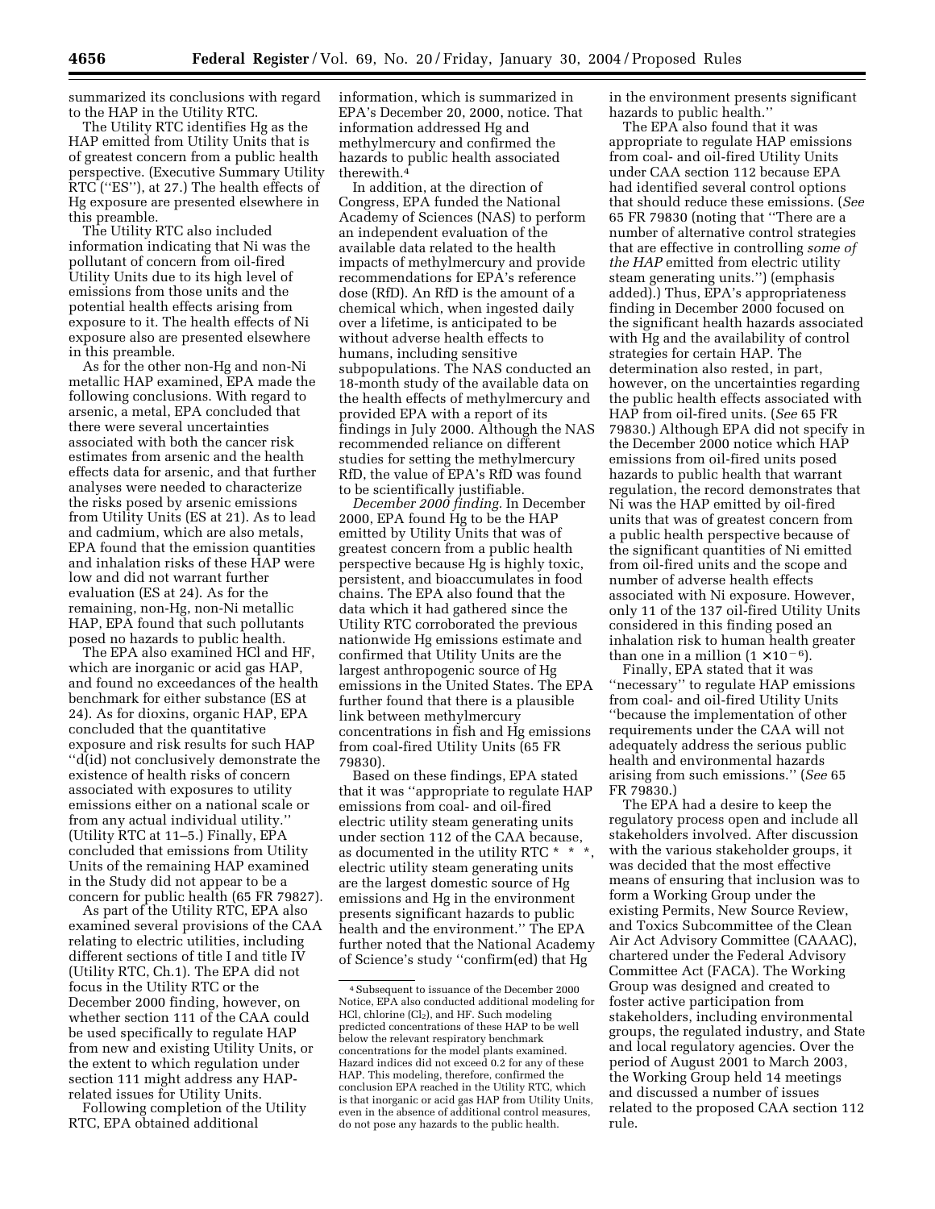summarized its conclusions with regard to the HAP in the Utility RTC.

The Utility RTC identifies Hg as the HAP emitted from Utility Units that is of greatest concern from a public health perspective. (Executive Summary Utility RTC (''ES''), at 27.) The health effects of Hg exposure are presented elsewhere in this preamble.

The Utility RTC also included information indicating that Ni was the pollutant of concern from oil-fired Utility Units due to its high level of emissions from those units and the potential health effects arising from exposure to it. The health effects of Ni exposure also are presented elsewhere in this preamble.

As for the other non-Hg and non-Ni metallic HAP examined, EPA made the following conclusions. With regard to arsenic, a metal, EPA concluded that there were several uncertainties associated with both the cancer risk estimates from arsenic and the health effects data for arsenic, and that further analyses were needed to characterize the risks posed by arsenic emissions from Utility Units (ES at 21). As to lead and cadmium, which are also metals, EPA found that the emission quantities and inhalation risks of these HAP were low and did not warrant further evaluation (ES at 24). As for the remaining, non-Hg, non-Ni metallic HAP, EPA found that such pollutants posed no hazards to public health.

The EPA also examined HCl and HF, which are inorganic or acid gas HAP, and found no exceedances of the health benchmark for either substance (ES at 24). As for dioxins, organic HAP, EPA concluded that the quantitative exposure and risk results for such HAP ''d(id) not conclusively demonstrate the existence of health risks of concern associated with exposures to utility emissions either on a national scale or from any actual individual utility.'' (Utility RTC at 11–5.) Finally, EPA concluded that emissions from Utility Units of the remaining HAP examined in the Study did not appear to be a concern for public health (65 FR 79827).

As part of the Utility RTC, EPA also examined several provisions of the CAA relating to electric utilities, including different sections of title I and title IV (Utility RTC, Ch.1). The EPA did not focus in the Utility RTC or the December 2000 finding, however, on whether section 111 of the CAA could be used specifically to regulate HAP from new and existing Utility Units, or the extent to which regulation under section 111 might address any HAP-related issues for Utility Units.

Following completion of the Utility RTC, EPA obtained additional information, which is summarized in EPA's December 20, 2000, notice. That information addressed Hg and methylmercury and confirmed the hazards to public health associated therewith.[4]

In addition, at the direction of Congress, EPA funded the National Academy of Sciences (NAS) to perform an independent evaluation of the available data related to the health impacts of methylmercury and provide recommendations for EPA's reference dose (RfD). An RfD is the amount of a chemical which, when ingested daily over a lifetime, is anticipated to be without adverse health effects to humans, including sensitive subpopulations. The NAS conducted an 18-month study of the available data on the health effects of methylmercury and provided EPA with a report of its findings in July 2000. Although the NAS recommended reliance on different studies for setting the methylmercury RfD, the value of EPA's RfD was found to be scientifically justifiable.

*December 2000 finding.* In December 2000, EPA found Hg to be the HAP emitted by Utility Units that was of greatest concern from a public health perspective because Hg is highly toxic, persistent, and bioaccumulates in food chains. The EPA also found that the data which it had gathered since the Utility RTC corroborated the previous nationwide Hg emissions estimate and confirmed that Utility Units are the largest anthropogenic source of Hg emissions in the United States. The EPA further found that there is a plausible link between methylmercury concentrations in fish and Hg emissions from coal-fired Utility Units (65 FR 79830).

Based on these findings, EPA stated that it was ''appropriate to regulate HAP emissions from coal- and oil-fired electric utility steam generating units under section 112 of the CAA because, as documented in the utility RTC * * *, electric utility steam generating units are the largest domestic source of Hg emissions and Hg in the environment presents significant hazards to public health and the environment.'' The EPA further noted that the National Academy of Science's study ''confirm(ed) that Hg in the environment presents significant hazards to public health.''

The EPA also found that it was appropriate to regulate HAP emissions from coal- and oil-fired Utility Units under CAA section 112 because EPA had identified several control options that should reduce these emissions. (*See* 65 FR 79830 (noting that ''There are a number of alternative control strategies that are effective in controlling *some of the HAP* emitted from electric utility steam generating units.'') (emphasis added).) Thus, EPA's appropriateness finding in December 2000 focused on the significant health hazards associated with Hg and the availability of control strategies for certain HAP. The determination also rested, in part, however, on the uncertainties regarding the public health effects associated with HAP from oil-fired units. (*See* 65 FR 79830.) Although EPA did not specify in the December 2000 notice which HAP emissions from oil-fired units posed hazards to public health that warrant regulation, the record demonstrates that Ni was the HAP emitted by oil-fired units that was of greatest concern from a public health perspective because of the significant quantities of Ni emitted from oil-fired units and the scope and number of adverse health effects associated with Ni exposure. However, only 11 of the 137 oil-fired Utility Units considered in this finding posed an inhalation risk to human health greater than one in a million ($1 \times 10^{-6}$).

Finally, EPA stated that it was ''necessary'' to regulate HAP emissions from coal- and oil-fired Utility Units ''because the implementation of other requirements under the CAA will not adequately address the serious public health and environmental hazards arising from such emissions.'' (*See* 65 FR 79830.)

The EPA had a desire to keep the regulatory process open and include all stakeholders involved. After discussion with the various stakeholder groups, it was decided that the most effective means of ensuring that inclusion was to form a Working Group under the existing Permits, New Source Review, and Toxics Subcommittee of the Clean Air Act Advisory Committee (CAAAC), chartered under the Federal Advisory Committee Act (FACA). The Working Group was designed and created to foster active participation from stakeholders, including environmental groups, the regulated industry, and State and local regulatory agencies. Over the period of August 2001 to March 2003, the Working Group held 14 meetings and discussed a number of issues related to the proposed CAA section 112 rule.

[4] Subsequent to issuance of the December 2000 Notice, EPA also conducted additional modeling for HCl, chlorine ($Cl_2$), and HF. Such modeling predicted concentrations of these HAP to be well below the relevant respiratory benchmark concentrations for the model plants examined. Hazard indices did not exceed 0.2 for any of these HAP. This modeling, therefore, confirmed the conclusion EPA reached in the Utility RTC, which is that inorganic or acid gas HAP from Utility Units, even in the absence of additional control measures, do not pose any hazards to the public health.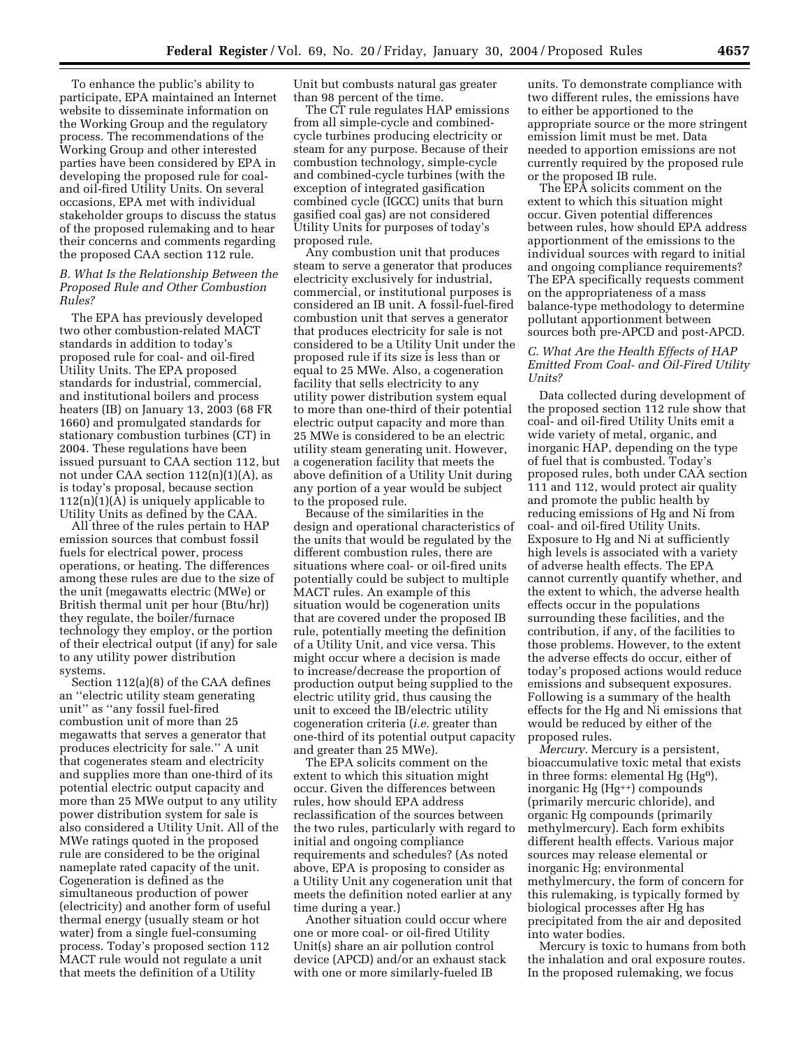To enhance the public's ability to participate, EPA maintained an Internet website to disseminate information on the Working Group and the regulatory process. The recommendations of the Working Group and other interested parties have been considered by EPA in developing the proposed rule for coal- and oil-fired Utility Units. On several occasions, EPA met with individual stakeholder groups to discuss the status of the proposed rulemaking and to hear their concerns and comments regarding the proposed CAA section 112 rule.

### *B. What Is the Relationship Between the Proposed Rule and Other Combustion Rules?*

The EPA has previously developed two other combustion-related MACT standards in addition to today's proposed rule for coal- and oil-fired Utility Units. The EPA proposed standards for industrial, commercial, and institutional boilers and process heaters (IB) on January 13, 2003 (68 FR 1660) and promulgated standards for stationary combustion turbines (CT) in 2004. These regulations have been issued pursuant to CAA section 112, but not under CAA section 112(n)(1)(A), as is today's proposal, because section 112(n)(1)(A) is uniquely applicable to Utility Units as defined by the CAA.

All three of the rules pertain to HAP emission sources that combust fossil fuels for electrical power, process operations, or heating. The differences among these rules are due to the size of the unit (megawatts electric (MWe) or British thermal unit per hour (Btu/hr)) they regulate, the boiler/furnace technology they employ, or the portion of their electrical output (if any) for sale to any utility power distribution systems.

Section 112(a)(8) of the CAA defines an "electric utility steam generating unit" as "any fossil fuel-fired combustion unit of more than 25 megawatts that serves a generator that produces electricity for sale." A unit that cogenerates steam and electricity and supplies more than one-third of its potential electric output capacity and more than 25 MWe output to any utility power distribution system for sale is also considered a Utility Unit. All of the MWe ratings quoted in the proposed rule are considered to be the original nameplate rated capacity of the unit. Cogeneration is defined as the simultaneous production of power (electricity) and another form of useful thermal energy (usually steam or hot water) from a single fuel-consuming process. Today's proposed section 112 MACT rule would not regulate a unit that meets the definition of a Utility Unit but combusts natural gas greater than 98 percent of the time.

The CT rule regulates HAP emissions from all simple-cycle and combined-cycle turbines producing electricity or steam for any purpose. Because of their combustion technology, simple-cycle and combined-cycle turbines (with the exception of integrated gasification combined cycle (IGCC) units that burn gasified coal gas) are not considered Utility Units for purposes of today's proposed rule.

Any combustion unit that produces steam to serve a generator that produces electricity exclusively for industrial, commercial, or institutional purposes is considered an IB unit. A fossil-fuel-fired combustion unit that serves a generator that produces electricity for sale is not considered to be a Utility Unit under the proposed rule if its size is less than or equal to 25 MWe. Also, a cogeneration facility that sells electricity to any utility power distribution system equal to more than one-third of their potential electric output capacity and more than 25 MWe is considered to be an electric utility steam generating unit. However, a cogeneration facility that meets the above definition of a Utility Unit during any portion of a year would be subject to the proposed rule.

Because of the similarities in the design and operational characteristics of the units that would be regulated by the different combustion rules, there are situations where coal- or oil-fired units potentially could be subject to multiple MACT rules. An example of this situation would be cogeneration units that are covered under the proposed IB rule, potentially meeting the definition of a Utility Unit, and vice versa. This might occur where a decision is made to increase/decrease the proportion of production output being supplied to the electric utility grid, thus causing the unit to exceed the IB/electric utility cogeneration criteria (*i.e.* greater than one-third of its potential output capacity and greater than 25 MWe).

The EPA solicits comment on the extent to which this situation might occur. Given the differences between rules, how should EPA address reclassification of the sources between the two rules, particularly with regard to initial and ongoing compliance requirements and schedules? (As noted above, EPA is proposing to consider as a Utility Unit any cogeneration unit that meets the definition noted earlier at any time during a year.)

Another situation could occur where one or more coal- or oil-fired Utility Unit(s) share an air pollution control device (APCD) and/or an exhaust stack with one or more similarly-fueled IB units. To demonstrate compliance with two different rules, the emissions have to either be apportioned to the appropriate source or the more stringent emission limit must be met. Data needed to apportion emissions are not currently required by the proposed rule or the proposed IB rule.

The EPA solicits comment on the extent to which this situation might occur. Given potential differences between rules, how should EPA address apportionment of the emissions to the individual sources with regard to initial and ongoing compliance requirements? The EPA specifically requests comment on the appropriateness of a mass balance-type methodology to determine pollutant apportionment between sources both pre-APCD and post-APCD.

### *C. What Are the Health Effects of HAP Emitted From Coal- and Oil-Fired Utility Units?*

Data collected during development of the proposed section 112 rule show that coal- and oil-fired Utility Units emit a wide variety of metal, organic, and inorganic HAP, depending on the type of fuel that is combusted. Today's proposed rules, both under CAA section 111 and 112, would protect air quality and promote the public health by reducing emissions of Hg and Ni from coal- and oil-fired Utility Units. Exposure to Hg and Ni at sufficiently high levels is associated with a variety of adverse health effects. The EPA cannot currently quantify whether, and the extent to which, the adverse health effects occur in the populations surrounding these facilities, and the contribution, if any, of the facilities to those problems. However, to the extent the adverse effects do occur, either of today's proposed actions would reduce emissions and subsequent exposures. Following is a summary of the health effects for the Hg and Ni emissions that would be reduced by either of the proposed rules.

*Mercury.* Mercury is a persistent, bioaccumulative toxic metal that exists in three forms: elemental Hg ($Hg^0$), inorganic Hg ($Hg^{++}$) compounds (primarily mercuric chloride), and organic Hg compounds (primarily methylmercury). Each form exhibits different health effects. Various major sources may release elemental or inorganic Hg; environmental methylmercury, the form of concern for this rulemaking, is typically formed by biological processes after Hg has precipitated from the air and deposited into water bodies.

Mercury is toxic to humans from both the inhalation and oral exposure routes. In the proposed rulemaking, we focus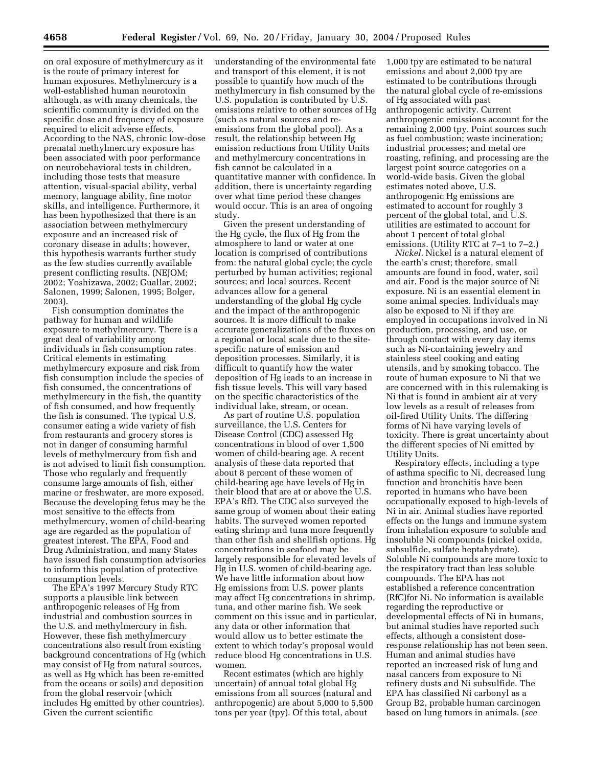on oral exposure of methylmercury as it is the route of primary interest for human exposures. Methylmercury is a well-established human neurotoxin although, as with many chemicals, the scientific community is divided on the specific dose and frequency of exposure required to elicit adverse effects. According to the NAS, chronic low-dose prenatal methylmercury exposure has been associated with poor performance on neurobehavioral tests in children, including those tests that measure attention, visual-spacial ability, verbal memory, language ability, fine motor skills, and intelligence. Furthermore, it has been hypothesized that there is an association between methylmercury exposure and an increased risk of coronary disease in adults; however, this hypothesis warrants further study as the few studies currently available present conflicting results. (NEJOM; 2002; Yoshizawa, 2002; Guallar, 2002; Salonen, 1999; Salonen, 1995; Bolger, 2003).

Fish consumption dominates the pathway for human and wildlife exposure to methylmercury. There is a great deal of variability among individuals in fish consumption rates. Critical elements in estimating methylmercury exposure and risk from fish consumption include the species of fish consumed, the concentrations of methylmercury in the fish, the quantity of fish consumed, and how frequently the fish is consumed. The typical U.S. consumer eating a wide variety of fish from restaurants and grocery stores is not in danger of consuming harmful levels of methylmercury from fish and is not advised to limit fish consumption. Those who regularly and frequently consume large amounts of fish, either marine or freshwater, are more exposed. Because the developing fetus may be the most sensitive to the effects from methylmercury, women of child-bearing age are regarded as the population of greatest interest. The EPA, Food and Drug Administration, and many States have issued fish consumption advisories to inform this population of protective consumption levels.

The EPA's 1997 Mercury Study RTC supports a plausible link between anthropogenic releases of Hg from industrial and combustion sources in the U.S. and methylmercury in fish. However, these fish methylmercury concentrations also result from existing background concentrations of Hg (which may consist of Hg from natural sources, as well as Hg which has been re-emitted from the oceans or soils) and deposition from the global reservoir (which includes Hg emitted by other countries). Given the current scientific understanding of the environmental fate and transport of this element, it is not possible to quantify how much of the methylmercury in fish consumed by the U.S. population is contributed by U.S. emissions relative to other sources of Hg (such as natural sources and re-emissions from the global pool). As a result, the relationship between Hg emission reductions from Utility Units and methylmercury concentrations in fish cannot be calculated in a quantitative manner with confidence. In addition, there is uncertainty regarding over what time period these changes would occur. This is an area of ongoing study.

Given the present understanding of the Hg cycle, the flux of Hg from the atmosphere to land or water at one location is comprised of contributions from: the natural global cycle; the cycle perturbed by human activities; regional sources; and local sources. Recent advances allow for a general understanding of the global Hg cycle and the impact of the anthropogenic sources. It is more difficult to make accurate generalizations of the fluxes on a regional or local scale due to the site-specific nature of emission and deposition processes. Similarly, it is difficult to quantify how the water deposition of Hg leads to an increase in fish tissue levels. This will vary based on the specific characteristics of the individual lake, stream, or ocean.

As part of routine U.S. population surveillance, the U.S. Centers for Disease Control (CDC) assessed Hg concentrations in blood of over 1,500 women of child-bearing age. A recent analysis of these data reported that about 8 percent of these women of child-bearing age have levels of Hg in their blood that are at or above the U.S. EPA's RfD. The CDC also surveyed the same group of women about their eating habits. The surveyed women reported eating shrimp and tuna more frequently than other fish and shellfish options. Hg concentrations in seafood may be largely responsible for elevated levels of Hg in U.S. women of child-bearing age. We have little information about how Hg emissions from U.S. power plants may affect Hg concentrations in shrimp, tuna, and other marine fish. We seek comment on this issue and in particular, any data or other information that would allow us to better estimate the extent to which today's proposal would reduce blood Hg concentrations in U.S. women.

Recent estimates (which are highly uncertain) of annual total global Hg emissions from all sources (natural and anthropogenic) are about 5,000 to 5,500 tons per year (tpy). Of this total, about 1,000 tpy are estimated to be natural emissions and about 2,000 tpy are estimated to be contributions through the natural global cycle of re-emissions of Hg associated with past anthropogenic activity. Current anthropogenic emissions account for the remaining 2,000 tpy. Point sources such as fuel combustion; waste incineration; industrial processes; and metal ore roasting, refining, and processing are the largest point source categories on a world-wide basis. Given the global estimates noted above, U.S. anthropogenic Hg emissions are estimated to account for roughly 3 percent of the global total, and U.S. utilities are estimated to account for about 1 percent of total global emissions. (Utility RTC at 7–1 to 7–2.)

*Nickel.* Nickel is a natural element of the earth's crust; therefore, small amounts are found in food, water, soil and air. Food is the major source of Ni exposure. Ni is an essential element in some animal species. Individuals may also be exposed to Ni if they are employed in occupations involved in Ni production, processing, and use, or through contact with every day items such as Ni-containing jewelry and stainless steel cooking and eating utensils, and by smoking tobacco. The route of human exposure to Ni that we are concerned with in this rulemaking is Ni that is found in ambient air at very low levels as a result of releases from oil-fired Utility Units. The differing forms of Ni have varying levels of toxicity. There is great uncertainty about the different species of Ni emitted by Utility Units.

Respiratory effects, including a type of asthma specific to Ni, decreased lung function and bronchitis have been reported in humans who have been occupationally exposed to high-levels of Ni in air. Animal studies have reported effects on the lungs and immune system from inhalation exposure to soluble and insoluble Ni compounds (nickel oxide, subsulfide, sulfate heptahydrate). Soluble Ni compounds are more toxic to the respiratory tract than less soluble compounds. The EPA has not established a reference concentration (RfC)for Ni. No information is available regarding the reproductive or developmental effects of Ni in humans, but animal studies have reported such effects, although a consistent dose-response relationship has not been seen. Human and animal studies have reported an increased risk of lung and nasal cancers from exposure to Ni refinery dusts and Ni subsulfide. The EPA has classified Ni carbonyl as a Group B2, probable human carcinogen based on lung tumors in animals. (*see*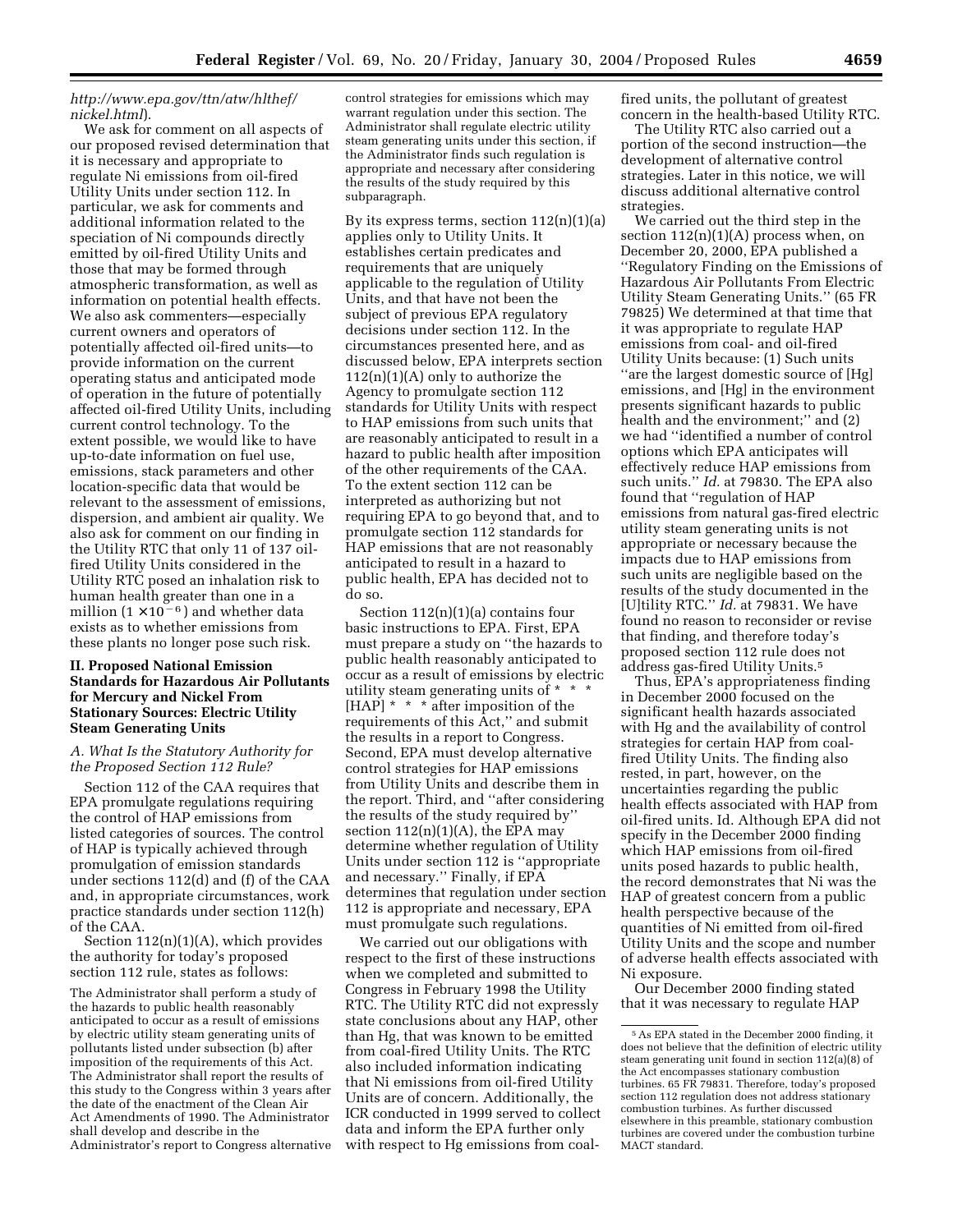*http://www.epa.gov/ttn/atw/hlthef/nickel.html*).

We ask for comment on all aspects of our proposed revised determination that it is necessary and appropriate to regulate Ni emissions from oil-fired Utility Units under section 112. In particular, we ask for comments and additional information related to the speciation of Ni compounds directly emitted by oil-fired Utility Units and those that may be formed through atmospheric transformation, as well as information on potential health effects. We also ask commenters—especially current owners and operators of potentially affected oil-fired units—to provide information on the current operating status and anticipated mode of operation in the future of potentially affected oil-fired Utility Units, including current control technology. To the extent possible, we would like to have up-to-date information on fuel use, emissions, stack parameters and other location-specific data that would be relevant to the assessment of emissions, dispersion, and ambient air quality. We also ask for comment on our finding in the Utility RTC that only 11 of 137 oil-fired Utility Units considered in the Utility RTC posed an inhalation risk to human health greater than one in a million ($1 \times 10^{-6}$) and whether data exists as to whether emissions from these plants no longer pose such risk.

## II. Proposed National Emission Standards for Hazardous Air Pollutants for Mercury and Nickel From Stationary Sources: Electric Utility Steam Generating Units

### *A. What Is the Statutory Authority for the Proposed Section 112 Rule?*

Section 112 of the CAA requires that EPA promulgate regulations requiring the control of HAP emissions from listed categories of sources. The control of HAP is typically achieved through promulgation of emission standards under sections 112(d) and (f) of the CAA and, in appropriate circumstances, work practice standards under section 112(h) of the CAA.

Section 112(n)(1)(A), which provides the authority for today's proposed section 112 rule, states as follows:

> The Administrator shall perform a study of the hazards to public health reasonably anticipated to occur as a result of emissions by electric utility steam generating units of pollutants listed under subsection (b) after imposition of the requirements of this Act. The Administrator shall report the results of this study to the Congress within 3 years after the date of the enactment of the Clean Air Act Amendments of 1990. The Administrator shall develop and describe in the Administrator's report to Congress alternative control strategies for emissions which may warrant regulation under this section. The Administrator shall regulate electric utility steam generating units under this section, if the Administrator finds such regulation is appropriate and necessary after considering the results of the study required by this subparagraph.

By its express terms, section 112(n)(1)(a) applies only to Utility Units. It establishes certain predicates and requirements that are uniquely applicable to the regulation of Utility Units, and that have not been the subject of previous EPA regulatory decisions under section 112. In the circumstances presented here, and as discussed below, EPA interprets section 112(n)(1)(A) only to authorize the Agency to promulgate section 112 standards for Utility Units with respect to HAP emissions from such units that are reasonably anticipated to result in a hazard to public health after imposition of the other requirements of the CAA. To the extent section 112 can be interpreted as authorizing but not requiring EPA to go beyond that, and to promulgate section 112 standards for HAP emissions that are not reasonably anticipated to result in a hazard to public health, EPA has decided not to do so.

Section 112(n)(1)(a) contains four basic instructions to EPA. First, EPA must prepare a study on ''the hazards to public health reasonably anticipated to occur as a result of emissions by electric utility steam generating units of * * * [HAP] * * * after imposition of the requirements of this Act,'' and submit the results in a report to Congress. Second, EPA must develop alternative control strategies for HAP emissions from Utility Units and describe them in the report. Third, and ''after considering the results of the study required by'' section 112(n)(1)(A), the EPA may determine whether regulation of Utility Units under section 112 is ''appropriate and necessary.'' Finally, if EPA determines that regulation under section 112 is appropriate and necessary, EPA must promulgate such regulations.

We carried out our obligations with respect to the first of these instructions when we completed and submitted to Congress in February 1998 the Utility RTC. The Utility RTC did not expressly state conclusions about any HAP, other than Hg, that was known to be emitted from coal-fired Utility Units. The RTC also included information indicating that Ni emissions from oil-fired Utility Units are of concern. Additionally, the ICR conducted in 1999 served to collect data and inform the EPA further only with respect to Hg emissions from coal-fired units, the pollutant of greatest concern in the health-based Utility RTC.

The Utility RTC also carried out a portion of the second instruction—the development of alternative control strategies. Later in this notice, we will discuss additional alternative control strategies.

We carried out the third step in the section 112(n)(1)(A) process when, on December 20, 2000, EPA published a ''Regulatory Finding on the Emissions of Hazardous Air Pollutants From Electric Utility Steam Generating Units.'' (65 FR 79825) We determined at that time that it was appropriate to regulate HAP emissions from coal- and oil-fired Utility Units because: (1) Such units ''are the largest domestic source of [Hg] emissions, and [Hg] in the environment presents significant hazards to public health and the environment;'' and (2) we had ''identified a number of control options which EPA anticipates will effectively reduce HAP emissions from such units.'' *Id.* at 79830. The EPA also found that ''regulation of HAP emissions from natural gas-fired electric utility steam generating units is not appropriate or necessary because the impacts due to HAP emissions from such units are negligible based on the results of the study documented in the [U]tility RTC.'' *Id.* at 79831. We have found no reason to reconsider or revise that finding, and therefore today's proposed section 112 rule does not address gas-fired Utility Units.[5]

Thus, EPA's appropriateness finding in December 2000 focused on the significant health hazards associated with Hg and the availability of control strategies for certain HAP from coal-fired Utility Units. The finding also rested, in part, however, on the uncertainties regarding the public health effects associated with HAP from oil-fired units. Id. Although EPA did not specify in the December 2000 finding which HAP emissions from oil-fired units posed hazards to public health, the record demonstrates that Ni was the HAP of greatest concern from a public health perspective because of the quantities of Ni emitted from oil-fired Utility Units and the scope and number of adverse health effects associated with Ni exposure.

Our December 2000 finding stated that it was necessary to regulate HAP

[5] As EPA stated in the December 2000 finding, it does not believe that the definition of electric utility steam generating unit found in section 112(a)(8) of the Act encompasses stationary combustion turbines. 65 FR 79831. Therefore, today's proposed section 112 regulation does not address stationary combustion turbines. As further discussed elsewhere in this preamble, stationary combustion turbines are covered under the combustion turbine MACT standard.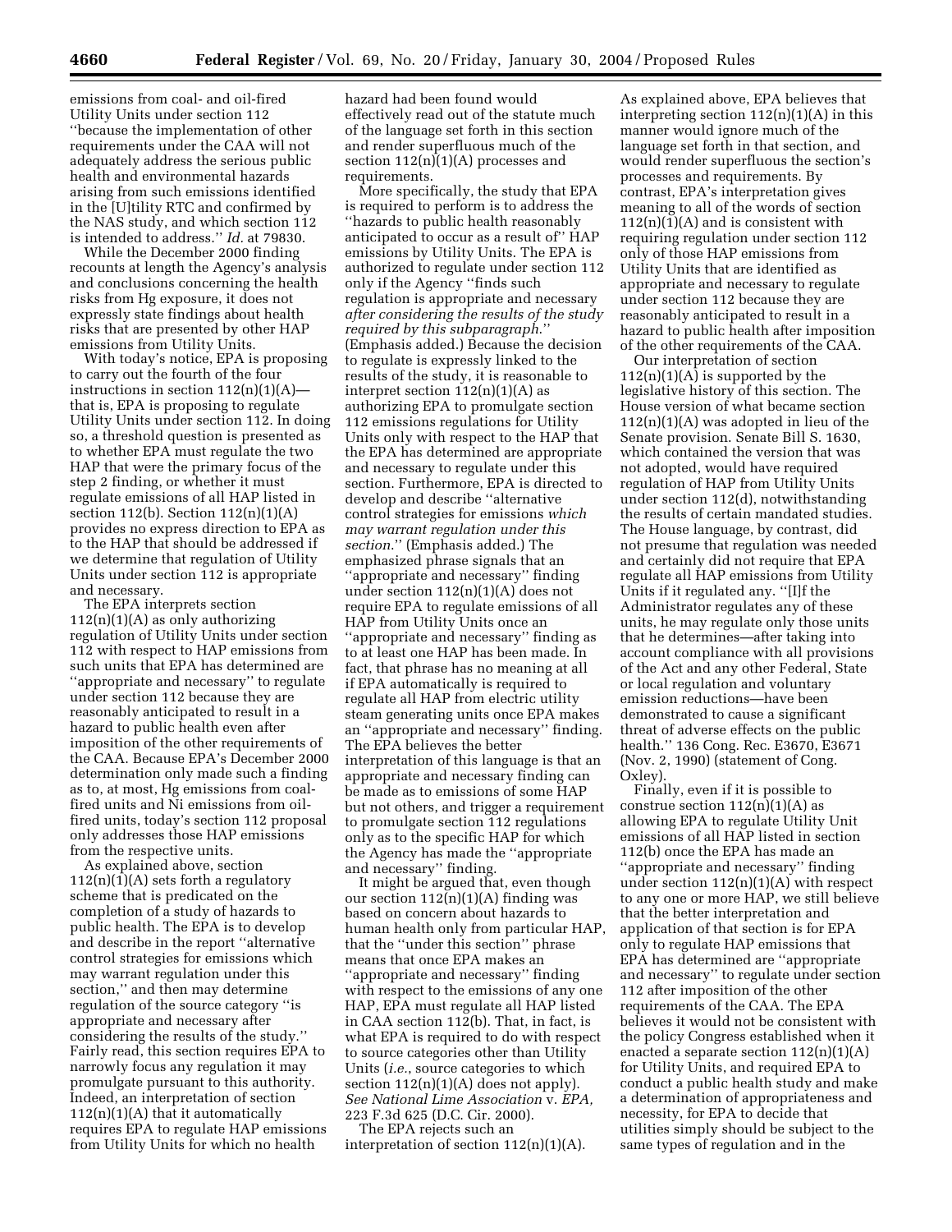emissions from coal- and oil-fired Utility Units under section 112 ''because the implementation of other requirements under the CAA will not adequately address the serious public health and environmental hazards arising from such emissions identified in the [U]tility RTC and confirmed by the NAS study, and which section 112 is intended to address.'' *Id.* at 79830.

While the December 2000 finding recounts at length the Agency's analysis and conclusions concerning the health risks from Hg exposure, it does not expressly state findings about health risks that are presented by other HAP emissions from Utility Units.

With today's notice, EPA is proposing to carry out the fourth of the four instructions in section 112(n)(1)(A)—that is, EPA is proposing to regulate Utility Units under section 112. In doing so, a threshold question is presented as to whether EPA must regulate the two HAP that were the primary focus of the step 2 finding, or whether it must regulate emissions of all HAP listed in section 112(b). Section 112(n)(1)(A) provides no express direction to EPA as to the HAP that should be addressed if we determine that regulation of Utility Units under section 112 is appropriate and necessary.

The EPA interprets section 112(n)(1)(A) as only authorizing regulation of Utility Units under section 112 with respect to HAP emissions from such units that EPA has determined are ''appropriate and necessary'' to regulate under section 112 because they are reasonably anticipated to result in a hazard to public health even after imposition of the other requirements of the CAA. Because EPA's December 2000 determination only made such a finding as to, at most, Hg emissions from coal-fired units and Ni emissions from oil-fired units, today's section 112 proposal only addresses those HAP emissions from the respective units.

As explained above, section 112(n)(1)(A) sets forth a regulatory scheme that is predicated on the completion of a study of hazards to public health. The EPA is to develop and describe in the report ''alternative control strategies for emissions which may warrant regulation under this section,'' and then may determine regulation of the source category ''is appropriate and necessary after considering the results of the study.'' Fairly read, this section requires EPA to narrowly focus any regulation it may promulgate pursuant to this authority. Indeed, an interpretation of section 112(n)(1)(A) that it automatically requires EPA to regulate HAP emissions from Utility Units for which no health hazard had been found would effectively read out of the statute much of the language set forth in this section and render superfluous much of the section 112(n)(1)(A) processes and requirements.

More specifically, the study that EPA is required to perform is to address the ''hazards to public health reasonably anticipated to occur as a result of'' HAP emissions by Utility Units. The EPA is authorized to regulate under section 112 only if the Agency ''finds such regulation is appropriate and necessary *after considering the results of the study required by this subparagraph.*'' (Emphasis added.) Because the decision to regulate is expressly linked to the results of the study, it is reasonable to interpret section 112(n)(1)(A) as authorizing EPA to promulgate section 112 emissions regulations for Utility Units only with respect to the HAP that the EPA has determined are appropriate and necessary to regulate under this section. Furthermore, EPA is directed to develop and describe ''alternative control strategies for emissions *which may warrant regulation under this section.*'' (Emphasis added.) The emphasized phrase signals that an ''appropriate and necessary'' finding under section 112(n)(1)(A) does not require EPA to regulate emissions of all HAP from Utility Units once an ''appropriate and necessary'' finding as to at least one HAP has been made. In fact, that phrase has no meaning at all if EPA automatically is required to regulate all HAP from electric utility steam generating units once EPA makes an ''appropriate and necessary'' finding. The EPA believes the better interpretation of this language is that an appropriate and necessary finding can be made as to emissions of some HAP but not others, and trigger a requirement to promulgate section 112 regulations only as to the specific HAP for which the Agency has made the ''appropriate and necessary'' finding.

It might be argued that, even though our section 112(n)(1)(A) finding was based on concern about hazards to human health only from particular HAP, that the ''under this section'' phrase means that once EPA makes an ''appropriate and necessary'' finding with respect to the emissions of any one HAP, EPA must regulate all HAP listed in CAA section 112(b). That, in fact, is what EPA is required to do with respect to source categories other than Utility Units (*i.e.*, source categories to which section 112(n)(1)(A) does not apply). *See National Lime Association* v. *EPA,* 223 F.3d 625 (D.C. Cir. 2000).

The EPA rejects such an interpretation of section 112(n)(1)(A). As explained above, EPA believes that interpreting section 112(n)(1)(A) in this manner would ignore much of the language set forth in that section, and would render superfluous the section's processes and requirements. By contrast, EPA's interpretation gives meaning to all of the words of section 112(n)(1)(A) and is consistent with requiring regulation under section 112 only of those HAP emissions from Utility Units that are identified as appropriate and necessary to regulate under section 112 because they are reasonably anticipated to result in a hazard to public health after imposition of the other requirements of the CAA.

Our interpretation of section 112(n)(1)(A) is supported by the legislative history of this section. The House version of what became section 112(n)(1)(A) was adopted in lieu of the Senate provision. Senate Bill S. 1630, which contained the version that was not adopted, would have required regulation of HAP from Utility Units under section 112(d), notwithstanding the results of certain mandated studies. The House language, by contrast, did not presume that regulation was needed and certainly did not require that EPA regulate all HAP emissions from Utility Units if it regulated any. ''[I]f the Administrator regulates any of these units, he may regulate only those units that he determines—after taking into account compliance with all provisions of the Act and any other Federal, State or local regulation and voluntary emission reductions—have been demonstrated to cause a significant threat of adverse effects on the public health.'' 136 Cong. Rec. E3670, E3671 (Nov. 2, 1990) (statement of Cong. Oxley).

Finally, even if it is possible to construe section 112(n)(1)(A) as allowing EPA to regulate Utility Unit emissions of all HAP listed in section 112(b) once the EPA has made an ''appropriate and necessary'' finding under section 112(n)(1)(A) with respect to any one or more HAP, we still believe that the better interpretation and application of that section is for EPA only to regulate HAP emissions that EPA has determined are ''appropriate and necessary'' to regulate under section 112 after imposition of the other requirements of the CAA. The EPA believes it would not be consistent with the policy Congress established when it enacted a separate section 112(n)(1)(A) for Utility Units, and required EPA to conduct a public health study and make a determination of appropriateness and necessity, for EPA to decide that utilities simply should be subject to the same types of regulation and in the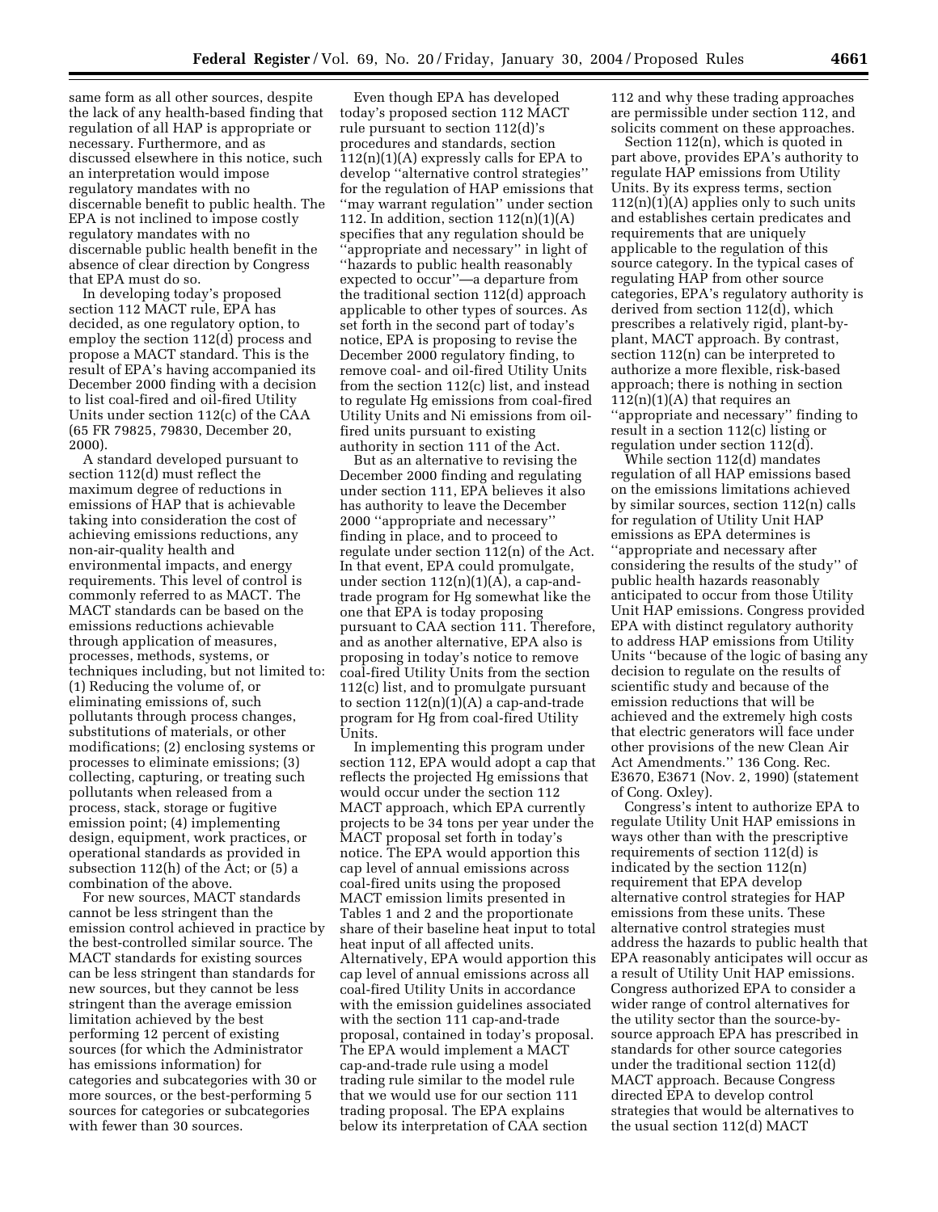same form as all other sources, despite the lack of any health-based finding that regulation of all HAP is appropriate or necessary. Furthermore, and as discussed elsewhere in this notice, such an interpretation would impose regulatory mandates with no discernable benefit to public health. The EPA is not inclined to impose costly regulatory mandates with no discernable public health benefit in the absence of clear direction by Congress that EPA must do so.

In developing today's proposed section 112 MACT rule, EPA has decided, as one regulatory option, to employ the section 112(d) process and propose a MACT standard. This is the result of EPA's having accompanied its December 2000 finding with a decision to list coal-fired and oil-fired Utility Units under section 112(c) of the CAA (65 FR 79825, 79830, December 20, 2000).

A standard developed pursuant to section 112(d) must reflect the maximum degree of reductions in emissions of HAP that is achievable taking into consideration the cost of achieving emissions reductions, any non-air-quality health and environmental impacts, and energy requirements. This level of control is commonly referred to as MACT. The MACT standards can be based on the emissions reductions achievable through application of measures, processes, methods, systems, or techniques including, but not limited to: (1) Reducing the volume of, or eliminating emissions of, such pollutants through process changes, substitutions of materials, or other modifications; (2) enclosing systems or processes to eliminate emissions; (3) collecting, capturing, or treating such pollutants when released from a process, stack, storage or fugitive emission point; (4) implementing design, equipment, work practices, or operational standards as provided in subsection 112(h) of the Act; or (5) a combination of the above.

For new sources, MACT standards cannot be less stringent than the emission control achieved in practice by the best-controlled similar source. The MACT standards for existing sources can be less stringent than standards for new sources, but they cannot be less stringent than the average emission limitation achieved by the best performing 12 percent of existing sources (for which the Administrator has emissions information) for categories and subcategories with 30 or more sources, or the best-performing 5 sources for categories or subcategories with fewer than 30 sources.

Even though EPA has developed today's proposed section 112 MACT rule pursuant to section 112(d)'s procedures and standards, section 112(n)(1)(A) expressly calls for EPA to develop ''alternative control strategies'' for the regulation of HAP emissions that ''may warrant regulation'' under section 112. In addition, section 112(n)(1)(A) specifies that any regulation should be ''appropriate and necessary'' in light of ''hazards to public health reasonably expected to occur''—a departure from the traditional section 112(d) approach applicable to other types of sources. As set forth in the second part of today's notice, EPA is proposing to revise the December 2000 regulatory finding, to remove coal- and oil-fired Utility Units from the section 112(c) list, and instead to regulate Hg emissions from coal-fired Utility Units and Ni emissions from oil-fired units pursuant to existing authority in section 111 of the Act.

But as an alternative to revising the December 2000 finding and regulating under section 111, EPA believes it also has authority to leave the December 2000 ''appropriate and necessary'' finding in place, and to proceed to regulate under section 112(n) of the Act. In that event, EPA could promulgate, under section 112(n)(1)(A), a cap-and-trade program for Hg somewhat like the one that EPA is today proposing pursuant to CAA section 111. Therefore, and as another alternative, EPA also is proposing in today's notice to remove coal-fired Utility Units from the section 112(c) list, and to promulgate pursuant to section 112(n)(1)(A) a cap-and-trade program for Hg from coal-fired Utility Units.

In implementing this program under section 112, EPA would adopt a cap that reflects the projected Hg emissions that would occur under the section 112 MACT approach, which EPA currently projects to be 34 tons per year under the MACT proposal set forth in today's notice. The EPA would apportion this cap level of annual emissions across coal-fired units using the proposed MACT emission limits presented in Tables 1 and 2 and the proportionate share of their baseline heat input to total heat input of all affected units. Alternatively, EPA would apportion this cap level of annual emissions across all coal-fired Utility Units in accordance with the emission guidelines associated with the section 111 cap-and-trade proposal, contained in today's proposal. The EPA would implement a MACT cap-and-trade rule using a model trading rule similar to the model rule that we would use for our section 111 trading proposal. The EPA explains below its interpretation of CAA section 112 and why these trading approaches are permissible under section 112, and solicits comment on these approaches.

Section 112(n), which is quoted in part above, provides EPA's authority to regulate HAP emissions from Utility Units. By its express terms, section 112(n)(1)(A) applies only to such units and establishes certain predicates and requirements that are uniquely applicable to the regulation of this source category. In the typical cases of regulating HAP from other source categories, EPA's regulatory authority is derived from section 112(d), which prescribes a relatively rigid, plant-by-plant, MACT approach. By contrast, section 112(n) can be interpreted to authorize a more flexible, risk-based approach; there is nothing in section 112(n)(1)(A) that requires an ''appropriate and necessary'' finding to result in a section 112(c) listing or regulation under section 112(d).

While section 112(d) mandates regulation of all HAP emissions based on the emissions limitations achieved by similar sources, section 112(n) calls for regulation of Utility Unit HAP emissions as EPA determines is ''appropriate and necessary after considering the results of the study'' of public health hazards reasonably anticipated to occur from those Utility Unit HAP emissions. Congress provided EPA with distinct regulatory authority to address HAP emissions from Utility Units ''because of the logic of basing any decision to regulate on the results of scientific study and because of the emission reductions that will be achieved and the extremely high costs that electric generators will face under other provisions of the new Clean Air Act Amendments.'' 136 Cong. Rec. E3670, E3671 (Nov. 2, 1990) (statement of Cong. Oxley).

Congress's intent to authorize EPA to regulate Utility Unit HAP emissions in ways other than with the prescriptive requirements of section 112(d) is indicated by the section 112(n) requirement that EPA develop alternative control strategies for HAP emissions from these units. These alternative control strategies must address the hazards to public health that EPA reasonably anticipates will occur as a result of Utility Unit HAP emissions. Congress authorized EPA to consider a wider range of control alternatives for the utility sector than the source-by-source approach EPA has prescribed in standards for other source categories under the traditional section 112(d) MACT approach. Because Congress directed EPA to develop control strategies that would be alternatives to the usual section 112(d) MACT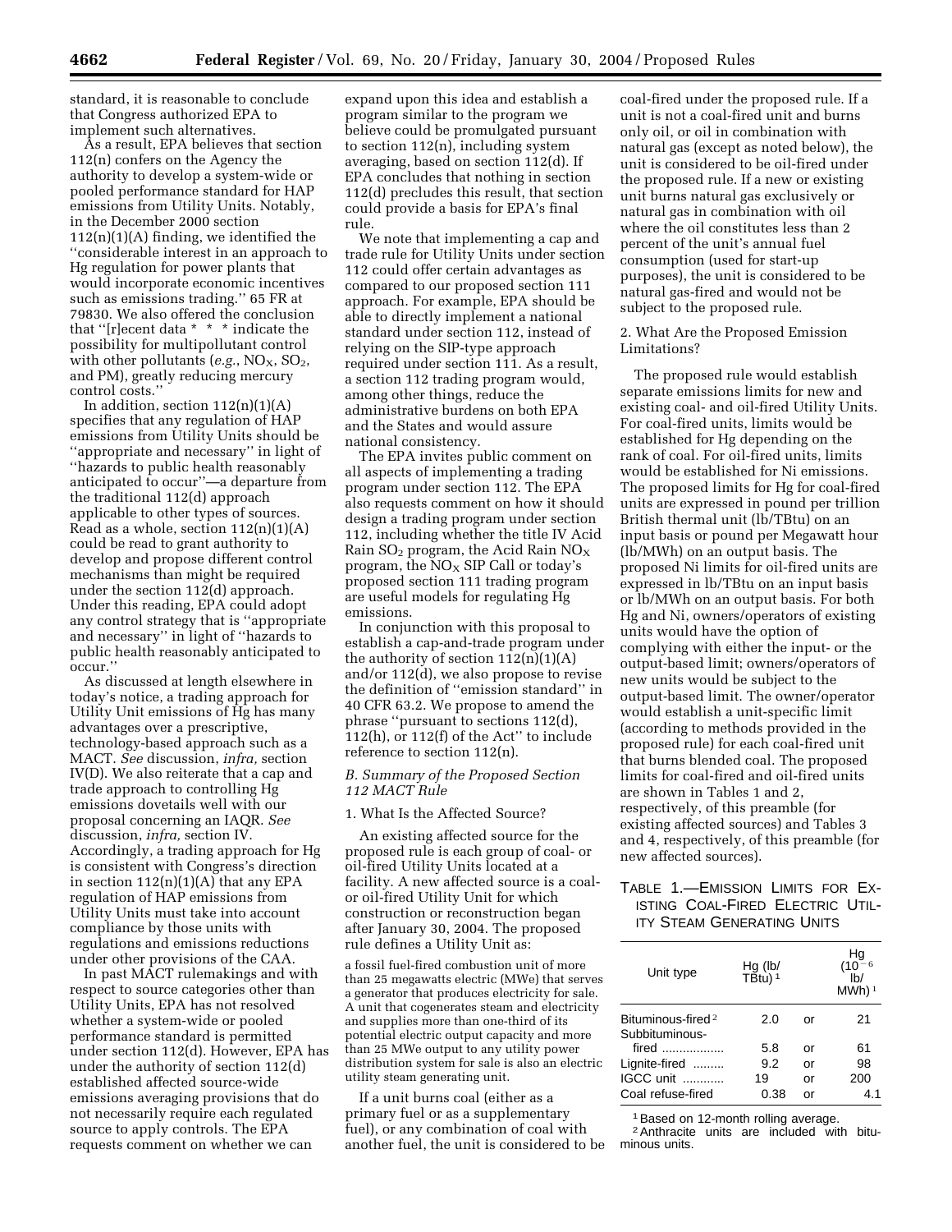standard, it is reasonable to conclude that Congress authorized EPA to implement such alternatives.

As a result, EPA believes that section 112(n) confers on the Agency the authority to develop a system-wide or pooled performance standard for HAP emissions from Utility Units. Notably, in the December 2000 section 112(n)(1)(A) finding, we identified the ''considerable interest in an approach to Hg regulation for power plants that would incorporate economic incentives such as emissions trading.'' 65 FR at 79830. We also offered the conclusion that ''[r]ecent data * * * indicate the possibility for multipollutant control with other pollutants (*e.g.*, $NO_X$, $SO_2$, and PM), greatly reducing mercury control costs.''

In addition, section 112(n)(1)(A) specifies that any regulation of HAP emissions from Utility Units should be ''appropriate and necessary'' in light of ''hazards to public health reasonably anticipated to occur''—a departure from the traditional 112(d) approach applicable to other types of sources. Read as a whole, section 112(n)(1)(A) could be read to grant authority to develop and propose different control mechanisms than might be required under the section 112(d) approach. Under this reading, EPA could adopt any control strategy that is ''appropriate and necessary'' in light of ''hazards to public health reasonably anticipated to occur.''

As discussed at length elsewhere in today's notice, a trading approach for Utility Unit emissions of Hg has many advantages over a prescriptive, technology-based approach such as a MACT. *See* discussion, *infra,* section IV(D). We also reiterate that a cap and trade approach to controlling Hg emissions dovetails well with our proposal concerning an IAQR. *See* discussion, *infra,* section IV. Accordingly, a trading approach for Hg is consistent with Congress's direction in section 112(n)(1)(A) that any EPA regulation of HAP emissions from Utility Units must take into account compliance by those units with regulations and emissions reductions under other provisions of the CAA.

In past MACT rulemakings and with respect to source categories other than Utility Units, EPA has not resolved whether a system-wide or pooled performance standard is permitted under section 112(d). However, EPA has under the authority of section 112(d) established affected source-wide emissions averaging provisions that do not necessarily require each regulated source to apply controls. The EPA requests comment on whether we can expand upon this idea and establish a program similar to the program we believe could be promulgated pursuant to section 112(n), including system averaging, based on section 112(d). If EPA concludes that nothing in section 112(d) precludes this result, that section could provide a basis for EPA's final rule.

We note that implementing a cap and trade rule for Utility Units under section 112 could offer certain advantages as compared to our proposed section 111 approach. For example, EPA should be able to directly implement a national standard under section 112, instead of relying on the SIP-type approach required under section 111. As a result, a section 112 trading program would, among other things, reduce the administrative burdens on both EPA and the States and would assure national consistency.

The EPA invites public comment on all aspects of implementing a trading program under section 112. The EPA also requests comment on how it should design a trading program under section 112, including whether the title IV Acid Rain $SO_2$ program, the Acid Rain $NO_X$ program, the $NO_X$ SIP Call or today's proposed section 111 trading program are useful models for regulating Hg emissions.

In conjunction with this proposal to establish a cap-and-trade program under the authority of section 112(n)(1)(A) and/or 112(d), we also propose to revise the definition of ''emission standard'' in 40 CFR 63.2. We propose to amend the phrase ''pursuant to sections 112(d), 112(h), or 112(f) of the Act'' to include reference to section 112(n).

### *B. Summary of the Proposed Section 112 MACT Rule*

1. What Is the Affected Source?

An existing affected source for the proposed rule is each group of coal- or oil-fired Utility Units located at a facility. A new affected source is a coal- or oil-fired Utility Unit for which construction or reconstruction began after January 30, 2004. The proposed rule defines a Utility Unit as:

a fossil fuel-fired combustion unit of more than 25 megawatts electric (MWe) that serves a generator that produces electricity for sale. A unit that cogenerates steam and electricity and supplies more than one-third of its potential electric output capacity and more than 25 MWe output to any utility power distribution system for sale is also an electric utility steam generating unit.

If a unit burns coal (either as a primary fuel or as a supplementary fuel), or any combination of coal with another fuel, the unit is considered to be coal-fired under the proposed rule. If a unit is not a coal-fired unit and burns only oil, or oil in combination with natural gas (except as noted below), the unit is considered to be oil-fired under the proposed rule. If a new or existing unit burns natural gas exclusively or natural gas in combination with oil where the oil constitutes less than 2 percent of the unit's annual fuel consumption (used for start-up purposes), the unit is considered to be natural gas-fired and would not be subject to the proposed rule.

2. What Are the Proposed Emission Limitations?

The proposed rule would establish separate emissions limits for new and existing coal- and oil-fired Utility Units. For coal-fired units, limits would be established for Hg depending on the rank of coal. For oil-fired units, limits would be established for Ni emissions. The proposed limits for Hg for coal-fired units are expressed in pound per trillion British thermal unit (lb/TBtu) on an input basis or pound per Megawatt hour (lb/MWh) on an output basis. The proposed Ni limits for oil-fired units are expressed in lb/TBtu on an input basis or lb/MWh on an output basis. For both Hg and Ni, owners/operators of existing units would have the option of complying with either the input- or the output-based limit; owners/operators of new units would be subject to the output-based limit. The owner/operator would establish a unit-specific limit (according to methods provided in the proposed rule) for each coal-fired unit that burns blended coal. The proposed limits for coal-fired and oil-fired units are shown in Tables 1 and 2, respectively, of this preamble (for existing affected sources) and Tables 3 and 4, respectively, of this preamble (for new affected sources).

TABLE 1.—EMISSION LIMITS FOR EXISTING COAL-FIRED ELECTRIC UTILITY STEAM GENERATING UNITS

| Unit type | Hg (lb/TBtu) [1] | | Hg ($10^{-6}$ lb/MWh) [1] |
|---|---|---|---|
| Bituminous-fired [2] | 2.0 | or | 21 |
| Subbituminous-fired | 5.8 | or | 61 |
| Lignite-fired | 9.2 | or | 98 |
| IGCC unit | 19 | or | 200 |
| Coal refuse-fired | 0.38 | or | 4.1 |

[1] Based on 12-month rolling average.
[2] Anthracite units are included with bituminous units.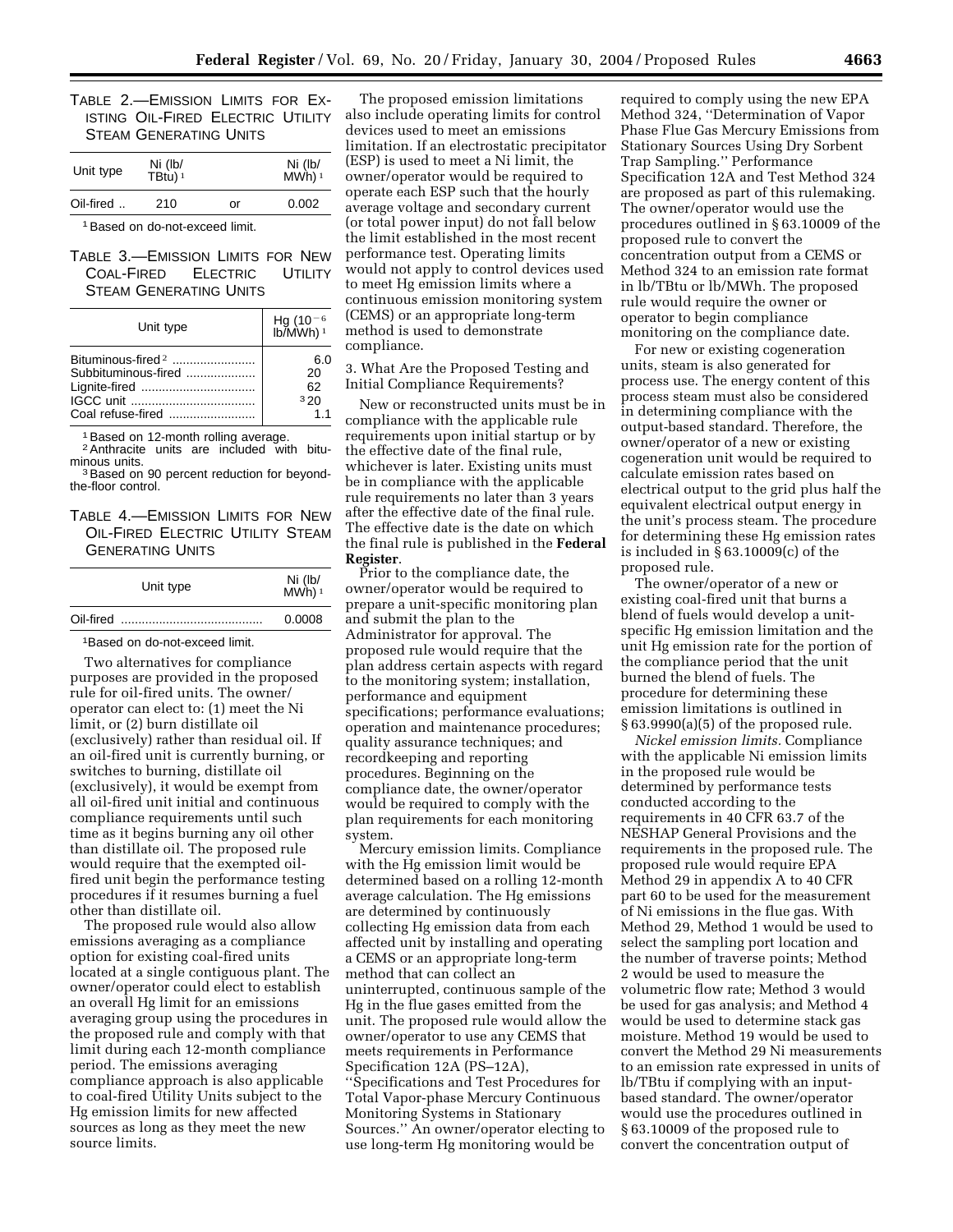TABLE 2.—EMISSION LIMITS FOR EXISTING OIL-FIRED ELECTRIC UTILITY STEAM GENERATING UNITS

| Unit type | Ni (lb/TBtu) [1] | | Ni (lb/MWh) [1] |
|---|---|---|---|
| Oil-fired .. | 210 | or | 0.002 |

[1] Based on do-not-exceed limit.

TABLE 3.—EMISSION LIMITS FOR NEW COAL-FIRED ELECTRIC UTILITY STEAM GENERATING UNITS

| Unit type | Hg ($10^{-6}$ lb/MWh) [1] |
|---|---|
| Bituminous-fired [2] ........................ | 6.0 |
| Subbituminous-fired .................... | 20 |
| Lignite-fired ................................. | 62 |
| IGCC unit ..................................... | [3] 20 |
| Coal refuse-fired ......................... | 1.1 |

[1] Based on 12-month rolling average.
[2] Anthracite units are included with bituminous units.
[3] Based on 90 percent reduction for beyond-the-floor control.

TABLE 4.—EMISSION LIMITS FOR NEW OIL-FIRED ELECTRIC UTILITY STEAM GENERATING UNITS

| Unit type | Ni (lb/MWh) [1] |
|---|---|
| Oil-fired ......................................... | 0.0008 |

[1] Based on do-not-exceed limit.

Two alternatives for compliance purposes are provided in the proposed rule for oil-fired units. The owner/operator can elect to: (1) meet the Ni limit, or (2) burn distillate oil (exclusively) rather than residual oil. If an oil-fired unit is currently burning, or switches to burning, distillate oil (exclusively), it would be exempt from all oil-fired unit initial and continuous compliance requirements until such time as it begins burning any oil other than distillate oil. The proposed rule would require that the exempted oil-fired unit begin the performance testing procedures if it resumes burning a fuel other than distillate oil.

The proposed rule would also allow emissions averaging as a compliance option for existing coal-fired units located at a single contiguous plant. The owner/operator could elect to establish an overall Hg limit for an emissions averaging group using the procedures in the proposed rule and comply with that limit during each 12-month compliance period. The emissions averaging compliance approach is also applicable to coal-fired Utility Units subject to the Hg emission limits for new affected sources as long as they meet the new source limits.

The proposed emission limitations also include operating limits for control devices used to meet an emissions limitation. If an electrostatic precipitator (ESP) is used to meet a Ni limit, the owner/operator would be required to operate each ESP such that the hourly average voltage and secondary current (or total power input) do not fall below the limit established in the most recent performance test. Operating limits would not apply to control devices used to meet Hg emission limits where a continuous emission monitoring system (CEMS) or an appropriate long-term method is used to demonstrate compliance.

3. What Are the Proposed Testing and Initial Compliance Requirements?

New or reconstructed units must be in compliance with the applicable rule requirements upon initial startup or by the effective date of the final rule, whichever is later. Existing units must be in compliance with the applicable rule requirements no later than 3 years after the effective date of the final rule. The effective date is the date on which the final rule is published in the **Federal Register**.

Prior to the compliance date, the owner/operator would be required to prepare a unit-specific monitoring plan and submit the plan to the Administrator for approval. The proposed rule would require that the plan address certain aspects with regard to the monitoring system; installation, performance and equipment specifications; performance evaluations; operation and maintenance procedures; quality assurance techniques; and recordkeeping and reporting procedures. Beginning on the compliance date, the owner/operator would be required to comply with the plan requirements for each monitoring system.

*Mercury emission limits.* Compliance with the Hg emission limit would be determined based on a rolling 12-month average calculation. The Hg emissions are determined by continuously collecting Hg emission data from each affected unit by installing and operating a CEMS or an appropriate long-term method that can collect an uninterrupted, continuous sample of the Hg in the flue gases emitted from the unit. The proposed rule would allow the owner/operator to use any CEMS that meets requirements in Performance Specification 12A (PS–12A), ''Specifications and Test Procedures for Total Vapor-phase Mercury Continuous Monitoring Systems in Stationary Sources.'' An owner/operator electing to use long-term Hg monitoring would be required to comply using the new EPA Method 324, ''Determination of Vapor Phase Flue Gas Mercury Emissions from Stationary Sources Using Dry Sorbent Trap Sampling.'' Performance Specification 12A and Test Method 324 are proposed as part of this rulemaking. The owner/operator would use the procedures outlined in § 63.10009 of the proposed rule to convert the concentration output from a CEMS or Method 324 to an emission rate format in lb/TBtu or lb/MWh. The proposed rule would require the owner or operator to begin compliance monitoring on the compliance date.

For new or existing cogeneration units, steam is also generated for process use. The energy content of this process steam must also be considered in determining compliance with the output-based standard. Therefore, the owner/operator of a new or existing cogeneration unit would be required to calculate emission rates based on electrical output to the grid plus half the equivalent electrical output energy in the unit's process steam. The procedure for determining these Hg emission rates is included in § 63.10009(c) of the proposed rule.

The owner/operator of a new or existing coal-fired unit that burns a blend of fuels would develop a unit-specific Hg emission limitation and the unit Hg emission rate for the portion of the compliance period that the unit burned the blend of fuels. The procedure for determining these emission limitations is outlined in § 63.9990(a)(5) of the proposed rule.

*Nickel emission limits.* Compliance with the applicable Ni emission limits in the proposed rule would be determined by performance tests conducted according to the requirements in 40 CFR 63.7 of the NESHAP General Provisions and the requirements in the proposed rule. The proposed rule would require EPA Method 29 in appendix A to 40 CFR part 60 to be used for the measurement of Ni emissions in the flue gas. With Method 29, Method 1 would be used to select the sampling port location and the number of traverse points; Method 2 would be used to measure the volumetric flow rate; Method 3 would be used for gas analysis; and Method 4 would be used to determine stack gas moisture. Method 19 would be used to convert the Method 29 Ni measurements to an emission rate expressed in units of lb/TBtu if complying with an input-based standard. The owner/operator would use the procedures outlined in § 63.10009 of the proposed rule to convert the concentration output of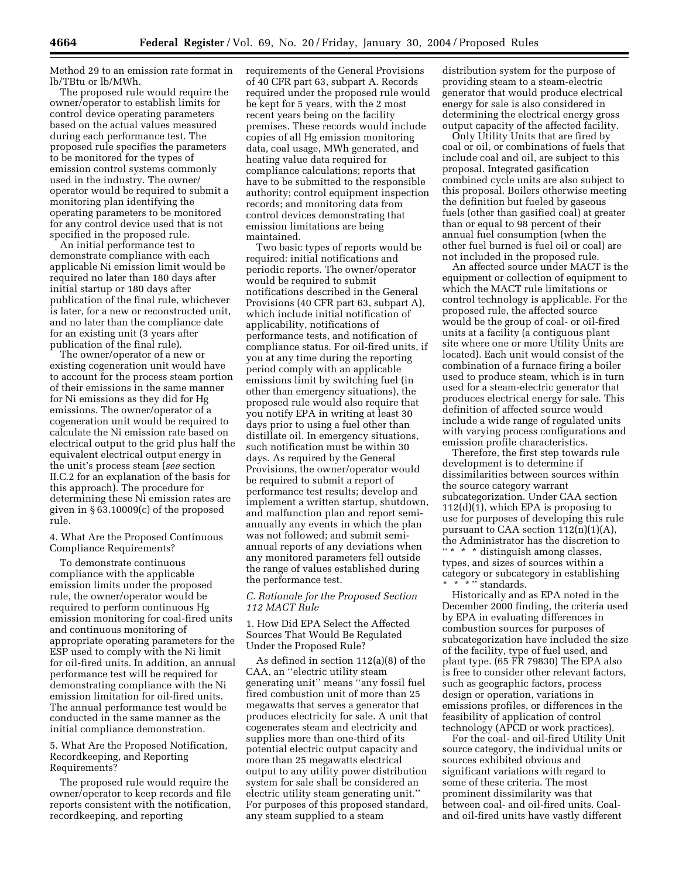Method 29 to an emission rate format in lb/TBtu or lb/MWh.

The proposed rule would require the owner/operator to establish limits for control device operating parameters based on the actual values measured during each performance test. The proposed rule specifies the parameters to be monitored for the types of emission control systems commonly used in the industry. The owner/operator would be required to submit a monitoring plan identifying the operating parameters to be monitored for any control device used that is not specified in the proposed rule.

An initial performance test to demonstrate compliance with each applicable Ni emission limit would be required no later than 180 days after initial startup or 180 days after publication of the final rule, whichever is later, for a new or reconstructed unit, and no later than the compliance date for an existing unit (3 years after publication of the final rule).

The owner/operator of a new or existing cogeneration unit would have to account for the process steam portion of their emissions in the same manner for Ni emissions as they did for Hg emissions. The owner/operator of a cogeneration unit would be required to calculate the Ni emission rate based on electrical output to the grid plus half the equivalent electrical output energy in the unit's process steam (*see* section II.C.2 for an explanation of the basis for this approach). The procedure for determining these Ni emission rates are given in § 63.10009(c) of the proposed rule.

4. What Are the Proposed Continuous Compliance Requirements?

To demonstrate continuous compliance with the applicable emission limits under the proposed rule, the owner/operator would be required to perform continuous Hg emission monitoring for coal-fired units and continuous monitoring of appropriate operating parameters for the ESP used to comply with the Ni limit for oil-fired units. In addition, an annual performance test will be required for demonstrating compliance with the Ni emission limitation for oil-fired units. The annual performance test would be conducted in the same manner as the initial compliance demonstration.

5. What Are the Proposed Notification, Recordkeeping, and Reporting Requirements?

The proposed rule would require the owner/operator to keep records and file reports consistent with the notification, recordkeeping, and reporting requirements of the General Provisions of 40 CFR part 63, subpart A. Records required under the proposed rule would be kept for 5 years, with the 2 most recent years being on the facility premises. These records would include copies of all Hg emission monitoring data, coal usage, MWh generated, and heating value data required for compliance calculations; reports that have to be submitted to the responsible authority; control equipment inspection records; and monitoring data from control devices demonstrating that emission limitations are being maintained.

Two basic types of reports would be required: initial notifications and periodic reports. The owner/operator would be required to submit notifications described in the General Provisions (40 CFR part 63, subpart A), which include initial notification of applicability, notifications of performance tests, and notification of compliance status. For oil-fired units, if you at any time during the reporting period comply with an applicable emissions limit by switching fuel (in other than emergency situations), the proposed rule would also require that you notify EPA in writing at least 30 days prior to using a fuel other than distillate oil. In emergency situations, such notification must be within 30 days. As required by the General Provisions, the owner/operator would be required to submit a report of performance test results; develop and implement a written startup, shutdown, and malfunction plan and report semi-annually any events in which the plan was not followed; and submit semi-annual reports of any deviations when any monitored parameters fell outside the range of values established during the performance test.

### *C. Rationale for the Proposed Section 112 MACT Rule*

1. How Did EPA Select the Affected Sources That Would Be Regulated Under the Proposed Rule?

As defined in section 112(a)(8) of the CAA, an ''electric utility steam generating unit'' means ''any fossil fuel fired combustion unit of more than 25 megawatts that serves a generator that produces electricity for sale. A unit that cogenerates steam and electricity and supplies more than one-third of its potential electric output capacity and more than 25 megawatts electrical output to any utility power distribution system for sale shall be considered an electric utility steam generating unit.'' For purposes of this proposed standard, any steam supplied to a steam distribution system for the purpose of providing steam to a steam-electric generator that would produce electrical energy for sale is also considered in determining the electrical energy gross output capacity of the affected facility.

Only Utility Units that are fired by coal or oil, or combinations of fuels that include coal and oil, are subject to this proposal. Integrated gasification combined cycle units are also subject to this proposal. Boilers otherwise meeting the definition but fueled by gaseous fuels (other than gasified coal) at greater than or equal to 98 percent of their annual fuel consumption (when the other fuel burned is fuel oil or coal) are not included in the proposed rule.

An affected source under MACT is the equipment or collection of equipment to which the MACT rule limitations or control technology is applicable. For the proposed rule, the affected source would be the group of coal- or oil-fired units at a facility (a contiguous plant site where one or more Utility Units are located). Each unit would consist of the combination of a furnace firing a boiler used to produce steam, which is in turn used for a steam-electric generator that produces electrical energy for sale. This definition of affected source would include a wide range of regulated units with varying process configurations and emission profile characteristics.

Therefore, the first step towards rule development is to determine if dissimilarities between sources within the source category warrant subcategorization. Under CAA section 112(d)(1), which EPA is proposing to use for purposes of developing this rule pursuant to CAA section 112(n)(1)(A), the Administrator has the discretion to ''* * * distinguish among classes, types, and sizes of sources within a category or subcategory in establishing * * *'' standards.

Historically and as EPA noted in the December 2000 finding, the criteria used by EPA in evaluating differences in combustion sources for purposes of subcategorization have included the size of the facility, type of fuel used, and plant type. (65 FR 79830) The EPA also is free to consider other relevant factors, such as geographic factors, process design or operation, variations in emissions profiles, or differences in the feasibility of application of control technology (APCD or work practices).

For the coal- and oil-fired Utility Unit source category, the individual units or sources exhibited obvious and significant variations with regard to some of these criteria. The most prominent dissimilarity was that between coal- and oil-fired units. Coal- and oil-fired units have vastly different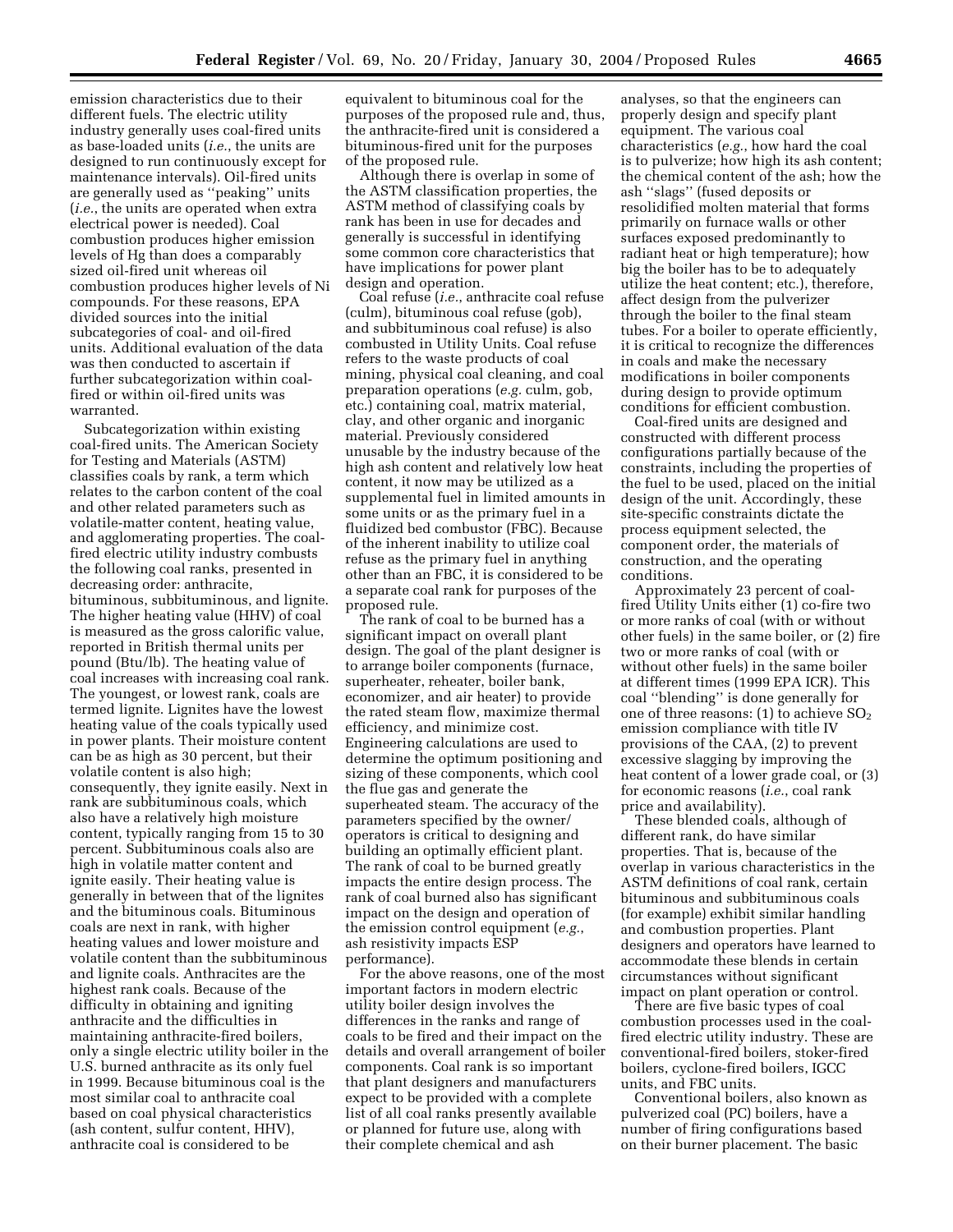emission characteristics due to their different fuels. The electric utility industry generally uses coal-fired units as base-loaded units (*i.e.*, the units are designed to run continuously except for maintenance intervals). Oil-fired units are generally used as "peaking" units (*i.e.*, the units are operated when extra electrical power is needed). Coal combustion produces higher emission levels of Hg than does a comparably sized oil-fired unit whereas oil combustion produces higher levels of Ni compounds. For these reasons, EPA divided sources into the initial subcategories of coal- and oil-fired units. Additional evaluation of the data was then conducted to ascertain if further subcategorization within coal-fired or within oil-fired units was warranted.

Subcategorization within existing coal-fired units. The American Society for Testing and Materials (ASTM) classifies coals by rank, a term which relates to the carbon content of the coal and other related parameters such as volatile-matter content, heating value, and agglomerating properties. The coal-fired electric utility industry combusts the following coal ranks, presented in decreasing order: anthracite, bituminous, subbituminous, and lignite. The higher heating value (HHV) of coal is measured as the gross calorific value, reported in British thermal units per pound (Btu/lb). The heating value of coal increases with increasing coal rank. The youngest, or lowest rank, coals are termed lignite. Lignites have the lowest heating value of the coals typically used in power plants. Their moisture content can be as high as 30 percent, but their volatile content is also high; consequently, they ignite easily. Next in rank are subbituminous coals, which also have a relatively high moisture content, typically ranging from 15 to 30 percent. Subbituminous coals also are high in volatile matter content and ignite easily. Their heating value is generally in between that of the lignites and the bituminous coals. Bituminous coals are next in rank, with higher heating values and lower moisture and volatile content than the subbituminous and lignite coals. Anthracites are the highest rank coals. Because of the difficulty in obtaining and igniting anthracite and the difficulties in maintaining anthracite-fired boilers, only a single electric utility boiler in the U.S. burned anthracite as its only fuel in 1999. Because bituminous coal is the most similar coal to anthracite coal based on coal physical characteristics (ash content, sulfur content, HHV), anthracite coal is considered to be equivalent to bituminous coal for the purposes of the proposed rule and, thus, the anthracite-fired unit is considered a bituminous-fired unit for the purposes of the proposed rule.

Although there is overlap in some of the ASTM classification properties, the ASTM method of classifying coals by rank has been in use for decades and generally is successful in identifying some common core characteristics that have implications for power plant design and operation.

Coal refuse (*i.e.*, anthracite coal refuse (culm), bituminous coal refuse (gob), and subbituminous coal refuse) is also combusted in Utility Units. Coal refuse refers to the waste products of coal mining, physical coal cleaning, and coal preparation operations (*e.g.* culm, gob, etc.) containing coal, matrix material, clay, and other organic and inorganic material. Previously considered unusable by the industry because of the high ash content and relatively low heat content, it now may be utilized as a supplemental fuel in limited amounts in some units or as the primary fuel in a fluidized bed combustor (FBC). Because of the inherent inability to utilize coal refuse as the primary fuel in anything other than an FBC, it is considered to be a separate coal rank for purposes of the proposed rule.

The rank of coal to be burned has a significant impact on overall plant design. The goal of the plant designer is to arrange boiler components (furnace, superheater, reheater, boiler bank, economizer, and air heater) to provide the rated steam flow, maximize thermal efficiency, and minimize cost. Engineering calculations are used to determine the optimum positioning and sizing of these components, which cool the flue gas and generate the superheated steam. The accuracy of the parameters specified by the owner/operators is critical to designing and building an optimally efficient plant. The rank of coal to be burned greatly impacts the entire design process. The rank of coal burned also has significant impact on the design and operation of the emission control equipment (*e.g.*, ash resistivity impacts ESP performance).

For the above reasons, one of the most important factors in modern electric utility boiler design involves the differences in the ranks and range of coals to be fired and their impact on the details and overall arrangement of boiler components. Coal rank is so important that plant designers and manufacturers expect to be provided with a complete list of all coal ranks presently available or planned for future use, along with their complete chemical and ash analyses, so that the engineers can properly design and specify plant equipment. The various coal characteristics (*e.g.*, how hard the coal is to pulverize; how high its ash content; the chemical content of the ash; how the ash "slags" (fused deposits or resolidified molten material that forms primarily on furnace walls or other surfaces exposed predominantly to radiant heat or high temperature); how big the boiler has to be to adequately utilize the heat content; etc.), therefore, affect design from the pulverizer through the boiler to the final steam tubes. For a boiler to operate efficiently, it is critical to recognize the differences in coals and make the necessary modifications in boiler components during design to provide optimum conditions for efficient combustion.

Coal-fired units are designed and constructed with different process configurations partially because of the constraints, including the properties of the fuel to be used, placed on the initial design of the unit. Accordingly, these site-specific constraints dictate the process equipment selected, the component order, the materials of construction, and the operating conditions.

Approximately 23 percent of coal-fired Utility Units either (1) co-fire two or more ranks of coal (with or without other fuels) in the same boiler, or (2) fire two or more ranks of coal (with or without other fuels) in the same boiler at different times (1999 EPA ICR). This coal "blending" is done generally for one of three reasons: (1) to achieve $SO_2$ emission compliance with title IV provisions of the CAA, (2) to prevent excessive slagging by improving the heat content of a lower grade coal, or (3) for economic reasons (*i.e.*, coal rank price and availability).

These blended coals, although of different rank, do have similar properties. That is, because of the overlap in various characteristics in the ASTM definitions of coal rank, certain bituminous and subbituminous coals (for example) exhibit similar handling and combustion properties. Plant designers and operators have learned to accommodate these blends in certain circumstances without significant impact on plant operation or control.

There are five basic types of coal combustion processes used in the coal-fired electric utility industry. These are conventional-fired boilers, stoker-fired boilers, cyclone-fired boilers, IGCC units, and FBC units.

Conventional boilers, also known as pulverized coal (PC) boilers, have a number of firing configurations based on their burner placement. The basic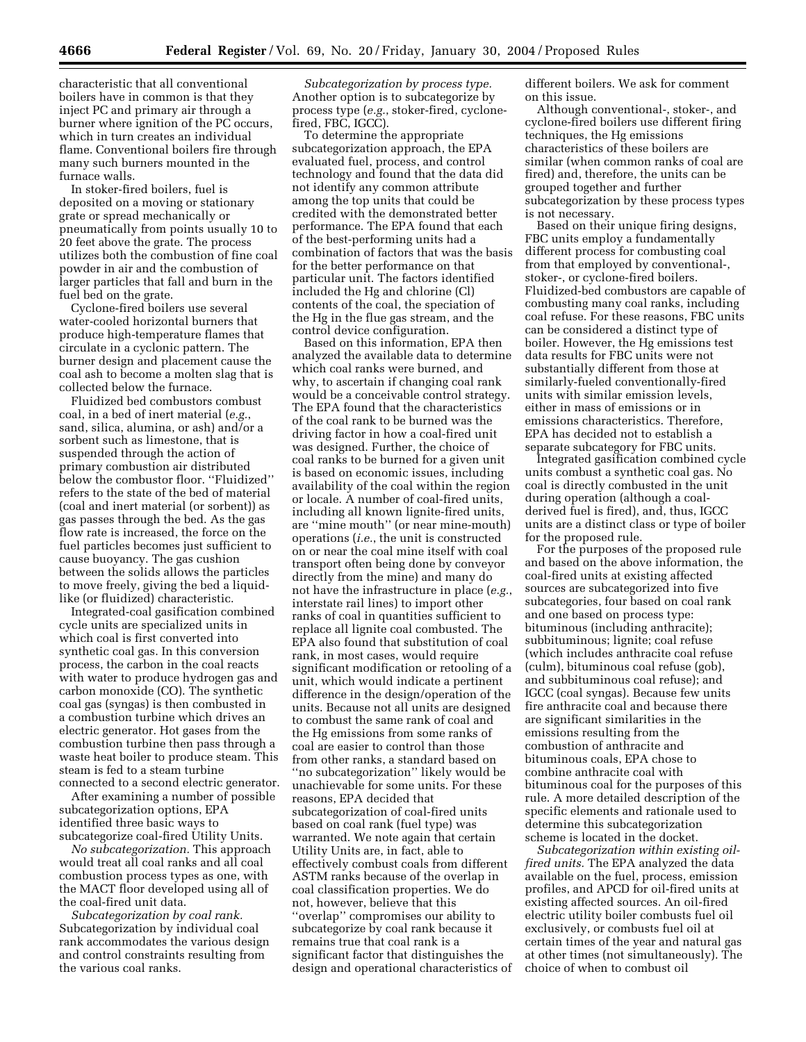characteristic that all conventional boilers have in common is that they inject PC and primary air through a burner where ignition of the PC occurs, which in turn creates an individual flame. Conventional boilers fire through many such burners mounted in the furnace walls.

In stoker-fired boilers, fuel is deposited on a moving or stationary grate or spread mechanically or pneumatically from points usually 10 to 20 feet above the grate. The process utilizes both the combustion of fine coal powder in air and the combustion of larger particles that fall and burn in the fuel bed on the grate.

Cyclone-fired boilers use several water-cooled horizontal burners that produce high-temperature flames that circulate in a cyclonic pattern. The burner design and placement cause the coal ash to become a molten slag that is collected below the furnace.

Fluidized bed combustors combust coal, in a bed of inert material (*e.g.*, sand, silica, alumina, or ash) and/or a sorbent such as limestone, that is suspended through the action of primary combustion air distributed below the combustor floor. ''Fluidized'' refers to the state of the bed of material (coal and inert material (or sorbent)) as gas passes through the bed. As the gas flow rate is increased, the force on the fuel particles becomes just sufficient to cause buoyancy. The gas cushion between the solids allows the particles to move freely, giving the bed a liquid-like (or fluidized) characteristic.

Integrated-coal gasification combined cycle units are specialized units in which coal is first converted into synthetic coal gas. In this conversion process, the carbon in the coal reacts with water to produce hydrogen gas and carbon monoxide (CO). The synthetic coal gas (syngas) is then combusted in a combustion turbine which drives an electric generator. Hot gases from the combustion turbine then pass through a waste heat boiler to produce steam. This steam is fed to a steam turbine connected to a second electric generator.

After examining a number of possible subcategorization options, EPA identified three basic ways to subcategorize coal-fired Utility Units.

*No subcategorization.* This approach would treat all coal ranks and all coal combustion process types as one, with the MACT floor developed using all of the coal-fired unit data.

*Subcategorization by coal rank.* Subcategorization by individual coal rank accommodates the various design and control constraints resulting from the various coal ranks.

*Subcategorization by process type.* Another option is to subcategorize by process type (*e.g.*, stoker-fired, cyclone-fired, FBC, IGCC).

To determine the appropriate subcategorization approach, the EPA evaluated fuel, process, and control technology and found that the data did not identify any common attribute among the top units that could be credited with the demonstrated better performance. The EPA found that each of the best-performing units had a combination of factors that was the basis for the better performance on that particular unit. The factors identified included the Hg and chlorine (Cl) contents of the coal, the speciation of the Hg in the flue gas stream, and the control device configuration.

Based on this information, EPA then analyzed the available data to determine which coal ranks were burned, and why, to ascertain if changing coal rank would be a conceivable control strategy. The EPA found that the characteristics of the coal rank to be burned was the driving factor in how a coal-fired unit was designed. Further, the choice of coal ranks to be burned for a given unit is based on economic issues, including availability of the coal within the region or locale. A number of coal-fired units, including all known lignite-fired units, are ''mine mouth'' (or near mine-mouth) operations (*i.e.*, the unit is constructed on or near the coal mine itself with coal transport often being done by conveyor directly from the mine) and many do not have the infrastructure in place (*e.g.*, interstate rail lines) to import other ranks of coal in quantities sufficient to replace all lignite coal combusted. The EPA also found that substitution of coal rank, in most cases, would require significant modification or retooling of a unit, which would indicate a pertinent difference in the design/operation of the units. Because not all units are designed to combust the same rank of coal and the Hg emissions from some ranks of coal are easier to control than those from other ranks, a standard based on ''no subcategorization'' likely would be unachievable for some units. For these reasons, EPA decided that subcategorization of coal-fired units based on coal rank (fuel type) was warranted. We note again that certain Utility Units are, in fact, able to effectively combust coals from different ASTM ranks because of the overlap in coal classification properties. We do not, however, believe that this ''overlap'' compromises our ability to subcategorize by coal rank because it remains true that coal rank is a significant factor that distinguishes the design and operational characteristics of different boilers. We ask for comment on this issue.

Although conventional-, stoker-, and cyclone-fired boilers use different firing techniques, the Hg emissions characteristics of these boilers are similar (when common ranks of coal are fired) and, therefore, the units can be grouped together and further subcategorization by these process types is not necessary.

Based on their unique firing designs, FBC units employ a fundamentally different process for combusting coal from that employed by conventional-, stoker-, or cyclone-fired boilers. Fluidized-bed combustors are capable of combusting many coal ranks, including coal refuse. For these reasons, FBC units can be considered a distinct type of boiler. However, the Hg emissions test data results for FBC units were not substantially different from those at similarly-fueled conventionally-fired units with similar emission levels, either in mass of emissions or in emissions characteristics. Therefore, EPA has decided not to establish a separate subcategory for FBC units.

Integrated gasification combined cycle units combust a synthetic coal gas. No coal is directly combusted in the unit during operation (although a coal-derived fuel is fired), and, thus, IGCC units are a distinct class or type of boiler for the proposed rule.

For the purposes of the proposed rule and based on the above information, the coal-fired units at existing affected sources are subcategorized into five subcategories, four based on coal rank and one based on process type: bituminous (including anthracite); subbituminous; lignite; coal refuse (which includes anthracite coal refuse (culm), bituminous coal refuse (gob), and subbituminous coal refuse); and IGCC (coal syngas). Because few units fire anthracite coal and because there are significant similarities in the emissions resulting from the combustion of anthracite and bituminous coals, EPA chose to combine anthracite coal with bituminous coal for the purposes of this rule. A more detailed description of the specific elements and rationale used to determine this subcategorization scheme is located in the docket.

*Subcategorization within existing oil-fired units.* The EPA analyzed the data available on the fuel, process, emission profiles, and APCD for oil-fired units at existing affected sources. An oil-fired electric utility boiler combusts fuel oil exclusively, or combusts fuel oil at certain times of the year and natural gas at other times (not simultaneously). The choice of when to combust oil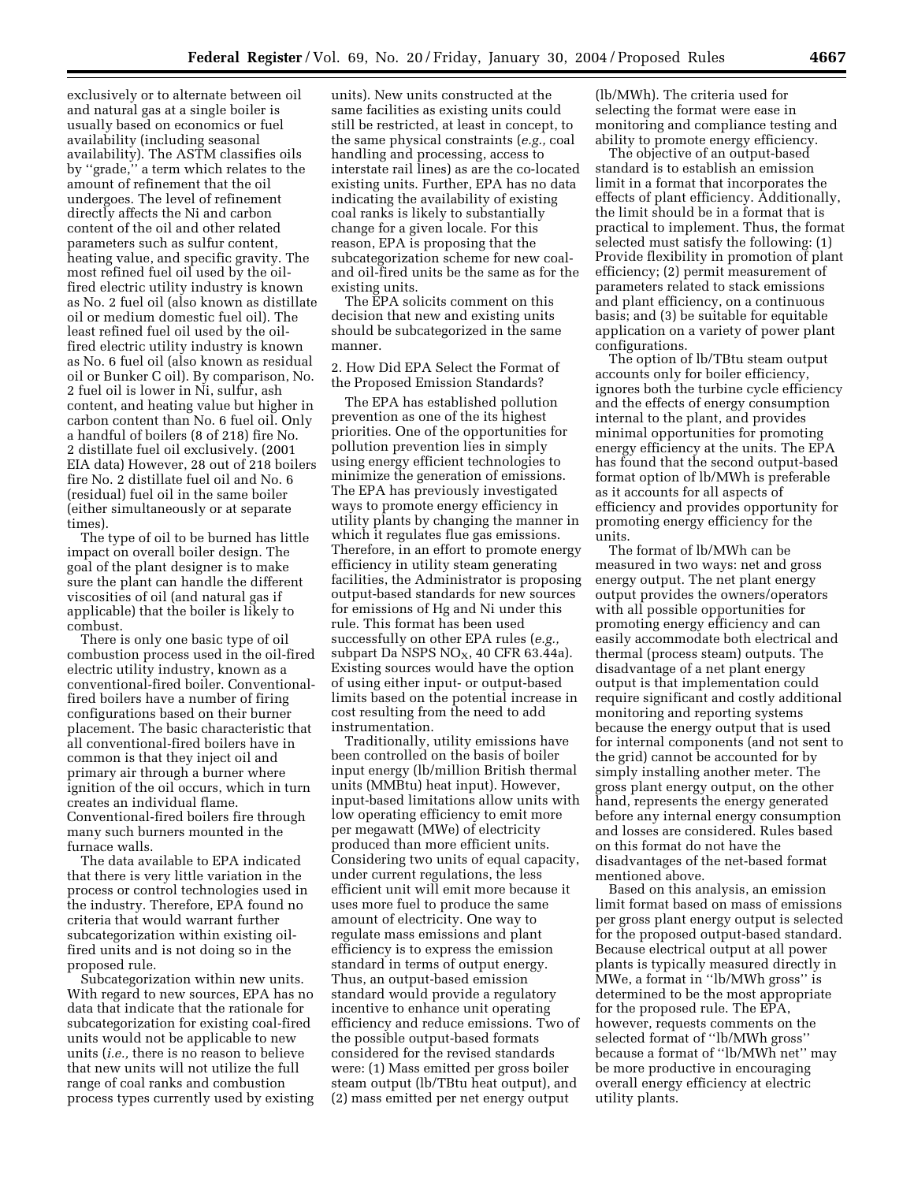exclusively or to alternate between oil and natural gas at a single boiler is usually based on economics or fuel availability (including seasonal availability). The ASTM classifies oils by ''grade,'' a term which relates to the amount of refinement that the oil undergoes. The level of refinement directly affects the Ni and carbon content of the oil and other related parameters such as sulfur content, heating value, and specific gravity. The most refined fuel oil used by the oil-fired electric utility industry is known as No. 2 fuel oil (also known as distillate oil or medium domestic fuel oil). The least refined fuel oil used by the oil-fired electric utility industry is known as No. 6 fuel oil (also known as residual oil or Bunker C oil). By comparison, No. 2 fuel oil is lower in Ni, sulfur, ash content, and heating value but higher in carbon content than No. 6 fuel oil. Only a handful of boilers (8 of 218) fire No. 2 distillate fuel oil exclusively. (2001 EIA data) However, 28 out of 218 boilers fire No. 2 distillate fuel oil and No. 6 (residual) fuel oil in the same boiler (either simultaneously or at separate times).

The type of oil to be burned has little impact on overall boiler design. The goal of the plant designer is to make sure the plant can handle the different viscosities of oil (and natural gas if applicable) that the boiler is likely to combust.

There is only one basic type of oil combustion process used in the oil-fired electric utility industry, known as a conventional-fired boiler. Conventional-fired boilers have a number of firing configurations based on their burner placement. The basic characteristic that all conventional-fired boilers have in common is that they inject oil and primary air through a burner where ignition of the oil occurs, which in turn creates an individual flame. Conventional-fired boilers fire through many such burners mounted in the furnace walls.

The data available to EPA indicated that there is very little variation in the process or control technologies used in the industry. Therefore, EPA found no criteria that would warrant further subcategorization within existing oil-fired units and is not doing so in the proposed rule.

Subcategorization within new units. With regard to new sources, EPA has no data that indicate that the rationale for subcategorization for existing coal-fired units would not be applicable to new units (*i.e.,* there is no reason to believe that new units will not utilize the full range of coal ranks and combustion process types currently used by existing units). New units constructed at the same facilities as existing units could still be restricted, at least in concept, to the same physical constraints (*e.g.,* coal handling and processing, access to interstate rail lines) as are the co-located existing units. Further, EPA has no data indicating the availability of existing coal ranks is likely to substantially change for a given locale. For this reason, EPA is proposing that the subcategorization scheme for new coal- and oil-fired units be the same as for the existing units.

The EPA solicits comment on this decision that new and existing units should be subcategorized in the same manner.

2. How Did EPA Select the Format of the Proposed Emission Standards?

The EPA has established pollution prevention as one of the its highest priorities. One of the opportunities for pollution prevention lies in simply using energy efficient technologies to minimize the generation of emissions. The EPA has previously investigated ways to promote energy efficiency in utility plants by changing the manner in which it regulates flue gas emissions. Therefore, in an effort to promote energy efficiency in utility steam generating facilities, the Administrator is proposing output-based standards for new sources for emissions of Hg and Ni under this rule. This format has been used successfully on other EPA rules (*e.g.,* subpart Da NSPS $NO_X$, 40 CFR 63.44a). Existing sources would have the option of using either input- or output-based limits based on the potential increase in cost resulting from the need to add instrumentation.

Traditionally, utility emissions have been controlled on the basis of boiler input energy (lb/million British thermal units (MMBtu) heat input). However, input-based limitations allow units with low operating efficiency to emit more per megawatt (MWe) of electricity produced than more efficient units. Considering two units of equal capacity, under current regulations, the less efficient unit will emit more because it uses more fuel to produce the same amount of electricity. One way to regulate mass emissions and plant efficiency is to express the emission standard in terms of output energy. Thus, an output-based emission standard would provide a regulatory incentive to enhance unit operating efficiency and reduce emissions. Two of the possible output-based formats considered for the revised standards were: (1) Mass emitted per gross boiler steam output (lb/TBtu heat output), and (2) mass emitted per net energy output (lb/MWh). The criteria used for selecting the format were ease in monitoring and compliance testing and ability to promote energy efficiency.

The objective of an output-based standard is to establish an emission limit in a format that incorporates the effects of plant efficiency. Additionally, the limit should be in a format that is practical to implement. Thus, the format selected must satisfy the following: (1) Provide flexibility in promotion of plant efficiency; (2) permit measurement of parameters related to stack emissions and plant efficiency, on a continuous basis; and (3) be suitable for equitable application on a variety of power plant configurations.

The option of lb/TBtu steam output accounts only for boiler efficiency, ignores both the turbine cycle efficiency and the effects of energy consumption internal to the plant, and provides minimal opportunities for promoting energy efficiency at the units. The EPA has found that the second output-based format option of lb/MWh is preferable as it accounts for all aspects of efficiency and provides opportunity for promoting energy efficiency for the units.

The format of lb/MWh can be measured in two ways: net and gross energy output. The net plant energy output provides the owners/operators with all possible opportunities for promoting energy efficiency and can easily accommodate both electrical and thermal (process steam) outputs. The disadvantage of a net plant energy output is that implementation could require significant and costly additional monitoring and reporting systems because the energy output that is used for internal components (and not sent to the grid) cannot be accounted for by simply installing another meter. The gross plant energy output, on the other hand, represents the energy generated before any internal energy consumption and losses are considered. Rules based on this format do not have the disadvantages of the net-based format mentioned above.

Based on this analysis, an emission limit format based on mass of emissions per gross plant energy output is selected for the proposed output-based standard. Because electrical output at all power plants is typically measured directly in MWe, a format in ''lb/MWh gross'' is determined to be the most appropriate for the proposed rule. The EPA, however, requests comments on the selected format of ''lb/MWh gross'' because a format of ''lb/MWh net'' may be more productive in encouraging overall energy efficiency at electric utility plants.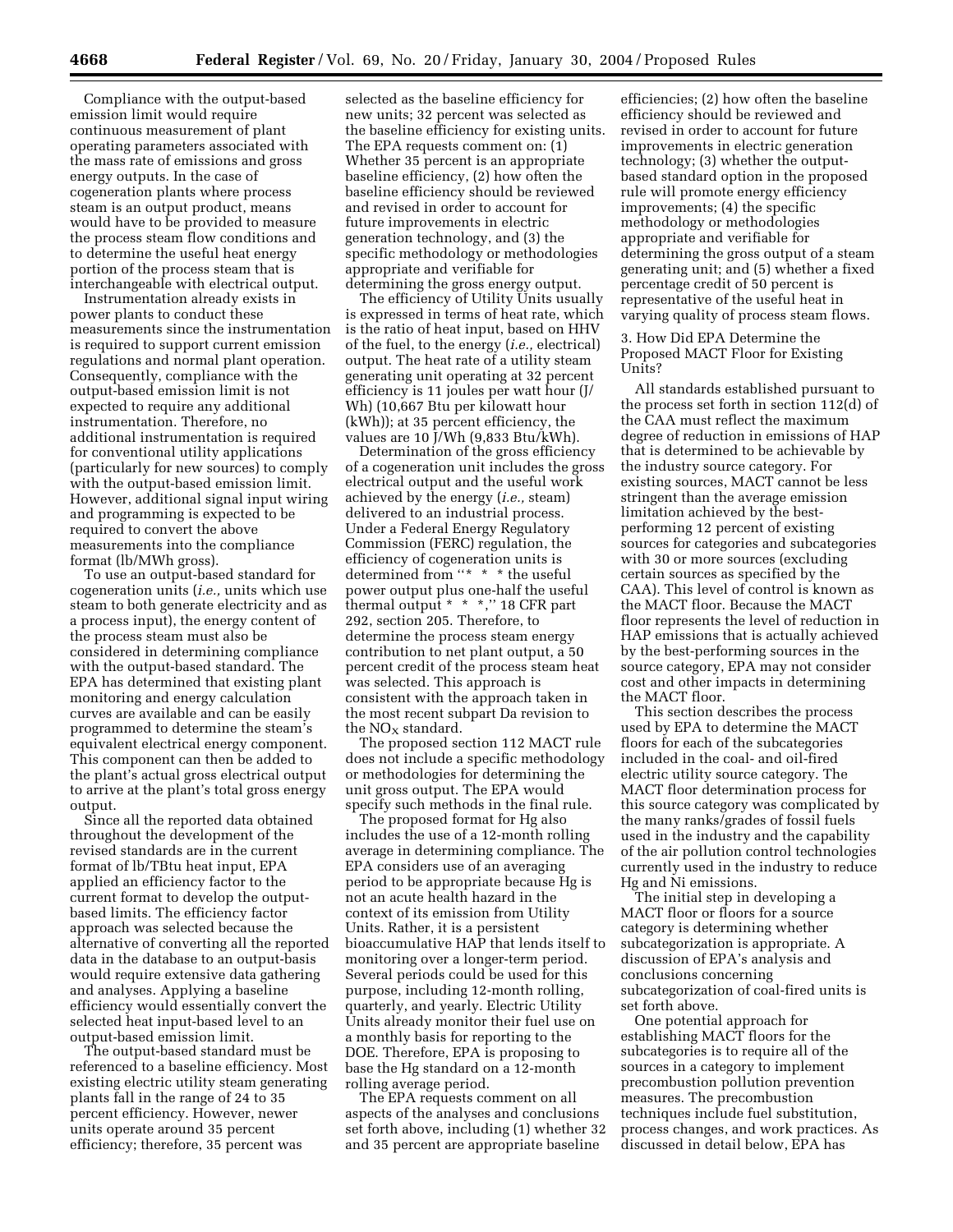Compliance with the output-based emission limit would require continuous measurement of plant operating parameters associated with the mass rate of emissions and gross energy outputs. In the case of cogeneration plants where process steam is an output product, means would have to be provided to measure the process steam flow conditions and to determine the useful heat energy portion of the process steam that is interchangeable with electrical output.

Instrumentation already exists in power plants to conduct these measurements since the instrumentation is required to support current emission regulations and normal plant operation. Consequently, compliance with the output-based emission limit is not expected to require any additional instrumentation. Therefore, no additional instrumentation is required for conventional utility applications (particularly for new sources) to comply with the output-based emission limit. However, additional signal input wiring and programming is expected to be required to convert the above measurements into the compliance format (lb/MWh gross).

To use an output-based standard for cogeneration units (*i.e.,* units which use steam to both generate electricity and as a process input), the energy content of the process steam must also be considered in determining compliance with the output-based standard. The EPA has determined that existing plant monitoring and energy calculation curves are available and can be easily programmed to determine the steam's equivalent electrical energy component. This component can then be added to the plant's actual gross electrical output to arrive at the plant's total gross energy output.

Since all the reported data obtained throughout the development of the revised standards are in the current format of lb/TBtu heat input, EPA applied an efficiency factor to the current format to develop the output-based limits. The efficiency factor approach was selected because the alternative of converting all the reported data in the database to an output-basis would require extensive data gathering and analyses. Applying a baseline efficiency would essentially convert the selected heat input-based level to an output-based emission limit.

The output-based standard must be referenced to a baseline efficiency. Most existing electric utility steam generating plants fall in the range of 24 to 35 percent efficiency. However, newer units operate around 35 percent efficiency; therefore, 35 percent was selected as the baseline efficiency for new units; 32 percent was selected as the baseline efficiency for existing units. The EPA requests comment on: (1) Whether 35 percent is an appropriate baseline efficiency, (2) how often the baseline efficiency should be reviewed and revised in order to account for future improvements in electric generation technology, and (3) the specific methodology or methodologies appropriate and verifiable for determining the gross energy output.

The efficiency of Utility Units usually is expressed in terms of heat rate, which is the ratio of heat input, based on HHV of the fuel, to the energy (*i.e.,* electrical) output. The heat rate of a utility steam generating unit operating at 32 percent efficiency is 11 joules per watt hour (J/Wh) (10,667 Btu per kilowatt hour (kWh)); at 35 percent efficiency, the values are 10 J/Wh (9,833 Btu/kWh).

Determination of the gross efficiency of a cogeneration unit includes the gross electrical output and the useful work achieved by the energy (*i.e.,* steam) delivered to an industrial process. Under a Federal Energy Regulatory Commission (FERC) regulation, the efficiency of cogeneration units is determined from "* * * the useful power output plus one-half the useful thermal output * * *," 18 CFR part 292, section 205. Therefore, to determine the process steam energy contribution to net plant output, a 50 percent credit of the process steam heat was selected. This approach is consistent with the approach taken in the most recent subpart Da revision to the $NO_X$ standard.

The proposed section 112 MACT rule does not include a specific methodology or methodologies for determining the unit gross output. The EPA would specify such methods in the final rule.

The proposed format for Hg also includes the use of a 12-month rolling average in determining compliance. The EPA considers use of an averaging period to be appropriate because Hg is not an acute health hazard in the context of its emission from Utility Units. Rather, it is a persistent bioaccumulative HAP that lends itself to monitoring over a longer-term period. Several periods could be used for this purpose, including 12-month rolling, quarterly, and yearly. Electric Utility Units already monitor their fuel use on a monthly basis for reporting to the DOE. Therefore, EPA is proposing to base the Hg standard on a 12-month rolling average period.

The EPA requests comment on all aspects of the analyses and conclusions set forth above, including (1) whether 32 and 35 percent are appropriate baseline efficiencies; (2) how often the baseline efficiency should be reviewed and revised in order to account for future improvements in electric generation technology; (3) whether the output-based standard option in the proposed rule will promote energy efficiency improvements; (4) the specific methodology or methodologies appropriate and verifiable for determining the gross output of a steam generating unit; and (5) whether a fixed percentage credit of 50 percent is representative of the useful heat in varying quality of process steam flows.

3. How Did EPA Determine the Proposed MACT Floor for Existing Units?

All standards established pursuant to the process set forth in section 112(d) of the CAA must reflect the maximum degree of reduction in emissions of HAP that is determined to be achievable by the industry source category. For existing sources, MACT cannot be less stringent than the average emission limitation achieved by the best-performing 12 percent of existing sources for categories and subcategories with 30 or more sources (excluding certain sources as specified by the CAA). This level of control is known as the MACT floor. Because the MACT floor represents the level of reduction in HAP emissions that is actually achieved by the best-performing sources in the source category, EPA may not consider cost and other impacts in determining the MACT floor.

This section describes the process used by EPA to determine the MACT floors for each of the subcategories included in the coal- and oil-fired electric utility source category. The MACT floor determination process for this source category was complicated by the many ranks/grades of fossil fuels used in the industry and the capability of the air pollution control technologies currently used in the industry to reduce Hg and Ni emissions.

The initial step in developing a MACT floor or floors for a source category is determining whether subcategorization is appropriate. A discussion of EPA's analysis and conclusions concerning subcategorization of coal-fired units is set forth above.

One potential approach for establishing MACT floors for the subcategories is to require all of the sources in a category to implement precombustion pollution prevention measures. The precombustion techniques include fuel substitution, process changes, and work practices. As discussed in detail below, EPA has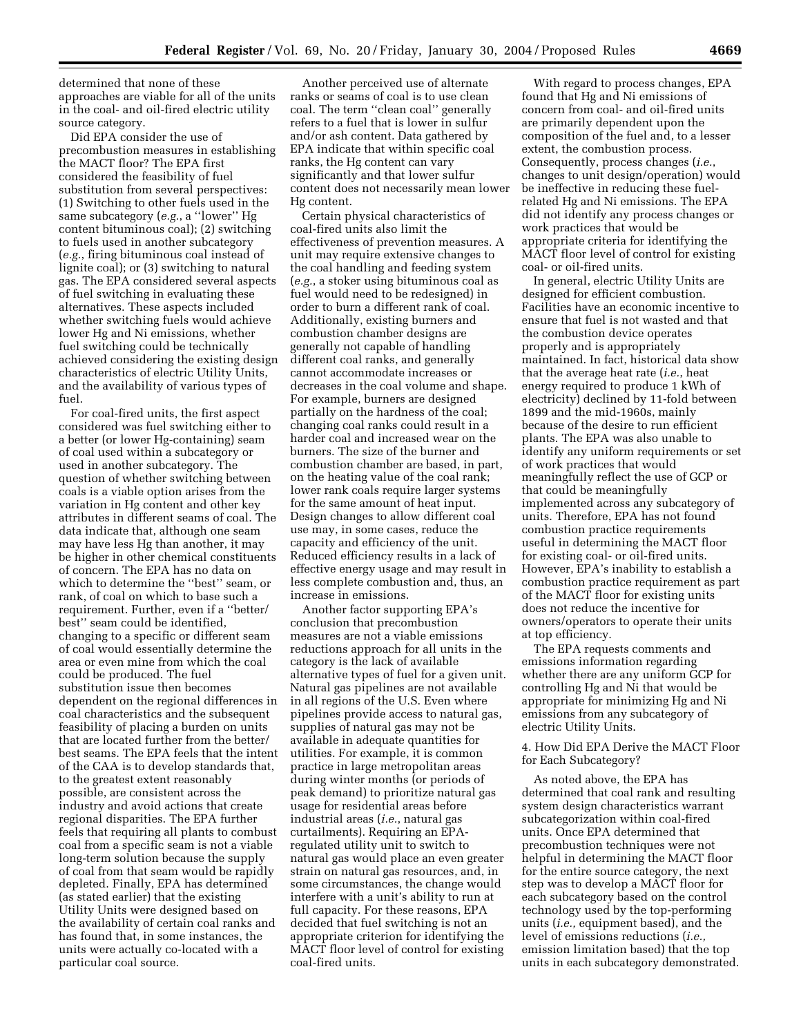determined that none of these approaches are viable for all of the units in the coal- and oil-fired electric utility source category.

Did EPA consider the use of precombustion measures in establishing the MACT floor? The EPA first considered the feasibility of fuel substitution from several perspectives: (1) Switching to other fuels used in the same subcategory (*e.g.*, a ''lower'' Hg content bituminous coal); (2) switching to fuels used in another subcategory (*e.g.*, firing bituminous coal instead of lignite coal); or (3) switching to natural gas. The EPA considered several aspects of fuel switching in evaluating these alternatives. These aspects included whether switching fuels would achieve lower Hg and Ni emissions, whether fuel switching could be technically achieved considering the existing design characteristics of electric Utility Units, and the availability of various types of fuel.

For coal-fired units, the first aspect considered was fuel switching either to a better (or lower Hg-containing) seam of coal used within a subcategory or used in another subcategory. The question of whether switching between coals is a viable option arises from the variation in Hg content and other key attributes in different seams of coal. The data indicate that, although one seam may have less Hg than another, it may be higher in other chemical constituents of concern. The EPA has no data on which to determine the ''best'' seam, or rank, of coal on which to base such a requirement. Further, even if a ''better/best'' seam could be identified, changing to a specific or different seam of coal would essentially determine the area or even mine from which the coal could be produced. The fuel substitution issue then becomes dependent on the regional differences in coal characteristics and the subsequent feasibility of placing a burden on units that are located further from the better/best seams. The EPA feels that the intent of the CAA is to develop standards that, to the greatest extent reasonably possible, are consistent across the industry and avoid actions that create regional disparities. The EPA further feels that requiring all plants to combust coal from a specific seam is not a viable long-term solution because the supply of coal from that seam would be rapidly depleted. Finally, EPA has determined (as stated earlier) that the existing Utility Units were designed based on the availability of certain coal ranks and has found that, in some instances, the units were actually co-located with a particular coal source.

Another perceived use of alternate ranks or seams of coal is to use clean coal. The term ''clean coal'' generally refers to a fuel that is lower in sulfur and/or ash content. Data gathered by EPA indicate that within specific coal ranks, the Hg content can vary significantly and that lower sulfur content does not necessarily mean lower Hg content.

Certain physical characteristics of coal-fired units also limit the effectiveness of prevention measures. A unit may require extensive changes to the coal handling and feeding system (*e.g.*, a stoker using bituminous coal as fuel would need to be redesigned) in order to burn a different rank of coal. Additionally, existing burners and combustion chamber designs are generally not capable of handling different coal ranks, and generally cannot accommodate increases or decreases in the coal volume and shape. For example, burners are designed partially on the hardness of the coal; changing coal ranks could result in a harder coal and increased wear on the burners. The size of the burner and combustion chamber are based, in part, on the heating value of the coal rank; lower rank coals require larger systems for the same amount of heat input. Design changes to allow different coal use may, in some cases, reduce the capacity and efficiency of the unit. Reduced efficiency results in a lack of effective energy usage and may result in less complete combustion and, thus, an increase in emissions.

Another factor supporting EPA's conclusion that precombustion measures are not a viable emissions reductions approach for all units in the category is the lack of available alternative types of fuel for a given unit. Natural gas pipelines are not available in all regions of the U.S. Even where pipelines provide access to natural gas, supplies of natural gas may not be available in adequate quantities for utilities. For example, it is common practice in large metropolitan areas during winter months (or periods of peak demand) to prioritize natural gas usage for residential areas before industrial areas (*i.e.*, natural gas curtailments). Requiring an EPA-regulated utility unit to switch to natural gas would place an even greater strain on natural gas resources, and, in some circumstances, the change would interfere with a unit's ability to run at full capacity. For these reasons, EPA decided that fuel switching is not an appropriate criterion for identifying the MACT floor level of control for existing coal-fired units.

With regard to process changes, EPA found that Hg and Ni emissions of concern from coal- and oil-fired units are primarily dependent upon the composition of the fuel and, to a lesser extent, the combustion process. Consequently, process changes (*i.e.*, changes to unit design/operation) would be ineffective in reducing these fuel-related Hg and Ni emissions. The EPA did not identify any process changes or work practices that would be appropriate criteria for identifying the MACT floor level of control for existing coal- or oil-fired units.

In general, electric Utility Units are designed for efficient combustion. Facilities have an economic incentive to ensure that fuel is not wasted and that the combustion device operates properly and is appropriately maintained. In fact, historical data show that the average heat rate (*i.e.*, heat energy required to produce 1 kWh of electricity) declined by 11-fold between 1899 and the mid-1960s, mainly because of the desire to run efficient plants. The EPA was also unable to identify any uniform requirements or set of work practices that would meaningfully reflect the use of GCP or that could be meaningfully implemented across any subcategory of units. Therefore, EPA has not found combustion practice requirements useful in determining the MACT floor for existing coal- or oil-fired units. However, EPA's inability to establish a combustion practice requirement as part of the MACT floor for existing units does not reduce the incentive for owners/operators to operate their units at top efficiency.

The EPA requests comments and emissions information regarding whether there are any uniform GCP for controlling Hg and Ni that would be appropriate for minimizing Hg and Ni emissions from any subcategory of electric Utility Units.

4. How Did EPA Derive the MACT Floor for Each Subcategory?

As noted above, the EPA has determined that coal rank and resulting system design characteristics warrant subcategorization within coal-fired units. Once EPA determined that precombustion techniques were not helpful in determining the MACT floor for the entire source category, the next step was to develop a MACT floor for each subcategory based on the control technology used by the top-performing units (*i.e.,* equipment based), and the level of emissions reductions (*i.e.,* emission limitation based) that the top units in each subcategory demonstrated.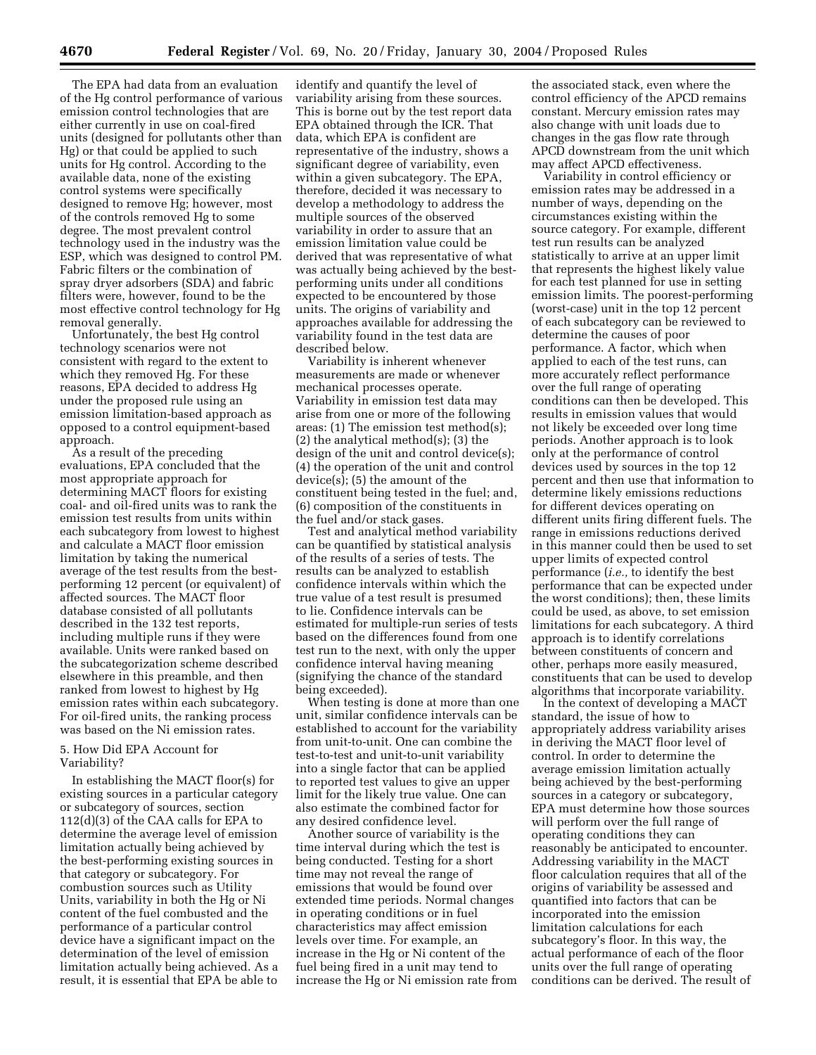The EPA had data from an evaluation of the Hg control performance of various emission control technologies that are either currently in use on coal-fired units (designed for pollutants other than Hg) or that could be applied to such units for Hg control. According to the available data, none of the existing control systems were specifically designed to remove Hg; however, most of the controls removed Hg to some degree. The most prevalent control technology used in the industry was the ESP, which was designed to control PM. Fabric filters or the combination of spray dryer adsorbers (SDA) and fabric filters were, however, found to be the most effective control technology for Hg removal generally.

Unfortunately, the best Hg control technology scenarios were not consistent with regard to the extent to which they removed Hg. For these reasons, EPA decided to address Hg under the proposed rule using an emission limitation-based approach as opposed to a control equipment-based approach.

As a result of the preceding evaluations, EPA concluded that the most appropriate approach for determining MACT floors for existing coal- and oil-fired units was to rank the emission test results from units within each subcategory from lowest to highest and calculate a MACT floor emission limitation by taking the numerical average of the test results from the best-performing 12 percent (or equivalent) of affected sources. The MACT floor database consisted of all pollutants described in the 132 test reports, including multiple runs if they were available. Units were ranked based on the subcategorization scheme described elsewhere in this preamble, and then ranked from lowest to highest by Hg emission rates within each subcategory. For oil-fired units, the ranking process was based on the Ni emission rates.

5. How Did EPA Account for Variability?

In establishing the MACT floor(s) for existing sources in a particular category or subcategory of sources, section 112(d)(3) of the CAA calls for EPA to determine the average level of emission limitation actually being achieved by the best-performing existing sources in that category or subcategory. For combustion sources such as Utility Units, variability in both the Hg or Ni content of the fuel combusted and the performance of a particular control device have a significant impact on the determination of the level of emission limitation actually being achieved. As a result, it is essential that EPA be able to identify and quantify the level of variability arising from these sources. This is borne out by the test report data EPA obtained through the ICR. That data, which EPA is confident are representative of the industry, shows a significant degree of variability, even within a given subcategory. The EPA, therefore, decided it was necessary to develop a methodology to address the multiple sources of the observed variability in order to assure that an emission limitation value could be derived that was representative of what was actually being achieved by the best-performing units under all conditions expected to be encountered by those units. The origins of variability and approaches available for addressing the variability found in the test data are described below.

Variability is inherent whenever measurements are made or whenever mechanical processes operate. Variability in emission test data may arise from one or more of the following areas: (1) The emission test method(s); (2) the analytical method(s); (3) the design of the unit and control device(s); (4) the operation of the unit and control device(s); (5) the amount of the constituent being tested in the fuel; and, (6) composition of the constituents in the fuel and/or stack gases.

Test and analytical method variability can be quantified by statistical analysis of the results of a series of tests. The results can be analyzed to establish confidence intervals within which the true value of a test result is presumed to lie. Confidence intervals can be estimated for multiple-run series of tests based on the differences found from one test run to the next, with only the upper confidence interval having meaning (signifying the chance of the standard being exceeded).

When testing is done at more than one unit, similar confidence intervals can be established to account for the variability from unit-to-unit. One can combine the test-to-test and unit-to-unit variability into a single factor that can be applied to reported test values to give an upper limit for the likely true value. One can also estimate the combined factor for any desired confidence level.

Another source of variability is the time interval during which the test is being conducted. Testing for a short time may not reveal the range of emissions that would be found over extended time periods. Normal changes in operating conditions or in fuel characteristics may affect emission levels over time. For example, an increase in the Hg or Ni content of the fuel being fired in a unit may tend to increase the Hg or Ni emission rate from the associated stack, even where the control efficiency of the APCD remains constant. Mercury emission rates may also change with unit loads due to changes in the gas flow rate through APCD downstream from the unit which may affect APCD effectiveness.

Variability in control efficiency or emission rates may be addressed in a number of ways, depending on the circumstances existing within the source category. For example, different test run results can be analyzed statistically to arrive at an upper limit that represents the highest likely value for each test planned for use in setting emission limits. The poorest-performing (worst-case) unit in the top 12 percent of each subcategory can be reviewed to determine the causes of poor performance. A factor, which when applied to each of the test runs, can more accurately reflect performance over the full range of operating conditions can then be developed. This results in emission values that would not likely be exceeded over long time periods. Another approach is to look only at the performance of control devices used by sources in the top 12 percent and then use that information to determine likely emissions reductions for different devices operating on different units firing different fuels. The range in emissions reductions derived in this manner could then be used to set upper limits of expected control performance (*i.e.,* to identify the best performance that can be expected under the worst conditions); then, these limits could be used, as above, to set emission limitations for each subcategory. A third approach is to identify correlations between constituents of concern and other, perhaps more easily measured, constituents that can be used to develop algorithms that incorporate variability.

In the context of developing a MACT standard, the issue of how to appropriately address variability arises in deriving the MACT floor level of control. In order to determine the average emission limitation actually being achieved by the best-performing sources in a category or subcategory, EPA must determine how those sources will perform over the full range of operating conditions they can reasonably be anticipated to encounter. Addressing variability in the MACT floor calculation requires that all of the origins of variability be assessed and quantified into factors that can be incorporated into the emission limitation calculations for each subcategory's floor. In this way, the actual performance of each of the floor units over the full range of operating conditions can be derived. The result of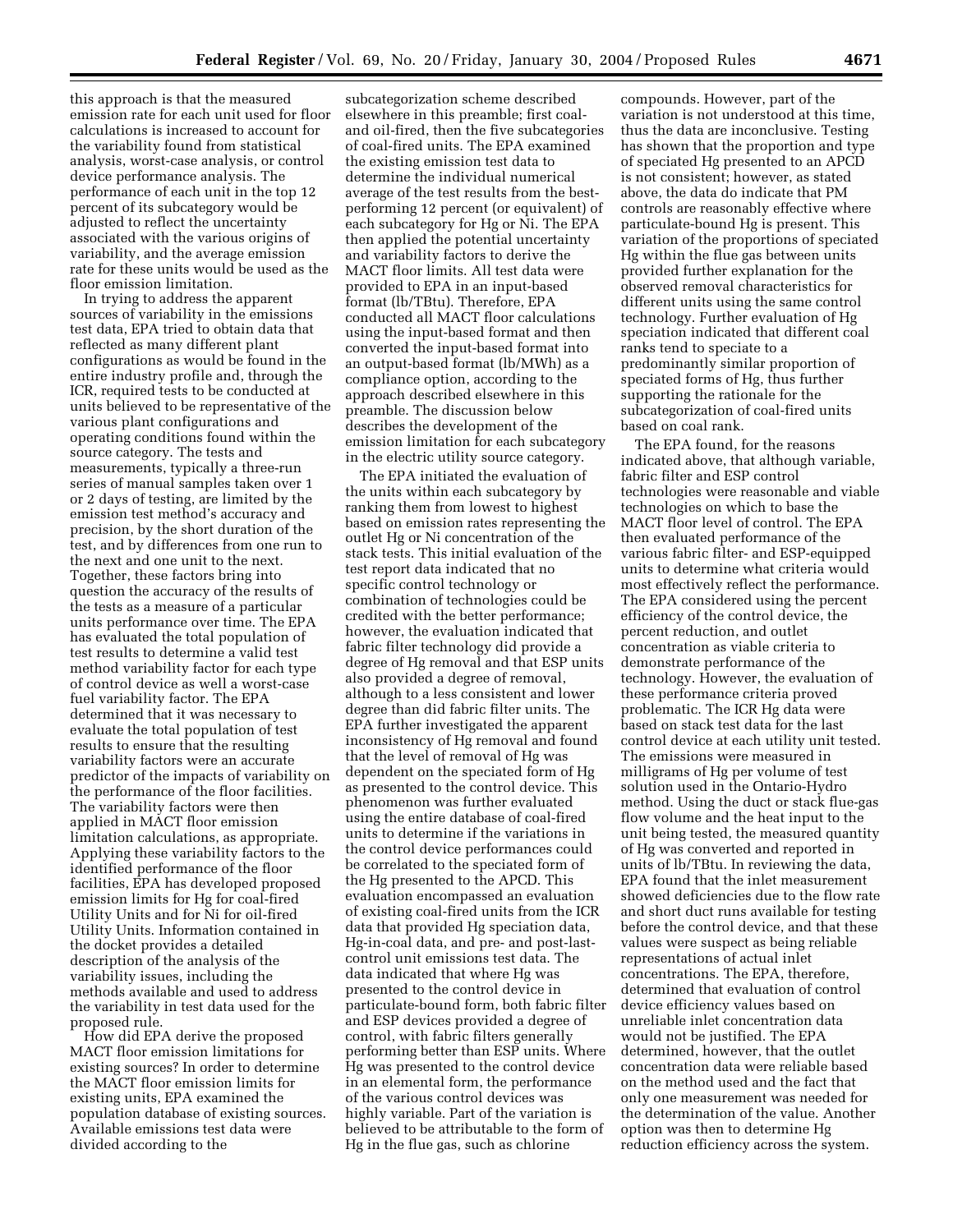this approach is that the measured emission rate for each unit used for floor calculations is increased to account for the variability found from statistical analysis, worst-case analysis, or control device performance analysis. The performance of each unit in the top 12 percent of its subcategory would be adjusted to reflect the uncertainty associated with the various origins of variability, and the average emission rate for these units would be used as the floor emission limitation.

In trying to address the apparent sources of variability in the emissions test data, EPA tried to obtain data that reflected as many different plant configurations as would be found in the entire industry profile and, through the ICR, required tests to be conducted at units believed to be representative of the various plant configurations and operating conditions found within the source category. The tests and measurements, typically a three-run series of manual samples taken over 1 or 2 days of testing, are limited by the emission test method's accuracy and precision, by the short duration of the test, and by differences from one run to the next and one unit to the next. Together, these factors bring into question the accuracy of the results of the tests as a measure of a particular units performance over time. The EPA has evaluated the total population of test results to determine a valid test method variability factor for each type of control device as well a worst-case fuel variability factor. The EPA determined that it was necessary to evaluate the total population of test results to ensure that the resulting variability factors were an accurate predictor of the impacts of variability on the performance of the floor facilities. The variability factors were then applied in MACT floor emission limitation calculations, as appropriate. Applying these variability factors to the identified performance of the floor facilities, EPA has developed proposed emission limits for Hg for coal-fired Utility Units and for Ni for oil-fired Utility Units. Information contained in the docket provides a detailed description of the analysis of the variability issues, including the methods available and used to address the variability in test data used for the proposed rule.

How did EPA derive the proposed MACT floor emission limitations for existing sources? In order to determine the MACT floor emission limits for existing units, EPA examined the population database of existing sources. Available emissions test data were divided according to the subcategorization scheme described elsewhere in this preamble; first coal- and oil-fired, then the five subcategories of coal-fired units. The EPA examined the existing emission test data to determine the individual numerical average of the test results from the best-performing 12 percent (or equivalent) of each subcategory for Hg or Ni. The EPA then applied the potential uncertainty and variability factors to derive the MACT floor limits. All test data were provided to EPA in an input-based format (lb/TBtu). Therefore, EPA conducted all MACT floor calculations using the input-based format and then converted the input-based format into an output-based format (lb/MWh) as a compliance option, according to the approach described elsewhere in this preamble. The discussion below describes the development of the emission limitation for each subcategory in the electric utility source category.

The EPA initiated the evaluation of the units within each subcategory by ranking them from lowest to highest based on emission rates representing the outlet Hg or Ni concentration of the stack tests. This initial evaluation of the test report data indicated that no specific control technology or combination of technologies could be credited with the better performance; however, the evaluation indicated that fabric filter technology did provide a degree of Hg removal and that ESP units also provided a degree of removal, although to a less consistent and lower degree than did fabric filter units. The EPA further investigated the apparent inconsistency of Hg removal and found that the level of removal of Hg was dependent on the speciated form of Hg as presented to the control device. This phenomenon was further evaluated using the entire database of coal-fired units to determine if the variations in the control device performances could be correlated to the speciated form of the Hg presented to the APCD. This evaluation encompassed an evaluation of existing coal-fired units from the ICR data that provided Hg speciation data, Hg-in-coal data, and pre- and post-last-control unit emissions test data. The data indicated that where Hg was presented to the control device in particulate-bound form, both fabric filter and ESP devices provided a degree of control, with fabric filters generally performing better than ESP units. Where Hg was presented to the control device in an elemental form, the performance of the various control devices was highly variable. Part of the variation is believed to be attributable to the form of Hg in the flue gas, such as chlorine compounds. However, part of the variation is not understood at this time, thus the data are inconclusive. Testing has shown that the proportion and type of speciated Hg presented to an APCD is not consistent; however, as stated above, the data do indicate that PM controls are reasonably effective where particulate-bound Hg is present. This variation of the proportions of speciated Hg within the flue gas between units provided further explanation for the observed removal characteristics for different units using the same control technology. Further evaluation of Hg speciation indicated that different coal ranks tend to speciate to a predominantly similar proportion of speciated forms of Hg, thus further supporting the rationale for the subcategorization of coal-fired units based on coal rank.

The EPA found, for the reasons indicated above, that although variable, fabric filter and ESP control technologies were reasonable and viable technologies on which to base the MACT floor level of control. The EPA then evaluated performance of the various fabric filter- and ESP-equipped units to determine what criteria would most effectively reflect the performance. The EPA considered using the percent efficiency of the control device, the percent reduction, and outlet concentration as viable criteria to demonstrate performance of the technology. However, the evaluation of these performance criteria proved problematic. The ICR Hg data were based on stack test data for the last control device at each utility unit tested. The emissions were measured in milligrams of Hg per volume of test solution used in the Ontario-Hydro method. Using the duct or stack flue-gas flow volume and the heat input to the unit being tested, the measured quantity of Hg was converted and reported in units of lb/TBtu. In reviewing the data, EPA found that the inlet measurement showed deficiencies due to the flow rate and short duct runs available for testing before the control device, and that these values were suspect as being reliable representations of actual inlet concentrations. The EPA, therefore, determined that evaluation of control device efficiency values based on unreliable inlet concentration data would not be justified. The EPA determined, however, that the outlet concentration data were reliable based on the method used and the fact that only one measurement was needed for the determination of the value. Another option was then to determine Hg reduction efficiency across the system.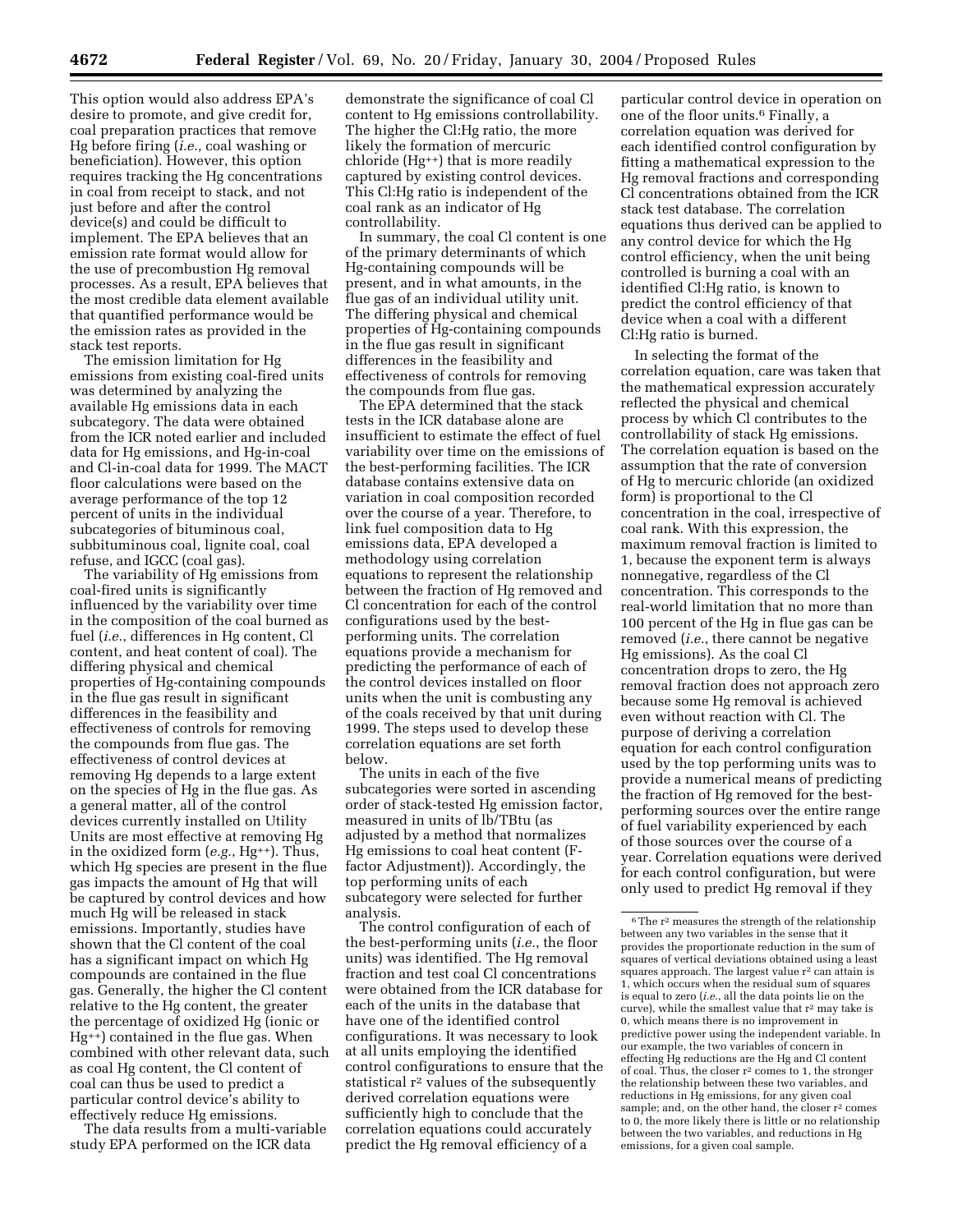This option would also address EPA's desire to promote, and give credit for, coal preparation practices that remove Hg before firing (*i.e.,* coal washing or beneficiation). However, this option requires tracking the Hg concentrations in coal from receipt to stack, and not just before and after the control device(s) and could be difficult to implement. The EPA believes that an emission rate format would allow for the use of precombustion Hg removal processes. As a result, EPA believes that the most credible data element available that quantified performance would be the emission rates as provided in the stack test reports.

The emission limitation for Hg emissions from existing coal-fired units was determined by analyzing the available Hg emissions data in each subcategory. The data were obtained from the ICR noted earlier and included data for Hg emissions, and Hg-in-coal and Cl-in-coal data for 1999. The MACT floor calculations were based on the average performance of the top 12 percent of units in the individual subcategories of bituminous coal, subbituminous coal, lignite coal, coal refuse, and IGCC (coal gas).

The variability of Hg emissions from coal-fired units is significantly influenced by the variability over time in the composition of the coal burned as fuel (*i.e.*, differences in Hg content, Cl content, and heat content of coal). The differing physical and chemical properties of Hg-containing compounds in the flue gas result in significant differences in the feasibility and effectiveness of controls for removing the compounds from flue gas. The effectiveness of control devices at removing Hg depends to a large extent on the species of Hg in the flue gas. As a general matter, all of the control devices currently installed on Utility Units are most effective at removing Hg in the oxidized form (*e.g.*, $Hg^{++}$). Thus, which Hg species are present in the flue gas impacts the amount of Hg that will be captured by control devices and how much Hg will be released in stack emissions. Importantly, studies have shown that the Cl content of the coal has a significant impact on which Hg compounds are contained in the flue gas. Generally, the higher the Cl content relative to the Hg content, the greater the percentage of oxidized Hg (ionic or $Hg^{++}$) contained in the flue gas. When combined with other relevant data, such as coal Hg content, the Cl content of coal can thus be used to predict a particular control device's ability to effectively reduce Hg emissions.

The data results from a multi-variable study EPA performed on the ICR data demonstrate the significance of coal Cl content to Hg emissions controllability. The higher the Cl:Hg ratio, the more likely the formation of mercuric chloride ($Hg^{++}$) that is more readily captured by existing control devices. This Cl:Hg ratio is independent of the coal rank as an indicator of Hg controllability.

In summary, the coal Cl content is one of the primary determinants of which Hg-containing compounds will be present, and in what amounts, in the flue gas of an individual utility unit. The differing physical and chemical properties of Hg-containing compounds in the flue gas result in significant differences in the feasibility and effectiveness of controls for removing the compounds from flue gas.

The EPA determined that the stack tests in the ICR database alone are insufficient to estimate the effect of fuel variability over time on the emissions of the best-performing facilities. The ICR database contains extensive data on variation in coal composition recorded over the course of a year. Therefore, to link fuel composition data to Hg emissions data, EPA developed a methodology using correlation equations to represent the relationship between the fraction of Hg removed and Cl concentration for each of the control configurations used by the best-performing units. The correlation equations provide a mechanism for predicting the performance of each of the control devices installed on floor units when the unit is combusting any of the coals received by that unit during 1999. The steps used to develop these correlation equations are set forth below.

The units in each of the five subcategories were sorted in ascending order of stack-tested Hg emission factor, measured in units of lb/TBtu (as adjusted by a method that normalizes Hg emissions to coal heat content (F-factor Adjustment)). Accordingly, the top performing units of each subcategory were selected for further analysis.

The control configuration of each of the best-performing units (*i.e.*, the floor units) was identified. The Hg removal fraction and test coal Cl concentrations were obtained from the ICR database for each of the units in the database that have one of the identified control configurations. It was necessary to look at all units employing the identified control configurations to ensure that the statistical $r^2$ values of the subsequently derived correlation equations were sufficiently high to conclude that the correlation equations could accurately predict the Hg removal efficiency of a particular control device in operation on one of the floor units.[6] Finally, a correlation equation was derived for each identified control configuration by fitting a mathematical expression to the Hg removal fractions and corresponding Cl concentrations obtained from the ICR stack test database. The correlation equations thus derived can be applied to any control device for which the Hg control efficiency, when the unit being controlled is burning a coal with an identified Cl:Hg ratio, is known to predict the control efficiency of that device when a coal with a different Cl:Hg ratio is burned.

In selecting the format of the correlation equation, care was taken that the mathematical expression accurately reflected the physical and chemical process by which Cl contributes to the controllability of stack Hg emissions. The correlation equation is based on the assumption that the rate of conversion of Hg to mercuric chloride (an oxidized form) is proportional to the Cl concentration in the coal, irrespective of coal rank. With this expression, the maximum removal fraction is limited to 1, because the exponent term is always nonnegative, regardless of the Cl concentration. This corresponds to the real-world limitation that no more than 100 percent of the Hg in flue gas can be removed (*i.e.*, there cannot be negative Hg emissions). As the coal Cl concentration drops to zero, the Hg removal fraction does not approach zero because some Hg removal is achieved even without reaction with Cl. The purpose of deriving a correlation equation for each control configuration used by the top performing units was to provide a numerical means of predicting the fraction of Hg removed for the best-performing sources over the entire range of fuel variability experienced by each of those sources over the course of a year. Correlation equations were derived for each control configuration, but were only used to predict Hg removal if they

---

[6] The $r^2$ measures the strength of the relationship between any two variables in the sense that it provides the proportionate reduction in the sum of squares of vertical deviations obtained using a least squares approach. The largest value $r^2$ can attain is 1, which occurs when the residual sum of squares is equal to zero (*i.e.*, all the data points lie on the curve), while the smallest value that $r^2$ may take is 0, which means there is no improvement in predictive power using the independent variable. In our example, the two variables of concern in effecting Hg reductions are the Hg and Cl content of coal. Thus, the closer $r^2$ comes to 1, the stronger the relationship between these two variables, and reductions in Hg emissions, for any given coal sample; and, on the other hand, the closer $r^2$ comes to 0, the more likely there is little or no relationship between the two variables, and reductions in Hg emissions, for a given coal sample.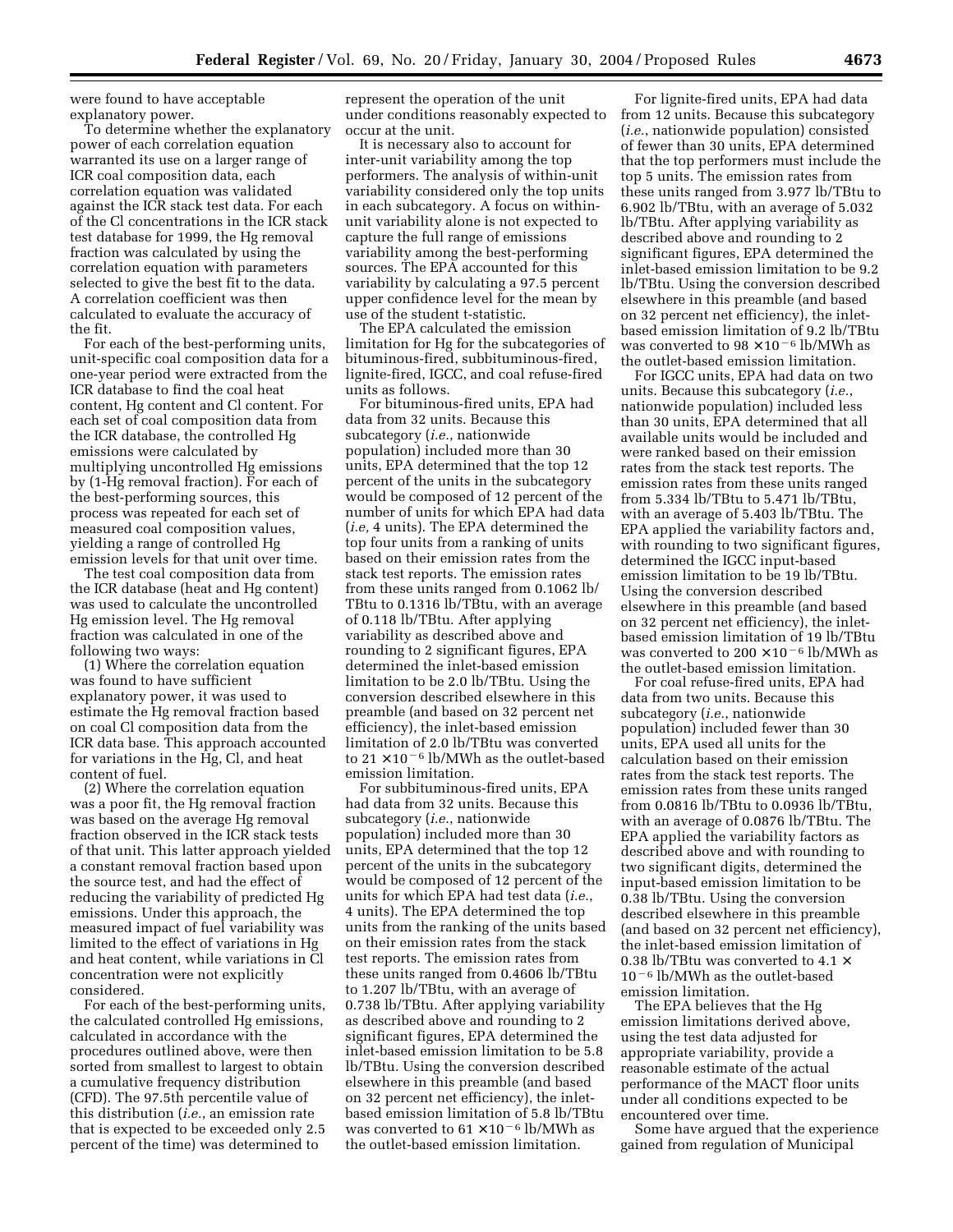were found to have acceptable explanatory power.

To determine whether the explanatory power of each correlation equation warranted its use on a larger range of ICR coal composition data, each correlation equation was validated against the ICR stack test data. For each of the Cl concentrations in the ICR stack test database for 1999, the Hg removal fraction was calculated by using the correlation equation with parameters selected to give the best fit to the data. A correlation coefficient was then calculated to evaluate the accuracy of the fit.

For each of the best-performing units, unit-specific coal composition data for a one-year period were extracted from the ICR database to find the coal heat content, Hg content and Cl content. For each set of coal composition data from the ICR database, the controlled Hg emissions were calculated by multiplying uncontrolled Hg emissions by (1-Hg removal fraction). For each of the best-performing sources, this process was repeated for each set of measured coal composition values, yielding a range of controlled Hg emission levels for that unit over time.

The test coal composition data from the ICR database (heat and Hg content) was used to calculate the uncontrolled Hg emission level. The Hg removal fraction was calculated in one of the following two ways:

(1) Where the correlation equation was found to have sufficient explanatory power, it was used to estimate the Hg removal fraction based on coal Cl composition data from the ICR data base. This approach accounted for variations in the Hg, Cl, and heat content of fuel.

(2) Where the correlation equation was a poor fit, the Hg removal fraction was based on the average Hg removal fraction observed in the ICR stack tests of that unit. This latter approach yielded a constant removal fraction based upon the source test, and had the effect of reducing the variability of predicted Hg emissions. Under this approach, the measured impact of fuel variability was limited to the effect of variations in Hg and heat content, while variations in Cl concentration were not explicitly considered.

For each of the best-performing units, the calculated controlled Hg emissions, calculated in accordance with the procedures outlined above, were then sorted from smallest to largest to obtain a cumulative frequency distribution (CFD). The 97.5th percentile value of this distribution (*i.e.*, an emission rate that is expected to be exceeded only 2.5 percent of the time) was determined to represent the operation of the unit under conditions reasonably expected to occur at the unit.

It is necessary also to account for inter-unit variability among the top performers. The analysis of within-unit variability considered only the top units in each subcategory. A focus on within-unit variability alone is not expected to capture the full range of emissions variability among the best-performing sources. The EPA accounted for this variability by calculating a 97.5 percent upper confidence level for the mean by use of the student t-statistic.

The EPA calculated the emission limitation for Hg for the subcategories of bituminous-fired, subbituminous-fired, lignite-fired, IGCC, and coal refuse-fired units as follows.

For bituminous-fired units, EPA had data from 32 units. Because this subcategory (*i.e.*, nationwide population) included more than 30 units, EPA determined that the top 12 percent of the units in the subcategory would be composed of 12 percent of the number of units for which EPA had data (*i.e,* 4 units). The EPA determined the top four units from a ranking of units based on their emission rates from the stack test reports. The emission rates from these units ranged from 0.1062 lb/TBtu to 0.1316 lb/TBtu, with an average of 0.118 lb/TBtu. After applying variability as described above and rounding to 2 significant figures, EPA determined the inlet-based emission limitation to be 2.0 lb/TBtu. Using the conversion described elsewhere in this preamble (and based on 32 percent net efficiency), the inlet-based emission limitation of 2.0 lb/TBtu was converted to $21 \times 10^{-6}$ lb/MWh as the outlet-based emission limitation.

For subbituminous-fired units, EPA had data from 32 units. Because this subcategory (*i.e.*, nationwide population) included more than 30 units, EPA determined that the top 12 percent of the units in the subcategory would be composed of 12 percent of the units for which EPA had test data (*i.e.*, 4 units). The EPA determined the top units from the ranking of the units based on their emission rates from the stack test reports. The emission rates from these units ranged from 0.4606 lb/TBtu to 1.207 lb/TBtu, with an average of 0.738 lb/TBtu. After applying variability as described above and rounding to 2 significant figures, EPA determined the inlet-based emission limitation to be 5.8 lb/TBtu. Using the conversion described elsewhere in this preamble (and based on 32 percent net efficiency), the inlet-based emission limitation of 5.8 lb/TBtu was converted to $61 \times 10^{-6}$ lb/MWh as the outlet-based emission limitation.

For lignite-fired units, EPA had data from 12 units. Because this subcategory (*i.e.*, nationwide population) consisted of fewer than 30 units, EPA determined that the top performers must include the top 5 units. The emission rates from these units ranged from 3.977 lb/TBtu to 6.902 lb/TBtu, with an average of 5.032 lb/TBtu. After applying variability as described above and rounding to 2 significant figures, EPA determined the inlet-based emission limitation to be 9.2 lb/TBtu. Using the conversion described elsewhere in this preamble (and based on 32 percent net efficiency), the inlet-based emission limitation of 9.2 lb/TBtu was converted to $98 \times 10^{-6}$ lb/MWh as the outlet-based emission limitation.

For IGCC units, EPA had data on two units. Because this subcategory (*i.e.*, nationwide population) included less than 30 units, EPA determined that all available units would be included and were ranked based on their emission rates from the stack test reports. The emission rates from these units ranged from 5.334 lb/TBtu to 5.471 lb/TBtu, with an average of 5.403 lb/TBtu. The EPA applied the variability factors and, with rounding to two significant figures, determined the IGCC input-based emission limitation to be 19 lb/TBtu. Using the conversion described elsewhere in this preamble (and based on 32 percent net efficiency), the inlet-based emission limitation of 19 lb/TBtu was converted to $200 \times 10^{-6}$ lb/MWh as the outlet-based emission limitation.

For coal refuse-fired units, EPA had data from two units. Because this subcategory (*i.e.*, nationwide population) included fewer than 30 units, EPA used all units for the calculation based on their emission rates from the stack test reports. The emission rates from these units ranged from 0.0816 lb/TBtu to 0.0936 lb/TBtu, with an average of 0.0876 lb/TBtu. The EPA applied the variability factors as described above and with rounding to two significant digits, determined the input-based emission limitation to be 0.38 lb/TBtu. Using the conversion described elsewhere in this preamble (and based on 32 percent net efficiency), the inlet-based emission limitation of 0.38 lb/TBtu was converted to $4.1 \times 10^{-6}$ lb/MWh as the outlet-based emission limitation.

The EPA believes that the Hg emission limitations derived above, using the test data adjusted for appropriate variability, provide a reasonable estimate of the actual performance of the MACT floor units under all conditions expected to be encountered over time.

Some have argued that the experience gained from regulation of Municipal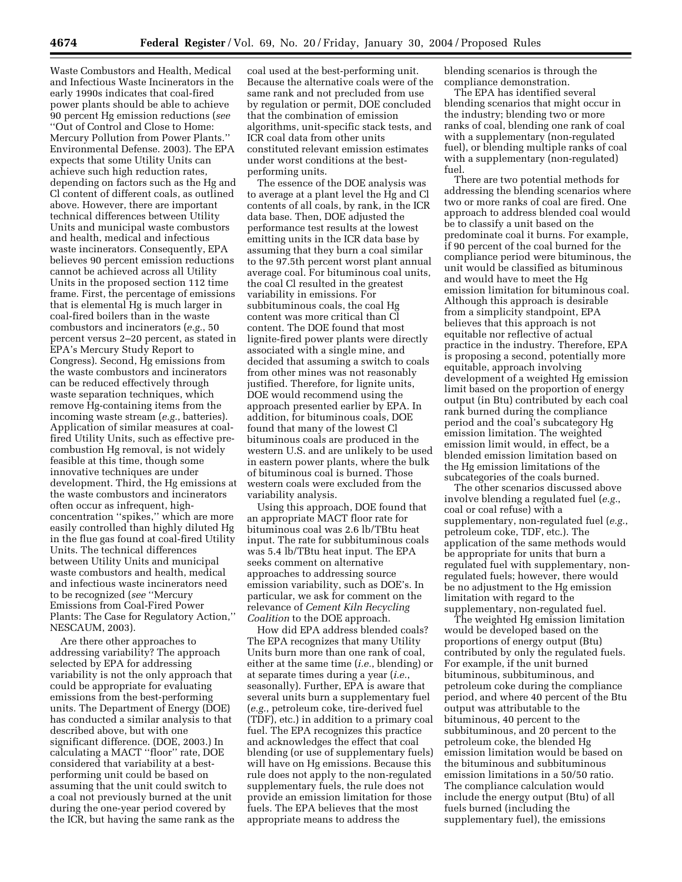Waste Combustors and Health, Medical and Infectious Waste Incinerators in the early 1990s indicates that coal-fired power plants should be able to achieve 90 percent Hg emission reductions (*see* ''Out of Control and Close to Home: Mercury Pollution from Power Plants.'' Environmental Defense. 2003). The EPA expects that some Utility Units can achieve such high reduction rates, depending on factors such as the Hg and Cl content of different coals, as outlined above. However, there are important technical differences between Utility Units and municipal waste combustors and health, medical and infectious waste incinerators. Consequently, EPA believes 90 percent emission reductions cannot be achieved across all Utility Units in the proposed section 112 time frame. First, the percentage of emissions that is elemental Hg is much larger in coal-fired boilers than in the waste combustors and incinerators (*e.g.*, 50 percent versus 2–20 percent, as stated in EPA's Mercury Study Report to Congress). Second, Hg emissions from the waste combustors and incinerators can be reduced effectively through waste separation techniques, which remove Hg-containing items from the incoming waste stream (*e.g.*, batteries). Application of similar measures at coal-fired Utility Units, such as effective pre-combustion Hg removal, is not widely feasible at this time, though some innovative techniques are under development. Third, the Hg emissions at the waste combustors and incinerators often occur as infrequent, high-concentration ''spikes,'' which are more easily controlled than highly diluted Hg in the flue gas found at coal-fired Utility Units. The technical differences between Utility Units and municipal waste combustors and health, medical and infectious waste incinerators need to be recognized (*see* ''Mercury Emissions from Coal-Fired Power Plants: The Case for Regulatory Action,'' NESCAUM, 2003).

Are there other approaches to addressing variability? The approach selected by EPA for addressing variability is not the only approach that could be appropriate for evaluating emissions from the best-performing units. The Department of Energy (DOE) has conducted a similar analysis to that described above, but with one significant difference. (DOE, 2003.) In calculating a MACT ''floor'' rate, DOE considered that variability at a best-performing unit could be based on assuming that the unit could switch to a coal not previously burned at the unit during the one-year period covered by the ICR, but having the same rank as the coal used at the best-performing unit. Because the alternative coals were of the same rank and not precluded from use by regulation or permit, DOE concluded that the combination of emission algorithms, unit-specific stack tests, and ICR coal data from other units constituted relevant emission estimates under worst conditions at the best-performing units.

The essence of the DOE analysis was to average at a plant level the Hg and Cl contents of all coals, by rank, in the ICR data base. Then, DOE adjusted the performance test results at the lowest emitting units in the ICR data base by assuming that they burn a coal similar to the 97.5th percent worst plant annual average coal. For bituminous coal units, the coal Cl resulted in the greatest variability in emissions. For subbituminous coals, the coal Hg content was more critical than Cl content. The DOE found that most lignite-fired power plants were directly associated with a single mine, and decided that assuming a switch to coals from other mines was not reasonably justified. Therefore, for lignite units, DOE would recommend using the approach presented earlier by EPA. In addition, for bituminous coals, DOE found that many of the lowest Cl bituminous coals are produced in the western U.S. and are unlikely to be used in eastern power plants, where the bulk of bituminous coal is burned. Those western coals were excluded from the variability analysis.

Using this approach, DOE found that an appropriate MACT floor rate for bituminous coal was 2.6 lb/TBtu heat input. The rate for subbituminous coals was 5.4 lb/TBtu heat input. The EPA seeks comment on alternative approaches to addressing source emission variability, such as DOE's. In particular, we ask for comment on the relevance of *Cement Kiln Recycling Coalition* to the DOE approach.

How did EPA address blended coals? The EPA recognizes that many Utility Units burn more than one rank of coal, either at the same time (*i.e.*, blending) or at separate times during a year (*i.e.*, seasonally). Further, EPA is aware that several units burn a supplementary fuel (*e.g.*, petroleum coke, tire-derived fuel (TDF), etc.) in addition to a primary coal fuel. The EPA recognizes this practice and acknowledges the effect that coal blending (or use of supplementary fuels) will have on Hg emissions. Because this rule does not apply to the non-regulated supplementary fuels, the rule does not provide an emission limitation for those fuels. The EPA believes that the most appropriate means to address the blending scenarios is through the compliance demonstration.

The EPA has identified several blending scenarios that might occur in the industry; blending two or more ranks of coal, blending one rank of coal with a supplementary (non-regulated fuel), or blending multiple ranks of coal with a supplementary (non-regulated) fuel.

There are two potential methods for addressing the blending scenarios where two or more ranks of coal are fired. One approach to address blended coal would be to classify a unit based on the predominate coal it burns. For example, if 90 percent of the coal burned for the compliance period were bituminous, the unit would be classified as bituminous and would have to meet the Hg emission limitation for bituminous coal. Although this approach is desirable from a simplicity standpoint, EPA believes that this approach is not equitable nor reflective of actual practice in the industry. Therefore, EPA is proposing a second, potentially more equitable, approach involving development of a weighted Hg emission limit based on the proportion of energy output (in Btu) contributed by each coal rank burned during the compliance period and the coal's subcategory Hg emission limitation. The weighted emission limit would, in effect, be a blended emission limitation based on the Hg emission limitations of the subcategories of the coals burned.

The other scenarios discussed above involve blending a regulated fuel (*e.g.*, coal or coal refuse) with a supplementary, non-regulated fuel (*e.g.*, petroleum coke, TDF, etc.). The application of the same methods would be appropriate for units that burn a regulated fuel with supplementary, non-regulated fuels; however, there would be no adjustment to the Hg emission limitation with regard to the supplementary, non-regulated fuel.

The weighted Hg emission limitation would be developed based on the proportions of energy output (Btu) contributed by only the regulated fuels. For example, if the unit burned bituminous, subbituminous, and petroleum coke during the compliance period, and where 40 percent of the Btu output was attributable to the bituminous, 40 percent to the subbituminous, and 20 percent to the petroleum coke, the blended Hg emission limitation would be based on the bituminous and subbituminous emission limitations in a 50/50 ratio. The compliance calculation would include the energy output (Btu) of all fuels burned (including the supplementary fuel), the emissions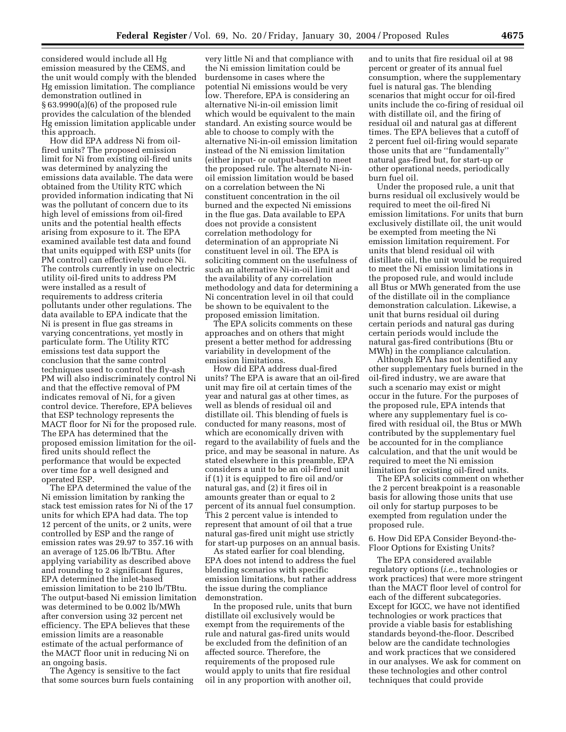considered would include all Hg emission measured by the CEMS, and the unit would comply with the blended Hg emission limitation. The compliance demonstration outlined in § 63.9990(a)(6) of the proposed rule provides the calculation of the blended Hg emission limitation applicable under this approach.

How did EPA address Ni from oil-fired units? The proposed emission limit for Ni from existing oil-fired units was determined by analyzing the emissions data available. The data were obtained from the Utility RTC which provided information indicating that Ni was the pollutant of concern due to its high level of emissions from oil-fired units and the potential health effects arising from exposure to it. The EPA examined available test data and found that units equipped with ESP units (for PM control) can effectively reduce Ni. The controls currently in use on electric utility oil-fired units to address PM were installed as a result of requirements to address criteria pollutants under other regulations. The data available to EPA indicate that the Ni is present in flue gas streams in varying concentrations, yet mostly in particulate form. The Utility RTC emissions test data support the conclusion that the same control techniques used to control the fly-ash PM will also indiscriminately control Ni and that the effective removal of PM indicates removal of Ni, for a given control device. Therefore, EPA believes that ESP technology represents the MACT floor for Ni for the proposed rule. The EPA has determined that the proposed emission limitation for the oil-fired units should reflect the performance that would be expected over time for a well designed and operated ESP.

The EPA determined the value of the Ni emission limitation by ranking the stack test emission rates for Ni of the 17 units for which EPA had data. The top 12 percent of the units, or 2 units, were controlled by ESP and the range of emission rates was 29.97 to 357.16 with an average of 125.06 lb/TBtu. After applying variability as described above and rounding to 2 significant figures, EPA determined the inlet-based emission limitation to be 210 lb/TBtu. The output-based Ni emission limitation was determined to be 0.002 lb/MWh after conversion using 32 percent net efficiency. The EPA believes that these emission limits are a reasonable estimate of the actual performance of the MACT floor unit in reducing Ni on an ongoing basis.

The Agency is sensitive to the fact that some sources burn fuels containing very little Ni and that compliance with the Ni emission limitation could be burdensome in cases where the potential Ni emissions would be very low. Therefore, EPA is considering an alternative Ni-in-oil emission limit which would be equivalent to the main standard. An existing source would be able to choose to comply with the alternative Ni-in-oil emission limitation instead of the Ni emission limitation (either input- or output-based) to meet the proposed rule. The alternate Ni-in-oil emission limitation would be based on a correlation between the Ni constituent concentration in the oil burned and the expected Ni emissions in the flue gas. Data available to EPA does not provide a consistent correlation methodology for determination of an appropriate Ni constituent level in oil. The EPA is soliciting comment on the usefulness of such an alternative Ni-in-oil limit and the availability of any correlation methodology and data for determining a Ni concentration level in oil that could be shown to be equivalent to the proposed emission limitation.

The EPA solicits comments on these approaches and on others that might present a better method for addressing variability in development of the emission limitations.

How did EPA address dual-fired units? The EPA is aware that an oil-fired unit may fire oil at certain times of the year and natural gas at other times, as well as blends of residual oil and distillate oil. This blending of fuels is conducted for many reasons, most of which are economically driven with regard to the availability of fuels and the price, and may be seasonal in nature. As stated elsewhere in this preamble, EPA considers a unit to be an oil-fired unit if (1) it is equipped to fire oil and/or natural gas, and (2) it fires oil in amounts greater than or equal to 2 percent of its annual fuel consumption. This 2 percent value is intended to represent that amount of oil that a true natural gas-fired unit might use strictly for start-up purposes on an annual basis.

As stated earlier for coal blending, EPA does not intend to address the fuel blending scenarios with specific emission limitations, but rather address the issue during the compliance demonstration.

In the proposed rule, units that burn distillate oil exclusively would be exempt from the requirements of the rule and natural gas-fired units would be excluded from the definition of an affected source. Therefore, the requirements of the proposed rule would apply to units that fire residual oil in any proportion with another oil, and to units that fire residual oil at 98 percent or greater of its annual fuel consumption, where the supplementary fuel is natural gas. The blending scenarios that might occur for oil-fired units include the co-firing of residual oil with distillate oil, and the firing of residual oil and natural gas at different times. The EPA believes that a cutoff of 2 percent fuel oil-firing would separate those units that are "fundamentally" natural gas-fired but, for start-up or other operational needs, periodically burn fuel oil.

Under the proposed rule, a unit that burns residual oil exclusively would be required to meet the oil-fired Ni emission limitations. For units that burn exclusively distillate oil, the unit would be exempted from meeting the Ni emission limitation requirement. For units that blend residual oil with distillate oil, the unit would be required to meet the Ni emission limitations in the proposed rule, and would include all Btus or MWh generated from the use of the distillate oil in the compliance demonstration calculation. Likewise, a unit that burns residual oil during certain periods and natural gas during certain periods would include the natural gas-fired contributions (Btu or MWh) in the compliance calculation.

Although EPA has not identified any other supplementary fuels burned in the oil-fired industry, we are aware that such a scenario may exist or might occur in the future. For the purposes of the proposed rule, EPA intends that where any supplementary fuel is co-fired with residual oil, the Btus or MWh contributed by the supplementary fuel be accounted for in the compliance calculation, and that the unit would be required to meet the Ni emission limitation for existing oil-fired units.

The EPA solicits comment on whether the 2 percent breakpoint is a reasonable basis for allowing those units that use oil only for startup purposes to be exempted from regulation under the proposed rule.

### 6. How Did EPA Consider Beyond-the-Floor Options for Existing Units?

The EPA considered available regulatory options (*i.e.*, technologies or work practices) that were more stringent than the MACT floor level of control for each of the different subcategories. Except for IGCC, we have not identified technologies or work practices that provide a viable basis for establishing standards beyond-the-floor. Described below are the candidate technologies and work practices that we considered in our analyses. We ask for comment on these technologies and other control techniques that could provide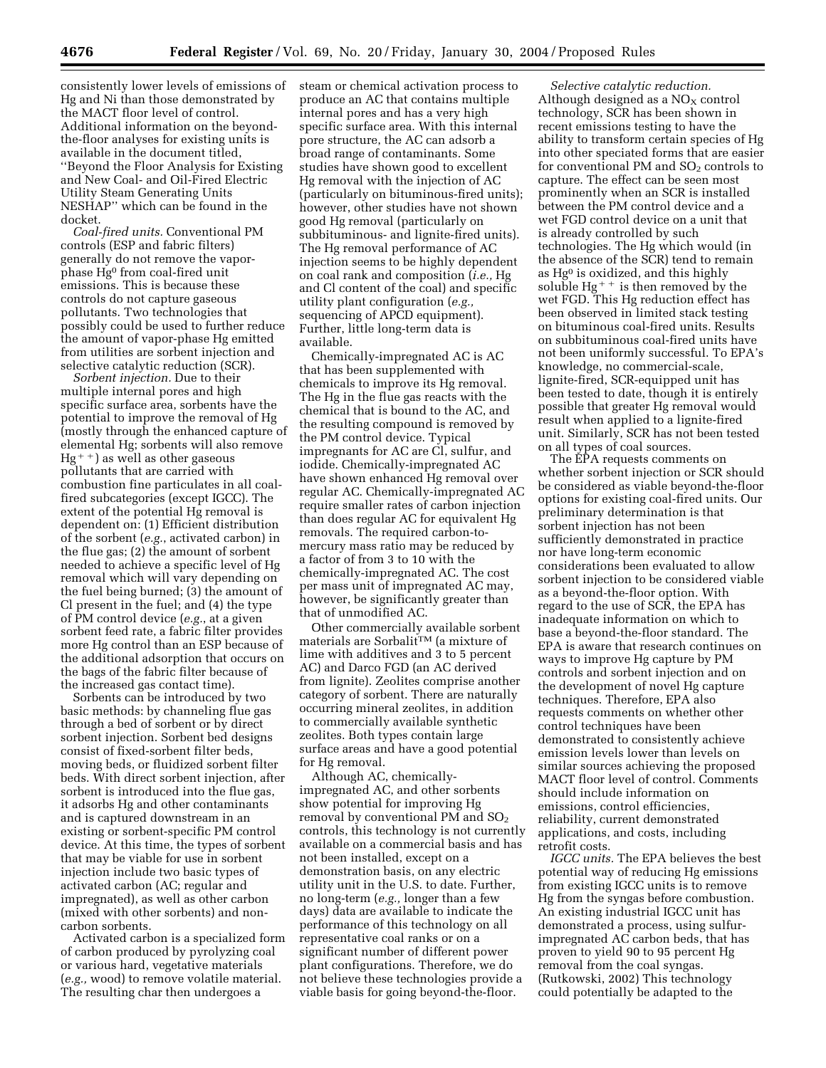consistently lower levels of emissions of Hg and Ni than those demonstrated by the MACT floor level of control. Additional information on the beyond-the-floor analyses for existing units is available in the document titled, ''Beyond the Floor Analysis for Existing and New Coal- and Oil-Fired Electric Utility Steam Generating Units NESHAP'' which can be found in the docket.

*Coal-fired units.* Conventional PM controls (ESP and fabric filters) generally do not remove the vapor-phase $Hg^0$ from coal-fired unit emissions. This is because these controls do not capture gaseous pollutants. Two technologies that possibly could be used to further reduce the amount of vapor-phase Hg emitted from utilities are sorbent injection and selective catalytic reduction (SCR).

*Sorbent injection.* Due to their multiple internal pores and high specific surface area, sorbents have the potential to improve the removal of Hg (mostly through the enhanced capture of elemental Hg; sorbents will also remove $Hg^{++}$) as well as other gaseous pollutants that are carried with combustion fine particulates in all coal-fired subcategories (except IGCC). The extent of the potential Hg removal is dependent on: (1) Efficient distribution of the sorbent (*e.g.*, activated carbon) in the flue gas; (2) the amount of sorbent needed to achieve a specific level of Hg removal which will vary depending on the fuel being burned; (3) the amount of Cl present in the fuel; and (4) the type of PM control device (*e.g.*, at a given sorbent feed rate, a fabric filter provides more Hg control than an ESP because of the additional adsorption that occurs on the bags of the fabric filter because of the increased gas contact time).

Sorbents can be introduced by two basic methods: by channeling flue gas through a bed of sorbent or by direct sorbent injection. Sorbent bed designs consist of fixed-sorbent filter beds, moving beds, or fluidized sorbent filter beds. With direct sorbent injection, after sorbent is introduced into the flue gas, it adsorbs Hg and other contaminants and is captured downstream in an existing or sorbent-specific PM control device. At this time, the types of sorbent that may be viable for use in sorbent injection include two basic types of activated carbon (AC; regular and impregnated), as well as other carbon (mixed with other sorbents) and non-carbon sorbents.

Activated carbon is a specialized form of carbon produced by pyrolyzing coal or various hard, vegetative materials (*e.g.,* wood) to remove volatile material. The resulting char then undergoes a steam or chemical activation process to produce an AC that contains multiple internal pores and has a very high specific surface area. With this internal pore structure, the AC can adsorb a broad range of contaminants. Some studies have shown good to excellent Hg removal with the injection of AC (particularly on bituminous-fired units); however, other studies have not shown good Hg removal (particularly on subbituminous- and lignite-fired units). The Hg removal performance of AC injection seems to be highly dependent on coal rank and composition (*i.e.,* Hg and Cl content of the coal) and specific utility plant configuration (*e.g.,* sequencing of APCD equipment). Further, little long-term data is available.

Chemically-impregnated AC is AC that has been supplemented with chemicals to improve its Hg removal. The Hg in the flue gas reacts with the chemical that is bound to the AC, and the resulting compound is removed by the PM control device. Typical impregnants for AC are Cl, sulfur, and iodide. Chemically-impregnated AC have shown enhanced Hg removal over regular AC. Chemically-impregnated AC require smaller rates of carbon injection than does regular AC for equivalent Hg removals. The required carbon-to-mercury mass ratio may be reduced by a factor of from 3 to 10 with the chemically-impregnated AC. The cost per mass unit of impregnated AC may, however, be significantly greater than that of unmodified AC.

Other commercially available sorbent materials are Sorbalit™ (a mixture of lime with additives and 3 to 5 percent AC) and Darco FGD (an AC derived from lignite). Zeolites comprise another category of sorbent. There are naturally occurring mineral zeolites, in addition to commercially available synthetic zeolites. Both types contain large surface areas and have a good potential for Hg removal.

Although AC, chemically-impregnated AC, and other sorbents show potential for improving Hg removal by conventional PM and $SO_2$ controls, this technology is not currently available on a commercial basis and has not been installed, except on a demonstration basis, on any electric utility unit in the U.S. to date. Further, no long-term (*e.g.,* longer than a few days) data are available to indicate the performance of this technology on all representative coal ranks or on a significant number of different power plant configurations. Therefore, we do not believe these technologies provide a viable basis for going beyond-the-floor.

*Selective catalytic reduction.* Although designed as a $NO_X$ control technology, SCR has been shown in recent emissions testing to have the ability to transform certain species of Hg into other speciated forms that are easier for conventional PM and $SO_2$ controls to capture. The effect can be seen most prominently when an SCR is installed between the PM control device and a wet FGD control device on a unit that is already controlled by such technologies. The Hg which would (in the absence of the SCR) tend to remain as $Hg^0$ is oxidized, and this highly soluble $Hg^{++}$ is then removed by the wet FGD. This Hg reduction effect has been observed in limited stack testing on bituminous coal-fired units. Results on subbituminous coal-fired units have not been uniformly successful. To EPA's knowledge, no commercial-scale, lignite-fired, SCR-equipped unit has been tested to date, though it is entirely possible that greater Hg removal would result when applied to a lignite-fired unit. Similarly, SCR has not been tested on all types of coal sources.

The EPA requests comments on whether sorbent injection or SCR should be considered as viable beyond-the-floor options for existing coal-fired units. Our preliminary determination is that sorbent injection has not been sufficiently demonstrated in practice nor have long-term economic considerations been evaluated to allow sorbent injection to be considered viable as a beyond-the-floor option. With regard to the use of SCR, the EPA has inadequate information on which to base a beyond-the-floor standard. The EPA is aware that research continues on ways to improve Hg capture by PM controls and sorbent injection and on the development of novel Hg capture techniques. Therefore, EPA also requests comments on whether other control techniques have been demonstrated to consistently achieve emission levels lower than levels on similar sources achieving the proposed MACT floor level of control. Comments should include information on emissions, control efficiencies, reliability, current demonstrated applications, and costs, including retrofit costs.

*IGCC units.* The EPA believes the best potential way of reducing Hg emissions from existing IGCC units is to remove Hg from the syngas before combustion. An existing industrial IGCC unit has demonstrated a process, using sulfur-impregnated AC carbon beds, that has proven to yield 90 to 95 percent Hg removal from the coal syngas. (Rutkowski, 2002) This technology could potentially be adapted to the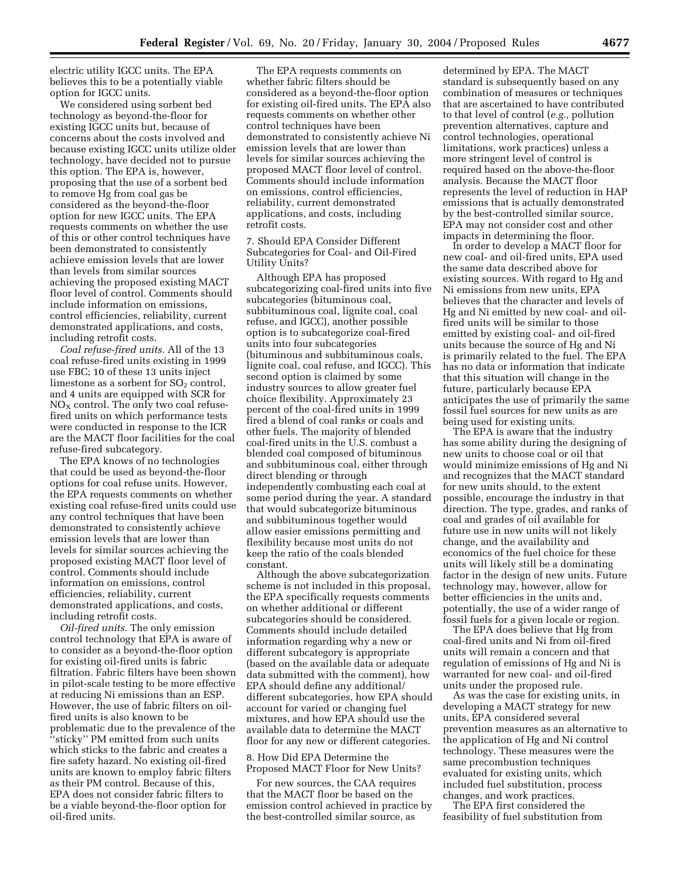electric utility IGCC units. The EPA believes this to be a potentially viable option for IGCC units.

We considered using sorbent bed technology as beyond-the-floor for existing IGCC units but, because of concerns about the costs involved and because existing IGCC units utilize older technology, have decided not to pursue this option. The EPA is, however, proposing that the use of a sorbent bed to remove Hg from coal gas be considered as the beyond-the-floor option for new IGCC units. The EPA requests comments on whether the use of this or other control techniques have been demonstrated to consistently achieve emission levels that are lower than levels from similar sources achieving the proposed existing MACT floor level of control. Comments should include information on emissions, control efficiencies, reliability, current demonstrated applications, and costs, including retrofit costs.

*Coal refuse-fired units.* All of the 13 coal refuse-fired units existing in 1999 use FBC; 10 of these 13 units inject limestone as a sorbent for $SO_2$ control, and 4 units are equipped with SCR for $NO_X$ control. The only two coal refuse-fired units on which performance tests were conducted in response to the ICR are the MACT floor facilities for the coal refuse-fired subcategory.

The EPA knows of no technologies that could be used as beyond-the-floor options for coal refuse units. However, the EPA requests comments on whether existing coal refuse-fired units could use any control techniques that have been demonstrated to consistently achieve emission levels that are lower than levels for similar sources achieving the proposed existing MACT floor level of control. Comments should include information on emissions, control efficiencies, reliability, current demonstrated applications, and costs, including retrofit costs.

*Oil-fired units.* The only emission control technology that EPA is aware of to consider as a beyond-the-floor option for existing oil-fired units is fabric filtration. Fabric filters have been shown in pilot-scale testing to be more effective at reducing Ni emissions than an ESP. However, the use of fabric filters on oil-fired units is also known to be problematic due to the prevalence of the "sticky" PM emitted from such units which sticks to the fabric and creates a fire safety hazard. No existing oil-fired units are known to employ fabric filters as their PM control. Because of this, EPA does not consider fabric filters to be a viable beyond-the-floor option for oil-fired units.

The EPA requests comments on whether fabric filters should be considered as a beyond-the-floor option for existing oil-fired units. The EPA also requests comments on whether other control techniques have been demonstrated to consistently achieve Ni emission levels that are lower than levels for similar sources achieving the proposed MACT floor level of control. Comments should include information on emissions, control efficiencies, reliability, current demonstrated applications, and costs, including retrofit costs.

7. Should EPA Consider Different Subcategories for Coal- and Oil-Fired Utility Units?

Although EPA has proposed subcategorizing coal-fired units into five subcategories (bituminous coal, subbituminous coal, lignite coal, coal refuse, and IGCC), another possible option is to subcategorize coal-fired units into four subcategories (bituminous and subbituminous coals, lignite coal, coal refuse, and IGCC). This second option is claimed by some industry sources to allow greater fuel choice flexibility. Approximately 23 percent of the coal-fired units in 1999 fired a blend of coal ranks or coals and other fuels. The majority of blended coal-fired units in the U.S. combust a blended coal composed of bituminous and subbituminous coal, either through direct blending or through independently combusting each coal at some period during the year. A standard that would subcategorize bituminous and subbituminous together would allow easier emissions permitting and flexibility because most units do not keep the ratio of the coals blended constant.

Although the above subcategorization scheme is not included in this proposal, the EPA specifically requests comments on whether additional or different subcategories should be considered. Comments should include detailed information regarding why a new or different subcategory is appropriate (based on the available data or adequate data submitted with the comment), how EPA should define any additional/different subcategories, how EPA should account for varied or changing fuel mixtures, and how EPA should use the available data to determine the MACT floor for any new or different categories.

8. How Did EPA Determine the Proposed MACT Floor for New Units?

For new sources, the CAA requires that the MACT floor be based on the emission control achieved in practice by the best-controlled similar source, as determined by EPA. The MACT standard is subsequently based on any combination of measures or techniques that are ascertained to have contributed to that level of control (*e.g.,* pollution prevention alternatives, capture and control technologies, operational limitations, work practices) unless a more stringent level of control is required based on the above-the-floor analysis. Because the MACT floor represents the level of reduction in HAP emissions that is actually demonstrated by the best-controlled similar source, EPA may not consider cost and other impacts in determining the floor.

In order to develop a MACT floor for new coal- and oil-fired units, EPA used the same data described above for existing sources. With regard to Hg and Ni emissions from new units, EPA believes that the character and levels of Hg and Ni emitted by new coal- and oil-fired units will be similar to those emitted by existing coal- and oil-fired units because the source of Hg and Ni is primarily related to the fuel. The EPA has no data or information that indicate that this situation will change in the future, particularly because EPA anticipates the use of primarily the same fossil fuel sources for new units as are being used for existing units.

The EPA is aware that the industry has some ability during the designing of new units to choose coal or oil that would minimize emissions of Hg and Ni and recognizes that the MACT standard for new units should, to the extent possible, encourage the industry in that direction. The type, grades, and ranks of coal and grades of oil available for future use in new units will not likely change, and the availability and economics of the fuel choice for these units will likely still be a dominating factor in the design of new units. Future technology may, however, allow for better efficiencies in the units and, potentially, the use of a wider range of fossil fuels for a given locale or region.

The EPA does believe that Hg from coal-fired units and Ni from oil-fired units will remain a concern and that regulation of emissions of Hg and Ni is warranted for new coal- and oil-fired units under the proposed rule.

As was the case for existing units, in developing a MACT strategy for new units, EPA considered several prevention measures as an alternative to the application of Hg and Ni control technology. These measures were the same precombustion techniques evaluated for existing units, which included fuel substitution, process changes, and work practices.

The EPA first considered the feasibility of fuel substitution from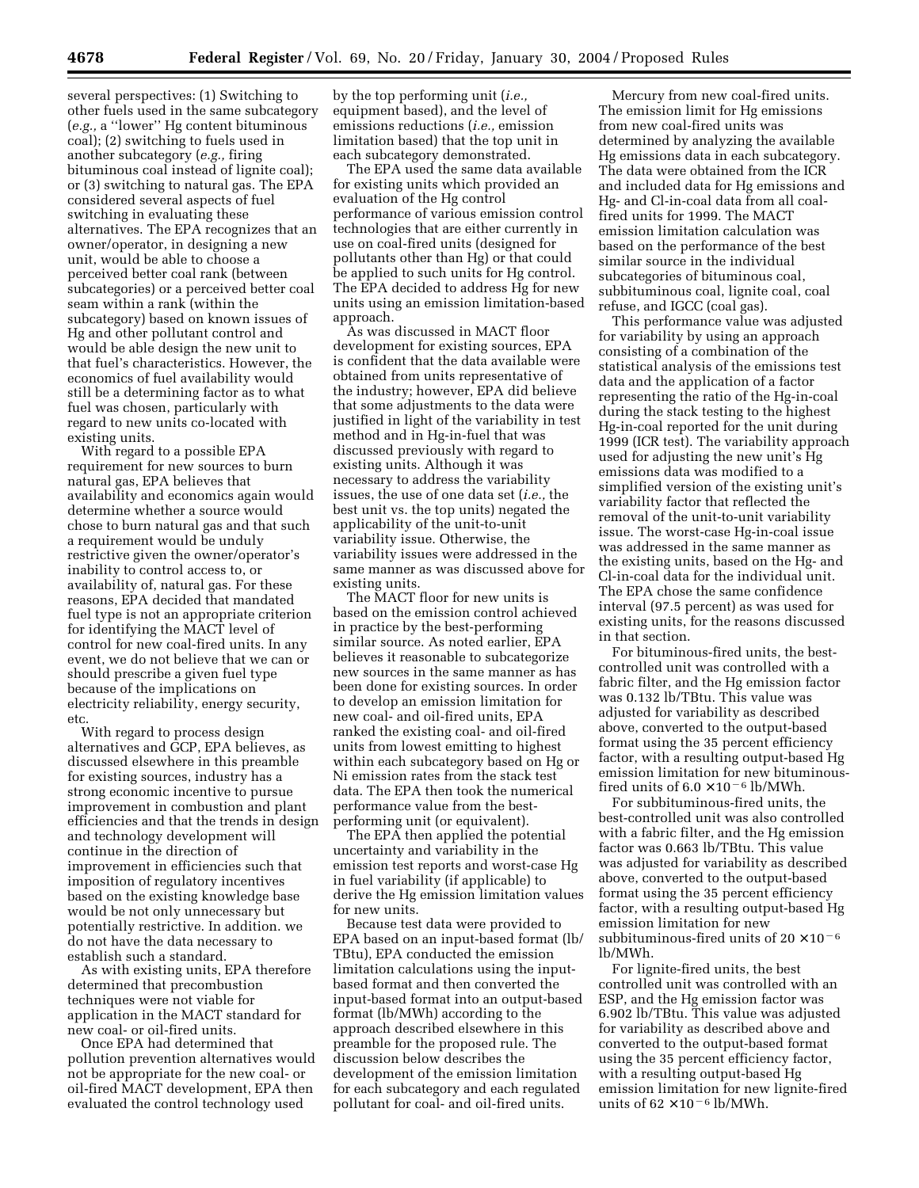several perspectives: (1) Switching to other fuels used in the same subcategory (*e.g.,* a ''lower'' Hg content bituminous coal); (2) switching to fuels used in another subcategory (*e.g.,* firing bituminous coal instead of lignite coal); or (3) switching to natural gas. The EPA considered several aspects of fuel switching in evaluating these alternatives. The EPA recognizes that an owner/operator, in designing a new unit, would be able to choose a perceived better coal rank (between subcategories) or a perceived better coal seam within a rank (within the subcategory) based on known issues of Hg and other pollutant control and would be able design the new unit to that fuel's characteristics. However, the economics of fuel availability would still be a determining factor as to what fuel was chosen, particularly with regard to new units co-located with existing units.

With regard to a possible EPA requirement for new sources to burn natural gas, EPA believes that availability and economics again would determine whether a source would chose to burn natural gas and that such a requirement would be unduly restrictive given the owner/operator's inability to control access to, or availability of, natural gas. For these reasons, EPA decided that mandated fuel type is not an appropriate criterion for identifying the MACT level of control for new coal-fired units. In any event, we do not believe that we can or should prescribe a given fuel type because of the implications on electricity reliability, energy security, etc.

With regard to process design alternatives and GCP, EPA believes, as discussed elsewhere in this preamble for existing sources, industry has a strong economic incentive to pursue improvement in combustion and plant efficiencies and that the trends in design and technology development will continue in the direction of improvement in efficiencies such that imposition of regulatory incentives based on the existing knowledge base would be not only unnecessary but potentially restrictive. In addition. we do not have the data necessary to establish such a standard.

As with existing units, EPA therefore determined that precombustion techniques were not viable for application in the MACT standard for new coal- or oil-fired units.

Once EPA had determined that pollution prevention alternatives would not be appropriate for the new coal- or oil-fired MACT development, EPA then evaluated the control technology used by the top performing unit (*i.e.,* equipment based), and the level of emissions reductions (*i.e.,* emission limitation based) that the top unit in each subcategory demonstrated.

The EPA used the same data available for existing units which provided an evaluation of the Hg control performance of various emission control technologies that are either currently in use on coal-fired units (designed for pollutants other than Hg) or that could be applied to such units for Hg control. The EPA decided to address Hg for new units using an emission limitation-based approach.

As was discussed in MACT floor development for existing sources, EPA is confident that the data available were obtained from units representative of the industry; however, EPA did believe that some adjustments to the data were justified in light of the variability in test method and in Hg-in-fuel that was discussed previously with regard to existing units. Although it was necessary to address the variability issues, the use of one data set (*i.e.,* the best unit vs. the top units) negated the applicability of the unit-to-unit variability issue. Otherwise, the variability issues were addressed in the same manner as was discussed above for existing units.

The MACT floor for new units is based on the emission control achieved in practice by the best-performing similar source. As noted earlier, EPA believes it reasonable to subcategorize new sources in the same manner as has been done for existing sources. In order to develop an emission limitation for new coal- and oil-fired units, EPA ranked the existing coal- and oil-fired units from lowest emitting to highest within each subcategory based on Hg or Ni emission rates from the stack test data. The EPA then took the numerical performance value from the best-performing unit (or equivalent).

The EPA then applied the potential uncertainty and variability in the emission test reports and worst-case Hg in fuel variability (if applicable) to derive the Hg emission limitation values for new units.

Because test data were provided to EPA based on an input-based format (lb/TBtu), EPA conducted the emission limitation calculations using the input-based format and then converted the input-based format into an output-based format (lb/MWh) according to the approach described elsewhere in this preamble for the proposed rule. The discussion below describes the development of the emission limitation for each subcategory and each regulated pollutant for coal- and oil-fired units.

Mercury from new coal-fired units. The emission limit for Hg emissions from new coal-fired units was determined by analyzing the available Hg emissions data in each subcategory. The data were obtained from the ICR and included data for Hg emissions and Hg- and Cl-in-coal data from all coal-fired units for 1999. The MACT emission limitation calculation was based on the performance of the best similar source in the individual subcategories of bituminous coal, subbituminous coal, lignite coal, coal refuse, and IGCC (coal gas).

This performance value was adjusted for variability by using an approach consisting of a combination of the statistical analysis of the emissions test data and the application of a factor representing the ratio of the Hg-in-coal during the stack testing to the highest Hg-in-coal reported for the unit during 1999 (ICR test). The variability approach used for adjusting the new unit's Hg emissions data was modified to a simplified version of the existing unit's variability factor that reflected the removal of the unit-to-unit variability issue. The worst-case Hg-in-coal issue was addressed in the same manner as the existing units, based on the Hg- and Cl-in-coal data for the individual unit. The EPA chose the same confidence interval (97.5 percent) as was used for existing units, for the reasons discussed in that section.

For bituminous-fired units, the best-controlled unit was controlled with a fabric filter, and the Hg emission factor was 0.132 lb/TBtu. This value was adjusted for variability as described above, converted to the output-based format using the 35 percent efficiency factor, with a resulting output-based Hg emission limitation for new bituminous-fired units of $6.0 \times 10^{-6}$ lb/MWh.

For subbituminous-fired units, the best-controlled unit was also controlled with a fabric filter, and the Hg emission factor was 0.663 lb/TBtu. This value was adjusted for variability as described above, converted to the output-based format using the 35 percent efficiency factor, with a resulting output-based Hg emission limitation for new subbituminous-fired units of $20 \times 10^{-6}$ lb/MWh.

For lignite-fired units, the best controlled unit was controlled with an ESP, and the Hg emission factor was 6.902 lb/TBtu. This value was adjusted for variability as described above and converted to the output-based format using the 35 percent efficiency factor, with a resulting output-based Hg emission limitation for new lignite-fired units of $62 \times 10^{-6}$ lb/MWh.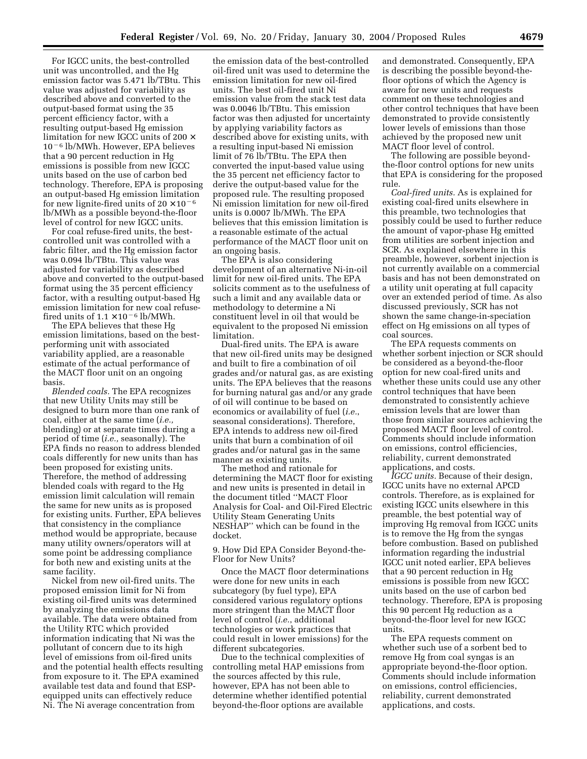For IGCC units, the best-controlled unit was uncontrolled, and the Hg emission factor was 5.471 lb/TBtu. This value was adjusted for variability as described above and converted to the output-based format using the 35 percent efficiency factor, with a resulting output-based Hg emission limitation for new IGCC units of $200 \times 10^{-6}$ lb/MWh. However, EPA believes that a 90 percent reduction in Hg emissions is possible from new IGCC units based on the use of carbon bed technology. Therefore, EPA is proposing an output-based Hg emission limitation for new lignite-fired units of $20 \times 10^{-6}$ lb/MWh as a possible beyond-the-floor level of control for new IGCC units.

For coal refuse-fired units, the best-controlled unit was controlled with a fabric filter, and the Hg emission factor was 0.094 lb/TBtu. This value was adjusted for variability as described above and converted to the output-based format using the 35 percent efficiency factor, with a resulting output-based Hg emission limitation for new coal refuse-fired units of $1.1 \times 10^{-6}$ lb/MWh.

The EPA believes that these Hg emission limitations, based on the best-performing unit with associated variability applied, are a reasonable estimate of the actual performance of the MACT floor unit on an ongoing basis.

*Blended coals.* The EPA recognizes that new Utility Units may still be designed to burn more than one rank of coal, either at the same time (*i.e.,* blending) or at separate times during a period of time (*i.e.,* seasonally). The EPA finds no reason to address blended coals differently for new units than has been proposed for existing units. Therefore, the method of addressing blended coals with regard to the Hg emission limit calculation will remain the same for new units as is proposed for existing units. Further, EPA believes that consistency in the compliance method would be appropriate, because many utility owners/operators will at some point be addressing compliance for both new and existing units at the same facility.

Nickel from new oil-fired units. The proposed emission limit for Ni from existing oil-fired units was determined by analyzing the emissions data available. The data were obtained from the Utility RTC which provided information indicating that Ni was the pollutant of concern due to its high level of emissions from oil-fired units and the potential health effects resulting from exposure to it. The EPA examined available test data and found that ESP-equipped units can effectively reduce Ni. The Ni average concentration from the emission data of the best-controlled oil-fired unit was used to determine the emission limitation for new oil-fired units. The best oil-fired unit Ni emission value from the stack test data was 0.0046 lb/TBtu. This emission factor was then adjusted for uncertainty by applying variability factors as described above for existing units, with a resulting input-based Ni emission limit of 76 lb/TBtu. The EPA then converted the input-based value using the 35 percent net efficiency factor to derive the output-based value for the proposed rule. The resulting proposed Ni emission limitation for new oil-fired units is 0.0007 lb/MWh. The EPA believes that this emission limitation is a reasonable estimate of the actual performance of the MACT floor unit on an ongoing basis.

The EPA is also considering development of an alternative Ni-in-oil limit for new oil-fired units. The EPA solicits comment as to the usefulness of such a limit and any available data or methodology to determine a Ni constituent level in oil that would be equivalent to the proposed Ni emission limitation.

Dual-fired units. The EPA is aware that new oil-fired units may be designed and built to fire a combination of oil grades and/or natural gas, as are existing units. The EPA believes that the reasons for burning natural gas and/or any grade of oil will continue to be based on economics or availability of fuel (*i.e.*, seasonal considerations). Therefore, EPA intends to address new oil-fired units that burn a combination of oil grades and/or natural gas in the same manner as existing units.

The method and rationale for determining the MACT floor for existing and new units is presented in detail in the document titled "MACT Floor Analysis for Coal- and Oil-Fired Electric Utility Steam Generating Units NESHAP" which can be found in the docket.

## 9. How Did EPA Consider Beyond-the-Floor for New Units?

Once the MACT floor determinations were done for new units in each subcategory (by fuel type), EPA considered various regulatory options more stringent than the MACT floor level of control (*i.e.*, additional technologies or work practices that could result in lower emissions) for the different subcategories.

Due to the technical complexities of controlling metal HAP emissions from the sources affected by this rule, however, EPA has not been able to determine whether identified potential beyond-the-floor options are available and demonstrated. Consequently, EPA is describing the possible beyond-the-floor options of which the Agency is aware for new units and requests comment on these technologies and other control techniques that have been demonstrated to provide consistently lower levels of emissions than those achieved by the proposed new unit MACT floor level of control.

The following are possible beyond-the-floor control options for new units that EPA is considering for the proposed rule.

*Coal-fired units.* As is explained for existing coal-fired units elsewhere in this preamble, two technologies that possibly could be used to further reduce the amount of vapor-phase Hg emitted from utilities are sorbent injection and SCR. As explained elsewhere in this preamble, however, sorbent injection is not currently available on a commercial basis and has not been demonstrated on a utility unit operating at full capacity over an extended period of time. As also discussed previously, SCR has not shown the same change-in-speciation effect on Hg emissions on all types of coal sources.

The EPA requests comments on whether sorbent injection or SCR should be considered as a beyond-the-floor option for new coal-fired units and whether these units could use any other control techniques that have been demonstrated to consistently achieve emission levels that are lower than those from similar sources achieving the proposed MACT floor level of control. Comments should include information on emissions, control efficiencies, reliability, current demonstrated applications, and costs.

*IGCC units.* Because of their design, IGCC units have no external APCD controls. Therefore, as is explained for existing IGCC units elsewhere in this preamble, the best potential way of improving Hg removal from IGCC units is to remove the Hg from the syngas before combustion. Based on published information regarding the industrial IGCC unit noted earlier, EPA believes that a 90 percent reduction in Hg emissions is possible from new IGCC units based on the use of carbon bed technology. Therefore, EPA is proposing this 90 percent Hg reduction as a beyond-the-floor level for new IGCC units.

The EPA requests comment on whether such use of a sorbent bed to remove Hg from coal syngas is an appropriate beyond-the-floor option. Comments should include information on emissions, control efficiencies, reliability, current demonstrated applications, and costs.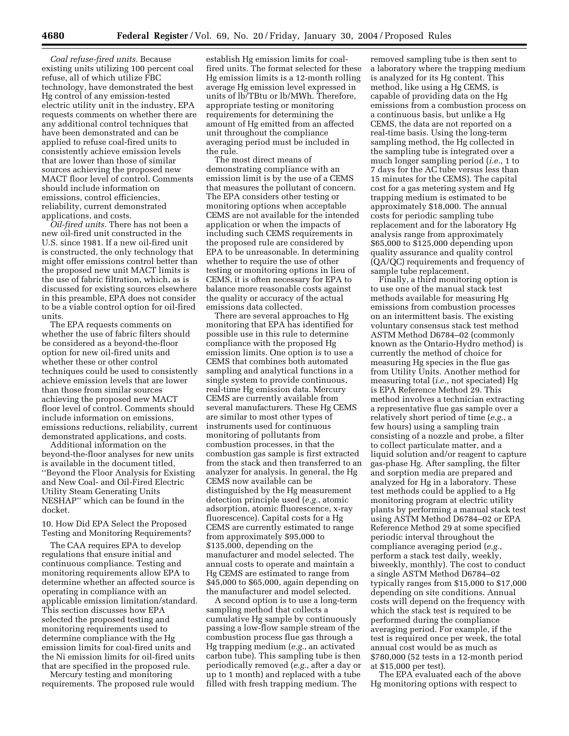*Coal refuse-fired units.* Because existing units utilizing 100 percent coal refuse, all of which utilize FBC technology, have demonstrated the best Hg control of any emission-tested electric utility unit in the industry, EPA requests comments on whether there are any additional control techniques that have been demonstrated and can be applied to refuse coal-fired units to consistently achieve emission levels that are lower than those of similar sources achieving the proposed new MACT floor level of control. Comments should include information on emissions, control efficiencies, reliability, current demonstrated applications, and costs.

*Oil-fired units.* There has not been a new oil-fired unit constructed in the U.S. since 1981. If a new oil-fired unit is constructed, the only technology that might offer emissions control better than the proposed new unit MACT limits is the use of fabric filtration, which, as is discussed for existing sources elsewhere in this preamble, EPA does not consider to be a viable control option for oil-fired units.

The EPA requests comments on whether the use of fabric filters should be considered as a beyond-the-floor option for new oil-fired units and whether these or other control techniques could be used to consistently achieve emission levels that are lower than those from similar sources achieving the proposed new MACT floor level of control. Comments should include information on emissions, emissions reductions, reliability, current demonstrated applications, and costs.

Additional information on the beyond-the-floor analyses for new units is available in the document titled, ''Beyond the Floor Analysis for Existing and New Coal- and Oil-Fired Electric Utility Steam Generating Units NESHAP'' which can be found in the docket.

10. How Did EPA Select the Proposed Testing and Monitoring Requirements?

The CAA requires EPA to develop regulations that ensure initial and continuous compliance. Testing and monitoring requirements allow EPA to determine whether an affected source is operating in compliance with an applicable emission limitation/standard. This section discusses how EPA selected the proposed testing and monitoring requirements used to determine compliance with the Hg emission limits for coal-fired units and the Ni emission limits for oil-fired units that are specified in the proposed rule.

Mercury testing and monitoring requirements. The proposed rule would establish Hg emission limits for coal-fired units. The format selected for these Hg emission limits is a 12-month rolling average Hg emission level expressed in units of lb/TBtu or lb/MWh. Therefore, appropriate testing or monitoring requirements for determining the amount of Hg emitted from an affected unit throughout the compliance averaging period must be included in the rule.

The most direct means of demonstrating compliance with an emission limit is by the use of a CEMS that measures the pollutant of concern. The EPA considers other testing or monitoring options when acceptable CEMS are not available for the intended application or when the impacts of including such CEMS requirements in the proposed rule are considered by EPA to be unreasonable. In determining whether to require the use of other testing or monitoring options in lieu of CEMS, it is often necessary for EPA to balance more reasonable costs against the quality or accuracy of the actual emissions data collected.

There are several approaches to Hg monitoring that EPA has identified for possible use in this rule to determine compliance with the proposed Hg emission limits. One option is to use a CEMS that combines both automated sampling and analytical functions in a single system to provide continuous, real-time Hg emission data. Mercury CEMS are currently available from several manufacturers. These Hg CEMS are similar to most other types of instruments used for continuous monitoring of pollutants from combustion processes, in that the combustion gas sample is first extracted from the stack and then transferred to an analyzer for analysis. In general, the Hg CEMS now available can be distinguished by the Hg measurement detection principle used (*e.g.*, atomic adsorption, atomic fluorescence, x-ray fluorescence). Capital costs for a Hg CEMS are currently estimated to range from approximately $95,000 to $135,000, depending on the manufacturer and model selected. The annual costs to operate and maintain a Hg CEMS are estimated to range from $45,000 to $65,000, again depending on the manufacturer and model selected.

A second option is to use a long-term sampling method that collects a cumulative Hg sample by continuously passing a low-flow sample stream of the combustion process flue gas through a Hg trapping medium (*e.g.*, an activated carbon tube). This sampling tube is then periodically removed (*e.g.*, after a day or up to 1 month) and replaced with a tube filled with fresh trapping medium. The removed sampling tube is then sent to a laboratory where the trapping medium is analyzed for its Hg content. This method, like using a Hg CEMS, is capable of providing data on the Hg emissions from a combustion process on a continuous basis, but unlike a Hg CEMS, the data are not reported on a real-time basis. Using the long-term sampling method, the Hg collected in the sampling tube is integrated over a much longer sampling period (*i.e.*, 1 to 7 days for the AC tube versus less than 15 minutes for the CEMS). The capital cost for a gas metering system and Hg trapping medium is estimated to be approximately $18,000. The annual costs for periodic sampling tube replacement and for the laboratory Hg analysis range from approximately $65,000 to $125,000 depending upon quality assurance and quality control (QA/QC) requirements and frequency of sample tube replacement.

Finally, a third monitoring option is to use one of the manual stack test methods available for measuring Hg emissions from combustion processes on an intermittent basis. The existing voluntary consensus stack test method ASTM Method D6784–02 (commonly known as the Ontario-Hydro method) is currently the method of choice for measuring Hg species in the flue gas from Utility Units. Another method for measuring total (*i.e.*, not speciated) Hg is EPA Reference Method 29. This method involves a technician extracting a representative flue gas sample over a relatively short period of time (*e.g.*, a few hours) using a sampling train consisting of a nozzle and probe, a filter to collect particulate matter, and a liquid solution and/or reagent to capture gas-phase Hg. After sampling, the filter and sorption media are prepared and analyzed for Hg in a laboratory. These test methods could be applied to a Hg monitoring program at electric utility plants by performing a manual stack test using ASTM Method D6784–02 or EPA Reference Method 29 at some specified periodic interval throughout the compliance averaging period (*e.g.*, perform a stack test daily, weekly, biweekly, monthly). The cost to conduct a single ASTM Method D6784–02 typically ranges from $15,000 to $17,000 depending on site conditions. Annual costs will depend on the frequency with which the stack test is required to be performed during the compliance averaging period. For example, if the test is required once per week, the total annual cost would be as much as $780,000 (52 tests in a 12-month period at $15,000 per test).

The EPA evaluated each of the above Hg monitoring options with respect to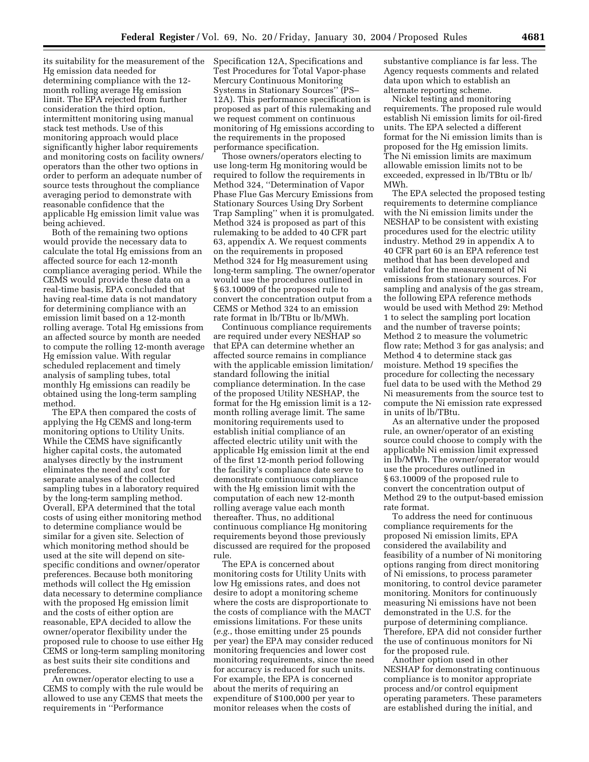its suitability for the measurement of the Hg emission data needed for determining compliance with the 12-month rolling average Hg emission limit. The EPA rejected from further consideration the third option, intermittent monitoring using manual stack test methods. Use of this monitoring approach would place significantly higher labor requirements and monitoring costs on facility owners/operators than the other two options in order to perform an adequate number of source tests throughout the compliance averaging period to demonstrate with reasonable confidence that the applicable Hg emission limit value was being achieved.

Both of the remaining two options would provide the necessary data to calculate the total Hg emissions from an affected source for each 12-month compliance averaging period. While the CEMS would provide these data on a real-time basis, EPA concluded that having real-time data is not mandatory for determining compliance with an emission limit based on a 12-month rolling average. Total Hg emissions from an affected source by month are needed to compute the rolling 12-month average Hg emission value. With regular scheduled replacement and timely analysis of sampling tubes, total monthly Hg emissions can readily be obtained using the long-term sampling method.

The EPA then compared the costs of applying the Hg CEMS and long-term monitoring options to Utility Units. While the CEMS have significantly higher capital costs, the automated analyses directly by the instrument eliminates the need and cost for separate analyses of the collected sampling tubes in a laboratory required by the long-term sampling method. Overall, EPA determined that the total costs of using either monitoring method to determine compliance would be similar for a given site. Selection of which monitoring method should be used at the site will depend on site-specific conditions and owner/operator preferences. Because both monitoring methods will collect the Hg emission data necessary to determine compliance with the proposed Hg emission limit and the costs of either option are reasonable, EPA decided to allow the owner/operator flexibility under the proposed rule to choose to use either Hg CEMS or long-term sampling monitoring as best suits their site conditions and preferences.

An owner/operator electing to use a CEMS to comply with the rule would be allowed to use any CEMS that meets the requirements in "Performance Specification 12A, Specifications and Test Procedures for Total Vapor-phase Mercury Continuous Monitoring Systems in Stationary Sources" (PS–12A). This performance specification is proposed as part of this rulemaking and we request comment on continuous monitoring of Hg emissions according to the requirements in the proposed performance specification.

Those owners/operators electing to use long-term Hg monitoring would be required to follow the requirements in Method 324, "Determination of Vapor Phase Flue Gas Mercury Emissions from Stationary Sources Using Dry Sorbent Trap Sampling" when it is promulgated. Method 324 is proposed as part of this rulemaking to be added to 40 CFR part 63, appendix A. We request comments on the requirements in proposed Method 324 for Hg measurement using long-term sampling. The owner/operator would use the procedures outlined in § 63.10009 of the proposed rule to convert the concentration output from a CEMS or Method 324 to an emission rate format in lb/TBtu or lb/MWh.

Continuous compliance requirements are required under every NESHAP so that EPA can determine whether an affected source remains in compliance with the applicable emission limitation/standard following the initial compliance determination. In the case of the proposed Utility NESHAP, the format for the Hg emission limit is a 12-month rolling average limit. The same monitoring requirements used to establish initial compliance of an affected electric utility unit with the applicable Hg emission limit at the end of the first 12-month period following the facility's compliance date serve to demonstrate continuous compliance with the Hg emission limit with the computation of each new 12-month rolling average value each month thereafter. Thus, no additional continuous compliance Hg monitoring requirements beyond those previously discussed are required for the proposed rule.

The EPA is concerned about monitoring costs for Utility Units with low Hg emissions rates, and does not desire to adopt a monitoring scheme where the costs are disproportionate to the costs of compliance with the MACT emissions limitations. For these units (*e.g.*, those emitting under 25 pounds per year) the EPA may consider reduced monitoring frequencies and lower cost monitoring requirements, since the need for accuracy is reduced for such units. For example, the EPA is concerned about the merits of requiring an expenditure of $100,000 per year to monitor releases when the costs of substantive compliance is far less. The Agency requests comments and related data upon which to establish an alternate reporting scheme.

*Nickel testing and monitoring requirements.* The proposed rule would establish Ni emission limits for oil-fired units. The EPA selected a different format for the Ni emission limits than is proposed for the Hg emission limits. The Ni emission limits are maximum allowable emission limits not to be exceeded, expressed in lb/TBtu or lb/MWh.

The EPA selected the proposed testing requirements to determine compliance with the Ni emission limits under the NESHAP to be consistent with existing procedures used for the electric utility industry. Method 29 in appendix A to 40 CFR part 60 is an EPA reference test method that has been developed and validated for the measurement of Ni emissions from stationary sources. For sampling and analysis of the gas stream, the following EPA reference methods would be used with Method 29: Method 1 to select the sampling port location and the number of traverse points; Method 2 to measure the volumetric flow rate; Method 3 for gas analysis; and Method 4 to determine stack gas moisture. Method 19 specifies the procedure for collecting the necessary fuel data to be used with the Method 29 Ni measurements from the source test to compute the Ni emission rate expressed in units of lb/TBtu.

As an alternative under the proposed rule, an owner/operator of an existing source could choose to comply with the applicable Ni emission limit expressed in lb/MWh. The owner/operator would use the procedures outlined in § 63.10009 of the proposed rule to convert the concentration output of Method 29 to the output-based emission rate format.

To address the need for continuous compliance requirements for the proposed Ni emission limits, EPA considered the availability and feasibility of a number of Ni monitoring options ranging from direct monitoring of Ni emissions, to process parameter monitoring, to control device parameter monitoring. Monitors for continuously measuring Ni emissions have not been demonstrated in the U.S. for the purpose of determining compliance. Therefore, EPA did not consider further the use of continuous monitors for Ni for the proposed rule.

Another option used in other NESHAP for demonstrating continuous compliance is to monitor appropriate process and/or control equipment operating parameters. These parameters are established during the initial, and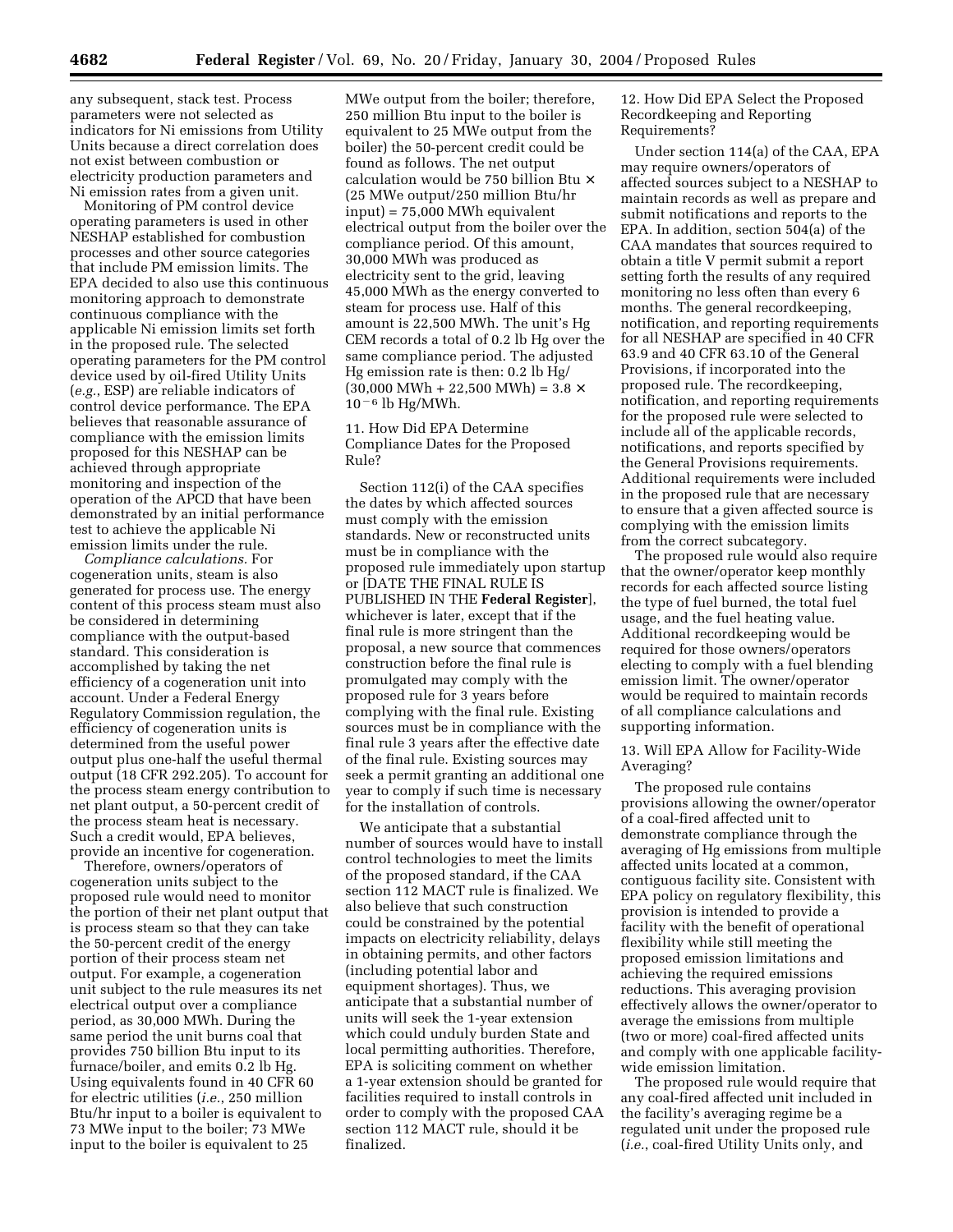any subsequent, stack test. Process parameters were not selected as indicators for Ni emissions from Utility Units because a direct correlation does not exist between combustion or electricity production parameters and Ni emission rates from a given unit.

Monitoring of PM control device operating parameters is used in other NESHAP established for combustion processes and other source categories that include PM emission limits. The EPA decided to also use this continuous monitoring approach to demonstrate continuous compliance with the applicable Ni emission limits set forth in the proposed rule. The selected operating parameters for the PM control device used by oil-fired Utility Units (*e.g.*, ESP) are reliable indicators of control device performance. The EPA believes that reasonable assurance of compliance with the emission limits proposed for this NESHAP can be achieved through appropriate monitoring and inspection of the operation of the APCD that have been demonstrated by an initial performance test to achieve the applicable Ni emission limits under the rule.

*Compliance calculations.* For cogeneration units, steam is also generated for process use. The energy content of this process steam must also be considered in determining compliance with the output-based standard. This consideration is accomplished by taking the net efficiency of a cogeneration unit into account. Under a Federal Energy Regulatory Commission regulation, the efficiency of cogeneration units is determined from the useful power output plus one-half the useful thermal output (18 CFR 292.205). To account for the process steam energy contribution to net plant output, a 50-percent credit of the process steam heat is necessary. Such a credit would, EPA believes, provide an incentive for cogeneration.

Therefore, owners/operators of cogeneration units subject to the proposed rule would need to monitor the portion of their net plant output that is process steam so that they can take the 50-percent credit of the energy portion of their process steam net output. For example, a cogeneration unit subject to the rule measures its net electrical output over a compliance period, as 30,000 MWh. During the same period the unit burns coal that provides 750 billion Btu input to its furnace/boiler, and emits 0.2 lb Hg. Using equivalents found in 40 CFR 60 for electric utilities (*i.e.*, 250 million Btu/hr input to a boiler is equivalent to 73 MWe input to the boiler; 73 MWe input to the boiler is equivalent to 25 MWe output from the boiler; therefore, 250 million Btu input to the boiler is equivalent to 25 MWe output from the boiler) the 50-percent credit could be found as follows. The net output calculation would be 750 billion Btu × (25 MWe output/250 million Btu/hr input) = 75,000 MWh equivalent electrical output from the boiler over the compliance period. Of this amount, 30,000 MWh was produced as electricity sent to the grid, leaving 45,000 MWh as the energy converted to steam for process use. Half of this amount is 22,500 MWh. The unit's Hg CEM records a total of 0.2 lb Hg over the same compliance period. The adjusted Hg emission rate is then: 0.2 lb Hg/(30,000 MWh + 22,500 MWh) = $3.8 \times 10^{-6}$ lb Hg/MWh.

### 11. How Did EPA Determine Compliance Dates for the Proposed Rule?

Section 112(i) of the CAA specifies the dates by which affected sources must comply with the emission standards. New or reconstructed units must be in compliance with the proposed rule immediately upon startup or [DATE THE FINAL RULE IS PUBLISHED IN THE **Federal Register**], whichever is later, except that if the final rule is more stringent than the proposal, a new source that commences construction before the final rule is promulgated may comply with the proposed rule for 3 years before complying with the final rule. Existing sources must be in compliance with the final rule 3 years after the effective date of the final rule. Existing sources may seek a permit granting an additional one year to comply if such time is necessary for the installation of controls.

We anticipate that a substantial number of sources would have to install control technologies to meet the limits of the proposed standard, if the CAA section 112 MACT rule is finalized. We also believe that such construction could be constrained by the potential impacts on electricity reliability, delays in obtaining permits, and other factors (including potential labor and equipment shortages). Thus, we anticipate that a substantial number of units will seek the 1-year extension which could unduly burden State and local permitting authorities. Therefore, EPA is soliciting comment on whether a 1-year extension should be granted for facilities required to install controls in order to comply with the proposed CAA section 112 MACT rule, should it be finalized.

### 12. How Did EPA Select the Proposed Recordkeeping and Reporting Requirements?

Under section 114(a) of the CAA, EPA may require owners/operators of affected sources subject to a NESHAP to maintain records as well as prepare and submit notifications and reports to the EPA. In addition, section 504(a) of the CAA mandates that sources required to obtain a title V permit submit a report setting forth the results of any required monitoring no less often than every 6 months. The general recordkeeping, notification, and reporting requirements for all NESHAP are specified in 40 CFR 63.9 and 40 CFR 63.10 of the General Provisions, if incorporated into the proposed rule. The recordkeeping, notification, and reporting requirements for the proposed rule were selected to include all of the applicable records, notifications, and reports specified by the General Provisions requirements. Additional requirements were included in the proposed rule that are necessary to ensure that a given affected source is complying with the emission limits from the correct subcategory.

The proposed rule would also require that the owner/operator keep monthly records for each affected source listing the type of fuel burned, the total fuel usage, and the fuel heating value. Additional recordkeeping would be required for those owners/operators electing to comply with a fuel blending emission limit. The owner/operator would be required to maintain records of all compliance calculations and supporting information.

### 13. Will EPA Allow for Facility-Wide Averaging?

The proposed rule contains provisions allowing the owner/operator of a coal-fired affected unit to demonstrate compliance through the averaging of Hg emissions from multiple affected units located at a common, contiguous facility site. Consistent with EPA policy on regulatory flexibility, this provision is intended to provide a facility with the benefit of operational flexibility while still meeting the proposed emission limitations and achieving the required emissions reductions. This averaging provision effectively allows the owner/operator to average the emissions from multiple (two or more) coal-fired affected units and comply with one applicable facility-wide emission limitation.

The proposed rule would require that any coal-fired affected unit included in the facility's averaging regime be a regulated unit under the proposed rule (*i.e.*, coal-fired Utility Units only, and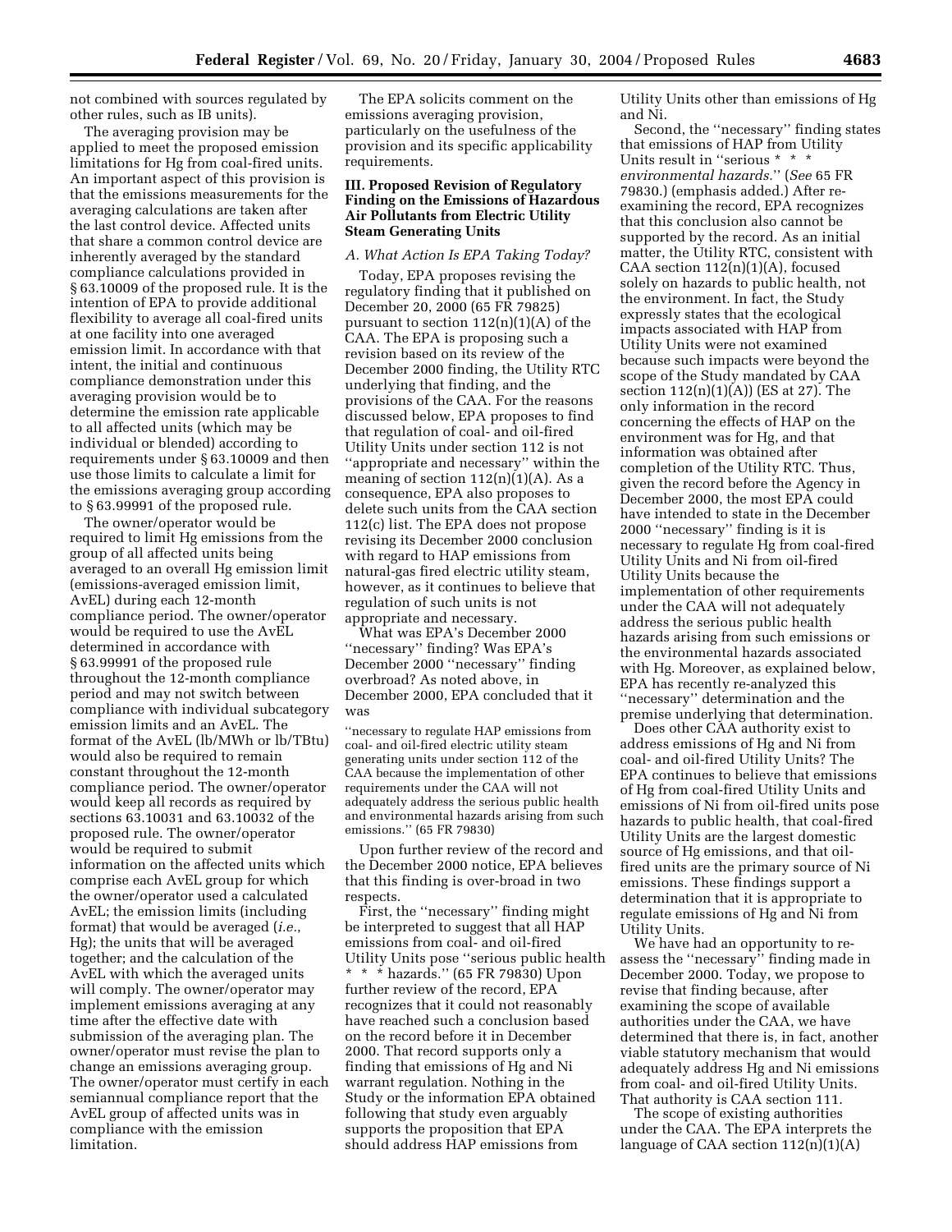not combined with sources regulated by other rules, such as IB units).

The averaging provision may be applied to meet the proposed emission limitations for Hg from coal-fired units. An important aspect of this provision is that the emissions measurements for the averaging calculations are taken after the last control device. Affected units that share a common control device are inherently averaged by the standard compliance calculations provided in § 63.10009 of the proposed rule. It is the intention of EPA to provide additional flexibility to average all coal-fired units at one facility into one averaged emission limit. In accordance with that intent, the initial and continuous compliance demonstration under this averaging provision would be to determine the emission rate applicable to all affected units (which may be individual or blended) according to requirements under § 63.10009 and then use those limits to calculate a limit for the emissions averaging group according to § 63.99991 of the proposed rule.

The owner/operator would be required to limit Hg emissions from the group of all affected units being averaged to an overall Hg emission limit (emissions-averaged emission limit, AvEL) during each 12-month compliance period. The owner/operator would be required to use the AvEL determined in accordance with § 63.99991 of the proposed rule throughout the 12-month compliance period and may not switch between compliance with individual subcategory emission limits and an AvEL. The format of the AvEL (lb/MWh or lb/TBtu) would also be required to remain constant throughout the 12-month compliance period. The owner/operator would keep all records as required by sections 63.10031 and 63.10032 of the proposed rule. The owner/operator would be required to submit information on the affected units which comprise each AvEL group for which the owner/operator used a calculated AvEL; the emission limits (including format) that would be averaged (*i.e.*, Hg); the units that will be averaged together; and the calculation of the AvEL with which the averaged units will comply. The owner/operator may implement emissions averaging at any time after the effective date with submission of the averaging plan. The owner/operator must revise the plan to change an emissions averaging group. The owner/operator must certify in each semiannual compliance report that the AvEL group of affected units was in compliance with the emission limitation.

The EPA solicits comment on the emissions averaging provision, particularly on the usefulness of the provision and its specific applicability requirements.

## III. Proposed Revision of Regulatory Finding on the Emissions of Hazardous Air Pollutants from Electric Utility Steam Generating Units

### *A. What Action Is EPA Taking Today?*

Today, EPA proposes revising the regulatory finding that it published on December 20, 2000 (65 FR 79825) pursuant to section 112(n)(1)(A) of the CAA. The EPA is proposing such a revision based on its review of the December 2000 finding, the Utility RTC underlying that finding, and the provisions of the CAA. For the reasons discussed below, EPA proposes to find that regulation of coal- and oil-fired Utility Units under section 112 is not ''appropriate and necessary'' within the meaning of section 112(n)(1)(A). As a consequence, EPA also proposes to delete such units from the CAA section 112(c) list. The EPA does not propose revising its December 2000 conclusion with regard to HAP emissions from natural-gas fired electric utility steam, however, as it continues to believe that regulation of such units is not appropriate and necessary.

What was EPA's December 2000 ''necessary'' finding? Was EPA's December 2000 ''necessary'' finding overbroad? As noted above, in December 2000, EPA concluded that it was

> ''necessary to regulate HAP emissions from coal- and oil-fired electric utility steam generating units under section 112 of the CAA because the implementation of other requirements under the CAA will not adequately address the serious public health and environmental hazards arising from such emissions.'' (65 FR 79830)

Upon further review of the record and the December 2000 notice, EPA believes that this finding is over-broad in two respects.

First, the ''necessary'' finding might be interpreted to suggest that all HAP emissions from coal- and oil-fired Utility Units pose ''serious public health * * * hazards.'' (65 FR 79830) Upon further review of the record, EPA recognizes that it could not reasonably have reached such a conclusion based on the record before it in December 2000. That record supports only a finding that emissions of Hg and Ni warrant regulation. Nothing in the Study or the information EPA obtained following that study even arguably supports the proposition that EPA should address HAP emissions from Utility Units other than emissions of Hg and Ni.

Second, the ''necessary'' finding states that emissions of HAP from Utility Units result in ''serious * * * *environmental hazards*.'' (*See* 65 FR 79830.) (emphasis added.) After re-examining the record, EPA recognizes that this conclusion also cannot be supported by the record. As an initial matter, the Utility RTC, consistent with CAA section 112(n)(1)(A), focused solely on hazards to public health, not the environment. In fact, the Study expressly states that the ecological impacts associated with HAP from Utility Units were not examined because such impacts were beyond the scope of the Study mandated by CAA section 112(n)(1)(A)) (ES at 27). The only information in the record concerning the effects of HAP on the environment was for Hg, and that information was obtained after completion of the Utility RTC. Thus, given the record before the Agency in December 2000, the most EPA could have intended to state in the December 2000 ''necessary'' finding is it is necessary to regulate Hg from coal-fired Utility Units and Ni from oil-fired Utility Units because the implementation of other requirements under the CAA will not adequately address the serious public health hazards arising from such emissions or the environmental hazards associated with Hg. Moreover, as explained below, EPA has recently re-analyzed this ''necessary'' determination and the premise underlying that determination.

Does other CAA authority exist to address emissions of Hg and Ni from coal- and oil-fired Utility Units? The EPA continues to believe that emissions of Hg from coal-fired Utility Units and emissions of Ni from oil-fired units pose hazards to public health, that coal-fired Utility Units are the largest domestic source of Hg emissions, and that oil-fired units are the primary source of Ni emissions. These findings support a determination that it is appropriate to regulate emissions of Hg and Ni from Utility Units.

We have had an opportunity to re-assess the ''necessary'' finding made in December 2000. Today, we propose to revise that finding because, after examining the scope of available authorities under the CAA, we have determined that there is, in fact, another viable statutory mechanism that would adequately address Hg and Ni emissions from coal- and oil-fired Utility Units. That authority is CAA section 111.

The scope of existing authorities under the CAA. The EPA interprets the language of CAA section 112(n)(1)(A)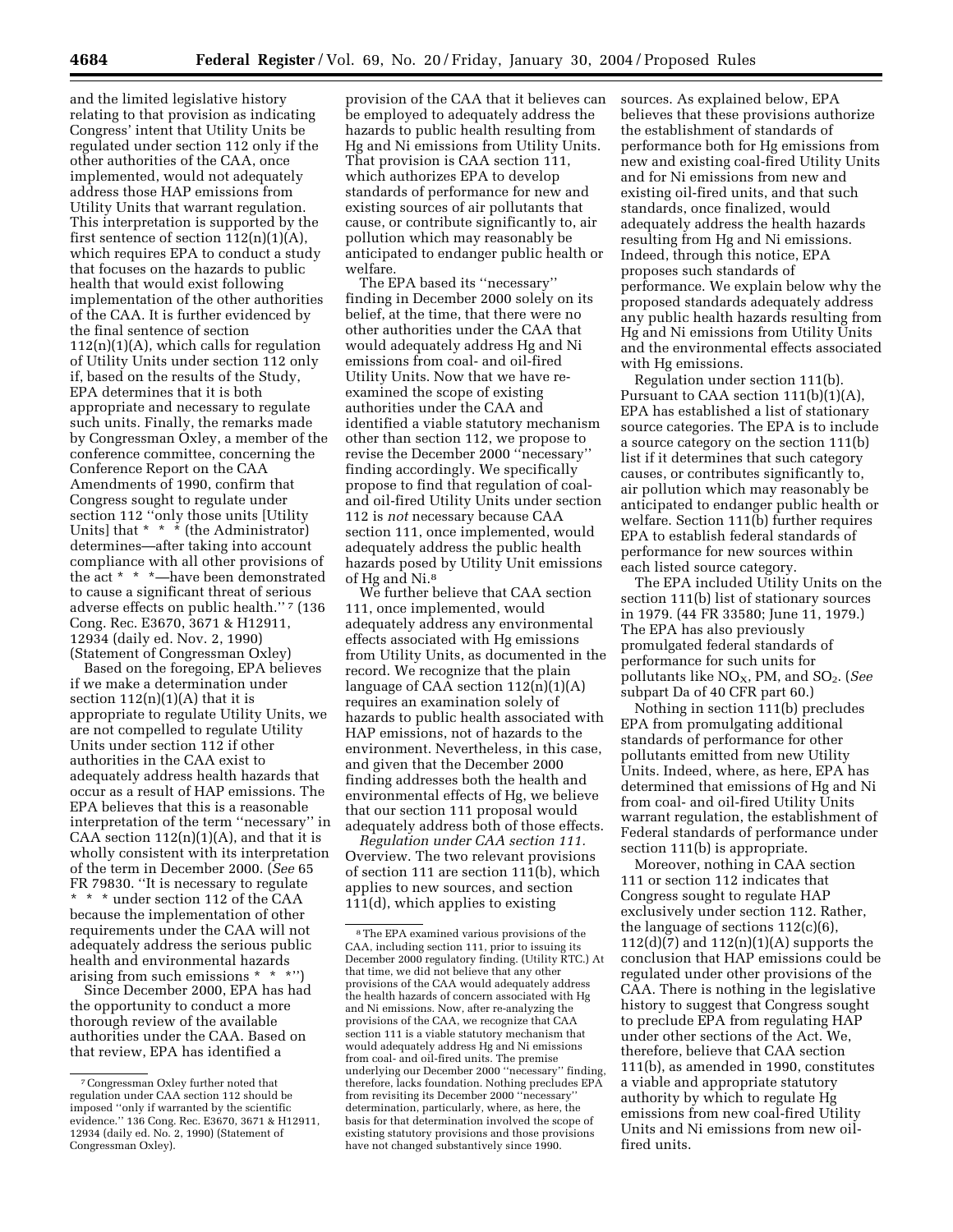and the limited legislative history relating to that provision as indicating Congress' intent that Utility Units be regulated under section 112 only if the other authorities of the CAA, once implemented, would not adequately address those HAP emissions from Utility Units that warrant regulation. This interpretation is supported by the first sentence of section 112(n)(1)(A), which requires EPA to conduct a study that focuses on the hazards to public health that would exist following implementation of the other authorities of the CAA. It is further evidenced by the final sentence of section 112(n)(1)(A), which calls for regulation of Utility Units under section 112 only if, based on the results of the Study, EPA determines that it is both appropriate and necessary to regulate such units. Finally, the remarks made by Congressman Oxley, a member of the conference committee, concerning the Conference Report on the CAA Amendments of 1990, confirm that Congress sought to regulate under section 112 ''only those units [Utility Units] that * * * (the Administrator) determines—after taking into account compliance with all other provisions of the act * * *—have been demonstrated to cause a significant threat of serious adverse effects on public health.'' [7] (136 Cong. Rec. E3670, 3671 & H12911, 12934 (daily ed. Nov. 2, 1990) (Statement of Congressman Oxley)

Based on the foregoing, EPA believes if we make a determination under section 112(n)(1)(A) that it is appropriate to regulate Utility Units, we are not compelled to regulate Utility Units under section 112 if other authorities in the CAA exist to adequately address health hazards that occur as a result of HAP emissions. The EPA believes that this is a reasonable interpretation of the term ''necessary'' in CAA section 112(n)(1)(A), and that it is wholly consistent with its interpretation of the term in December 2000. (*See* 65 FR 79830. ''It is necessary to regulate * * * under section 112 of the CAA because the implementation of other requirements under the CAA will not adequately address the serious public health and environmental hazards arising from such emissions * * *'')

Since December 2000, EPA has had the opportunity to conduct a more thorough review of the available authorities under the CAA. Based on that review, EPA has identified a provision of the CAA that it believes can be employed to adequately address the hazards to public health resulting from Hg and Ni emissions from Utility Units. That provision is CAA section 111, which authorizes EPA to develop standards of performance for new and existing sources of air pollutants that cause, or contribute significantly to, air pollution which may reasonably be anticipated to endanger public health or welfare.

The EPA based its ''necessary'' finding in December 2000 solely on its belief, at the time, that there were no other authorities under the CAA that would adequately address Hg and Ni emissions from coal- and oil-fired Utility Units. Now that we have re-examined the scope of existing authorities under the CAA and identified a viable statutory mechanism other than section 112, we propose to revise the December 2000 ''necessary'' finding accordingly. We specifically propose to find that regulation of coal- and oil-fired Utility Units under section 112 is *not* necessary because CAA section 111, once implemented, would adequately address the public health hazards posed by Utility Unit emissions of Hg and Ni.[8]

We further believe that CAA section 111, once implemented, would adequately address any environmental effects associated with Hg emissions from Utility Units, as documented in the record. We recognize that the plain language of CAA section 112(n)(1)(A) requires an examination solely of hazards to public health associated with HAP emissions, not of hazards to the environment. Nevertheless, in this case, and given that the December 2000 finding addresses both the health and environmental effects of Hg, we believe that our section 111 proposal would adequately address both of those effects.

*Regulation under CAA section 111.* Overview. The two relevant provisions of section 111 are section 111(b), which applies to new sources, and section 111(d), which applies to existing sources. As explained below, EPA believes that these provisions authorize the establishment of standards of performance both for Hg emissions from new and existing coal-fired Utility Units and for Ni emissions from new and existing oil-fired units, and that such standards, once finalized, would adequately address the health hazards resulting from Hg and Ni emissions. Indeed, through this notice, EPA proposes such standards of performance. We explain below why the proposed standards adequately address any public health hazards resulting from Hg and Ni emissions from Utility Units and the environmental effects associated with Hg emissions.

Regulation under section 111(b). Pursuant to CAA section 111(b)(1)(A), EPA has established a list of stationary source categories. The EPA is to include a source category on the section 111(b) list if it determines that such category causes, or contributes significantly to, air pollution which may reasonably be anticipated to endanger public health or welfare. Section 111(b) further requires EPA to establish federal standards of performance for new sources within each listed source category.

The EPA included Utility Units on the section 111(b) list of stationary sources in 1979. (44 FR 33580; June 11, 1979.) The EPA has also previously promulgated federal standards of performance for such units for pollutants like $NO_X$, PM, and $SO_2$. (*See* subpart Da of 40 CFR part 60.)

Nothing in section 111(b) precludes EPA from promulgating additional standards of performance for other pollutants emitted from new Utility Units. Indeed, where, as here, EPA has determined that emissions of Hg and Ni from coal- and oil-fired Utility Units warrant regulation, the establishment of Federal standards of performance under section 111(b) is appropriate.

Moreover, nothing in CAA section 111 or section 112 indicates that Congress sought to regulate HAP exclusively under section 112. Rather, the language of sections 112(c)(6), 112(d)(7) and 112(n)(1)(A) supports the conclusion that HAP emissions could be regulated under other provisions of the CAA. There is nothing in the legislative history to suggest that Congress sought to preclude EPA from regulating HAP under other sections of the Act. We, therefore, believe that CAA section 111(b), as amended in 1990, constitutes a viable and appropriate statutory authority by which to regulate Hg emissions from new coal-fired Utility Units and Ni emissions from new oil-fired units.

---

[7] Congressman Oxley further noted that regulation under CAA section 112 should be imposed ''only if warranted by the scientific evidence.'' 136 Cong. Rec. E3670, 3671 & H12911, 12934 (daily ed. No. 2, 1990) (Statement of Congressman Oxley).

[8] The EPA examined various provisions of the CAA, including section 111, prior to issuing its December 2000 regulatory finding. (Utility RTC.) At that time, we did not believe that any other provisions of the CAA would adequately address the health hazards of concern associated with Hg and Ni emissions. Now, after re-analyzing the provisions of the CAA, we recognize that CAA section 111 is a viable statutory mechanism that would adequately address Hg and Ni emissions from coal- and oil-fired units. The premise underlying our December 2000 ''necessary'' finding, therefore, lacks foundation. Nothing precludes EPA from revisiting its December 2000 ''necessary'' determination, particularly, where, as here, the basis for that determination involved the scope of existing statutory provisions and those provisions have not changed substantively since 1990.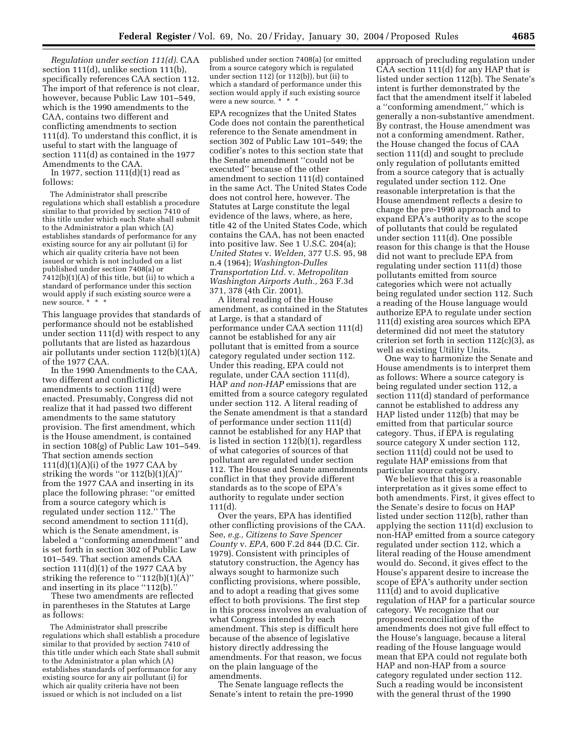*Regulation under section 111(d).* CAA section 111(d), unlike section 111(b), specifically references CAA section 112. The import of that reference is not clear, however, because Public Law 101–549, which is the 1990 amendments to the CAA, contains two different and conflicting amendments to section 111(d). To understand this conflict, it is useful to start with the language of section 111(d) as contained in the 1977 Amendments to the CAA.

In 1977, section 111(d)(1) read as follows:

> The Administrator shall prescribe regulations which shall establish a procedure similar to that provided by section 7410 of this title under which each State shall submit to the Administrator a plan which (A) establishes standards of performance for any existing source for any air pollutant (i) for which air quality criteria have not been issued or which is not included on a list published under section 7408(a) or 7412(b)(1)(A) of this title, but (ii) to which a standard of performance under this section would apply if such existing source were a new source. * * *

This language provides that standards of performance should not be established under section 111(d) with respect to any pollutants that are listed as hazardous air pollutants under section 112(b)(1)(A) of the 1977 CAA.

In the 1990 Amendments to the CAA, two different and conflicting amendments to section 111(d) were enacted. Presumably, Congress did not realize that it had passed two different amendments to the same statutory provision. The first amendment, which is the House amendment, is contained in section 108(g) of Public Law 101–549. That section amends section 111(d)(1)(A)(i) of the 1977 CAA by striking the words "or 112(b)(1)(A)" from the 1977 CAA and inserting in its place the following phrase: "or emitted from a source category which is regulated under section 112." The second amendment to section 111(d), which is the Senate amendment, is labeled a "conforming amendment" and is set forth in section 302 of Public Law 101–549. That section amends CAA section 111(d)(1) of the 1977 CAA by striking the reference to "112(b)(1)(A)" and inserting in its place "112(b)."

These two amendments are reflected in parentheses in the Statutes at Large as follows:

> The Administrator shall prescribe regulations which shall establish a procedure similar to that provided by section 7410 of this title under which each State shall submit to the Administrator a plan which (A) establishes standards of performance for any existing source for any air pollutant (i) for which air quality criteria have not been issued or which is not included on a list published under section 7408(a) (or emitted from a source category which is regulated under section 112) (or 112(b)), but (ii) to which a standard of performance under this section would apply if such existing source were a new source. * * *

EPA recognizes that the United States Code does not contain the parenthetical reference to the Senate amendment in section 302 of Public Law 101–549; the codifier's notes to this section state that the Senate amendment "could not be executed" because of the other amendment to section 111(d) contained in the same Act. The United States Code does not control here, however. The Statutes at Large constitute the legal evidence of the laws, where, as here, title 42 of the United States Code, which contains the CAA, has not been enacted into positive law. See 1 U.S.C. 204(a); *United States* v. *Welden,* 377 U.S. 95, 98 n.4 (1964); *Washington-Dulles Transportation Ltd.* v. *Metropolitan Washington Airports Auth.,* 263 F.3d 371, 378 (4th Cir. 2001).

A literal reading of the House amendment, as contained in the Statutes at Large, is that a standard of performance under CAA section 111(d) cannot be established for any air pollutant that is emitted from a source category regulated under section 112. Under this reading, EPA could not regulate, under CAA section 111(d), HAP *and non-HAP* emissions that are emitted from a source category regulated under section 112. A literal reading of the Senate amendment is that a standard of performance under section 111(d) cannot be established for any HAP that is listed in section 112(b)(1), regardless of what categories of sources of that pollutant are regulated under section 112. The House and Senate amendments conflict in that they provide different standards as to the scope of EPA's authority to regulate under section 111(d).

Over the years, EPA has identified other conflicting provisions of the CAA. See, *e.g., Citizens to Save Spencer County* v. *EPA,* 600 F.2d 844 (D.C. Cir. 1979). Consistent with principles of statutory construction, the Agency has always sought to harmonize such conflicting provisions, where possible, and to adopt a reading that gives some effect to both provisions. The first step in this process involves an evaluation of what Congress intended by each amendment. This step is difficult here because of the absence of legislative history directly addressing the amendments. For that reason, we focus on the plain language of the amendments.

The Senate language reflects the Senate's intent to retain the pre-1990 approach of precluding regulation under CAA section 111(d) for any HAP that is listed under section 112(b). The Senate's intent is further demonstrated by the fact that the amendment itself it labeled a "conforming amendment," which is generally a non-substantive amendment. By contrast, the House amendment was not a conforming amendment. Rather, the House changed the focus of CAA section 111(d) and sought to preclude only regulation of pollutants emitted from a source category that is actually regulated under section 112. One reasonable interpretation is that the House amendment reflects a desire to change the pre-1990 approach and to expand EPA's authority as to the scope of pollutants that could be regulated under section 111(d). One possible reason for this change is that the House did not want to preclude EPA from regulating under section 111(d) those pollutants emitted from source categories which were not actually being regulated under section 112. Such a reading of the House language would authorize EPA to regulate under section 111(d) existing area sources which EPA determined did not meet the statutory criterion set forth in section 112(c)(3), as well as existing Utility Units.

One way to harmonize the Senate and House amendments is to interpret them as follows: Where a source category is being regulated under section 112, a section 111(d) standard of performance cannot be established to address any HAP listed under 112(b) that may be emitted from that particular source category. Thus, if EPA is regulating source category X under section 112, section 111(d) could not be used to regulate HAP emissions from that particular source category.

We believe that this is a reasonable interpretation as it gives some effect to both amendments. First, it gives effect to the Senate's desire to focus on HAP listed under section 112(b), rather than applying the section 111(d) exclusion to non-HAP emitted from a source category regulated under section 112, which a literal reading of the House amendment would do. Second, it gives effect to the House's apparent desire to increase the scope of EPA's authority under section 111(d) and to avoid duplicative regulation of HAP for a particular source category. We recognize that our proposed reconciliation of the amendments does not give full effect to the House's language, because a literal reading of the House language would mean that EPA could not regulate both HAP and non-HAP from a source category regulated under section 112. Such a reading would be inconsistent with the general thrust of the 1990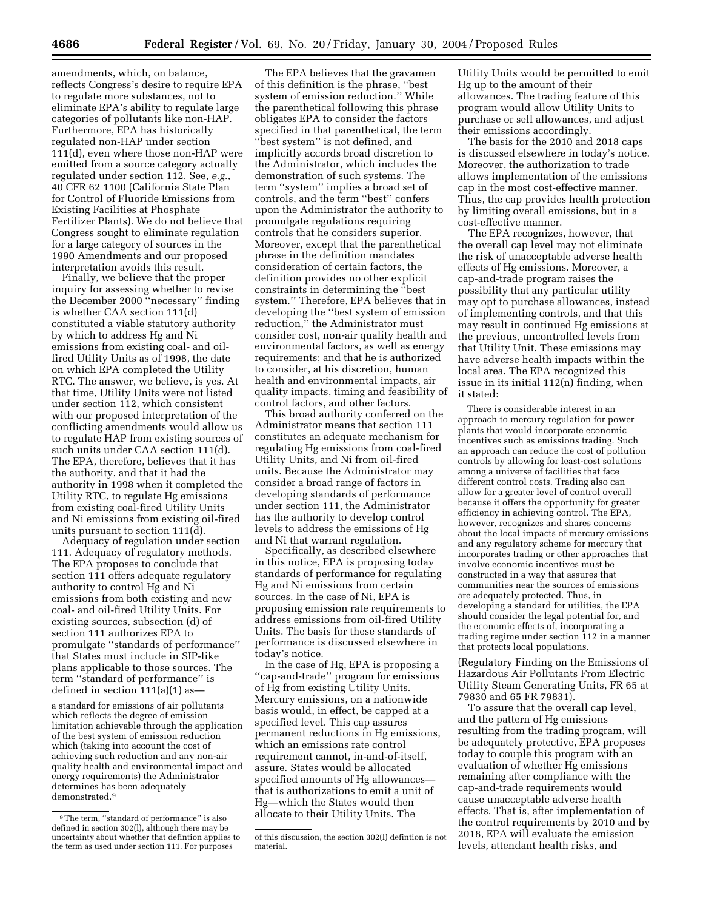amendments, which, on balance, reflects Congress's desire to require EPA to regulate more substances, not to eliminate EPA's ability to regulate large categories of pollutants like non-HAP. Furthermore, EPA has historically regulated non-HAP under section 111(d), even where those non-HAP were emitted from a source category actually regulated under section 112. See, *e.g.*, 40 CFR 62 1100 (California State Plan for Control of Fluoride Emissions from Existing Facilities at Phosphate Fertilizer Plants). We do not believe that Congress sought to eliminate regulation for a large category of sources in the 1990 Amendments and our proposed interpretation avoids this result.

Finally, we believe that the proper inquiry for assessing whether to revise the December 2000 ''necessary'' finding is whether CAA section 111(d) constituted a viable statutory authority by which to address Hg and Ni emissions from existing coal- and oil-fired Utility Units as of 1998, the date on which EPA completed the Utility RTC. The answer, we believe, is yes. At that time, Utility Units were not listed under section 112, which consistent with our proposed interpretation of the conflicting amendments would allow us to regulate HAP from existing sources of such units under CAA section 111(d). The EPA, therefore, believes that it has the authority, and that it had the authority in 1998 when it completed the Utility RTC, to regulate Hg emissions from existing coal-fired Utility Units and Ni emissions from existing oil-fired units pursuant to section 111(d).

Adequacy of regulation under section 111. Adequacy of regulatory methods. The EPA proposes to conclude that section 111 offers adequate regulatory authority to control Hg and Ni emissions from both existing and new coal- and oil-fired Utility Units. For existing sources, subsection (d) of section 111 authorizes EPA to promulgate ''standards of performance'' that States must include in SIP-like plans applicable to those sources. The term ''standard of performance'' is defined in section 111(a)(1) as—

> a standard for emissions of air pollutants which reflects the degree of emission limitation achievable through the application of the best system of emission reduction which (taking into account the cost of achieving such reduction and any non-air quality health and environmental impact and energy requirements) the Administrator determines has been adequately demonstrated.[9]

The EPA believes that the gravamen of this definition is the phrase, ''best system of emission reduction.'' While the parenthetical following this phrase obligates EPA to consider the factors specified in that parenthetical, the term ''best system'' is not defined, and implicitly accords broad discretion to the Administrator, which includes the demonstration of such systems. The term ''system'' implies a broad set of controls, and the term ''best'' confers upon the Administrator the authority to promulgate regulations requiring controls that he considers superior. Moreover, except that the parenthetical phrase in the definition mandates consideration of certain factors, the definition provides no other explicit constraints in determining the ''best system.'' Therefore, EPA believes that in developing the ''best system of emission reduction,'' the Administrator must consider cost, non-air quality health and environmental factors, as well as energy requirements; and that he is authorized to consider, at his discretion, human health and environmental impacts, air quality impacts, timing and feasibility of control factors, and other factors.

This broad authority conferred on the Administrator means that section 111 constitutes an adequate mechanism for regulating Hg emissions from coal-fired Utility Units, and Ni from oil-fired units. Because the Administrator may consider a broad range of factors in developing standards of performance under section 111, the Administrator has the authority to develop control levels to address the emissions of Hg and Ni that warrant regulation.

Specifically, as described elsewhere in this notice, EPA is proposing today standards of performance for regulating Hg and Ni emissions from certain sources. In the case of Ni, EPA is proposing emission rate requirements to address emissions from oil-fired Utility Units. The basis for these standards of performance is discussed elsewhere in today's notice.

In the case of Hg, EPA is proposing a ''cap-and-trade'' program for emissions of Hg from existing Utility Units. Mercury emissions, on a nationwide basis would, in effect, be capped at a specified level. This cap assures permanent reductions in Hg emissions, which an emissions rate control requirement cannot, in-and-of-itself, assure. States would be allocated specified amounts of Hg allowances—that is authorizations to emit a unit of Hg—which the States would then allocate to their Utility Units. The Utility Units would be permitted to emit Hg up to the amount of their allowances. The trading feature of this program would allow Utility Units to purchase or sell allowances, and adjust their emissions accordingly.

The basis for the 2010 and 2018 caps is discussed elsewhere in today's notice. Moreover, the authorization to trade allows implementation of the emissions cap in the most cost-effective manner. Thus, the cap provides health protection by limiting overall emissions, but in a cost-effective manner.

The EPA recognizes, however, that the overall cap level may not eliminate the risk of unacceptable adverse health effects of Hg emissions. Moreover, a cap-and-trade program raises the possibility that any particular utility may opt to purchase allowances, instead of implementing controls, and that this may result in continued Hg emissions at the previous, uncontrolled levels from that Utility Unit. These emissions may have adverse health impacts within the local area. The EPA recognized this issue in its initial 112(n) finding, when it stated:

> There is considerable interest in an approach to mercury regulation for power plants that would incorporate economic incentives such as emissions trading. Such an approach can reduce the cost of pollution controls by allowing for least-cost solutions among a universe of facilities that face different control costs. Trading also can allow for a greater level of control overall because it offers the opportunity for greater efficiency in achieving control. The EPA, however, recognizes and shares concerns about the local impacts of mercury emissions and any regulatory scheme for mercury that incorporates trading or other approaches that involve economic incentives must be constructed in a way that assures that communities near the sources of emissions are adequately protected. Thus, in developing a standard for utilities, the EPA should consider the legal potential for, and the economic effects of, incorporating a trading regime under section 112 in a manner that protects local populations.

(Regulatory Finding on the Emissions of Hazardous Air Pollutants From Electric Utility Steam Generating Units, FR 65 at 79830 and 65 FR 79831).

To assure that the overall cap level, and the pattern of Hg emissions resulting from the trading program, will be adequately protective, EPA proposes today to couple this program with an evaluation of whether Hg emissions remaining after compliance with the cap-and-trade requirements would cause unacceptable adverse health effects. That is, after implementation of the control requirements by 2010 and by 2018, EPA will evaluate the emission levels, attendant health risks, and

---

[9] The term, ''standard of performance'' is also defined in section 302(l), although there may be uncertainty about whether that defintion applies to the term as used under section 111. For purposes of this discussion, the section 302(l) defintion is not material.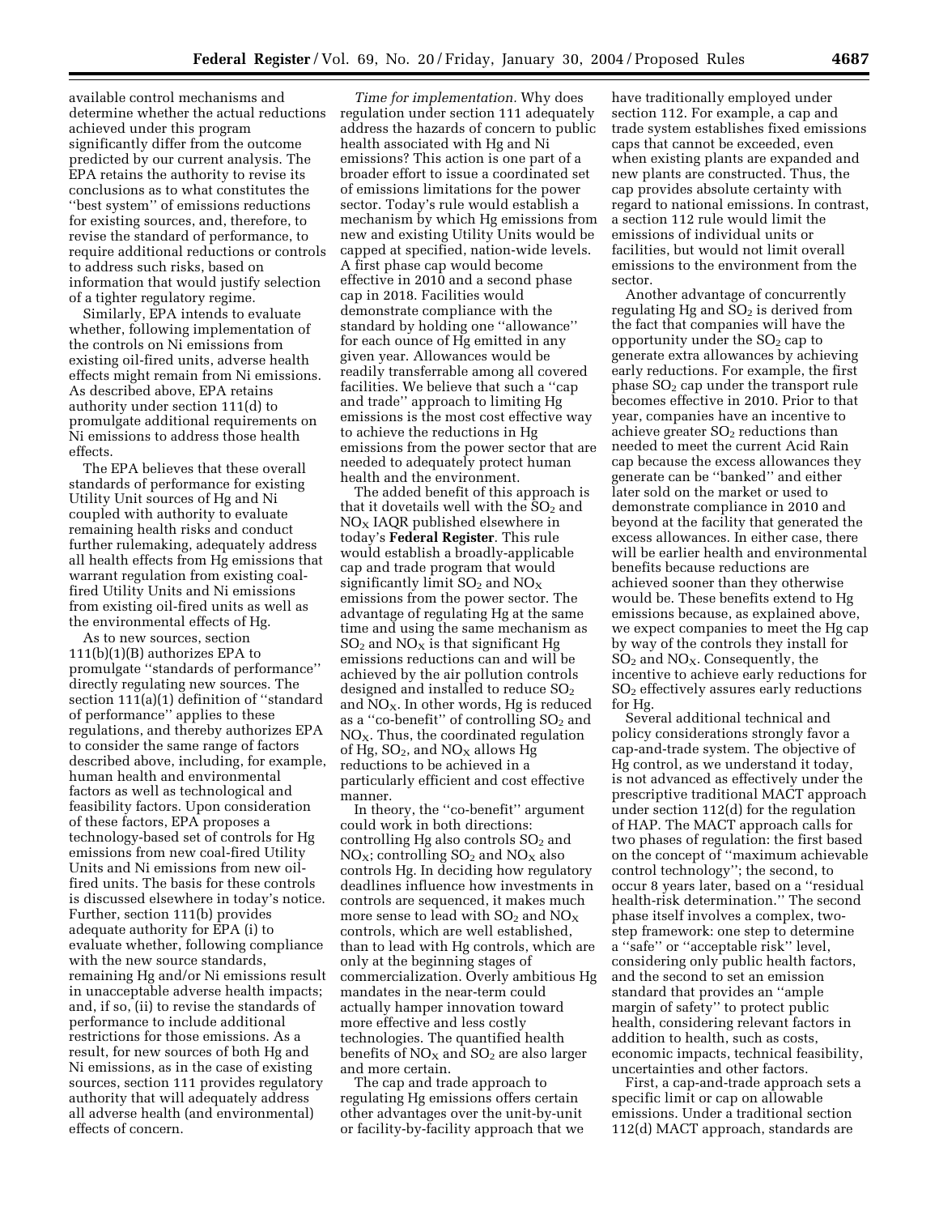available control mechanisms and determine whether the actual reductions achieved under this program significantly differ from the outcome predicted by our current analysis. The EPA retains the authority to revise its conclusions as to what constitutes the ''best system'' of emissions reductions for existing sources, and, therefore, to revise the standard of performance, to require additional reductions or controls to address such risks, based on information that would justify selection of a tighter regulatory regime.

Similarly, EPA intends to evaluate whether, following implementation of the controls on Ni emissions from existing oil-fired units, adverse health effects might remain from Ni emissions. As described above, EPA retains authority under section 111(d) to promulgate additional requirements on Ni emissions to address those health effects.

The EPA believes that these overall standards of performance for existing Utility Unit sources of Hg and Ni coupled with authority to evaluate remaining health risks and conduct further rulemaking, adequately address all health effects from Hg emissions that warrant regulation from existing coal-fired Utility Units and Ni emissions from existing oil-fired units as well as the environmental effects of Hg.

As to new sources, section 111(b)(1)(B) authorizes EPA to promulgate ''standards of performance'' directly regulating new sources. The section 111(a)(1) definition of ''standard of performance'' applies to these regulations, and thereby authorizes EPA to consider the same range of factors described above, including, for example, human health and environmental factors as well as technological and feasibility factors. Upon consideration of these factors, EPA proposes a technology-based set of controls for Hg emissions from new coal-fired Utility Units and Ni emissions from new oil-fired units. The basis for these controls is discussed elsewhere in today's notice. Further, section 111(b) provides adequate authority for EPA (i) to evaluate whether, following compliance with the new source standards, remaining Hg and/or Ni emissions result in unacceptable adverse health impacts; and, if so, (ii) to revise the standards of performance to include additional restrictions for those emissions. As a result, for new sources of both Hg and Ni emissions, as in the case of existing sources, section 111 provides regulatory authority that will adequately address all adverse health (and environmental) effects of concern.

*Time for implementation.* Why does regulation under section 111 adequately address the hazards of concern to public health associated with Hg and Ni emissions? This action is one part of a broader effort to issue a coordinated set of emissions limitations for the power sector. Today's rule would establish a mechanism by which Hg emissions from new and existing Utility Units would be capped at specified, nation-wide levels. A first phase cap would become effective in 2010 and a second phase cap in 2018. Facilities would demonstrate compliance with the standard by holding one ''allowance'' for each ounce of Hg emitted in any given year. Allowances would be readily transferrable among all covered facilities. We believe that such a ''cap and trade'' approach to limiting Hg emissions is the most cost effective way to achieve the reductions in Hg emissions from the power sector that are needed to adequately protect human health and the environment.

The added benefit of this approach is that it dovetails well with the $SO_2$ and $NO_X$ IAQR published elsewhere in today's **Federal Register**. This rule would establish a broadly-applicable cap and trade program that would significantly limit $SO_2$ and $NO_X$ emissions from the power sector. The advantage of regulating Hg at the same time and using the same mechanism as $SO_2$ and $NO_X$ is that significant Hg emissions reductions can and will be achieved by the air pollution controls designed and installed to reduce $SO_2$ and $NO_X$. In other words, Hg is reduced as a ''co-benefit'' of controlling $SO_2$ and $NO_X$. Thus, the coordinated regulation of Hg, $SO_2$, and $NO_X$ allows Hg reductions to be achieved in a particularly efficient and cost effective manner.

In theory, the ''co-benefit'' argument could work in both directions: controlling Hg also controls $SO_2$ and $NO_X$; controlling $SO_2$ and $NO_X$ also controls Hg. In deciding how regulatory deadlines influence how investments in controls are sequenced, it makes much more sense to lead with $SO_2$ and $NO_X$ controls, which are well established, than to lead with Hg controls, which are only at the beginning stages of commercialization. Overly ambitious Hg mandates in the near-term could actually hamper innovation toward more effective and less costly technologies. The quantified health benefits of $NO_X$ and $SO_2$ are also larger and more certain.

The cap and trade approach to regulating Hg emissions offers certain other advantages over the unit-by-unit or facility-by-facility approach that we have traditionally employed under section 112. For example, a cap and trade system establishes fixed emissions caps that cannot be exceeded, even when existing plants are expanded and new plants are constructed. Thus, the cap provides absolute certainty with regard to national emissions. In contrast, a section 112 rule would limit the emissions of individual units or facilities, but would not limit overall emissions to the environment from the sector.

Another advantage of concurrently regulating Hg and $SO_2$ is derived from the fact that companies will have the opportunity under the $SO_2$ cap to generate extra allowances by achieving early reductions. For example, the first phase $SO_2$ cap under the transport rule becomes effective in 2010. Prior to that year, companies have an incentive to achieve greater $SO_2$ reductions than needed to meet the current Acid Rain cap because the excess allowances they generate can be ''banked'' and either later sold on the market or used to demonstrate compliance in 2010 and beyond at the facility that generated the excess allowances. In either case, there will be earlier health and environmental benefits because reductions are achieved sooner than they otherwise would be. These benefits extend to Hg emissions because, as explained above, we expect companies to meet the Hg cap by way of the controls they install for $SO_2$ and $NO_X$. Consequently, the incentive to achieve early reductions for $SO_2$ effectively assures early reductions for Hg.

Several additional technical and policy considerations strongly favor a cap-and-trade system. The objective of Hg control, as we understand it today, is not advanced as effectively under the prescriptive traditional MACT approach under section 112(d) for the regulation of HAP. The MACT approach calls for two phases of regulation: the first based on the concept of ''maximum achievable control technology''; the second, to occur 8 years later, based on a ''residual health-risk determination.'' The second phase itself involves a complex, two-step framework: one step to determine a ''safe'' or ''acceptable risk'' level, considering only public health factors, and the second to set an emission standard that provides an ''ample margin of safety'' to protect public health, considering relevant factors in addition to health, such as costs, economic impacts, technical feasibility, uncertainties and other factors.

First, a cap-and-trade approach sets a specific limit or cap on allowable emissions. Under a traditional section 112(d) MACT approach, standards are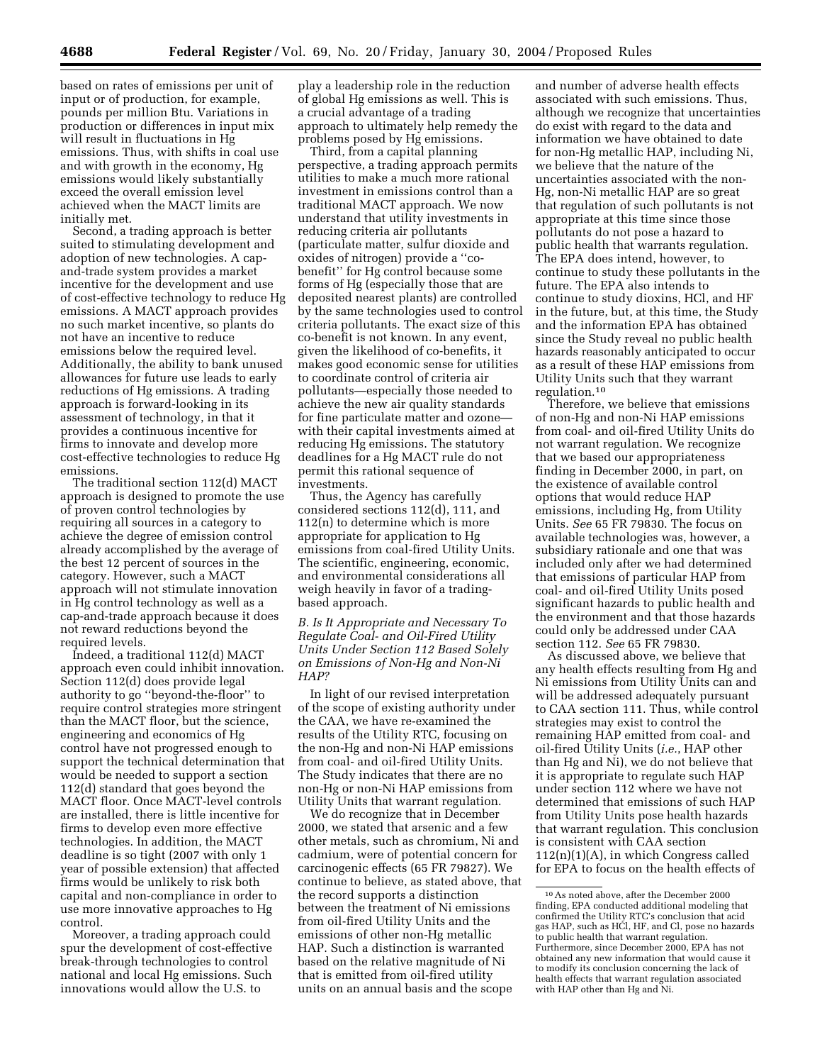based on rates of emissions per unit of input or of production, for example, pounds per million Btu. Variations in production or differences in input mix will result in fluctuations in Hg emissions. Thus, with shifts in coal use and with growth in the economy, Hg emissions would likely substantially exceed the overall emission level achieved when the MACT limits are initially met.

Second, a trading approach is better suited to stimulating development and adoption of new technologies. A cap-and-trade system provides a market incentive for the development and use of cost-effective technology to reduce Hg emissions. A MACT approach provides no such market incentive, so plants do not have an incentive to reduce emissions below the required level. Additionally, the ability to bank unused allowances for future use leads to early reductions of Hg emissions. A trading approach is forward-looking in its assessment of technology, in that it provides a continuous incentive for firms to innovate and develop more cost-effective technologies to reduce Hg emissions.

The traditional section 112(d) MACT approach is designed to promote the use of proven control technologies by requiring all sources in a category to achieve the degree of emission control already accomplished by the average of the best 12 percent of sources in the category. However, such a MACT approach will not stimulate innovation in Hg control technology as well as a cap-and-trade approach because it does not reward reductions beyond the required levels.

Indeed, a traditional 112(d) MACT approach even could inhibit innovation. Section 112(d) does provide legal authority to go ''beyond-the-floor'' to require control strategies more stringent than the MACT floor, but the science, engineering and economics of Hg control have not progressed enough to support the technical determination that would be needed to support a section 112(d) standard that goes beyond the MACT floor. Once MACT-level controls are installed, there is little incentive for firms to develop even more effective technologies. In addition, the MACT deadline is so tight (2007 with only 1 year of possible extension) that affected firms would be unlikely to risk both capital and non-compliance in order to use more innovative approaches to Hg control.

Moreover, a trading approach could spur the development of cost-effective break-through technologies to control national and local Hg emissions. Such innovations would allow the U.S. to play a leadership role in the reduction of global Hg emissions as well. This is a crucial advantage of a trading approach to ultimately help remedy the problems posed by Hg emissions.

Third, from a capital planning perspective, a trading approach permits utilities to make a much more rational investment in emissions control than a traditional MACT approach. We now understand that utility investments in reducing criteria air pollutants (particulate matter, sulfur dioxide and oxides of nitrogen) provide a ''co-benefit'' for Hg control because some forms of Hg (especially those that are deposited nearest plants) are controlled by the same technologies used to control criteria pollutants. The exact size of this co-benefit is not known. In any event, given the likelihood of co-benefits, it makes good economic sense for utilities to coordinate control of criteria air pollutants—especially those needed to achieve the new air quality standards for fine particulate matter and ozone—with their capital investments aimed at reducing Hg emissions. The statutory deadlines for a Hg MACT rule do not permit this rational sequence of investments.

Thus, the Agency has carefully considered sections 112(d), 111, and 112(n) to determine which is more appropriate for application to Hg emissions from coal-fired Utility Units. The scientific, engineering, economic, and environmental considerations all weigh heavily in favor of a trading-based approach.

### *B. Is It Appropriate and Necessary To Regulate Coal- and Oil-Fired Utility Units Under Section 112 Based Solely on Emissions of Non-Hg and Non-Ni HAP?*

In light of our revised interpretation of the scope of existing authority under the CAA, we have re-examined the results of the Utility RTC, focusing on the non-Hg and non-Ni HAP emissions from coal- and oil-fired Utility Units. The Study indicates that there are no non-Hg or non-Ni HAP emissions from Utility Units that warrant regulation.

We do recognize that in December 2000, we stated that arsenic and a few other metals, such as chromium, Ni and cadmium, were of potential concern for carcinogenic effects (65 FR 79827). We continue to believe, as stated above, that the record supports a distinction between the treatment of Ni emissions from oil-fired Utility Units and the emissions of other non-Hg metallic HAP. Such a distinction is warranted based on the relative magnitude of Ni that is emitted from oil-fired utility units on an annual basis and the scope and number of adverse health effects associated with such emissions. Thus, although we recognize that uncertainties do exist with regard to the data and information we have obtained to date for non-Hg metallic HAP, including Ni, we believe that the nature of the uncertainties associated with the non-Hg, non-Ni metallic HAP are so great that regulation of such pollutants is not appropriate at this time since those pollutants do not pose a hazard to public health that warrants regulation. The EPA does intend, however, to continue to study these pollutants in the future. The EPA also intends to continue to study dioxins, HCl, and HF in the future, but, at this time, the Study and the information EPA has obtained since the Study reveal no public health hazards reasonably anticipated to occur as a result of these HAP emissions from Utility Units such that they warrant regulation.[10]

Therefore, we believe that emissions of non-Hg and non-Ni HAP emissions from coal- and oil-fired Utility Units do not warrant regulation. We recognize that we based our appropriateness finding in December 2000, in part, on the existence of available control options that would reduce HAP emissions, including Hg, from Utility Units. *See* 65 FR 79830. The focus on available technologies was, however, a subsidiary rationale and one that was included only after we had determined that emissions of particular HAP from coal- and oil-fired Utility Units posed significant hazards to public health and the environment and that those hazards could only be addressed under CAA section 112. *See* 65 FR 79830.

As discussed above, we believe that any health effects resulting from Hg and Ni emissions from Utility Units can and will be addressed adequately pursuant to CAA section 111. Thus, while control strategies may exist to control the remaining HAP emitted from coal- and oil-fired Utility Units (*i.e.*, HAP other than Hg and Ni), we do not believe that it is appropriate to regulate such HAP under section 112 where we have not determined that emissions of such HAP from Utility Units pose health hazards that warrant regulation. This conclusion is consistent with CAA section 112(n)(1)(A), in which Congress called for EPA to focus on the health effects of

---

[10] As noted above, after the December 2000 finding, EPA conducted additional modeling that confirmed the Utility RTC's conclusion that acid gas HAP, such as HCl, HF, and Cl, pose no hazards to public health that warrant regulation. Furthermore, since December 2000, EPA has not obtained any new information that would cause it to modify its conclusion concerning the lack of health effects that warrant regulation associated with HAP other than Hg and Ni.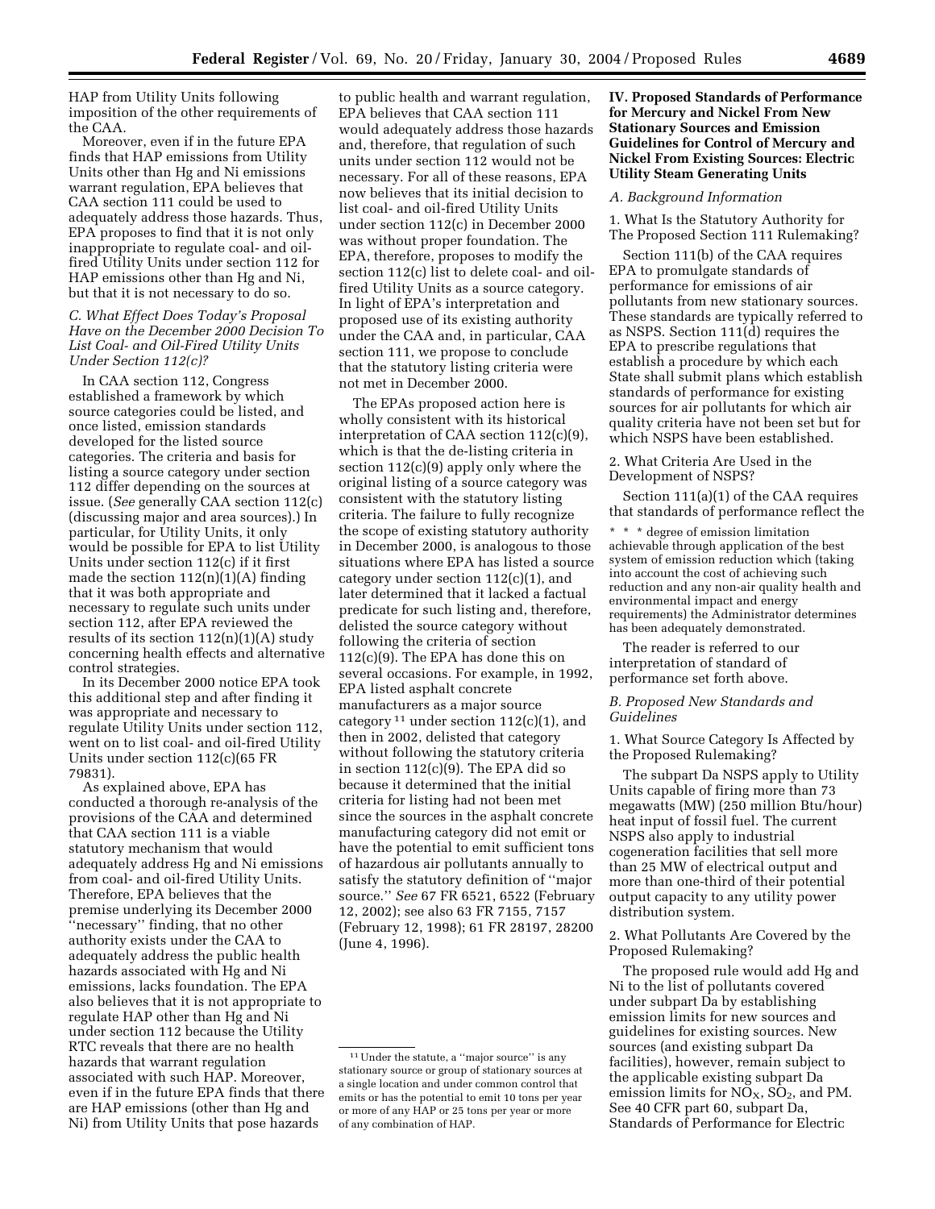HAP from Utility Units following imposition of the other requirements of the CAA.

Moreover, even if in the future EPA finds that HAP emissions from Utility Units other than Hg and Ni emissions warrant regulation, EPA believes that CAA section 111 could be used to adequately address those hazards. Thus, EPA proposes to find that it is not only inappropriate to regulate coal- and oil-fired Utility Units under section 112 for HAP emissions other than Hg and Ni, but that it is not necessary to do so.

### *C. What Effect Does Today's Proposal Have on the December 2000 Decision To List Coal- and Oil-Fired Utility Units Under Section 112(c)?*

In CAA section 112, Congress established a framework by which source categories could be listed, and once listed, emission standards developed for the listed source categories. The criteria and basis for listing a source category under section 112 differ depending on the sources at issue. (*See* generally CAA section 112(c) (discussing major and area sources).) In particular, for Utility Units, it only would be possible for EPA to list Utility Units under section 112(c) if it first made the section 112(n)(1)(A) finding that it was both appropriate and necessary to regulate such units under section 112, after EPA reviewed the results of its section 112(n)(1)(A) study concerning health effects and alternative control strategies.

In its December 2000 notice EPA took this additional step and after finding it was appropriate and necessary to regulate Utility Units under section 112, went on to list coal- and oil-fired Utility Units under section 112(c)(65 FR 79831).

As explained above, EPA has conducted a thorough re-analysis of the provisions of the CAA and determined that CAA section 111 is a viable statutory mechanism that would adequately address Hg and Ni emissions from coal- and oil-fired Utility Units. Therefore, EPA believes that the premise underlying its December 2000 "necessary" finding, that no other authority exists under the CAA to adequately address the public health hazards associated with Hg and Ni emissions, lacks foundation. The EPA also believes that it is not appropriate to regulate HAP other than Hg and Ni under section 112 because the Utility RTC reveals that there are no health hazards that warrant regulation associated with such HAP. Moreover, even if in the future EPA finds that there are HAP emissions (other than Hg and Ni) from Utility Units that pose hazards to public health and warrant regulation, EPA believes that CAA section 111 would adequately address those hazards and, therefore, that regulation of such units under section 112 would not be necessary. For all of these reasons, EPA now believes that its initial decision to list coal- and oil-fired Utility Units under section 112(c) in December 2000 was without proper foundation. The EPA, therefore, proposes to modify the section 112(c) list to delete coal- and oil-fired Utility Units as a source category. In light of EPA's interpretation and proposed use of its existing authority under the CAA and, in particular, CAA section 111, we propose to conclude that the statutory listing criteria were not met in December 2000.

The EPAs proposed action here is wholly consistent with its historical interpretation of CAA section 112(c)(9), which is that the de-listing criteria in section 112(c)(9) apply only where the original listing of a source category was consistent with the statutory listing criteria. The failure to fully recognize the scope of existing statutory authority in December 2000, is analogous to those situations where EPA has listed a source category under section 112(c)(1), and later determined that it lacked a factual predicate for such listing and, therefore, delisted the source category without following the criteria of section 112(c)(9). The EPA has done this on several occasions. For example, in 1992, EPA listed asphalt concrete manufacturers as a major source category [11] under section 112(c)(1), and then in 2002, delisted that category without following the statutory criteria in section 112(c)(9). The EPA did so because it determined that the initial criteria for listing had not been met since the sources in the asphalt concrete manufacturing category did not emit or have the potential to emit sufficient tons of hazardous air pollutants annually to satisfy the statutory definition of "major source." *See* 67 FR 6521, 6522 (February 12, 2002); see also 63 FR 7155, 7157 (February 12, 1998); 61 FR 28197, 28200 (June 4, 1996).

[11] Under the statute, a "major source" is any stationary source or group of stationary sources at a single location and under common control that emits or has the potential to emit 10 tons per year or more of any HAP or 25 tons per year or more of any combination of HAP.

## IV. Proposed Standards of Performance for Mercury and Nickel From New Stationary Sources and Emission Guidelines for Control of Mercury and Nickel From Existing Sources: Electric Utility Steam Generating Units

### *A. Background Information*

1. What Is the Statutory Authority for The Proposed Section 111 Rulemaking?

Section 111(b) of the CAA requires EPA to promulgate standards of performance for emissions of air pollutants from new stationary sources. These standards are typically referred to as NSPS. Section 111(d) requires the EPA to prescribe regulations that establish a procedure by which each State shall submit plans which establish standards of performance for existing sources for air pollutants for which air quality criteria have not been set but for which NSPS have been established.

2. What Criteria Are Used in the Development of NSPS?

Section 111(a)(1) of the CAA requires that standards of performance reflect the

> * * * degree of emission limitation achievable through application of the best system of emission reduction which (taking into account the cost of achieving such reduction and any non-air quality health and environmental impact and energy requirements) the Administrator determines has been adequately demonstrated.

The reader is referred to our interpretation of standard of performance set forth above.

### *B. Proposed New Standards and Guidelines*

1. What Source Category Is Affected by the Proposed Rulemaking?

The subpart Da NSPS apply to Utility Units capable of firing more than 73 megawatts (MW) (250 million Btu/hour) heat input of fossil fuel. The current NSPS also apply to industrial cogeneration facilities that sell more than 25 MW of electrical output and more than one-third of their potential output capacity to any utility power distribution system.

2. What Pollutants Are Covered by the Proposed Rulemaking?

The proposed rule would add Hg and Ni to the list of pollutants covered under subpart Da by establishing emission limits for new sources and guidelines for existing sources. New sources (and existing subpart Da facilities), however, remain subject to the applicable existing subpart Da emission limits for $NO_X$, $SO_2$, and PM. See 40 CFR part 60, subpart Da, Standards of Performance for Electric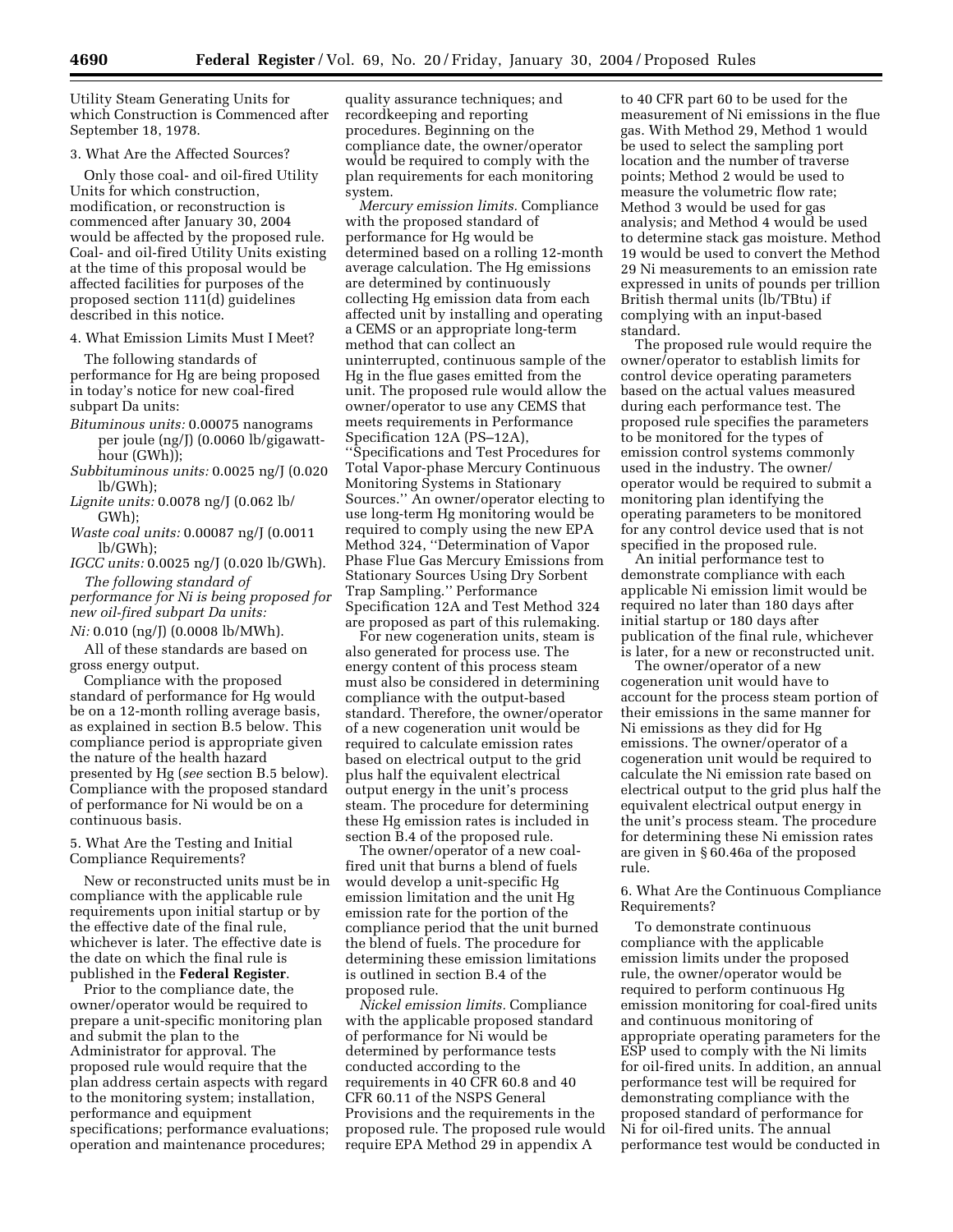Utility Steam Generating Units for which Construction is Commenced after September 18, 1978.

3. What Are the Affected Sources?

Only those coal- and oil-fired Utility Units for which construction, modification, or reconstruction is commenced after January 30, 2004 would be affected by the proposed rule. Coal- and oil-fired Utility Units existing at the time of this proposal would be affected facilities for purposes of the proposed section 111(d) guidelines described in this notice.

4. What Emission Limits Must I Meet?

The following standards of performance for Hg are being proposed in today's notice for new coal-fired subpart Da units:

*Bituminous units:* 0.00075 nanograms per joule (ng/J) (0.0060 lb/gigawatt-hour (GWh));
*Subbituminous units:* 0.0025 ng/J (0.020 lb/GWh);
*Lignite units:* 0.0078 ng/J (0.062 lb/GWh);
*Waste coal units:* 0.00087 ng/J (0.0011 lb/GWh);
*IGCC units:* 0.0025 ng/J (0.020 lb/GWh).

*The following standard of performance for Ni is being proposed for new oil-fired subpart Da units:*

*Ni:* 0.010 (ng/J) (0.0008 lb/MWh).

All of these standards are based on gross energy output.

Compliance with the proposed standard of performance for Hg would be on a 12-month rolling average basis, as explained in section B.5 below. This compliance period is appropriate given the nature of the health hazard presented by Hg (*see* section B.5 below). Compliance with the proposed standard of performance for Ni would be on a continuous basis.

5. What Are the Testing and Initial Compliance Requirements?

New or reconstructed units must be in compliance with the applicable rule requirements upon initial startup or by the effective date of the final rule, whichever is later. The effective date is the date on which the final rule is published in the **Federal Register**.

Prior to the compliance date, the owner/operator would be required to prepare a unit-specific monitoring plan and submit the plan to the Administrator for approval. The proposed rule would require that the plan address certain aspects with regard to the monitoring system; installation, performance and equipment specifications; performance evaluations; operation and maintenance procedures; quality assurance techniques; and recordkeeping and reporting procedures. Beginning on the compliance date, the owner/operator would be required to comply with the plan requirements for each monitoring system.

*Mercury emission limits.* Compliance with the proposed standard of performance for Hg would be determined based on a rolling 12-month average calculation. The Hg emissions are determined by continuously collecting Hg emission data from each affected unit by installing and operating a CEMS or an appropriate long-term method that can collect an uninterrupted, continuous sample of the Hg in the flue gases emitted from the unit. The proposed rule would allow the owner/operator to use any CEMS that meets requirements in Performance Specification 12A (PS–12A), "Specifications and Test Procedures for Total Vapor-phase Mercury Continuous Monitoring Systems in Stationary Sources." An owner/operator electing to use long-term Hg monitoring would be required to comply using the new EPA Method 324, "Determination of Vapor Phase Flue Gas Mercury Emissions from Stationary Sources Using Dry Sorbent Trap Sampling." Performance Specification 12A and Test Method 324 are proposed as part of this rulemaking.

For new cogeneration units, steam is also generated for process use. The energy content of this process steam must also be considered in determining compliance with the output-based standard. Therefore, the owner/operator of a new cogeneration unit would be required to calculate emission rates based on electrical output to the grid plus half the equivalent electrical output energy in the unit's process steam. The procedure for determining these Hg emission rates is included in section B.4 of the proposed rule.

The owner/operator of a new coal-fired unit that burns a blend of fuels would develop a unit-specific Hg emission limitation and the unit Hg emission rate for the portion of the compliance period that the unit burned the blend of fuels. The procedure for determining these emission limitations is outlined in section B.4 of the proposed rule.

*Nickel emission limits.* Compliance with the applicable proposed standard of performance for Ni would be determined by performance tests conducted according to the requirements in 40 CFR 60.8 and 40 CFR 60.11 of the NSPS General Provisions and the requirements in the proposed rule. The proposed rule would require EPA Method 29 in appendix A to 40 CFR part 60 to be used for the measurement of Ni emissions in the flue gas. With Method 29, Method 1 would be used to select the sampling port location and the number of traverse points; Method 2 would be used to measure the volumetric flow rate; Method 3 would be used for gas analysis; and Method 4 would be used to determine stack gas moisture. Method 19 would be used to convert the Method 29 Ni measurements to an emission rate expressed in units of pounds per trillion British thermal units (lb/TBtu) if complying with an input-based standard.

The proposed rule would require the owner/operator to establish limits for control device operating parameters based on the actual values measured during each performance test. The proposed rule specifies the parameters to be monitored for the types of emission control systems commonly used in the industry. The owner/operator would be required to submit a monitoring plan identifying the operating parameters to be monitored for any control device used that is not specified in the proposed rule.

An initial performance test to demonstrate compliance with each applicable Ni emission limit would be required no later than 180 days after initial startup or 180 days after publication of the final rule, whichever is later, for a new or reconstructed unit.

The owner/operator of a new cogeneration unit would have to account for the process steam portion of their emissions in the same manner for Ni emissions as they did for Hg emissions. The owner/operator of a cogeneration unit would be required to calculate the Ni emission rate based on electrical output to the grid plus half the equivalent electrical output energy in the unit's process steam. The procedure for determining these Ni emission rates are given in § 60.46a of the proposed rule.

6. What Are the Continuous Compliance Requirements?

To demonstrate continuous compliance with the applicable emission limits under the proposed rule, the owner/operator would be required to perform continuous Hg emission monitoring for coal-fired units and continuous monitoring of appropriate operating parameters for the ESP used to comply with the Ni limits for oil-fired units. In addition, an annual performance test will be required for demonstrating compliance with the proposed standard of performance for Ni for oil-fired units. The annual performance test would be conducted in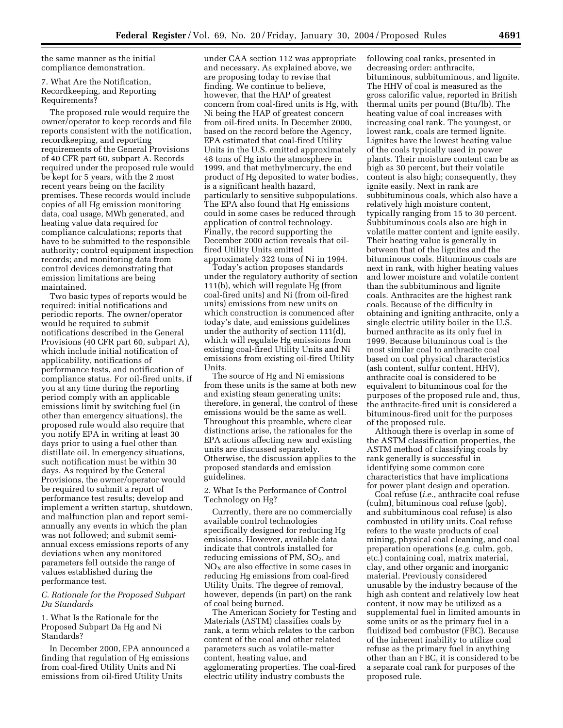the same manner as the initial compliance demonstration.

7. What Are the Notification, Recordkeeping, and Reporting Requirements?

The proposed rule would require the owner/operator to keep records and file reports consistent with the notification, recordkeeping, and reporting requirements of the General Provisions of 40 CFR part 60, subpart A. Records required under the proposed rule would be kept for 5 years, with the 2 most recent years being on the facility premises. These records would include copies of all Hg emission monitoring data, coal usage, MWh generated, and heating value data required for compliance calculations; reports that have to be submitted to the responsible authority; control equipment inspection records; and monitoring data from control devices demonstrating that emission limitations are being maintained.

Two basic types of reports would be required: initial notifications and periodic reports. The owner/operator would be required to submit notifications described in the General Provisions (40 CFR part 60, subpart A), which include initial notification of applicability, notifications of performance tests, and notification of compliance status. For oil-fired units, if you at any time during the reporting period comply with an applicable emissions limit by switching fuel (in other than emergency situations), the proposed rule would also require that you notify EPA in writing at least 30 days prior to using a fuel other than distillate oil. In emergency situations, such notification must be within 30 days. As required by the General Provisions, the owner/operator would be required to submit a report of performance test results; develop and implement a written startup, shutdown, and malfunction plan and report semi-annually any events in which the plan was not followed; and submit semi-annual excess emissions reports of any deviations when any monitored parameters fell outside the range of values established during the performance test.

*C. Rationale for the Proposed Subpart Da Standards*

1. What Is the Rationale for the Proposed Subpart Da Hg and Ni Standards?

In December 2000, EPA announced a finding that regulation of Hg emissions from coal-fired Utility Units and Ni emissions from oil-fired Utility Units under CAA section 112 was appropriate and necessary. As explained above, we are proposing today to revise that finding. We continue to believe, however, that the HAP of greatest concern from coal-fired units is Hg, with Ni being the HAP of greatest concern from oil-fired units. In December 2000, based on the record before the Agency, EPA estimated that coal-fired Utility Units in the U.S. emitted approximately 48 tons of Hg into the atmosphere in 1999, and that methylmercury, the end product of Hg deposited to water bodies, is a significant health hazard, particularly to sensitive subpopulations. The EPA also found that Hg emissions could in some cases be reduced through application of control technology. Finally, the record supporting the December 2000 action reveals that oil-fired Utility Units emitted approximately 322 tons of Ni in 1994.

Today's action proposes standards under the regulatory authority of section 111(b), which will regulate Hg (from coal-fired units) and Ni (from oil-fired units) emissions from new units on which construction is commenced after today's date, and emissions guidelines under the authority of section 111(d), which will regulate Hg emissions from existing coal-fired Utility Units and Ni emissions from existing oil-fired Utility Units.

The source of Hg and Ni emissions from these units is the same at both new and existing steam generating units; therefore, in general, the control of these emissions would be the same as well. Throughout this preamble, where clear distinctions arise, the rationales for the EPA actions affecting new and existing units are discussed separately. Otherwise, the discussion applies to the proposed standards and emission guidelines.

2. What Is the Performance of Control Technology on Hg?

Currently, there are no commercially available control technologies specifically designed for reducing Hg emissions. However, available data indicate that controls installed for reducing emissions of PM, $SO_2$, and $NO_X$ are also effective in some cases in reducing Hg emissions from coal-fired Utility Units. The degree of removal, however, depends (in part) on the rank of coal being burned.

The American Society for Testing and Materials (ASTM) classifies coals by rank, a term which relates to the carbon content of the coal and other related parameters such as volatile-matter content, heating value, and agglomerating properties. The coal-fired electric utility industry combusts the following coal ranks, presented in decreasing order: anthracite, bituminous, subbituminous, and lignite. The HHV of coal is measured as the gross calorific value, reported in British thermal units per pound (Btu/lb). The heating value of coal increases with increasing coal rank. The youngest, or lowest rank, coals are termed lignite. Lignites have the lowest heating value of the coals typically used in power plants. Their moisture content can be as high as 30 percent, but their volatile content is also high; consequently, they ignite easily. Next in rank are subbituminous coals, which also have a relatively high moisture content, typically ranging from 15 to 30 percent. Subbituminous coals also are high in volatile matter content and ignite easily. Their heating value is generally in between that of the lignites and the bituminous coals. Bituminous coals are next in rank, with higher heating values and lower moisture and volatile content than the subbituminous and lignite coals. Anthracites are the highest rank coals. Because of the difficulty in obtaining and igniting anthracite, only a single electric utility boiler in the U.S. burned anthracite as its only fuel in 1999. Because bituminous coal is the most similar coal to anthracite coal based on coal physical characteristics (ash content, sulfur content, HHV), anthracite coal is considered to be equivalent to bituminous coal for the purposes of the proposed rule and, thus, the anthracite-fired unit is considered a bituminous-fired unit for the purposes of the proposed rule.

Although there is overlap in some of the ASTM classification properties, the ASTM method of classifying coals by rank generally is successful in identifying some common core characteristics that have implications for power plant design and operation.

Coal refuse (*i.e.*, anthracite coal refuse (culm), bituminous coal refuse (gob), and subbituminous coal refuse) is also combusted in utility units. Coal refuse refers to the waste products of coal mining, physical coal cleaning, and coal preparation operations (*e.g.* culm, gob, etc.) containing coal, matrix material, clay, and other organic and inorganic material. Previously considered unusable by the industry because of the high ash content and relatively low heat content, it now may be utilized as a supplemental fuel in limited amounts in some units or as the primary fuel in a fluidized bed combustor (FBC). Because of the inherent inability to utilize coal refuse as the primary fuel in anything other than an FBC, it is considered to be a separate coal rank for purposes of the proposed rule.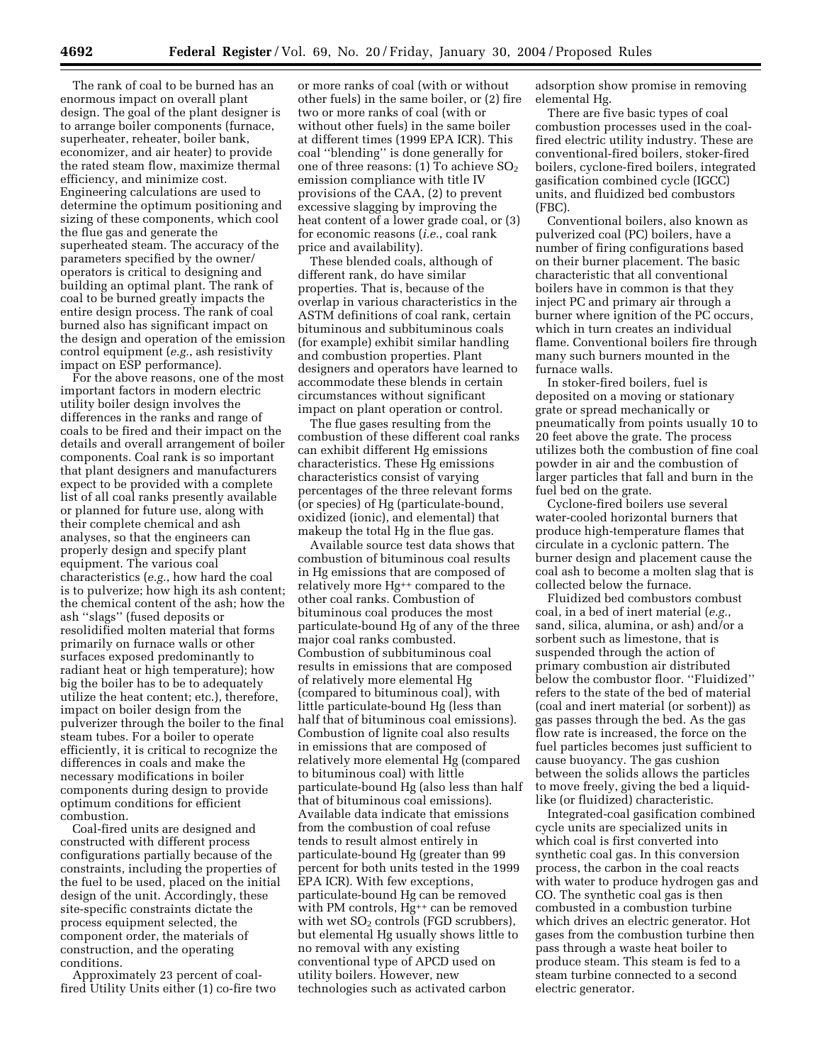The rank of coal to be burned has an enormous impact on overall plant design. The goal of the plant designer is to arrange boiler components (furnace, superheater, reheater, boiler bank, economizer, and air heater) to provide the rated steam flow, maximize thermal efficiency, and minimize cost. Engineering calculations are used to determine the optimum positioning and sizing of these components, which cool the flue gas and generate the superheated steam. The accuracy of the parameters specified by the owner/operators is critical to designing and building an optimal plant. The rank of coal to be burned greatly impacts the entire design process. The rank of coal burned also has significant impact on the design and operation of the emission control equipment (*e.g.*, ash resistivity impact on ESP performance).

For the above reasons, one of the most important factors in modern electric utility boiler design involves the differences in the ranks and range of coals to be fired and their impact on the details and overall arrangement of boiler components. Coal rank is so important that plant designers and manufacturers expect to be provided with a complete list of all coal ranks presently available or planned for future use, along with their complete chemical and ash analyses, so that the engineers can properly design and specify plant equipment. The various coal characteristics (*e.g.*, how hard the coal is to pulverize; how high its ash content; the chemical content of the ash; how the ash ''slags'' (fused deposits or resolidified molten material that forms primarily on furnace walls or other surfaces exposed predominantly to radiant heat or high temperature); how big the boiler has to be to adequately utilize the heat content; etc.), therefore, impact on boiler design from the pulverizer through the boiler to the final steam tubes. For a boiler to operate efficiently, it is critical to recognize the differences in coals and make the necessary modifications in boiler components during design to provide optimum conditions for efficient combustion.

Coal-fired units are designed and constructed with different process configurations partially because of the constraints, including the properties of the fuel to be used, placed on the initial design of the unit. Accordingly, these site-specific constraints dictate the process equipment selected, the component order, the materials of construction, and the operating conditions.

Approximately 23 percent of coal-fired Utility Units either (1) co-fire two or more ranks of coal (with or without other fuels) in the same boiler, or (2) fire two or more ranks of coal (with or without other fuels) in the same boiler at different times (1999 EPA ICR). This coal ''blending'' is done generally for one of three reasons: (1) To achieve $SO_2$ emission compliance with title IV provisions of the CAA, (2) to prevent excessive slagging by improving the heat content of a lower grade coal, or (3) for economic reasons (*i.e.*, coal rank price and availability).

These blended coals, although of different rank, do have similar properties. That is, because of the overlap in various characteristics in the ASTM definitions of coal rank, certain bituminous and subbituminous coals (for example) exhibit similar handling and combustion properties. Plant designers and operators have learned to accommodate these blends in certain circumstances without significant impact on plant operation or control.

The flue gases resulting from the combustion of these different coal ranks can exhibit different Hg emissions characteristics. These Hg emissions characteristics consist of varying percentages of the three relevant forms (or species) of Hg (particulate-bound, oxidized (ionic), and elemental) that makeup the total Hg in the flue gas.

Available source test data shows that combustion of bituminous coal results in Hg emissions that are composed of relatively more $Hg^{++}$ compared to the other coal ranks. Combustion of bituminous coal produces the most particulate-bound Hg of any of the three major coal ranks combusted. Combustion of subbituminous coal results in emissions that are composed of relatively more elemental Hg (compared to bituminous coal), with little particulate-bound Hg (less than half that of bituminous coal emissions). Combustion of lignite coal also results in emissions that are composed of relatively more elemental Hg (compared to bituminous coal) with little particulate-bound Hg (also less than half that of bituminous coal emissions). Available data indicate that emissions from the combustion of coal refuse tends to result almost entirely in particulate-bound Hg (greater than 99 percent for both units tested in the 1999 EPA ICR). With few exceptions, particulate-bound Hg can be removed with PM controls, $Hg^{++}$ can be removed with wet $SO_2$ controls (FGD scrubbers), but elemental Hg usually shows little to no removal with any existing conventional type of APCD used on utility boilers. However, new technologies such as activated carbon adsorption show promise in removing elemental Hg.

There are five basic types of coal combustion processes used in the coal-fired electric utility industry. These are conventional-fired boilers, stoker-fired boilers, cyclone-fired boilers, integrated gasification combined cycle (IGCC) units, and fluidized bed combustors (FBC).

Conventional boilers, also known as pulverized coal (PC) boilers, have a number of firing configurations based on their burner placement. The basic characteristic that all conventional boilers have in common is that they inject PC and primary air through a burner where ignition of the PC occurs, which in turn creates an individual flame. Conventional boilers fire through many such burners mounted in the furnace walls.

In stoker-fired boilers, fuel is deposited on a moving or stationary grate or spread mechanically or pneumatically from points usually 10 to 20 feet above the grate. The process utilizes both the combustion of fine coal powder in air and the combustion of larger particles that fall and burn in the fuel bed on the grate.

Cyclone-fired boilers use several water-cooled horizontal burners that produce high-temperature flames that circulate in a cyclonic pattern. The burner design and placement cause the coal ash to become a molten slag that is collected below the furnace.

Fluidized bed combustors combust coal, in a bed of inert material (*e.g.*, sand, silica, alumina, or ash) and/or a sorbent such as limestone, that is suspended through the action of primary combustion air distributed below the combustor floor. ''Fluidized'' refers to the state of the bed of material (coal and inert material (or sorbent)) as gas passes through the bed. As the gas flow rate is increased, the force on the fuel particles becomes just sufficient to cause buoyancy. The gas cushion between the solids allows the particles to move freely, giving the bed a liquid-like (or fluidized) characteristic.

Integrated-coal gasification combined cycle units are specialized units in which coal is first converted into synthetic coal gas. In this conversion process, the carbon in the coal reacts with water to produce hydrogen gas and CO. The synthetic coal gas is then combusted in a combustion turbine which drives an electric generator. Hot gases from the combustion turbine then pass through a waste heat boiler to produce steam. This steam is fed to a steam turbine connected to a second electric generator.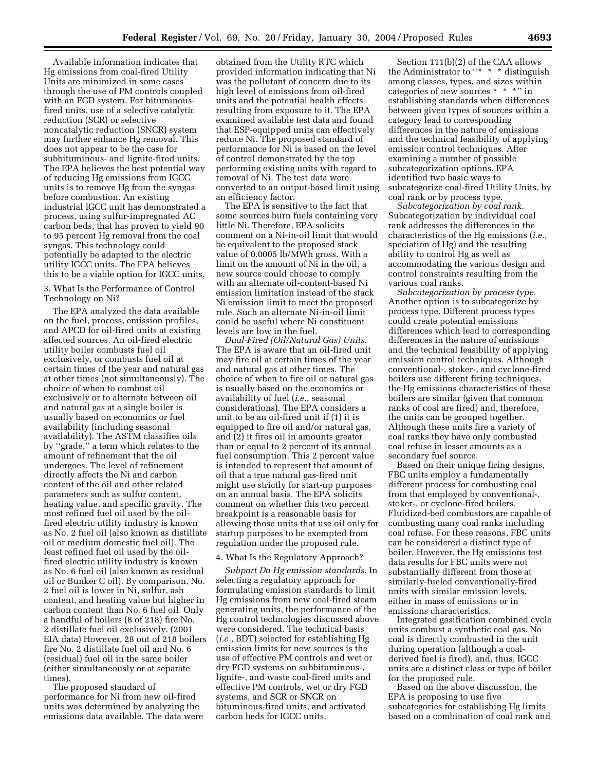Available information indicates that Hg emissions from coal-fired Utility Units are minimized in some cases through the use of PM controls coupled with an FGD system. For bituminous-fired units, use of a selective catalytic reduction (SCR) or selective noncatalytic reduction (SNCR) system may further enhance Hg removal. This does not appear to be the case for subbituminous- and lignite-fired units. The EPA believes the best potential way of reducing Hg emissions from IGCC units is to remove Hg from the syngas before combustion. An existing industrial IGCC unit has demonstrated a process, using sulfur-impregnated AC carbon beds, that has proven to yield 90 to 95 percent Hg removal from the coal syngas. This technology could potentially be adapted to the electric utility IGCC units. The EPA believes this to be a viable option for IGCC units.

3. What Is the Performance of Control Technology on Ni?

The EPA analyzed the data available on the fuel, process, emission profiles, and APCD for oil-fired units at existing affected sources. An oil-fired electric utility boiler combusts fuel oil exclusively, or combusts fuel oil at certain times of the year and natural gas at other times (not simultaneously). The choice of when to combust oil exclusively or to alternate between oil and natural gas at a single boiler is usually based on economics or fuel availability (including seasonal availability). The ASTM classifies oils by ''grade,'' a term which relates to the amount of refinement that the oil undergoes. The level of refinement directly affects the Ni and carbon content of the oil and other related parameters such as sulfur content, heating value, and specific gravity. The most refined fuel oil used by the oil-fired electric utility industry is known as No. 2 fuel oil (also known as distillate oil or medium domestic fuel oil). The least refined fuel oil used by the oil-fired electric utility industry is known as No. 6 fuel oil (also known as residual oil or Bunker C oil). By comparison, No. 2 fuel oil is lower in Ni, sulfur, ash content, and heating value but higher in carbon content than No. 6 fuel oil. Only a handful of boilers (8 of 218) fire No. 2 distillate fuel oil exclusively. (2001 EIA data) However, 28 out of 218 boilers fire No. 2 distillate fuel oil and No. 6 (residual) fuel oil in the same boiler (either simultaneously or at separate times).

The proposed standard of performance for Ni from new oil-fired units was determined by analyzing the emissions data available. The data were obtained from the Utility RTC which provided information indicating that Ni was the pollutant of concern due to its high level of emissions from oil-fired units and the potential health effects resulting from exposure to it. The EPA examined available test data and found that ESP-equipped units can effectively reduce Ni. The proposed standard of performance for Ni is based on the level of control demonstrated by the top performing existing units with regard to removal of Ni. The test data were converted to an output-based limit using an efficiency factor.

The EPA is sensitive to the fact that some sources burn fuels containing very little Ni. Therefore, EPA solicits comment on a Ni-in-oil limit that would be equivalent to the proposed stack value of 0.0005 lb/MWh gross. With a limit on the amount of Ni in the oil, a new source could choose to comply with an alternate oil-content-based Ni emission limitation instead of the stack Ni emission limit to meet the proposed rule. Such an alternate Ni-in-oil limit could be useful where Ni constituent levels are low in the fuel.

*Dual-Fired (Oil/Natural Gas) Units.* The EPA is aware that an oil-fired unit may fire oil at certain times of the year and natural gas at other times. The choice of when to fire oil or natural gas is usually based on the economics or availability of fuel (*i.e.,* seasonal considerations). The EPA considers a unit to be an oil-fired unit if (1) it is equipped to fire oil and/or natural gas, and (2) it fires oil in amounts greater than or equal to 2 percent of its annual fuel consumption. This 2 percent value is intended to represent that amount of oil that a true natural gas-fired unit might use strictly for start-up purposes on an annual basis. The EPA solicits comment on whether this two percent breakpoint is a reasonable basis for allowing those units that use oil only for startup purposes to be exempted from regulation under the proposed rule.

4. What Is the Regulatory Approach?

*Subpart Da Hg emission standards.* In selecting a regulatory approach for formulating emission standards to limit Hg emissions from new coal-fired steam generating units, the performance of the Hg control technologies discussed above were considered. The technical basis (*i.e.,* BDT) selected for establishing Hg emission limits for new sources is the use of effective PM controls and wet or dry FGD systems on subbituminous-, lignite-, and waste coal-fired units and effective PM controls, wet or dry FGD systems, and SCR or SNCR on bituminous-fired units, and activated carbon beds for IGCC units.

Section 111(b)(2) of the CAA allows the Administrator to ''* * * distinguish among classes, types, and sizes within categories of new sources * * *'' in establishing standards when differences between given types of sources within a category lead to corresponding differences in the nature of emissions and the technical feasibility of applying emission control techniques. After examining a number of possible subcategorization options, EPA identified two basic ways to subcategorize coal-fired Utility Units, by coal rank or by process type.

*Subcategorization by coal rank.* Subcategorization by individual coal rank addresses the differences in the characteristics of the Hg emissions (*i.e.,* speciation of Hg) and the resulting ability to control Hg as well as accommodating the various design and control constraints resulting from the various coal ranks.

*Subcategorization by process type.* Another option is to subcategorize by process type. Different process types could create potential emissions differences which lead to corresponding differences in the nature of emissions and the technical feasibility of applying emission control techniques. Although conventional-, stoker-, and cyclone-fired boilers use different firing techniques, the Hg emissions characteristics of these boilers are similar (given that common ranks of coal are fired) and, therefore, the units can be grouped together. Although these units fire a variety of coal ranks they have only combusted coal refuse in lesser amounts as a secondary fuel source.

Based on their unique firing designs, FBC units employ a fundamentally different process for combusting coal from that employed by conventional-, stoker-, or cyclone-fired boilers. Fluidized-bed combustors are capable of combusting many coal ranks including coal refuse. For these reasons, FBC units can be considered a distinct type of boiler. However, the Hg emissions test data results for FBC units were not substantially different from those at similarly-fueled conventionally-fired units with similar emission levels, either in mass of emissions or in emissions characteristics.

Integrated gasification combined cycle units combust a synthetic coal gas. No coal is directly combusted in the unit during operation (although a coal-derived fuel is fired), and, thus, IGCC units are a distinct class or type of boiler for the proposed rule.

Based on the above discussion, the EPA is proposing to use five subcategories for establishing Hg limits based on a combination of coal rank and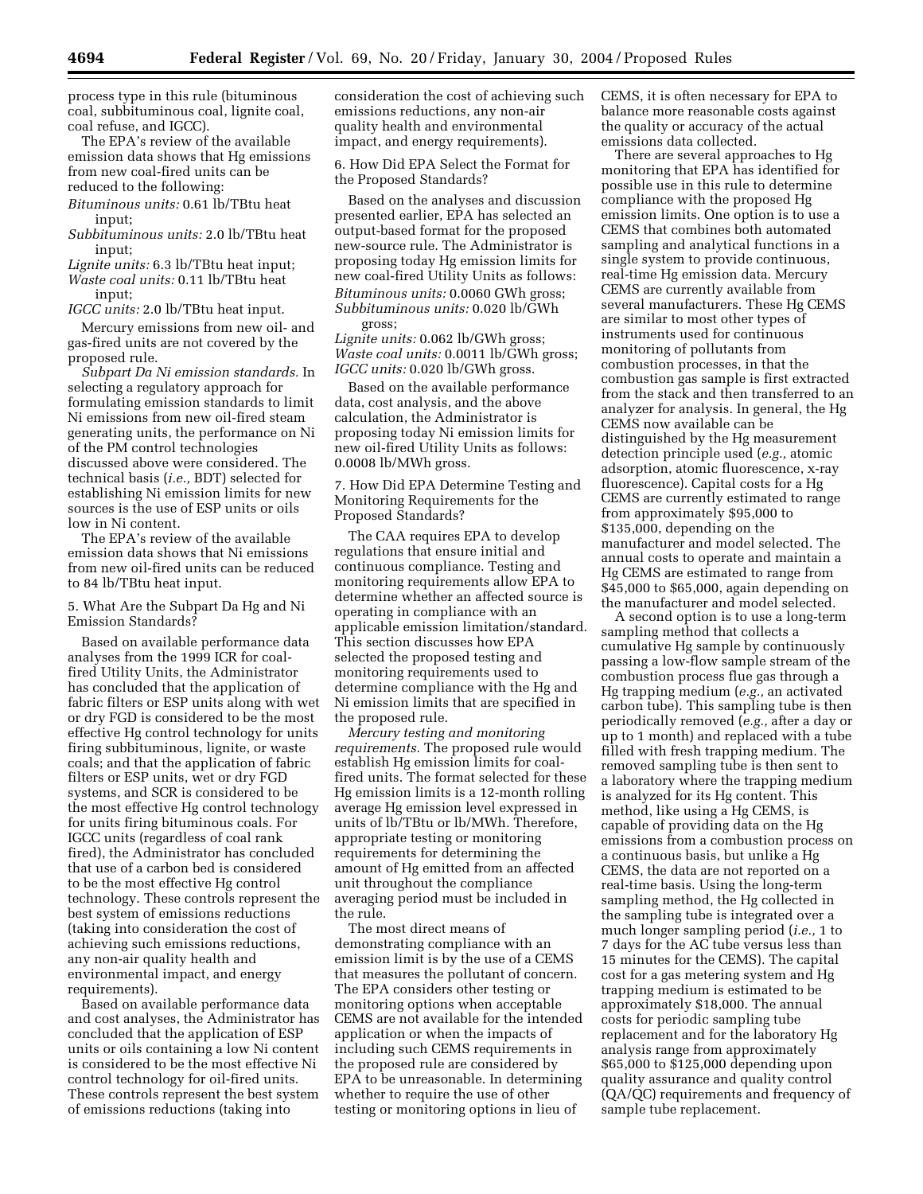process type in this rule (bituminous coal, subbituminous coal, lignite coal, coal refuse, and IGCC).

The EPA's review of the available emission data shows that Hg emissions from new coal-fired units can be reduced to the following:

*Bituminous units:* 0.61 lb/TBtu heat input;
*Subbituminous units:* 2.0 lb/TBtu heat input;
*Lignite units:* 6.3 lb/TBtu heat input;
*Waste coal units:* 0.11 lb/TBtu heat input;
*IGCC units:* 2.0 lb/TBtu heat input.

Mercury emissions from new oil- and gas-fired units are not covered by the proposed rule.

*Subpart Da Ni emission standards.* In selecting a regulatory approach for formulating emission standards to limit Ni emissions from new oil-fired steam generating units, the performance on Ni of the PM control technologies discussed above were considered. The technical basis (*i.e.,* BDT) selected for establishing Ni emission limits for new sources is the use of ESP units or oils low in Ni content.

The EPA's review of the available emission data shows that Ni emissions from new oil-fired units can be reduced to 84 lb/TBtu heat input.

5. What Are the Subpart Da Hg and Ni Emission Standards?

Based on available performance data analyses from the 1999 ICR for coal-fired Utility Units, the Administrator has concluded that the application of fabric filters or ESP units along with wet or dry FGD is considered to be the most effective Hg control technology for units firing subbituminous, lignite, or waste coals; and that the application of fabric filters or ESP units, wet or dry FGD systems, and SCR is considered to be the most effective Hg control technology for units firing bituminous coals. For IGCC units (regardless of coal rank fired), the Administrator has concluded that use of a carbon bed is considered to be the most effective Hg control technology. These controls represent the best system of emissions reductions (taking into consideration the cost of achieving such emissions reductions, any non-air quality health and environmental impact, and energy requirements).

Based on available performance data and cost analyses, the Administrator has concluded that the application of ESP units or oils containing a low Ni content is considered to be the most effective Ni control technology for oil-fired units. These controls represent the best system of emissions reductions (taking into consideration the cost of achieving such emissions reductions, any non-air quality health and environmental impact, and energy requirements).

6. How Did EPA Select the Format for the Proposed Standards?

Based on the analyses and discussion presented earlier, EPA has selected an output-based format for the proposed new-source rule. The Administrator is proposing today Hg emission limits for new coal-fired Utility Units as follows:

*Bituminous units:* 0.0060 GWh gross;
*Subbituminous units:* 0.020 lb/GWh gross;
*Lignite units:* 0.062 lb/GWh gross;
*Waste coal units:* 0.0011 lb/GWh gross;
*IGCC units:* 0.020 lb/GWh gross.

Based on the available performance data, cost analysis, and the above calculation, the Administrator is proposing today Ni emission limits for new oil-fired Utility Units as follows: 0.0008 lb/MWh gross.

7. How Did EPA Determine Testing and Monitoring Requirements for the Proposed Standards?

The CAA requires EPA to develop regulations that ensure initial and continuous compliance. Testing and monitoring requirements allow EPA to determine whether an affected source is operating in compliance with an applicable emission limitation/standard. This section discusses how EPA selected the proposed testing and monitoring requirements used to determine compliance with the Hg and Ni emission limits that are specified in the proposed rule.

*Mercury testing and monitoring requirements.* The proposed rule would establish Hg emission limits for coal-fired units. The format selected for these Hg emission limits is a 12-month rolling average Hg emission level expressed in units of lb/TBtu or lb/MWh. Therefore, appropriate testing or monitoring requirements for determining the amount of Hg emitted from an affected unit throughout the compliance averaging period must be included in the rule.

The most direct means of demonstrating compliance with an emission limit is by the use of a CEMS that measures the pollutant of concern. The EPA considers other testing or monitoring options when acceptable CEMS are not available for the intended application or when the impacts of including such CEMS requirements in the proposed rule are considered by EPA to be unreasonable. In determining whether to require the use of other testing or monitoring options in lieu of CEMS, it is often necessary for EPA to balance more reasonable costs against the quality or accuracy of the actual emissions data collected.

There are several approaches to Hg monitoring that EPA has identified for possible use in this rule to determine compliance with the proposed Hg emission limits. One option is to use a CEMS that combines both automated sampling and analytical functions in a single system to provide continuous, real-time Hg emission data. Mercury CEMS are currently available from several manufacturers. These Hg CEMS are similar to most other types of instruments used for continuous monitoring of pollutants from combustion processes, in that the combustion gas sample is first extracted from the stack and then transferred to an analyzer for analysis. In general, the Hg CEMS now available can be distinguished by the Hg measurement detection principle used (*e.g.,* atomic adsorption, atomic fluorescence, x-ray fluorescence). Capital costs for a Hg CEMS are currently estimated to range from approximately $95,000 to $135,000, depending on the manufacturer and model selected. The annual costs to operate and maintain a Hg CEMS are estimated to range from $45,000 to $65,000, again depending on the manufacturer and model selected.

A second option is to use a long-term sampling method that collects a cumulative Hg sample by continuously passing a low-flow sample stream of the combustion process flue gas through a Hg trapping medium (*e.g.,* an activated carbon tube). This sampling tube is then periodically removed (*e.g.,* after a day or up to 1 month) and replaced with a tube filled with fresh trapping medium. The removed sampling tube is then sent to a laboratory where the trapping medium is analyzed for its Hg content. This method, like using a Hg CEMS, is capable of providing data on the Hg emissions from a combustion process on a continuous basis, but unlike a Hg CEMS, the data are not reported on a real-time basis. Using the long-term sampling method, the Hg collected in the sampling tube is integrated over a much longer sampling period (*i.e.,* 1 to 7 days for the AC tube versus less than 15 minutes for the CEMS). The capital cost for a gas metering system and Hg trapping medium is estimated to be approximately $18,000. The annual costs for periodic sampling tube replacement and for the laboratory Hg analysis range from approximately $65,000 to $125,000 depending upon quality assurance and quality control (QA/QC) requirements and frequency of sample tube replacement.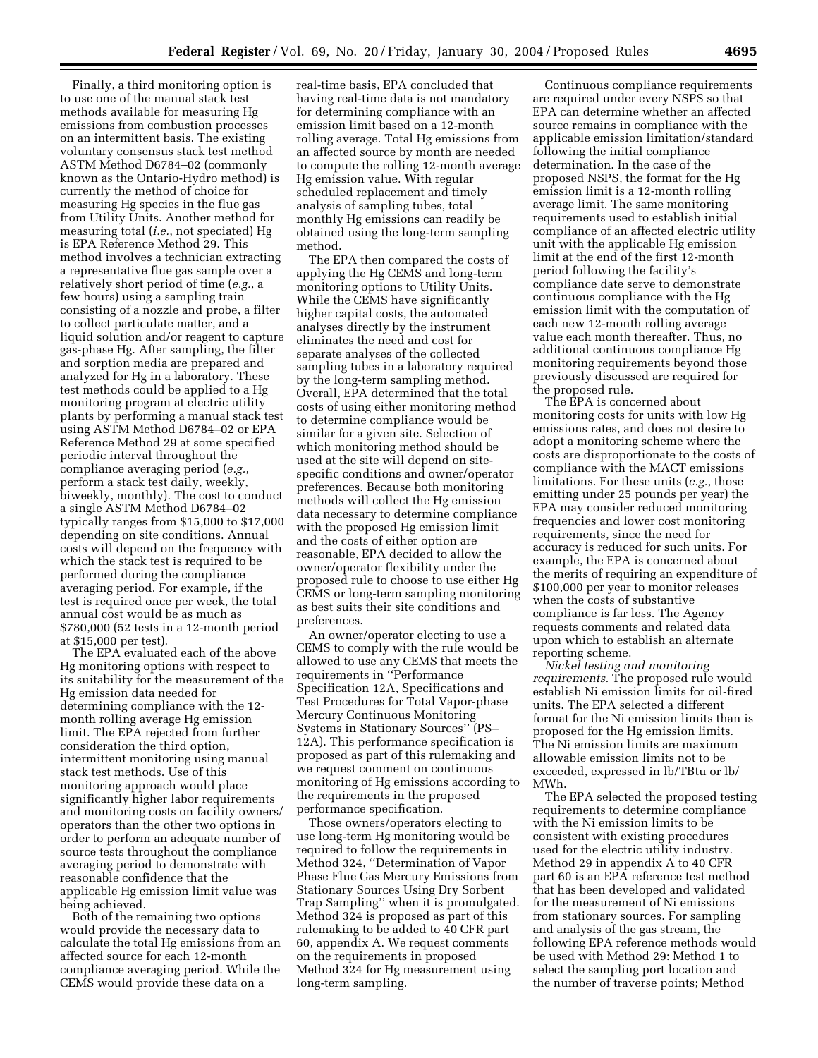Finally, a third monitoring option is to use one of the manual stack test methods available for measuring Hg emissions from combustion processes on an intermittent basis. The existing voluntary consensus stack test method ASTM Method D6784–02 (commonly known as the Ontario-Hydro method) is currently the method of choice for measuring Hg species in the flue gas from Utility Units. Another method for measuring total (*i.e.*, not speciated) Hg is EPA Reference Method 29. This method involves a technician extracting a representative flue gas sample over a relatively short period of time (*e.g.*, a few hours) using a sampling train consisting of a nozzle and probe, a filter to collect particulate matter, and a liquid solution and/or reagent to capture gas-phase Hg. After sampling, the filter and sorption media are prepared and analyzed for Hg in a laboratory. These test methods could be applied to a Hg monitoring program at electric utility plants by performing a manual stack test using ASTM Method D6784–02 or EPA Reference Method 29 at some specified periodic interval throughout the compliance averaging period (*e.g.*, perform a stack test daily, weekly, biweekly, monthly). The cost to conduct a single ASTM Method D6784–02 typically ranges from $15,000 to $17,000 depending on site conditions. Annual costs will depend on the frequency with which the stack test is required to be performed during the compliance averaging period. For example, if the test is required once per week, the total annual cost would be as much as $780,000 (52 tests in a 12-month period at $15,000 per test).

The EPA evaluated each of the above Hg monitoring options with respect to its suitability for the measurement of the Hg emission data needed for determining compliance with the 12-month rolling average Hg emission limit. The EPA rejected from further consideration the third option, intermittent monitoring using manual stack test methods. Use of this monitoring approach would place significantly higher labor requirements and monitoring costs on facility owners/operators than the other two options in order to perform an adequate number of source tests throughout the compliance averaging period to demonstrate with reasonable confidence that the applicable Hg emission limit value was being achieved.

Both of the remaining two options would provide the necessary data to calculate the total Hg emissions from an affected source for each 12-month compliance averaging period. While the CEMS would provide these data on a real-time basis, EPA concluded that having real-time data is not mandatory for determining compliance with an emission limit based on a 12-month rolling average. Total Hg emissions from an affected source by month are needed to compute the rolling 12-month average Hg emission value. With regular scheduled replacement and timely analysis of sampling tubes, total monthly Hg emissions can readily be obtained using the long-term sampling method.

The EPA then compared the costs of applying the Hg CEMS and long-term monitoring options to Utility Units. While the CEMS have significantly higher capital costs, the automated analyses directly by the instrument eliminates the need and cost for separate analyses of the collected sampling tubes in a laboratory required by the long-term sampling method. Overall, EPA determined that the total costs of using either monitoring method to determine compliance would be similar for a given site. Selection of which monitoring method should be used at the site will depend on site-specific conditions and owner/operator preferences. Because both monitoring methods will collect the Hg emission data necessary to determine compliance with the proposed Hg emission limit and the costs of either option are reasonable, EPA decided to allow the owner/operator flexibility under the proposed rule to choose to use either Hg CEMS or long-term sampling monitoring as best suits their site conditions and preferences.

An owner/operator electing to use a CEMS to comply with the rule would be allowed to use any CEMS that meets the requirements in ''Performance Specification 12A, Specifications and Test Procedures for Total Vapor-phase Mercury Continuous Monitoring Systems in Stationary Sources'' (PS–12A). This performance specification is proposed as part of this rulemaking and we request comment on continuous monitoring of Hg emissions according to the requirements in the proposed performance specification.

Those owners/operators electing to use long-term Hg monitoring would be required to follow the requirements in Method 324, ''Determination of Vapor Phase Flue Gas Mercury Emissions from Stationary Sources Using Dry Sorbent Trap Sampling'' when it is promulgated. Method 324 is proposed as part of this rulemaking to be added to 40 CFR part 60, appendix A. We request comments on the requirements in proposed Method 324 for Hg measurement using long-term sampling.

Continuous compliance requirements are required under every NSPS so that EPA can determine whether an affected source remains in compliance with the applicable emission limitation/standard following the initial compliance determination. In the case of the proposed NSPS, the format for the Hg emission limit is a 12-month rolling average limit. The same monitoring requirements used to establish initial compliance of an affected electric utility unit with the applicable Hg emission limit at the end of the first 12-month period following the facility's compliance date serve to demonstrate continuous compliance with the Hg emission limit with the computation of each new 12-month rolling average value each month thereafter. Thus, no additional continuous compliance Hg monitoring requirements beyond those previously discussed are required for the proposed rule.

The EPA is concerned about monitoring costs for units with low Hg emissions rates, and does not desire to adopt a monitoring scheme where the costs are disproportionate to the costs of compliance with the MACT emissions limitations. For these units (*e.g.*, those emitting under 25 pounds per year) the EPA may consider reduced monitoring frequencies and lower cost monitoring requirements, since the need for accuracy is reduced for such units. For example, the EPA is concerned about the merits of requiring an expenditure of $100,000 per year to monitor releases when the costs of substantive compliance is far less. The Agency requests comments and related data upon which to establish an alternate reporting scheme.

*Nickel testing and monitoring requirements.* The proposed rule would establish Ni emission limits for oil-fired units. The EPA selected a different format for the Ni emission limits than is proposed for the Hg emission limits. The Ni emission limits are maximum allowable emission limits not to be exceeded, expressed in lb/TBtu or lb/MWh.

The EPA selected the proposed testing requirements to determine compliance with the Ni emission limits to be consistent with existing procedures used for the electric utility industry. Method 29 in appendix A to 40 CFR part 60 is an EPA reference test method that has been developed and validated for the measurement of Ni emissions from stationary sources. For sampling and analysis of the gas stream, the following EPA reference methods would be used with Method 29: Method 1 to select the sampling port location and the number of traverse points; Method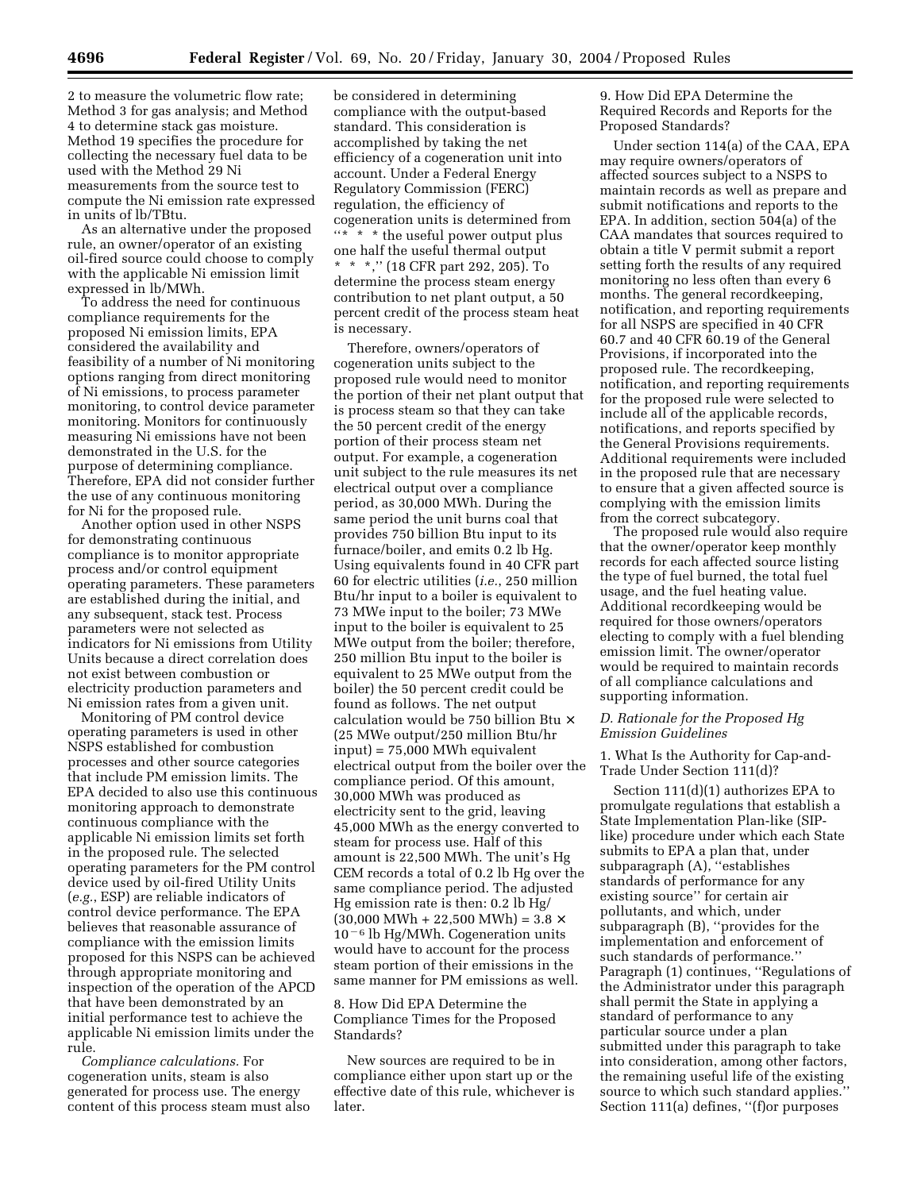2 to measure the volumetric flow rate; Method 3 for gas analysis; and Method 4 to determine stack gas moisture. Method 19 specifies the procedure for collecting the necessary fuel data to be used with the Method 29 Ni measurements from the source test to compute the Ni emission rate expressed in units of lb/TBtu.

As an alternative under the proposed rule, an owner/operator of an existing oil-fired source could choose to comply with the applicable Ni emission limit expressed in lb/MWh.

To address the need for continuous compliance requirements for the proposed Ni emission limits, EPA considered the availability and feasibility of a number of Ni monitoring options ranging from direct monitoring of Ni emissions, to process parameter monitoring, to control device parameter monitoring. Monitors for continuously measuring Ni emissions have not been demonstrated in the U.S. for the purpose of determining compliance. Therefore, EPA did not consider further the use of any continuous monitoring for Ni for the proposed rule.

Another option used in other NSPS for demonstrating continuous compliance is to monitor appropriate process and/or control equipment operating parameters. These parameters are established during the initial, and any subsequent, stack test. Process parameters were not selected as indicators for Ni emissions from Utility Units because a direct correlation does not exist between combustion or electricity production parameters and Ni emission rates from a given unit.

Monitoring of PM control device operating parameters is used in other NSPS established for combustion processes and other source categories that include PM emission limits. The EPA decided to also use this continuous monitoring approach to demonstrate continuous compliance with the applicable Ni emission limits set forth in the proposed rule. The selected operating parameters for the PM control device used by oil-fired Utility Units (*e.g.*, ESP) are reliable indicators of control device performance. The EPA believes that reasonable assurance of compliance with the emission limits proposed for this NSPS can be achieved through appropriate monitoring and inspection of the operation of the APCD that have been demonstrated by an initial performance test to achieve the applicable Ni emission limits under the rule.

*Compliance calculations.* For cogeneration units, steam is also generated for process use. The energy content of this process steam must also be considered in determining compliance with the output-based standard. This consideration is accomplished by taking the net efficiency of a cogeneration unit into account. Under a Federal Energy Regulatory Commission (FERC) regulation, the efficiency of cogeneration units is determined from "* * * the useful power output plus one half the useful thermal output * * *," (18 CFR part 292, 205). To determine the process steam energy contribution to net plant output, a 50 percent credit of the process steam heat is necessary.

Therefore, owners/operators of cogeneration units subject to the proposed rule would need to monitor the portion of their net plant output that is process steam so that they can take the 50 percent credit of the energy portion of their process steam net output. For example, a cogeneration unit subject to the rule measures its net electrical output over a compliance period, as 30,000 MWh. During the same period the unit burns coal that provides 750 billion Btu input to its furnace/boiler, and emits 0.2 lb Hg. Using equivalents found in 40 CFR part 60 for electric utilities (*i.e.*, 250 million Btu/hr input to a boiler is equivalent to 73 MWe input to the boiler; 73 MWe input to the boiler is equivalent to 25 MWe output from the boiler; therefore, 250 million Btu input to the boiler is equivalent to 25 MWe output from the boiler) the 50 percent credit could be found as follows. The net output calculation would be 750 billion Btu $\times$ (25 MWe output/250 million Btu/hr input) = 75,000 MWh equivalent electrical output from the boiler over the compliance period. Of this amount, 30,000 MWh was produced as electricity sent to the grid, leaving 45,000 MWh as the energy converted to steam for process use. Half of this amount is 22,500 MWh. The unit's Hg CEM records a total of 0.2 lb Hg over the same compliance period. The adjusted Hg emission rate is then: 0.2 lb Hg/(30,000 MWh + 22,500 MWh) = $3.8 \times 10^{-6}$ lb Hg/MWh. Cogeneration units would have to account for the process steam portion of their emissions in the same manner for PM emissions as well.

8. How Did EPA Determine the Compliance Times for the Proposed Standards?

New sources are required to be in compliance either upon start up or the effective date of this rule, whichever is later.

9. How Did EPA Determine the Required Records and Reports for the Proposed Standards?

Under section 114(a) of the CAA, EPA may require owners/operators of affected sources subject to a NSPS to maintain records as well as prepare and submit notifications and reports to the EPA. In addition, section 504(a) of the CAA mandates that sources required to obtain a title V permit submit a report setting forth the results of any required monitoring no less often than every 6 months. The general recordkeeping, notification, and reporting requirements for all NSPS are specified in 40 CFR 60.7 and 40 CFR 60.19 of the General Provisions, if incorporated into the proposed rule. The recordkeeping, notification, and reporting requirements for the proposed rule were selected to include all of the applicable records, notifications, and reports specified by the General Provisions requirements. Additional requirements were included in the proposed rule that are necessary to ensure that a given affected source is complying with the emission limits from the correct subcategory.

The proposed rule would also require that the owner/operator keep monthly records for each affected source listing the type of fuel burned, the total fuel usage, and the fuel heating value. Additional recordkeeping would be required for those owners/operators electing to comply with a fuel blending emission limit. The owner/operator would be required to maintain records of all compliance calculations and supporting information.

*D. Rationale for the Proposed Hg Emission Guidelines*

1. What Is the Authority for Cap-and-Trade Under Section 111(d)?

Section 111(d)(1) authorizes EPA to promulgate regulations that establish a State Implementation Plan-like (SIP-like) procedure under which each State submits to EPA a plan that, under subparagraph (A), "establishes standards of performance for any existing source" for certain air pollutants, and which, under subparagraph (B), "provides for the implementation and enforcement of such standards of performance." Paragraph (1) continues, "Regulations of the Administrator under this paragraph shall permit the State in applying a standard of performance to any particular source under a plan submitted under this paragraph to take into consideration, among other factors, the remaining useful life of the existing source to which such standard applies." Section 111(a) defines, "(f)or purposes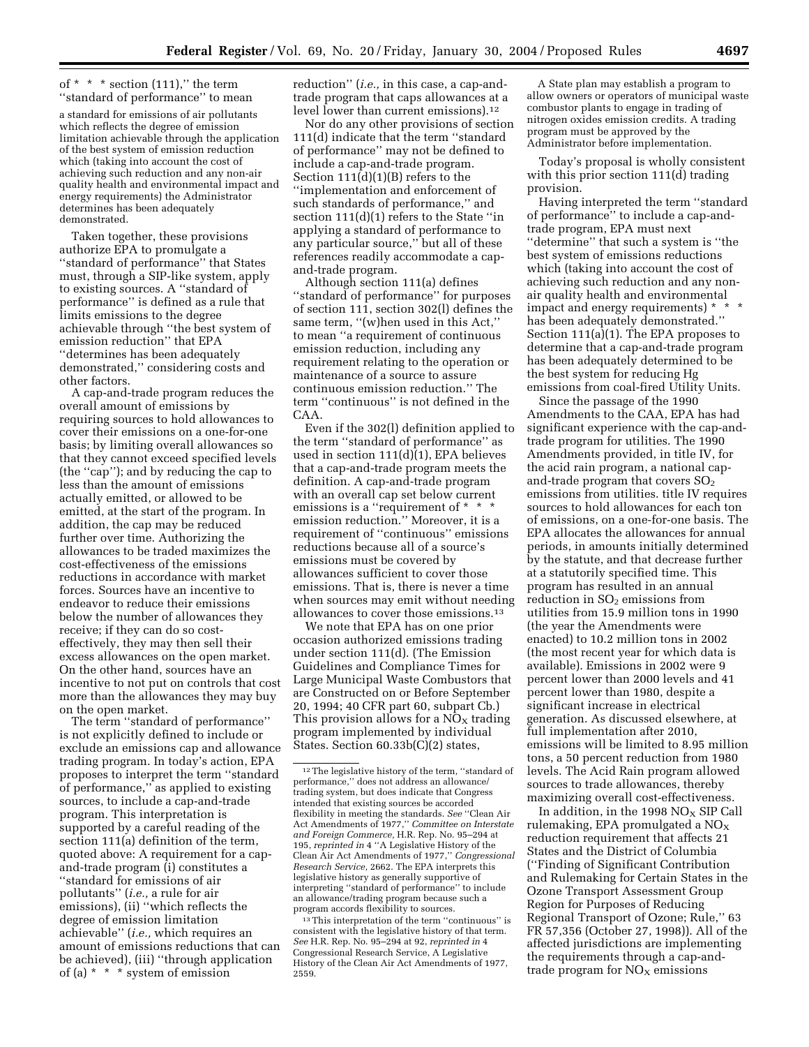of * * * section (111),'' the term ''standard of performance'' to mean

> a standard for emissions of air pollutants which reflects the degree of emission limitation achievable through the application of the best system of emission reduction which (taking into account the cost of achieving such reduction and any non-air quality health and environmental impact and energy requirements) the Administrator determines has been adequately demonstrated.

Taken together, these provisions authorize EPA to promulgate a ''standard of performance'' that States must, through a SIP-like system, apply to existing sources. A ''standard of performance'' is defined as a rule that limits emissions to the degree achievable through ''the best system of emission reduction'' that EPA ''determines has been adequately demonstrated,'' considering costs and other factors.

A cap-and-trade program reduces the overall amount of emissions by requiring sources to hold allowances to cover their emissions on a one-for-one basis; by limiting overall allowances so that they cannot exceed specified levels (the ''cap''); and by reducing the cap to less than the amount of emissions actually emitted, or allowed to be emitted, at the start of the program. In addition, the cap may be reduced further over time. Authorizing the allowances to be traded maximizes the cost-effectiveness of the emissions reductions in accordance with market forces. Sources have an incentive to endeavor to reduce their emissions below the number of allowances they receive; if they can do so cost-effectively, they may then sell their excess allowances on the open market. On the other hand, sources have an incentive to not put on controls that cost more than the allowances they may buy on the open market.

The term ''standard of performance'' is not explicitly defined to include or exclude an emissions cap and allowance trading program. In today's action, EPA proposes to interpret the term ''standard of performance,'' as applied to existing sources, to include a cap-and-trade program. This interpretation is supported by a careful reading of the section 111(a) definition of the term, quoted above: A requirement for a cap-and-trade program (i) constitutes a ''standard for emissions of air pollutants'' (*i.e.,* a rule for air emissions), (ii) ''which reflects the degree of emission limitation achievable'' (*i.e.,* which requires an amount of emissions reductions that can be achieved), (iii) ''through application of (a) * * * system of emission reduction'' (*i.e.,* in this case, a cap-and-trade program that caps allowances at a level lower than current emissions).[12]

Nor do any other provisions of section 111(d) indicate that the term ''standard of performance'' may not be defined to include a cap-and-trade program. Section 111(d)(1)(B) refers to the ''implementation and enforcement of such standards of performance,'' and section 111(d)(1) refers to the State ''in applying a standard of performance to any particular source,'' but all of these references readily accommodate a cap-and-trade program.

Although section 111(a) defines ''standard of performance'' for purposes of section 111, section 302(l) defines the same term, ''(w)hen used in this Act,'' to mean ''a requirement of continuous emission reduction, including any requirement relating to the operation or maintenance of a source to assure continuous emission reduction.'' The term ''continuous'' is not defined in the CAA.

Even if the 302(l) definition applied to the term ''standard of performance'' as used in section 111(d)(1), EPA believes that a cap-and-trade program meets the definition. A cap-and-trade program with an overall cap set below current emissions is a ''requirement of * * * emission reduction.'' Moreover, it is a requirement of ''continuous'' emissions reductions because all of a source's emissions must be covered by allowances sufficient to cover those emissions. That is, there is never a time when sources may emit without needing allowances to cover those emissions.[13]

We note that EPA has on one prior occasion authorized emissions trading under section 111(d). (The Emission Guidelines and Compliance Times for Large Municipal Waste Combustors that are Constructed on or Before September 20, 1994; 40 CFR part 60, subpart Cb.) This provision allows for a $NO_X$ trading program implemented by individual States. Section 60.33b(C)(2) states,

> A State plan may establish a program to allow owners or operators of municipal waste combustor plants to engage in trading of nitrogen oxides emission credits. A trading program must be approved by the Administrator before implementation.

Today's proposal is wholly consistent with this prior section 111(d) trading provision.

Having interpreted the term ''standard of performance'' to include a cap-and-trade program, EPA must next ''determine'' that such a system is ''the best system of emissions reductions which (taking into account the cost of achieving such reduction and any non-air quality health and environmental impact and energy requirements) * * * has been adequately demonstrated.'' Section 111(a)(1). The EPA proposes to determine that a cap-and-trade program has been adequately determined to be the best system for reducing Hg emissions from coal-fired Utility Units.

Since the passage of the 1990 Amendments to the CAA, EPA has had significant experience with the cap-and-trade program for utilities. The 1990 Amendments provided, in title IV, for the acid rain program, a national cap-and-trade program that covers $SO_2$ emissions from utilities. title IV requires sources to hold allowances for each ton of emissions, on a one-for-one basis. The EPA allocates the allowances for annual periods, in amounts initially determined by the statute, and that decrease further at a statutorily specified time. This program has resulted in an annual reduction in $SO_2$ emissions from utilities from 15.9 million tons in 1990 (the year the Amendments were enacted) to 10.2 million tons in 2002 (the most recent year for which data is available). Emissions in 2002 were 9 percent lower than 2000 levels and 41 percent lower than 1980, despite a significant increase in electrical generation. As discussed elsewhere, at full implementation after 2010, emissions will be limited to 8.95 million tons, a 50 percent reduction from 1980 levels. The Acid Rain program allowed sources to trade allowances, thereby maximizing overall cost-effectiveness.

In addition, in the 1998 $NO_X$ SIP Call rulemaking, EPA promulgated a $NO_X$ reduction requirement that affects 21 States and the District of Columbia (''Finding of Significant Contribution and Rulemaking for Certain States in the Ozone Transport Assessment Group Region for Purposes of Reducing Regional Transport of Ozone; Rule,'' 63 FR 57,356 (October 27, 1998)). All of the affected jurisdictions are implementing the requirements through a cap-and-trade program for $NO_X$ emissions

---

[12] The legislative history of the term, ''standard of performance,'' does not address an allowance/trading system, but does indicate that Congress intended that existing sources be accorded flexibility in meeting the standards. *See* ''Clean Air Act Amendments of 1977,'' *Committee on Interstate and Foreign Commerce,* H.R. Rep. No. 95–294 at 195, *reprinted in* 4 ''A Legislative History of the Clean Air Act Amendments of 1977,'' *Congressional Research Service,* 2662. The EPA interprets this legislative history as generally supportive of interpreting ''standard of performance'' to include an allowance/trading program because such a program accords flexibility to sources.

[13] This interpretation of the term ''continuous'' is consistent with the legislative history of that term. *See* H.R. Rep. No. 95–294 at 92, *reprinted in* 4 Congressional Research Service, A Legislative History of the Clean Air Act Amendments of 1977, 2559.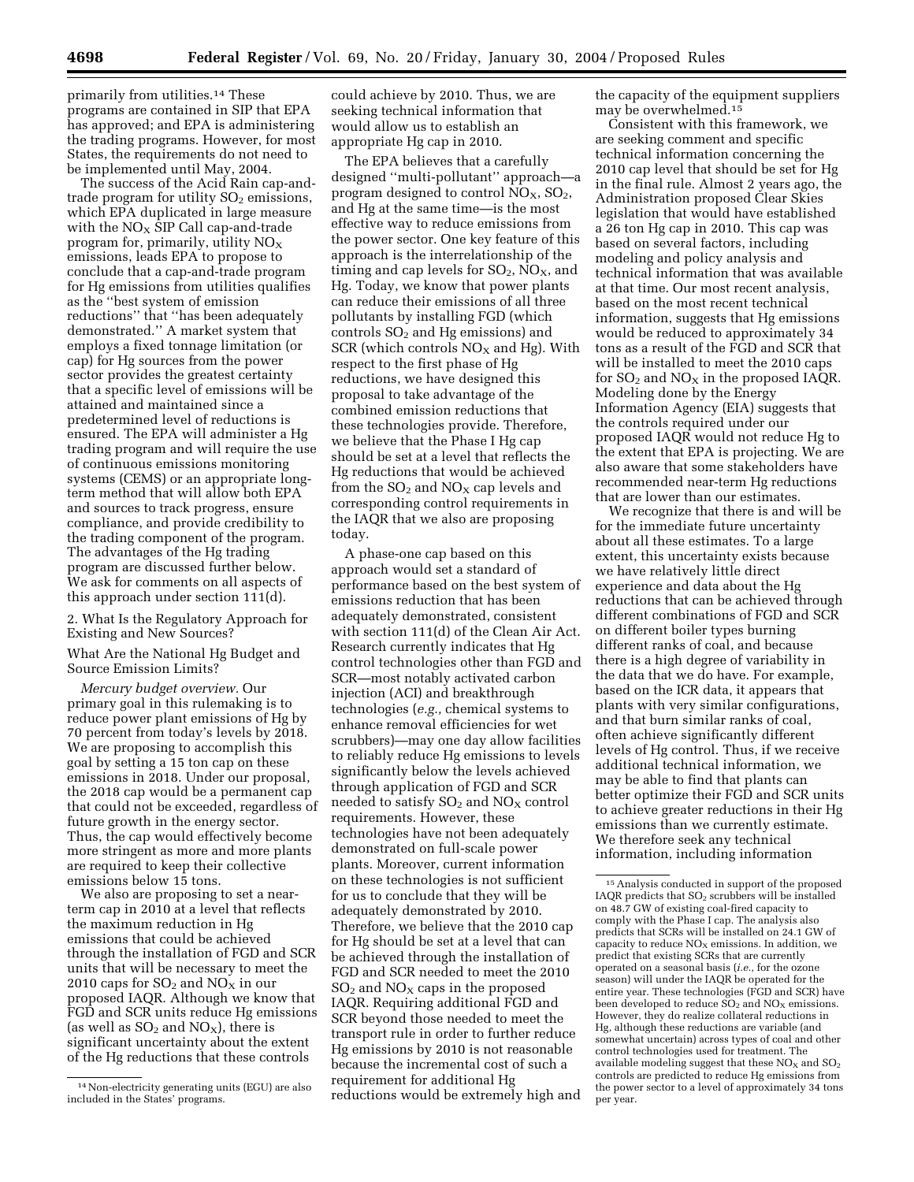primarily from utilities.[14] These programs are contained in SIP that EPA has approved; and EPA is administering the trading programs. However, for most States, the requirements do not need to be implemented until May, 2004.

The success of the Acid Rain cap-and-trade program for utility $SO_2$ emissions, which EPA duplicated in large measure with the $NO_X$ SIP Call cap-and-trade program for, primarily, utility $NO_X$ emissions, leads EPA to propose to conclude that a cap-and-trade program for Hg emissions from utilities qualifies as the "best system of emission reductions" that "has been adequately demonstrated." A market system that employs a fixed tonnage limitation (or cap) for Hg sources from the power sector provides the greatest certainty that a specific level of emissions will be attained and maintained since a predetermined level of reductions is ensured. The EPA will administer a Hg trading program and will require the use of continuous emissions monitoring systems (CEMS) or an appropriate long-term method that will allow both EPA and sources to track progress, ensure compliance, and provide credibility to the trading component of the program. The advantages of the Hg trading program are discussed further below. We ask for comments on all aspects of this approach under section 111(d).

2. What Is the Regulatory Approach for Existing and New Sources?

What Are the National Hg Budget and Source Emission Limits?

*Mercury budget overview.* Our primary goal in this rulemaking is to reduce power plant emissions of Hg by 70 percent from today's levels by 2018. We are proposing to accomplish this goal by setting a 15 ton cap on these emissions in 2018. Under our proposal, the 2018 cap would be a permanent cap that could not be exceeded, regardless of future growth in the energy sector. Thus, the cap would effectively become more stringent as more and more plants are required to keep their collective emissions below 15 tons.

We also are proposing to set a near-term cap in 2010 at a level that reflects the maximum reduction in Hg emissions that could be achieved through the installation of FGD and SCR units that will be necessary to meet the 2010 caps for $SO_2$ and $NO_X$ in our proposed IAQR. Although we know that FGD and SCR units reduce Hg emissions (as well as $SO_2$ and $NO_X$), there is significant uncertainty about the extent of the Hg reductions that these controls could achieve by 2010. Thus, we are seeking technical information that would allow us to establish an appropriate Hg cap in 2010.

The EPA believes that a carefully designed "multi-pollutant" approach—a program designed to control $NO_X$, $SO_2$, and Hg at the same time—is the most effective way to reduce emissions from the power sector. One key feature of this approach is the interrelationship of the timing and cap levels for $SO_2$, $NO_X$, and Hg. Today, we know that power plants can reduce their emissions of all three pollutants by installing FGD (which controls $SO_2$ and Hg emissions) and SCR (which controls $NO_X$ and Hg). With respect to the first phase of Hg reductions, we have designed this proposal to take advantage of the combined emission reductions that these technologies provide. Therefore, we believe that the Phase I Hg cap should be set at a level that reflects the Hg reductions that would be achieved from the $SO_2$ and $NO_X$ cap levels and corresponding control requirements in the IAQR that we also are proposing today.

A phase-one cap based on this approach would set a standard of performance based on the best system of emissions reduction that has been adequately demonstrated, consistent with section 111(d) of the Clean Air Act. Research currently indicates that Hg control technologies other than FGD and SCR—most notably activated carbon injection (ACI) and breakthrough technologies (*e.g.,* chemical systems to enhance removal efficiencies for wet scrubbers)—may one day allow facilities to reliably reduce Hg emissions to levels significantly below the levels achieved through application of FGD and SCR needed to satisfy $SO_2$ and $NO_X$ control requirements. However, these technologies have not been adequately demonstrated on full-scale power plants. Moreover, current information on these technologies is not sufficient for us to conclude that they will be adequately demonstrated by 2010. Therefore, we believe that the 2010 cap for Hg should be set at a level that can be achieved through the installation of FGD and SCR needed to meet the 2010 $SO_2$ and $NO_X$ caps in the proposed IAQR. Requiring additional FGD and SCR beyond those needed to meet the transport rule in order to further reduce Hg emissions by 2010 is not reasonable because the incremental cost of such a requirement for additional Hg reductions would be extremely high and the capacity of the equipment suppliers may be overwhelmed.[15]

Consistent with this framework, we are seeking comment and specific technical information concerning the 2010 cap level that should be set for Hg in the final rule. Almost 2 years ago, the Administration proposed Clear Skies legislation that would have established a 26 ton Hg cap in 2010. This cap was based on several factors, including modeling and policy analysis and technical information that was available at that time. Our most recent analysis, based on the most recent technical information, suggests that Hg emissions would be reduced to approximately 34 tons as a result of the FGD and SCR that will be installed to meet the 2010 caps for $SO_2$ and $NO_X$ in the proposed IAQR. Modeling done by the Energy Information Agency (EIA) suggests that the controls required under our proposed IAQR would not reduce Hg to the extent that EPA is projecting. We are also aware that some stakeholders have recommended near-term Hg reductions that are lower than our estimates.

We recognize that there is and will be for the immediate future uncertainty about all these estimates. To a large extent, this uncertainty exists because we have relatively little direct experience and data about the Hg reductions that can be achieved through different combinations of FGD and SCR on different boiler types burning different ranks of coal, and because there is a high degree of variability in the data that we do have. For example, based on the ICR data, it appears that plants with very similar configurations, and that burn similar ranks of coal, often achieve significantly different levels of Hg control. Thus, if we receive additional technical information, we may be able to find that plants can better optimize their FGD and SCR units to achieve greater reductions in their Hg emissions than we currently estimate. We therefore seek any technical information, including information

---

[14] Non-electricity generating units (EGU) are also included in the States' programs.

[15] Analysis conducted in support of the proposed IAQR predicts that $SO_2$ scrubbers will be installed on 48.7 GW of existing coal-fired capacity to comply with the Phase I cap. The analysis also predicts that SCRs will be installed on 24.1 GW of capacity to reduce $NO_X$ emissions. In addition, we predict that existing SCRs that are currently operated on a seasonal basis (*i.e.,* for the ozone season) will under the IAQR be operated for the entire year. These technologies (FGD and SCR) have been developed to reduce $SO_2$ and $NO_X$ emissions. However, they do realize collateral reductions in Hg, although these reductions are variable (and somewhat uncertain) across types of coal and other control technologies used for treatment. The available modeling suggest that these $NO_X$ and $SO_2$ controls are predicted to reduce Hg emissions from the power sector to a level of approximately 34 tons per year.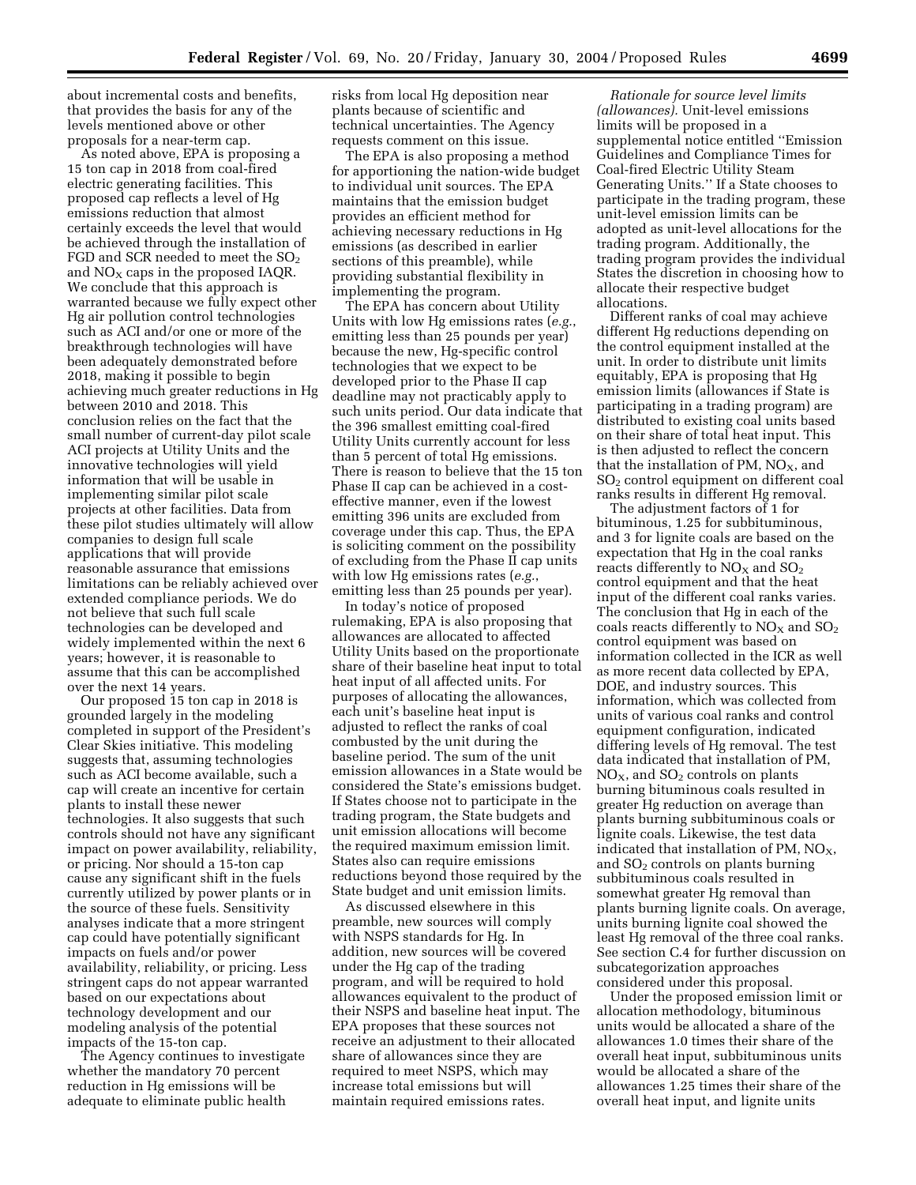about incremental costs and benefits, that provides the basis for any of the levels mentioned above or other proposals for a near-term cap.

As noted above, EPA is proposing a 15 ton cap in 2018 from coal-fired electric generating facilities. This proposed cap reflects a level of Hg emissions reduction that almost certainly exceeds the level that would be achieved through the installation of FGD and SCR needed to meet the $SO_2$ and $NO_X$ caps in the proposed IAQR. We conclude that this approach is warranted because we fully expect other Hg air pollution control technologies such as ACI and/or one or more of the breakthrough technologies will have been adequately demonstrated before 2018, making it possible to begin achieving much greater reductions in Hg between 2010 and 2018. This conclusion relies on the fact that the small number of current-day pilot scale ACI projects at Utility Units and the innovative technologies will yield information that will be usable in implementing similar pilot scale projects at other facilities. Data from these pilot studies ultimately will allow companies to design full scale applications that will provide reasonable assurance that emissions limitations can be reliably achieved over extended compliance periods. We do not believe that such full scale technologies can be developed and widely implemented within the next 6 years; however, it is reasonable to assume that this can be accomplished over the next 14 years.

Our proposed 15 ton cap in 2018 is grounded largely in the modeling completed in support of the President's Clear Skies initiative. This modeling suggests that, assuming technologies such as ACI become available, such a cap will create an incentive for certain plants to install these newer technologies. It also suggests that such controls should not have any significant impact on power availability, reliability, or pricing. Nor should a 15-ton cap cause any significant shift in the fuels currently utilized by power plants or in the source of these fuels. Sensitivity analyses indicate that a more stringent cap could have potentially significant impacts on fuels and/or power availability, reliability, or pricing. Less stringent caps do not appear warranted based on our expectations about technology development and our modeling analysis of the potential impacts of the 15-ton cap.

The Agency continues to investigate whether the mandatory 70 percent reduction in Hg emissions will be adequate to eliminate public health risks from local Hg deposition near plants because of scientific and technical uncertainties. The Agency requests comment on this issue.

The EPA is also proposing a method for apportioning the nation-wide budget to individual unit sources. The EPA maintains that the emission budget provides an efficient method for achieving necessary reductions in Hg emissions (as described in earlier sections of this preamble), while providing substantial flexibility in implementing the program.

The EPA has concern about Utility Units with low Hg emissions rates (*e.g.*, emitting less than 25 pounds per year) because the new, Hg-specific control technologies that we expect to be developed prior to the Phase II cap deadline may not practicably apply to such units period. Our data indicate that the 396 smallest emitting coal-fired Utility Units currently account for less than 5 percent of total Hg emissions. There is reason to believe that the 15 ton Phase II cap can be achieved in a cost-effective manner, even if the lowest emitting 396 units are excluded from coverage under this cap. Thus, the EPA is soliciting comment on the possibility of excluding from the Phase II cap units with low Hg emissions rates (*e.g.*, emitting less than 25 pounds per year).

In today's notice of proposed rulemaking, EPA is also proposing that allowances are allocated to affected Utility Units based on the proportionate share of their baseline heat input to total heat input of all affected units. For purposes of allocating the allowances, each unit's baseline heat input is adjusted to reflect the ranks of coal combusted by the unit during the baseline period. The sum of the unit emission allowances in a State would be considered the State's emissions budget. If States choose not to participate in the trading program, the State budgets and unit emission allocations will become the required maximum emission limit. States also can require emissions reductions beyond those required by the State budget and unit emission limits.

As discussed elsewhere in this preamble, new sources will comply with NSPS standards for Hg. In addition, new sources will be covered under the Hg cap of the trading program, and will be required to hold allowances equivalent to the product of their NSPS and baseline heat input. The EPA proposes that these sources not receive an adjustment to their allocated share of allowances since they are required to meet NSPS, which may increase total emissions but will maintain required emissions rates.

*Rationale for source level limits (allowances).* Unit-level emissions limits will be proposed in a supplemental notice entitled "Emission Guidelines and Compliance Times for Coal-fired Electric Utility Steam Generating Units." If a State chooses to participate in the trading program, these unit-level emission limits can be adopted as unit-level allocations for the trading program. Additionally, the trading program provides the individual States the discretion in choosing how to allocate their respective budget allocations.

Different ranks of coal may achieve different Hg reductions depending on the control equipment installed at the unit. In order to distribute unit limits equitably, EPA is proposing that Hg emission limits (allowances if State is participating in a trading program) are distributed to existing coal units based on their share of total heat input. This is then adjusted to reflect the concern that the installation of PM, $NO_X$, and $SO_2$ control equipment on different coal ranks results in different Hg removal.

The adjustment factors of 1 for bituminous, 1.25 for subbituminous, and 3 for lignite coals are based on the expectation that Hg in the coal ranks reacts differently to $NO_X$ and $SO_2$ control equipment and that the heat input of the different coal ranks varies. The conclusion that Hg in each of the coals reacts differently to $NO_X$ and $SO_2$ control equipment was based on information collected in the ICR as well as more recent data collected by EPA, DOE, and industry sources. This information, which was collected from units of various coal ranks and control equipment configuration, indicated differing levels of Hg removal. The test data indicated that installation of PM, $NO_X$, and $SO_2$ controls on plants burning bituminous coals resulted in greater Hg reduction on average than plants burning subbituminous coals or lignite coals. Likewise, the test data indicated that installation of PM, $NO_X$, and $SO_2$ controls on plants burning subbituminous coals resulted in somewhat greater Hg removal than plants burning lignite coals. On average, units burning lignite coal showed the least Hg removal of the three coal ranks. See section C.4 for further discussion on subcategorization approaches considered under this proposal.

Under the proposed emission limit or allocation methodology, bituminous units would be allocated a share of the allowances 1.0 times their share of the overall heat input, subbituminous units would be allocated a share of the allowances 1.25 times their share of the overall heat input, and lignite units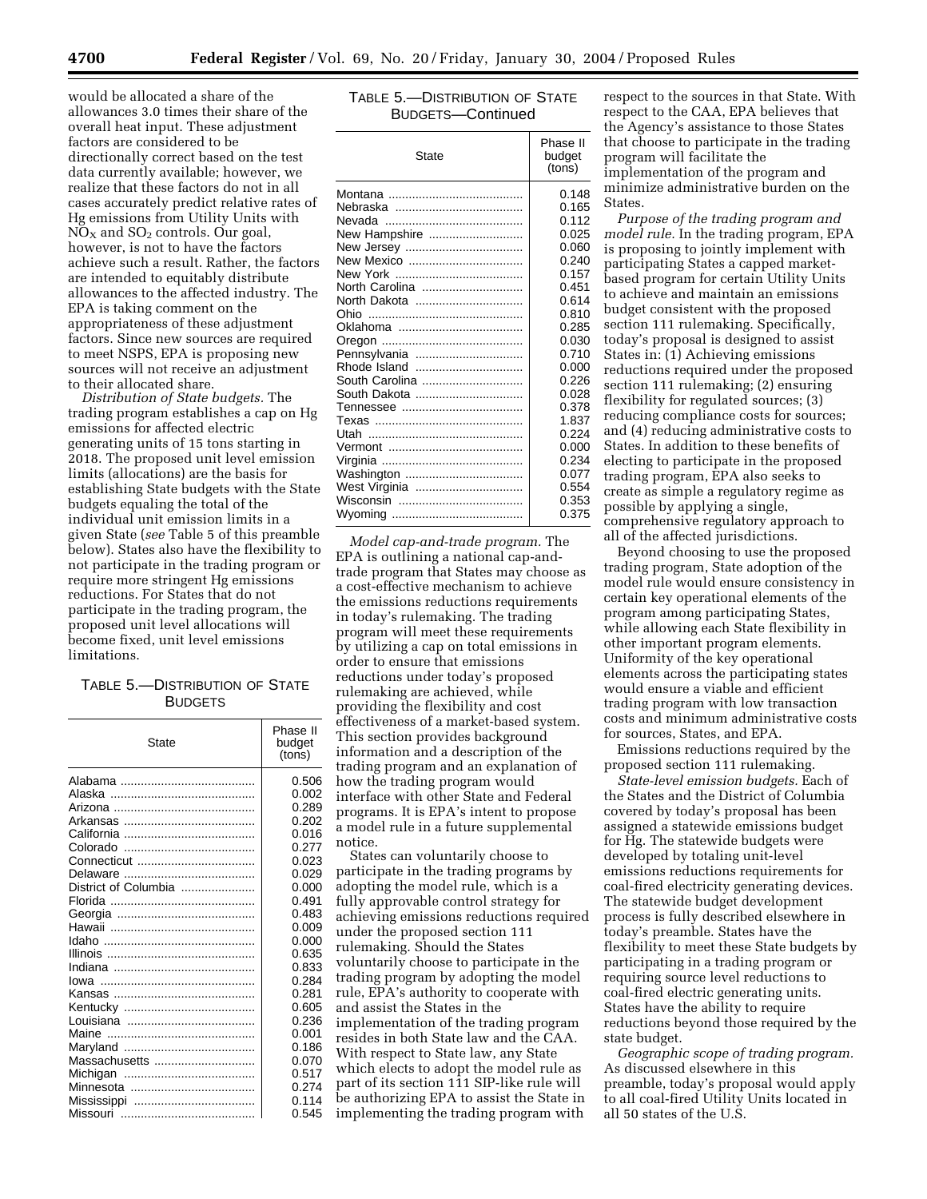would be allocated a share of the allowances 3.0 times their share of the overall heat input. These adjustment factors are considered to be directionally correct based on the test data currently available; however, we realize that these factors do not in all cases accurately predict relative rates of Hg emissions from Utility Units with $NO_X$ and $SO_2$ controls. Our goal, however, is not to have the factors achieve such a result. Rather, the factors are intended to equitably distribute allowances to the affected industry. The EPA is taking comment on the appropriateness of these adjustment factors. Since new sources are required to meet NSPS, EPA is proposing new sources will not receive an adjustment to their allocated share.

*Distribution of State budgets.* The trading program establishes a cap on Hg emissions for affected electric generating units of 15 tons starting in 2018. The proposed unit level emission limits (allocations) are the basis for establishing State budgets with the State budgets equaling the total of the individual unit emission limits in a given State (*see* Table 5 of this preamble below). States also have the flexibility to not participate in the trading program or require more stringent Hg emissions reductions. For States that do not participate in the trading program, the proposed unit level allocations will become fixed, unit level emissions limitations.

TABLE 5.—DISTRIBUTION OF STATE BUDGETS

| State | Phase II budget (tons) |
|---|---|
| Alabama | 0.506 |
| Alaska | 0.002 |
| Arizona | 0.289 |
| Arkansas | 0.202 |
| California | 0.016 |
| Colorado | 0.277 |
| Connecticut | 0.023 |
| Delaware | 0.029 |
| District of Columbia | 0.000 |
| Florida | 0.491 |
| Georgia | 0.483 |
| Hawaii | 0.009 |
| Idaho | 0.000 |
| Illinois | 0.635 |
| Indiana | 0.833 |
| Iowa | 0.284 |
| Kansas | 0.281 |
| Kentucky | 0.605 |
| Louisiana | 0.236 |
| Maine | 0.001 |
| Maryland | 0.186 |
| Massachusetts | 0.070 |
| Michigan | 0.517 |
| Minnesota | 0.274 |
| Mississippi | 0.114 |
| Missouri | 0.545 |
| Montana | 0.148 |
| Nebraska | 0.165 |
| Nevada | 0.112 |
| New Hampshire | 0.025 |
| New Jersey | 0.060 |
| New Mexico | 0.240 |
| New York | 0.157 |
| North Carolina | 0.451 |
| North Dakota | 0.614 |
| Ohio | 0.810 |
| Oklahoma | 0.285 |
| Oregon | 0.030 |
| Pennsylvania | 0.710 |
| Rhode Island | 0.000 |
| South Carolina | 0.226 |
| South Dakota | 0.028 |
| Tennessee | 0.378 |
| Texas | 1.837 |
| Utah | 0.224 |
| Vermont | 0.000 |
| Virginia | 0.234 |
| Washington | 0.077 |
| West Virginia | 0.554 |
| Wisconsin | 0.353 |
| Wyoming | 0.375 |

*Model cap-and-trade program.* The EPA is outlining a national cap-and-trade program that States may choose as a cost-effective mechanism to achieve the emissions reductions requirements in today's rulemaking. The trading program will meet these requirements by utilizing a cap on total emissions in order to ensure that emissions reductions under today's proposed rulemaking are achieved, while providing the flexibility and cost effectiveness of a market-based system. This section provides background information and a description of the trading program and an explanation of how the trading program would interface with other State and Federal programs. It is EPA's intent to propose a model rule in a future supplemental notice.

States can voluntarily choose to participate in the trading programs by adopting the model rule, which is a fully approvable control strategy for achieving emissions reductions required under the proposed section 111 rulemaking. Should the States voluntarily choose to participate in the trading program by adopting the model rule, EPA's authority to cooperate with and assist the States in the implementation of the trading program resides in both State law and the CAA. With respect to State law, any State which elects to adopt the model rule as part of its section 111 SIP-like rule will be authorizing EPA to assist the State in implementing the trading program with respect to the sources in that State. With respect to the CAA, EPA believes that the Agency's assistance to those States that choose to participate in the trading program will facilitate the implementation of the program and minimize administrative burden on the States.

*Purpose of the trading program and model rule.* In the trading program, EPA is proposing to jointly implement with participating States a capped market-based program for certain Utility Units to achieve and maintain an emissions budget consistent with the proposed section 111 rulemaking. Specifically, today's proposal is designed to assist States in: (1) Achieving emissions reductions required under the proposed section 111 rulemaking; (2) ensuring flexibility for regulated sources; (3) reducing compliance costs for sources; and (4) reducing administrative costs to States. In addition to these benefits of electing to participate in the proposed trading program, EPA also seeks to create as simple a regulatory regime as possible by applying a single, comprehensive regulatory approach to all of the affected jurisdictions.

Beyond choosing to use the proposed trading program, State adoption of the model rule would ensure consistency in certain key operational elements of the program among participating States, while allowing each State flexibility in other important program elements. Uniformity of the key operational elements across the participating states would ensure a viable and efficient trading program with low transaction costs and minimum administrative costs for sources, States, and EPA.

Emissions reductions required by the proposed section 111 rulemaking.

*State-level emission budgets.* Each of the States and the District of Columbia covered by today's proposal has been assigned a statewide emissions budget for Hg. The statewide budgets were developed by totaling unit-level emissions reductions requirements for coal-fired electricity generating devices. The statewide budget development process is fully described elsewhere in today's preamble. States have the flexibility to meet these State budgets by participating in a trading program or requiring source level reductions to coal-fired electric generating units. States have the ability to require reductions beyond those required by the state budget.

*Geographic scope of trading program.* As discussed elsewhere in this preamble, today's proposal would apply to all coal-fired Utility Units located in all 50 states of the U.S.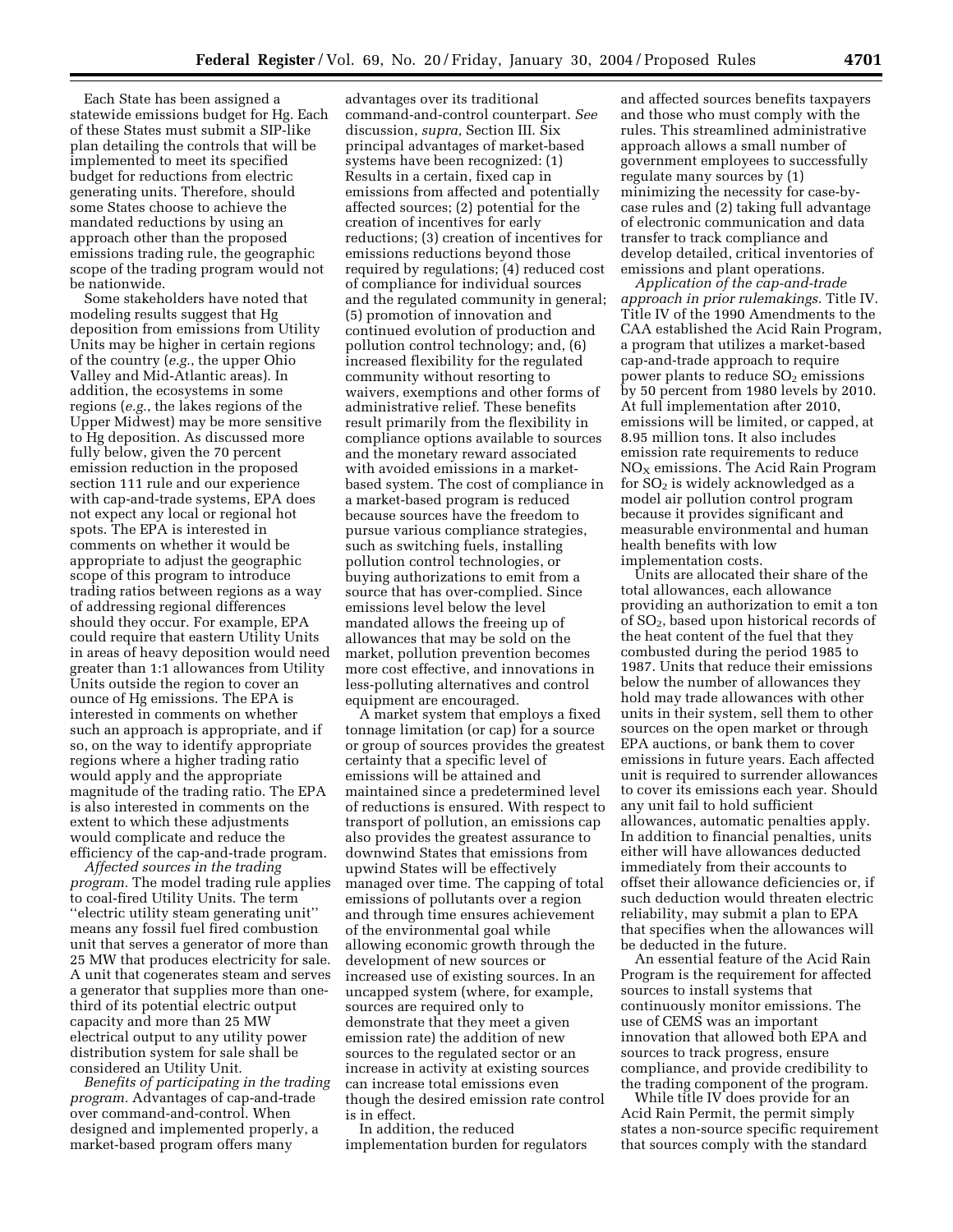Each State has been assigned a statewide emissions budget for Hg. Each of these States must submit a SIP-like plan detailing the controls that will be implemented to meet its specified budget for reductions from electric generating units. Therefore, should some States choose to achieve the mandated reductions by using an approach other than the proposed emissions trading rule, the geographic scope of the trading program would not be nationwide.

Some stakeholders have noted that modeling results suggest that Hg deposition from emissions from Utility Units may be higher in certain regions of the country (*e.g.*, the upper Ohio Valley and Mid-Atlantic areas). In addition, the ecosystems in some regions (*e.g.*, the lakes regions of the Upper Midwest) may be more sensitive to Hg deposition. As discussed more fully below, given the 70 percent emission reduction in the proposed section 111 rule and our experience with cap-and-trade systems, EPA does not expect any local or regional hot spots. The EPA is interested in comments on whether it would be appropriate to adjust the geographic scope of this program to introduce trading ratios between regions as a way of addressing regional differences should they occur. For example, EPA could require that eastern Utility Units in areas of heavy deposition would need greater than 1:1 allowances from Utility Units outside the region to cover an ounce of Hg emissions. The EPA is interested in comments on whether such an approach is appropriate, and if so, on the way to identify appropriate regions where a higher trading ratio would apply and the appropriate magnitude of the trading ratio. The EPA is also interested in comments on the extent to which these adjustments would complicate and reduce the efficiency of the cap-and-trade program.

*Affected sources in the trading program.* The model trading rule applies to coal-fired Utility Units. The term ''electric utility steam generating unit'' means any fossil fuel fired combustion unit that serves a generator of more than 25 MW that produces electricity for sale. A unit that cogenerates steam and serves a generator that supplies more than one-third of its potential electric output capacity and more than 25 MW electrical output to any utility power distribution system for sale shall be considered an Utility Unit.

*Benefits of participating in the trading program.* Advantages of cap-and-trade over command-and-control. When designed and implemented properly, a market-based program offers many advantages over its traditional command-and-control counterpart. *See* discussion, *supra,* Section III. Six principal advantages of market-based systems have been recognized: (1) Results in a certain, fixed cap in emissions from affected and potentially affected sources; (2) potential for the creation of incentives for early reductions; (3) creation of incentives for emissions reductions beyond those required by regulations; (4) reduced cost of compliance for individual sources and the regulated community in general; (5) promotion of innovation and continued evolution of production and pollution control technology; and, (6) increased flexibility for the regulated community without resorting to waivers, exemptions and other forms of administrative relief. These benefits result primarily from the flexibility in compliance options available to sources and the monetary reward associated with avoided emissions in a market-based system. The cost of compliance in a market-based program is reduced because sources have the freedom to pursue various compliance strategies, such as switching fuels, installing pollution control technologies, or buying authorizations to emit from a source that has over-complied. Since emissions level below the level mandated allows the freeing up of allowances that may be sold on the market, pollution prevention becomes more cost effective, and innovations in less-polluting alternatives and control equipment are encouraged.

A market system that employs a fixed tonnage limitation (or cap) for a source or group of sources provides the greatest certainty that a specific level of emissions will be attained and maintained since a predetermined level of reductions is ensured. With respect to transport of pollution, an emissions cap also provides the greatest assurance to downwind States that emissions from upwind States will be effectively managed over time. The capping of total emissions of pollutants over a region and through time ensures achievement of the environmental goal while allowing economic growth through the development of new sources or increased use of existing sources. In an uncapped system (where, for example, sources are required only to demonstrate that they meet a given emission rate) the addition of new sources to the regulated sector or an increase in activity at existing sources can increase total emissions even though the desired emission rate control is in effect.

In addition, the reduced implementation burden for regulators and affected sources benefits taxpayers and those who must comply with the rules. This streamlined administrative approach allows a small number of government employees to successfully regulate many sources by (1) minimizing the necessity for case-by-case rules and (2) taking full advantage of electronic communication and data transfer to track compliance and develop detailed, critical inventories of emissions and plant operations.

*Application of the cap-and-trade approach in prior rulemakings.* Title IV. Title IV of the 1990 Amendments to the CAA established the Acid Rain Program, a program that utilizes a market-based cap-and-trade approach to require power plants to reduce $SO_2$ emissions by 50 percent from 1980 levels by 2010. At full implementation after 2010, emissions will be limited, or capped, at 8.95 million tons. It also includes emission rate requirements to reduce $NO_X$ emissions. The Acid Rain Program for $SO_2$ is widely acknowledged as a model air pollution control program because it provides significant and measurable environmental and human health benefits with low implementation costs.

Units are allocated their share of the total allowances, each allowance providing an authorization to emit a ton of $SO_2$, based upon historical records of the heat content of the fuel that they combusted during the period 1985 to 1987. Units that reduce their emissions below the number of allowances they hold may trade allowances with other units in their system, sell them to other sources on the open market or through EPA auctions, or bank them to cover emissions in future years. Each affected unit is required to surrender allowances to cover its emissions each year. Should any unit fail to hold sufficient allowances, automatic penalties apply. In addition to financial penalties, units either will have allowances deducted immediately from their accounts to offset their allowance deficiencies or, if such deduction would threaten electric reliability, may submit a plan to EPA that specifies when the allowances will be deducted in the future.

An essential feature of the Acid Rain Program is the requirement for affected sources to install systems that continuously monitor emissions. The use of CEMS was an important innovation that allowed both EPA and sources to track progress, ensure compliance, and provide credibility to the trading component of the program.

While title IV does provide for an Acid Rain Permit, the permit simply states a non-source specific requirement that sources comply with the standard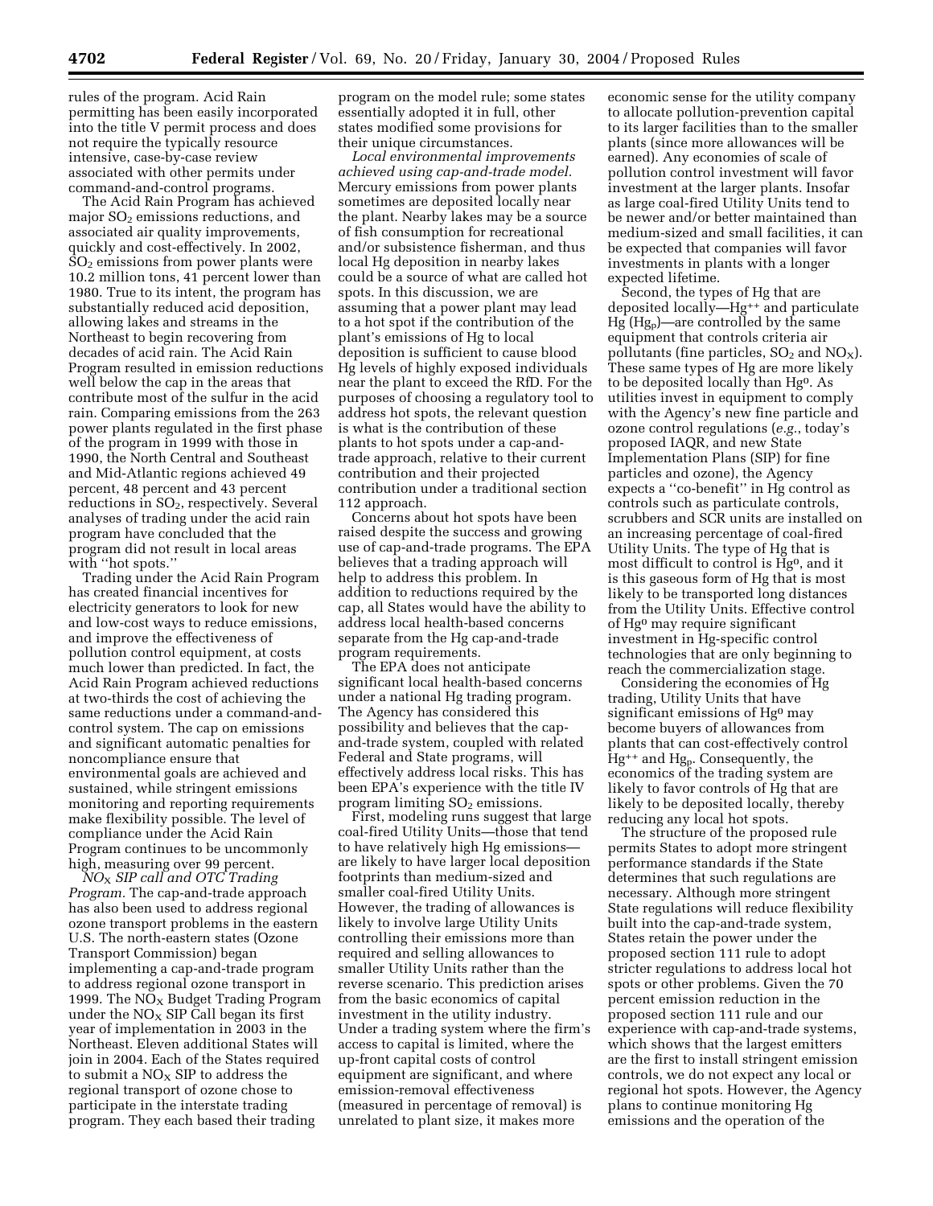rules of the program. Acid Rain permitting has been easily incorporated into the title V permit process and does not require the typically resource intensive, case-by-case review associated with other permits under command-and-control programs.

The Acid Rain Program has achieved major $SO_2$ emissions reductions, and associated air quality improvements, quickly and cost-effectively. In 2002, $SO_2$ emissions from power plants were 10.2 million tons, 41 percent lower than 1980. True to its intent, the program has substantially reduced acid deposition, allowing lakes and streams in the Northeast to begin recovering from decades of acid rain. The Acid Rain Program resulted in emission reductions well below the cap in the areas that contribute most of the sulfur in the acid rain. Comparing emissions from the 263 power plants regulated in the first phase of the program in 1999 with those in 1990, the North Central and Southeast and Mid-Atlantic regions achieved 49 percent, 48 percent and 43 percent reductions in $SO_2$, respectively. Several analyses of trading under the acid rain program have concluded that the program did not result in local areas with ''hot spots.''

Trading under the Acid Rain Program has created financial incentives for electricity generators to look for new and low-cost ways to reduce emissions, and improve the effectiveness of pollution control equipment, at costs much lower than predicted. In fact, the Acid Rain Program achieved reductions at two-thirds the cost of achieving the same reductions under a command-and-control system. The cap on emissions and significant automatic penalties for noncompliance ensure that environmental goals are achieved and sustained, while stringent emissions monitoring and reporting requirements make flexibility possible. The level of compliance under the Acid Rain Program continues to be uncommonly high, measuring over 99 percent.

*$NO_X$ SIP call and OTC Trading Program.* The cap-and-trade approach has also been used to address regional ozone transport problems in the eastern U.S. The north-eastern states (Ozone Transport Commission) began implementing a cap-and-trade program to address regional ozone transport in 1999. The $NO_X$ Budget Trading Program under the $NO_X$ SIP Call began its first year of implementation in 2003 in the Northeast. Eleven additional States will join in 2004. Each of the States required to submit a $NO_X$ SIP to address the regional transport of ozone chose to participate in the interstate trading program. They each based their trading program on the model rule; some states essentially adopted it in full, other states modified some provisions for their unique circumstances.

*Local environmental improvements achieved using cap-and-trade model.* Mercury emissions from power plants sometimes are deposited locally near the plant. Nearby lakes may be a source of fish consumption for recreational and/or subsistence fisherman, and thus local Hg deposition in nearby lakes could be a source of what are called hot spots. In this discussion, we are assuming that a power plant may lead to a hot spot if the contribution of the plant's emissions of Hg to local deposition is sufficient to cause blood Hg levels of highly exposed individuals near the plant to exceed the RfD. For the purposes of choosing a regulatory tool to address hot spots, the relevant question is what is the contribution of these plants to hot spots under a cap-and-trade approach, relative to their current contribution and their projected contribution under a traditional section 112 approach.

Concerns about hot spots have been raised despite the success and growing use of cap-and-trade programs. The EPA believes that a trading approach will help to address this problem. In addition to reductions required by the cap, all States would have the ability to address local health-based concerns separate from the Hg cap-and-trade program requirements.

The EPA does not anticipate significant local health-based concerns under a national Hg trading program. The Agency has considered this possibility and believes that the cap-and-trade system, coupled with related Federal and State programs, will effectively address local risks. This has been EPA's experience with the title IV program limiting $SO_2$ emissions.

First, modeling runs suggest that large coal-fired Utility Units—those that tend to have relatively high Hg emissions—are likely to have larger local deposition footprints than medium-sized and smaller coal-fired Utility Units. However, the trading of allowances is likely to involve large Utility Units controlling their emissions more than required and selling allowances to smaller Utility Units rather than the reverse scenario. This prediction arises from the basic economics of capital investment in the utility industry. Under a trading system where the firm's access to capital is limited, where the up-front capital costs of control equipment are significant, and where emission-removal effectiveness (measured in percentage of removal) is unrelated to plant size, it makes more economic sense for the utility company to allocate pollution-prevention capital to its larger facilities than to the smaller plants (since more allowances will be earned). Any economies of scale of pollution control investment will favor investment at the larger plants. Insofar as large coal-fired Utility Units tend to be newer and/or better maintained than medium-sized and small facilities, it can be expected that companies will favor investments in plants with a longer expected lifetime.

Second, the types of Hg that are deposited locally—$Hg^{++}$ and particulate Hg ($Hg_p$)—are controlled by the same equipment that controls criteria air pollutants (fine particles, $SO_2$ and $NO_X$). These same types of Hg are more likely to be deposited locally than $Hg^0$. As utilities invest in equipment to comply with the Agency's new fine particle and ozone control regulations (*e.g.*, today's proposed IAQR, and new State Implementation Plans (SIP) for fine particles and ozone), the Agency expects a ''co-benefit'' in Hg control as controls such as particulate controls, scrubbers and SCR units are installed on an increasing percentage of coal-fired Utility Units. The type of Hg that is most difficult to control is $Hg^0$, and it is this gaseous form of Hg that is most likely to be transported long distances from the Utility Units. Effective control of $Hg^0$ may require significant investment in Hg-specific control technologies that are only beginning to reach the commercialization stage.

Considering the economies of Hg trading, Utility Units that have significant emissions of $Hg^0$ may become buyers of allowances from plants that can cost-effectively control $Hg^{++}$ and $Hg_p$. Consequently, the economics of the trading system are likely to favor controls of Hg that are likely to be deposited locally, thereby reducing any local hot spots.

The structure of the proposed rule permits States to adopt more stringent performance standards if the State determines that such regulations are necessary. Although more stringent State regulations will reduce flexibility built into the cap-and-trade system, States retain the power under the proposed section 111 rule to adopt stricter regulations to address local hot spots or other problems. Given the 70 percent emission reduction in the proposed section 111 rule and our experience with cap-and-trade systems, which shows that the largest emitters are the first to install stringent emission controls, we do not expect any local or regional hot spots. However, the Agency plans to continue monitoring Hg emissions and the operation of the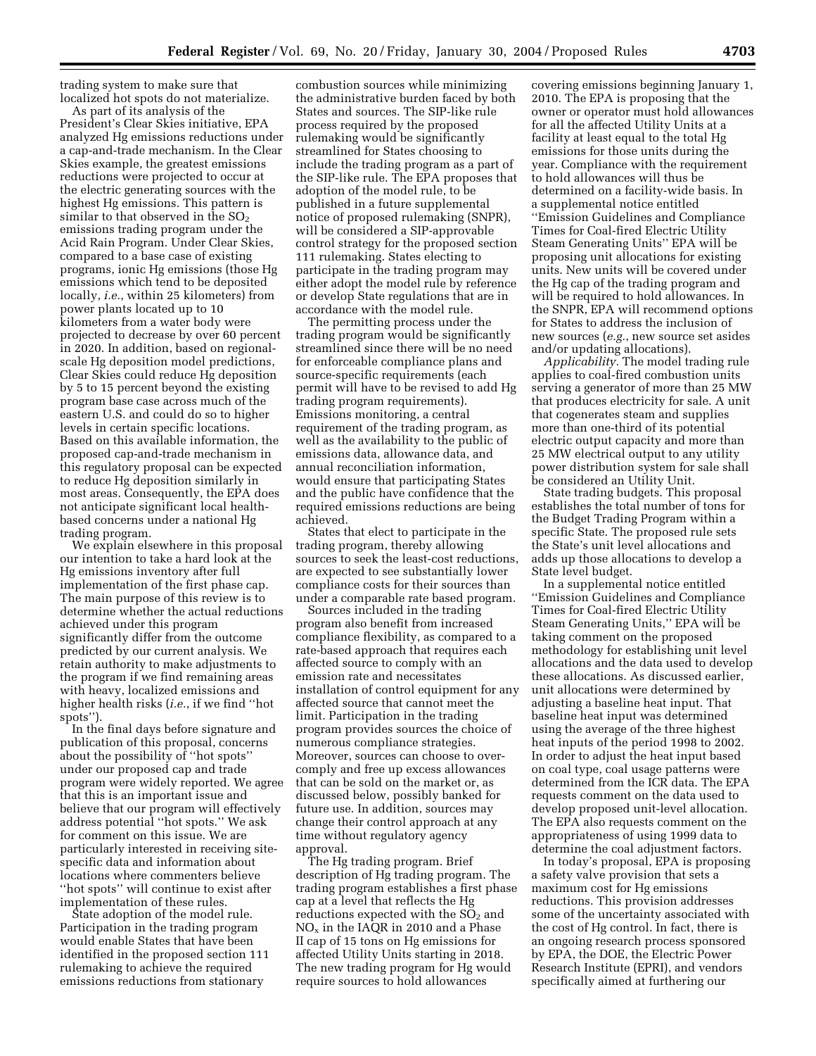trading system to make sure that localized hot spots do not materialize.

As part of its analysis of the President's Clear Skies initiative, EPA analyzed Hg emissions reductions under a cap-and-trade mechanism. In the Clear Skies example, the greatest emissions reductions were projected to occur at the electric generating sources with the highest Hg emissions. This pattern is similar to that observed in the $SO_2$ emissions trading program under the Acid Rain Program. Under Clear Skies, compared to a base case of existing programs, ionic Hg emissions (those Hg emissions which tend to be deposited locally, *i.e.*, within 25 kilometers) from power plants located up to 10 kilometers from a water body were projected to decrease by over 60 percent in 2020. In addition, based on regional-scale Hg deposition model predictions, Clear Skies could reduce Hg deposition by 5 to 15 percent beyond the existing program base case across much of the eastern U.S. and could do so to higher levels in certain specific locations. Based on this available information, the proposed cap-and-trade mechanism in this regulatory proposal can be expected to reduce Hg deposition similarly in most areas. Consequently, the EPA does not anticipate significant local health-based concerns under a national Hg trading program.

We explain elsewhere in this proposal our intention to take a hard look at the Hg emissions inventory after full implementation of the first phase cap. The main purpose of this review is to determine whether the actual reductions achieved under this program significantly differ from the outcome predicted by our current analysis. We retain authority to make adjustments to the program if we find remaining areas with heavy, localized emissions and higher health risks (*i.e.*, if we find ''hot spots'').

In the final days before signature and publication of this proposal, concerns about the possibility of ''hot spots'' under our proposed cap and trade program were widely reported. We agree that this is an important issue and believe that our program will effectively address potential ''hot spots.'' We ask for comment on this issue. We are particularly interested in receiving site-specific data and information about locations where commenters believe ''hot spots'' will continue to exist after implementation of these rules.

State adoption of the model rule. Participation in the trading program would enable States that have been identified in the proposed section 111 rulemaking to achieve the required emissions reductions from stationary combustion sources while minimizing the administrative burden faced by both States and sources. The SIP-like rule process required by the proposed rulemaking would be significantly streamlined for States choosing to include the trading program as a part of the SIP-like rule. The EPA proposes that adoption of the model rule, to be published in a future supplemental notice of proposed rulemaking (SNPR), will be considered a SIP-approvable control strategy for the proposed section 111 rulemaking. States electing to participate in the trading program may either adopt the model rule by reference or develop State regulations that are in accordance with the model rule.

The permitting process under the trading program would be significantly streamlined since there will be no need for enforceable compliance plans and source-specific requirements (each permit will have to be revised to add Hg trading program requirements). Emissions monitoring, a central requirement of the trading program, as well as the availability to the public of emissions data, allowance data, and annual reconciliation information, would ensure that participating States and the public have confidence that the required emissions reductions are being achieved.

States that elect to participate in the trading program, thereby allowing sources to seek the least-cost reductions, are expected to see substantially lower compliance costs for their sources than under a comparable rate based program.

Sources included in the trading program also benefit from increased compliance flexibility, as compared to a rate-based approach that requires each affected source to comply with an emission rate and necessitates installation of control equipment for any affected source that cannot meet the limit. Participation in the trading program provides sources the choice of numerous compliance strategies. Moreover, sources can choose to over-comply and free up excess allowances that can be sold on the market or, as discussed below, possibly banked for future use. In addition, sources may change their control approach at any time without regulatory agency approval.

The Hg trading program. Brief description of Hg trading program. The trading program establishes a first phase cap at a level that reflects the Hg reductions expected with the $SO_2$ and $NO_x$ in the IAQR in 2010 and a Phase II cap of 15 tons on Hg emissions for affected Utility Units starting in 2018. The new trading program for Hg would require sources to hold allowances covering emissions beginning January 1, 2010. The EPA is proposing that the owner or operator must hold allowances for all the affected Utility Units at a facility at least equal to the total Hg emissions for those units during the year. Compliance with the requirement to hold allowances will thus be determined on a facility-wide basis. In a supplemental notice entitled ''Emission Guidelines and Compliance Times for Coal-fired Electric Utility Steam Generating Units'' EPA will be proposing unit allocations for existing units. New units will be covered under the Hg cap of the trading program and will be required to hold allowances. In the SNPR, EPA will recommend options for States to address the inclusion of new sources (*e.g.*, new source set asides and/or updating allocations).

*Applicability.* The model trading rule applies to coal-fired combustion units serving a generator of more than 25 MW that produces electricity for sale. A unit that cogenerates steam and supplies more than one-third of its potential electric output capacity and more than 25 MW electrical output to any utility power distribution system for sale shall be considered an Utility Unit.

State trading budgets. This proposal establishes the total number of tons for the Budget Trading Program within a specific State. The proposed rule sets the State's unit level allocations and adds up those allocations to develop a State level budget.

In a supplemental notice entitled ''Emission Guidelines and Compliance Times for Coal-fired Electric Utility Steam Generating Units,'' EPA will be taking comment on the proposed methodology for establishing unit level allocations and the data used to develop these allocations. As discussed earlier, unit allocations were determined by adjusting a baseline heat input. That baseline heat input was determined using the average of the three highest heat inputs of the period 1998 to 2002. In order to adjust the heat input based on coal type, coal usage patterns were determined from the ICR data. The EPA requests comment on the data used to develop proposed unit-level allocation. The EPA also requests comment on the appropriateness of using 1999 data to determine the coal adjustment factors.

In today's proposal, EPA is proposing a safety valve provision that sets a maximum cost for Hg emissions reductions. This provision addresses some of the uncertainty associated with the cost of Hg control. In fact, there is an ongoing research process sponsored by EPA, the DOE, the Electric Power Research Institute (EPRI), and vendors specifically aimed at furthering our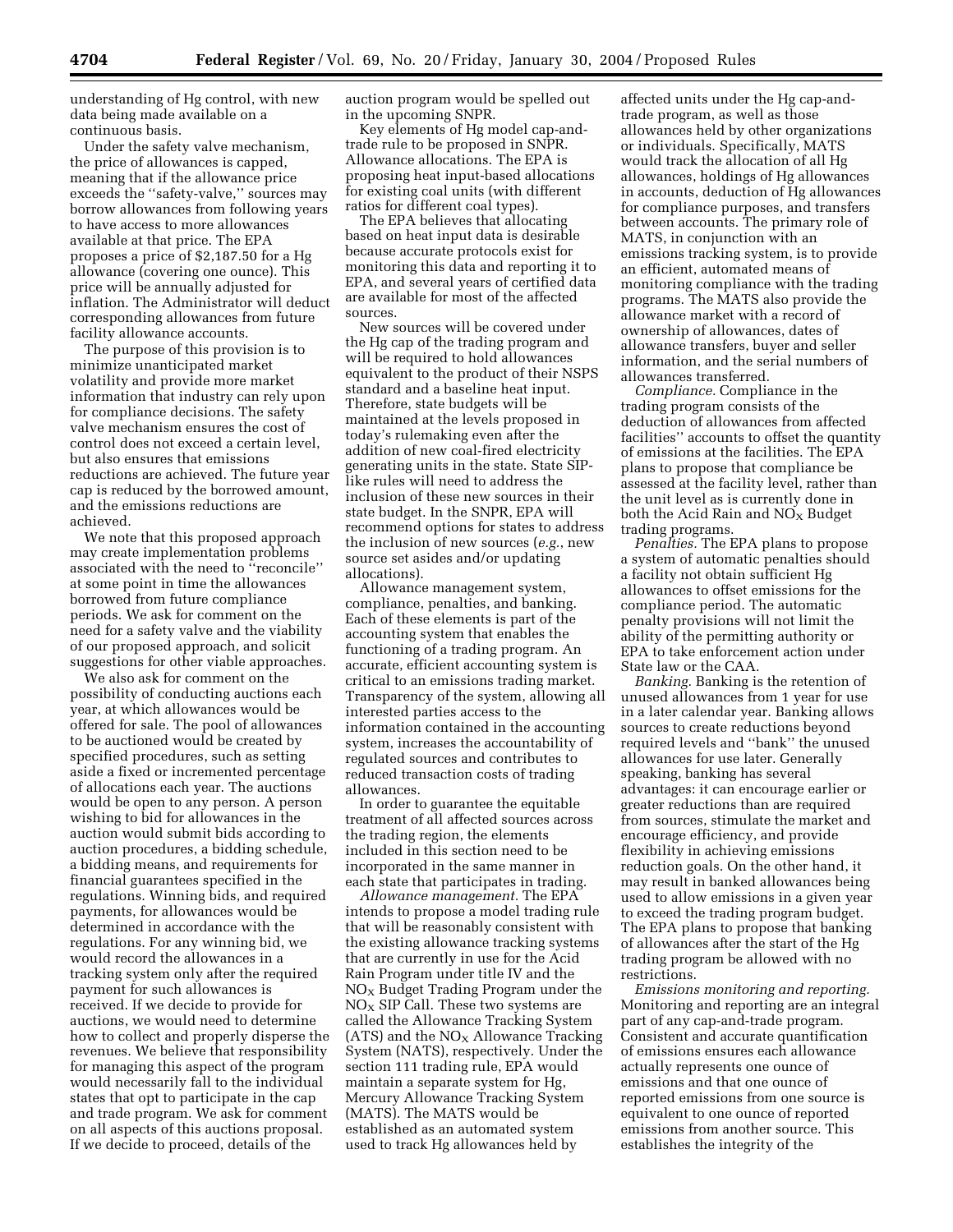understanding of Hg control, with new data being made available on a continuous basis.

Under the safety valve mechanism, the price of allowances is capped, meaning that if the allowance price exceeds the ''safety-valve,'' sources may borrow allowances from following years to have access to more allowances available at that price. The EPA proposes a price of $2,187.50 for a Hg allowance (covering one ounce). This price will be annually adjusted for inflation. The Administrator will deduct corresponding allowances from future facility allowance accounts.

The purpose of this provision is to minimize unanticipated market volatility and provide more market information that industry can rely upon for compliance decisions. The safety valve mechanism ensures the cost of control does not exceed a certain level, but also ensures that emissions reductions are achieved. The future year cap is reduced by the borrowed amount, and the emissions reductions are achieved.

We note that this proposed approach may create implementation problems associated with the need to ''reconcile'' at some point in time the allowances borrowed from future compliance periods. We ask for comment on the need for a safety valve and the viability of our proposed approach, and solicit suggestions for other viable approaches.

We also ask for comment on the possibility of conducting auctions each year, at which allowances would be offered for sale. The pool of allowances to be auctioned would be created by specified procedures, such as setting aside a fixed or incremented percentage of allocations each year. The auctions would be open to any person. A person wishing to bid for allowances in the auction would submit bids according to auction procedures, a bidding schedule, a bidding means, and requirements for financial guarantees specified in the regulations. Winning bids, and required payments, for allowances would be determined in accordance with the regulations. For any winning bid, we would record the allowances in a tracking system only after the required payment for such allowances is received. If we decide to provide for auctions, we would need to determine how to collect and properly disperse the revenues. We believe that responsibility for managing this aspect of the program would necessarily fall to the individual states that opt to participate in the cap and trade program. We ask for comment on all aspects of this auctions proposal. If we decide to proceed, details of the auction program would be spelled out in the upcoming SNPR.

Key elements of Hg model cap-and-trade rule to be proposed in SNPR. Allowance allocations. The EPA is proposing heat input-based allocations for existing coal units (with different ratios for different coal types).

The EPA believes that allocating based on heat input data is desirable because accurate protocols exist for monitoring this data and reporting it to EPA, and several years of certified data are available for most of the affected sources.

New sources will be covered under the Hg cap of the trading program and will be required to hold allowances equivalent to the product of their NSPS standard and a baseline heat input. Therefore, state budgets will be maintained at the levels proposed in today's rulemaking even after the addition of new coal-fired electricity generating units in the state. State SIP-like rules will need to address the inclusion of these new sources in their state budget. In the SNPR, EPA will recommend options for states to address the inclusion of new sources (*e.g.*, new source set asides and/or updating allocations).

Allowance management system, compliance, penalties, and banking. Each of these elements is part of the accounting system that enables the functioning of a trading program. An accurate, efficient accounting system is critical to an emissions trading market. Transparency of the system, allowing all interested parties access to the information contained in the accounting system, increases the accountability of regulated sources and contributes to reduced transaction costs of trading allowances.

In order to guarantee the equitable treatment of all affected sources across the trading region, the elements included in this section need to be incorporated in the same manner in each state that participates in trading.

*Allowance management.* The EPA intends to propose a model trading rule that will be reasonably consistent with the existing allowance tracking systems that are currently in use for the Acid Rain Program under title IV and the $NO_X$ Budget Trading Program under the $NO_X$ SIP Call. These two systems are called the Allowance Tracking System (ATS) and the $NO_X$ Allowance Tracking System (NATS), respectively. Under the section 111 trading rule, EPA would maintain a separate system for Hg, Mercury Allowance Tracking System (MATS). The MATS would be established as an automated system used to track Hg allowances held by affected units under the Hg cap-and-trade program, as well as those allowances held by other organizations or individuals. Specifically, MATS would track the allocation of all Hg allowances, holdings of Hg allowances in accounts, deduction of Hg allowances for compliance purposes, and transfers between accounts. The primary role of MATS, in conjunction with an emissions tracking system, is to provide an efficient, automated means of monitoring compliance with the trading programs. The MATS also provide the allowance market with a record of ownership of allowances, dates of allowance transfers, buyer and seller information, and the serial numbers of allowances transferred.

*Compliance.* Compliance in the trading program consists of the deduction of allowances from affected facilities'' accounts to offset the quantity of emissions at the facilities. The EPA plans to propose that compliance be assessed at the facility level, rather than the unit level as is currently done in both the Acid Rain and $NO_X$ Budget trading programs.

*Penalties.* The EPA plans to propose a system of automatic penalties should a facility not obtain sufficient Hg allowances to offset emissions for the compliance period. The automatic penalty provisions will not limit the ability of the permitting authority or EPA to take enforcement action under State law or the CAA.

*Banking.* Banking is the retention of unused allowances from 1 year for use in a later calendar year. Banking allows sources to create reductions beyond required levels and ''bank'' the unused allowances for use later. Generally speaking, banking has several advantages: it can encourage earlier or greater reductions than are required from sources, stimulate the market and encourage efficiency, and provide flexibility in achieving emissions reduction goals. On the other hand, it may result in banked allowances being used to allow emissions in a given year to exceed the trading program budget. The EPA plans to propose that banking of allowances after the start of the Hg trading program be allowed with no restrictions.

*Emissions monitoring and reporting.* Monitoring and reporting are an integral part of any cap-and-trade program. Consistent and accurate quantification of emissions ensures each allowance actually represents one ounce of emissions and that one ounce of reported emissions from one source is equivalent to one ounce of reported emissions from another source. This establishes the integrity of the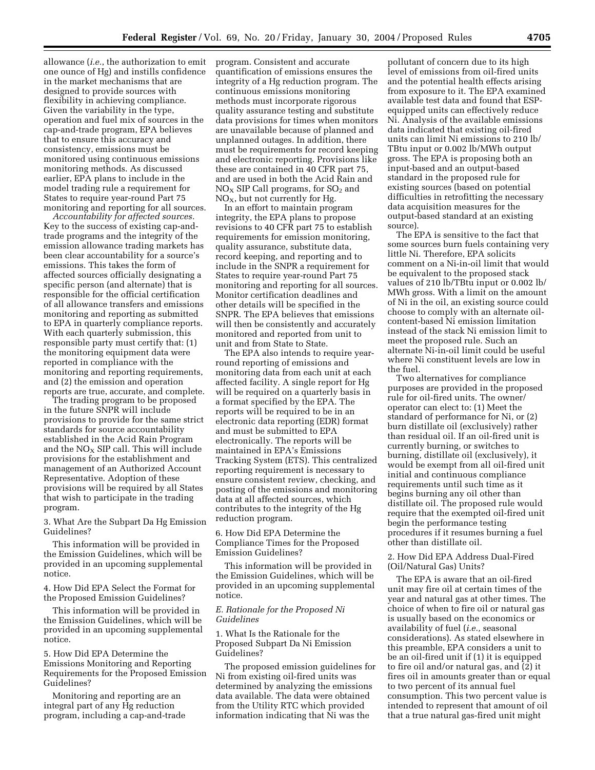allowance (*i.e.*, the authorization to emit one ounce of Hg) and instills confidence in the market mechanisms that are designed to provide sources with flexibility in achieving compliance. Given the variability in the type, operation and fuel mix of sources in the cap-and-trade program, EPA believes that to ensure this accuracy and consistency, emissions must be monitored using continuous emissions monitoring methods. As discussed earlier, EPA plans to include in the model trading rule a requirement for States to require year-round Part 75 monitoring and reporting for all sources.

*Accountability for affected sources.* Key to the success of existing cap-and-trade programs and the integrity of the emission allowance trading markets has been clear accountability for a source's emissions. This takes the form of affected sources officially designating a specific person (and alternate) that is responsible for the official certification of all allowance transfers and emissions monitoring and reporting as submitted to EPA in quarterly compliance reports. With each quarterly submission, this responsible party must certify that: (1) the monitoring equipment data were reported in compliance with the monitoring and reporting requirements, and (2) the emission and operation reports are true, accurate, and complete.

The trading program to be proposed in the future SNPR will include provisions to provide for the same strict standards for source accountability established in the Acid Rain Program and the $NO_X$ SIP call. This will include provisions for the establishment and management of an Authorized Account Representative. Adoption of these provisions will be required by all States that wish to participate in the trading program.

3. What Are the Subpart Da Hg Emission Guidelines?

This information will be provided in the Emission Guidelines, which will be provided in an upcoming supplemental notice.

4. How Did EPA Select the Format for the Proposed Emission Guidelines?

This information will be provided in the Emission Guidelines, which will be provided in an upcoming supplemental notice.

5. How Did EPA Determine the Emissions Monitoring and Reporting Requirements for the Proposed Emission Guidelines?

Monitoring and reporting are an integral part of any Hg reduction program, including a cap-and-trade program. Consistent and accurate quantification of emissions ensures the integrity of a Hg reduction program. The continuous emissions monitoring methods must incorporate rigorous quality assurance testing and substitute data provisions for times when monitors are unavailable because of planned and unplanned outages. In addition, there must be requirements for record keeping and electronic reporting. Provisions like these are contained in 40 CFR part 75, and are used in both the Acid Rain and $NO_X$ SIP Call programs, for $SO_2$ and $NO_X$, but not currently for Hg.

In an effort to maintain program integrity, the EPA plans to propose revisions to 40 CFR part 75 to establish requirements for emission monitoring, quality assurance, substitute data, record keeping, and reporting and to include in the SNPR a requirement for States to require year-round Part 75 monitoring and reporting for all sources. Monitor certification deadlines and other details will be specified in the SNPR. The EPA believes that emissions will then be consistently and accurately monitored and reported from unit to unit and from State to State.

The EPA also intends to require year-round reporting of emissions and monitoring data from each unit at each affected facility. A single report for Hg will be required on a quarterly basis in a format specified by the EPA. The reports will be required to be in an electronic data reporting (EDR) format and must be submitted to EPA electronically. The reports will be maintained in EPA's Emissions Tracking System (ETS). This centralized reporting requirement is necessary to ensure consistent review, checking, and posting of the emissions and monitoring data at all affected sources, which contributes to the integrity of the Hg reduction program.

6. How Did EPA Determine the Compliance Times for the Proposed Emission Guidelines?

This information will be provided in the Emission Guidelines, which will be provided in an upcoming supplemental notice.

*E. Rationale for the Proposed Ni Guidelines*

1. What Is the Rationale for the Proposed Subpart Da Ni Emission Guidelines?

The proposed emission guidelines for Ni from existing oil-fired units was determined by analyzing the emissions data available. The data were obtained from the Utility RTC which provided information indicating that Ni was the pollutant of concern due to its high level of emissions from oil-fired units and the potential health effects arising from exposure to it. The EPA examined available test data and found that ESP-equipped units can effectively reduce Ni. Analysis of the available emissions data indicated that existing oil-fired units can limit Ni emissions to 210 lb/TBtu input or 0.002 lb/MWh output gross. The EPA is proposing both an input-based and an output-based standard in the proposed rule for existing sources (based on potential difficulties in retrofitting the necessary data acquisition measures for the output-based standard at an existing source).

The EPA is sensitive to the fact that some sources burn fuels containing very little Ni. Therefore, EPA solicits comment on a Ni-in-oil limit that would be equivalent to the proposed stack values of 210 lb/TBtu input or 0.002 lb/MWh gross. With a limit on the amount of Ni in the oil, an existing source could choose to comply with an alternate oil-content-based Ni emission limitation instead of the stack Ni emission limit to meet the proposed rule. Such an alternate Ni-in-oil limit could be useful where Ni constituent levels are low in the fuel.

Two alternatives for compliance purposes are provided in the proposed rule for oil-fired units. The owner/operator can elect to: (1) Meet the standard of performance for Ni, or (2) burn distillate oil (exclusively) rather than residual oil. If an oil-fired unit is currently burning, or switches to burning, distillate oil (exclusively), it would be exempt from all oil-fired unit initial and continuous compliance requirements until such time as it begins burning any oil other than distillate oil. The proposed rule would require that the exempted oil-fired unit begin the performance testing procedures if it resumes burning a fuel other than distillate oil.

2. How Did EPA Address Dual-Fired (Oil/Natural Gas) Units?

The EPA is aware that an oil-fired unit may fire oil at certain times of the year and natural gas at other times. The choice of when to fire oil or natural gas is usually based on the economics or availability of fuel (*i.e.,* seasonal considerations). As stated elsewhere in this preamble, EPA considers a unit to be an oil-fired unit if (1) it is equipped to fire oil and/or natural gas, and (2) it fires oil in amounts greater than or equal to two percent of its annual fuel consumption. This two percent value is intended to represent that amount of oil that a true natural gas-fired unit might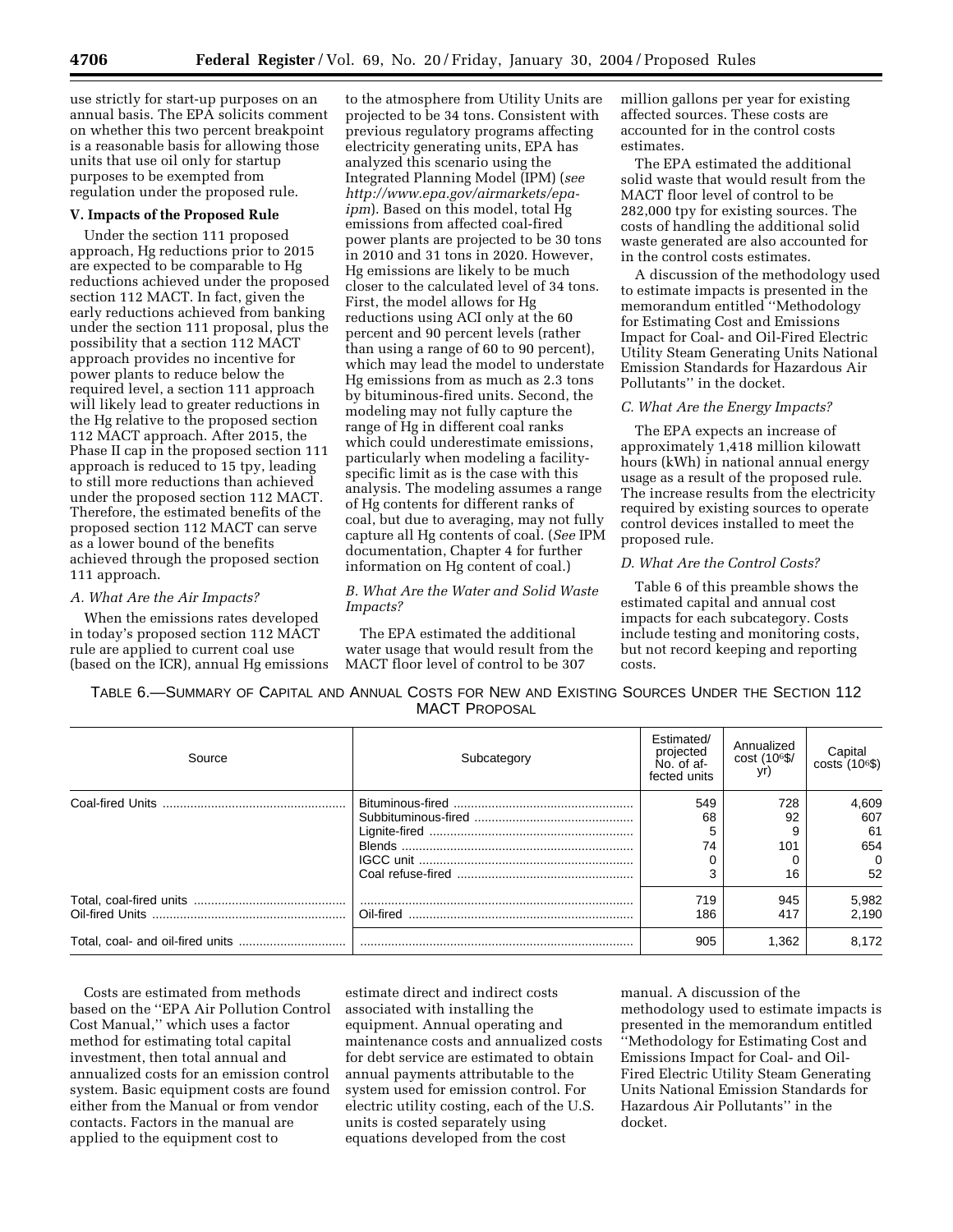use strictly for start-up purposes on an annual basis. The EPA solicits comment on whether this two percent breakpoint is a reasonable basis for allowing those units that use oil only for startup purposes to be exempted from regulation under the proposed rule.

## V. Impacts of the Proposed Rule

Under the section 111 proposed approach, Hg reductions prior to 2015 are expected to be comparable to Hg reductions achieved under the proposed section 112 MACT. In fact, given the early reductions achieved from banking under the section 111 proposal, plus the possibility that a section 112 MACT approach provides no incentive for power plants to reduce below the required level, a section 111 approach will likely lead to greater reductions in the Hg relative to the proposed section 112 MACT approach. After 2015, the Phase II cap in the proposed section 111 approach is reduced to 15 tpy, leading to still more reductions than achieved under the proposed section 112 MACT. Therefore, the estimated benefits of the proposed section 112 MACT can serve as a lower bound of the benefits achieved through the proposed section 111 approach.

### *A. What Are the Air Impacts?*

When the emissions rates developed in today's proposed section 112 MACT rule are applied to current coal use (based on the ICR), annual Hg emissions to the atmosphere from Utility Units are projected to be 34 tons. Consistent with previous regulatory programs affecting electricity generating units, EPA has analyzed this scenario using the Integrated Planning Model (IPM) (*see http://www.epa.gov/airmarkets/epa-ipm*). Based on this model, total Hg emissions from affected coal-fired power plants are projected to be 30 tons in 2010 and 31 tons in 2020. However, Hg emissions are likely to be much closer to the calculated level of 34 tons. First, the model allows for Hg reductions using ACI only at the 60 percent and 90 percent levels (rather than using a range of 60 to 90 percent), which may lead the model to understate Hg emissions from as much as 2.3 tons by bituminous-fired units. Second, the modeling may not fully capture the range of Hg in different coal ranks which could underestimate emissions, particularly when modeling a facility-specific limit as is the case with this analysis. The modeling assumes a range of Hg contents for different ranks of coal, but due to averaging, may not fully capture all Hg contents of coal. (*See* IPM documentation, Chapter 4 for further information on Hg content of coal.)

### *B. What Are the Water and Solid Waste Impacts?*

The EPA estimated the additional water usage that would result from the MACT floor level of control to be 307 million gallons per year for existing affected sources. These costs are accounted for in the control costs estimates.

The EPA estimated the additional solid waste that would result from the MACT floor level of control to be 282,000 tpy for existing sources. The costs of handling the additional solid waste generated are also accounted for in the control costs estimates.

A discussion of the methodology used to estimate impacts is presented in the memorandum entitled ''Methodology for Estimating Cost and Emissions Impact for Coal- and Oil-Fired Electric Utility Steam Generating Units National Emission Standards for Hazardous Air Pollutants'' in the docket.

### *C. What Are the Energy Impacts?*

The EPA expects an increase of approximately 1,418 million kilowatt hours (kWh) in national annual energy usage as a result of the proposed rule. The increase results from the electricity required by existing sources to operate control devices installed to meet the proposed rule.

### *D. What Are the Control Costs?*

Table 6 of this preamble shows the estimated capital and annual cost impacts for each subcategory. Costs include testing and monitoring costs, but not record keeping and reporting costs.

TABLE 6.—SUMMARY OF CAPITAL AND ANNUAL COSTS FOR NEW AND EXISTING SOURCES UNDER THE SECTION 112 MACT PROPOSAL

| Source | Subcategory | Estimated/projected No. of affected units | Annualized cost ($10^6$\$/yr) | Capital costs ($10^6$\$) |
|---|---|---|---|---|
| Coal-fired Units | Bituminous-fired | 549 | 728 | 4,609 |
| | Subbituminous-fired | 68 | 92 | 607 |
| | Lignite-fired | 5 | 9 | 61 |
| | Blends | 74 | 101 | 654 |
| | IGCC unit | 0 | 0 | 0 |
| | Coal refuse-fired | 3 | 16 | 52 |
| Total, coal-fired units | | 719 | 945 | 5,982 |
| Oil-fired Units | Oil-fired | 186 | 417 | 2,190 |
| Total, coal- and oil-fired units | | 905 | 1,362 | 8,172 |

Costs are estimated from methods based on the ''EPA Air Pollution Control Cost Manual,'' which uses a factor method for estimating total capital investment, then total annual and annualized costs for an emission control system. Basic equipment costs are found either from the Manual or from vendor contacts. Factors in the manual are applied to the equipment cost to estimate direct and indirect costs associated with installing the equipment. Annual operating and maintenance costs and annualized costs for debt service are estimated to obtain annual payments attributable to the system used for emission control. For electric utility costing, each of the U.S. units is costed separately using equations developed from the cost manual. A discussion of the methodology used to estimate impacts is presented in the memorandum entitled ''Methodology for Estimating Cost and Emissions Impact for Coal- and Oil-Fired Electric Utility Steam Generating Units National Emission Standards for Hazardous Air Pollutants'' in the docket.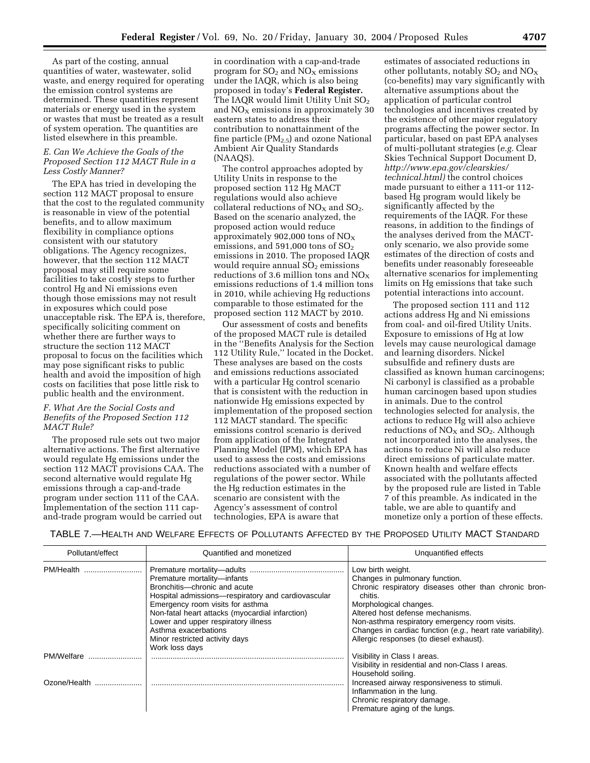As part of the costing, annual quantities of water, wastewater, solid waste, and energy required for operating the emission control systems are determined. These quantities represent materials or energy used in the system or wastes that must be treated as a result of system operation. The quantities are listed elsewhere in this preamble.

### *E. Can We Achieve the Goals of the Proposed Section 112 MACT Rule in a Less Costly Manner?*

The EPA has tried in developing the section 112 MACT proposal to ensure that the cost to the regulated community is reasonable in view of the potential benefits, and to allow maximum flexibility in compliance options consistent with our statutory obligations. The Agency recognizes, however, that the section 112 MACT proposal may still require some facilities to take costly steps to further control Hg and Ni emissions even though those emissions may not result in exposures which could pose unacceptable risk. The EPA is, therefore, specifically soliciting comment on whether there are further ways to structure the section 112 MACT proposal to focus on the facilities which may pose significant risks to public health and avoid the imposition of high costs on facilities that pose little risk to public health and the environment.

### *F. What Are the Social Costs and Benefits of the Proposed Section 112 MACT Rule?*

The proposed rule sets out two major alternative actions. The first alternative would regulate Hg emissions under the section 112 MACT provisions CAA. The second alternative would regulate Hg emissions through a cap-and-trade program under section 111 of the CAA. Implementation of the section 111 cap-and-trade program would be carried out in coordination with a cap-and-trade program for $SO_2$ and $NO_X$ emissions under the IAQR, which is also being proposed in today's **Federal Register.** The IAQR would limit Utility Unit $SO_2$ and $NO_X$ emissions in approximately 30 eastern states to address their contribution to nonattainment of the fine particle ($PM_{2.5}$) and ozone National Ambient Air Quality Standards (NAAQS).

The control approaches adopted by Utility Units in response to the proposed section 112 Hg MACT regulations would also achieve collateral reductions of $NO_X$ and $SO_2$. Based on the scenario analyzed, the proposed action would reduce approximately 902,000 tons of $NO_X$ emissions, and 591,000 tons of $SO_2$ emissions in 2010. The proposed IAQR would require annual $SO_2$ emissions reductions of 3.6 million tons and $NO_X$ emissions reductions of 1.4 million tons in 2010, while achieving Hg reductions comparable to those estimated for the proposed section 112 MACT by 2010.

Our assessment of costs and benefits of the proposed MACT rule is detailed in the ''Benefits Analysis for the Section 112 Utility Rule,'' located in the Docket. These analyses are based on the costs and emissions reductions associated with a particular Hg control scenario that is consistent with the reduction in nationwide Hg emissions expected by implementation of the proposed section 112 MACT standard. The specific emissions control scenario is derived from application of the Integrated Planning Model (IPM), which EPA has used to assess the costs and emissions reductions associated with a number of regulations of the power sector. While the Hg reduction estimates in the scenario are consistent with the Agency's assessment of control technologies, EPA is aware that estimates of associated reductions in other pollutants, notably $SO_2$ and $NO_X$ (co-benefits) may vary significantly with alternative assumptions about the application of particular control technologies and incentives created by the existence of other major regulatory programs affecting the power sector. In particular, based on past EPA analyses of multi-pollutant strategies (*e.g.* Clear Skies Technical Support Document D, *http://www.epa.gov/clearskies/technical.html)* the control choices made pursuant to either a 111-or 112-based Hg program would likely be significantly affected by the requirements of the IAQR. For these reasons, in addition to the findings of the analyses derived from the MACT-only scenario, we also provide some estimates of the direction of costs and benefits under reasonably foreseeable alternative scenarios for implementing limits on Hg emissions that take such potential interactions into account.

The proposed section 111 and 112 actions address Hg and Ni emissions from coal- and oil-fired Utility Units. Exposure to emissions of Hg at low levels may cause neurological damage and learning disorders. Nickel subsulfide and refinery dusts are classified as known human carcinogens; Ni carbonyl is classified as a probable human carcinogen based upon studies in animals. Due to the control technologies selected for analysis, the actions to reduce Hg will also achieve reductions of $NO_X$ and $SO_2$. Although not incorporated into the analyses, the actions to reduce Ni will also reduce direct emissions of particulate matter. Known health and welfare effects associated with the pollutants affected by the proposed rule are listed in Table 7 of this preamble. As indicated in the table, we are able to quantify and monetize only a portion of these effects.

TABLE 7.—HEALTH AND WELFARE EFFECTS OF POLLUTANTS AFFECTED BY THE PROPOSED UTILITY MACT STANDARD

| Pollutant/effect | Quantified and monetized | Unquantified effects |
|---|---|---|
| PM/Health | Premature mortality—adults<br>Premature mortality—infants<br>Bronchitis—chronic and acute<br>Hospital admissions—respiratory and cardiovascular<br>Emergency room visits for asthma<br>Non-fatal heart attacks (myocardial infarction)<br>Lower and upper respiratory illness<br>Asthma exacerbations<br>Minor restricted activity days<br>Work loss days | Low birth weight.<br>Changes in pulmonary function.<br>Chronic respiratory diseases other than chronic bronchitis.<br>Morphological changes.<br>Altered host defense mechanisms.<br>Non-asthma respiratory emergency room visits.<br>Changes in cardiac function (*e.g.,* heart rate variability).<br>Allergic responses (to diesel exhaust). |
| PM/Welfare | | Visibility in Class I areas.<br>Visibility in residential and non-Class I areas.<br>Household soiling. |
| Ozone/Health | | Increased airway responsiveness to stimuli.<br>Inflammation in the lung.<br>Chronic respiratory damage.<br>Premature aging of the lungs. |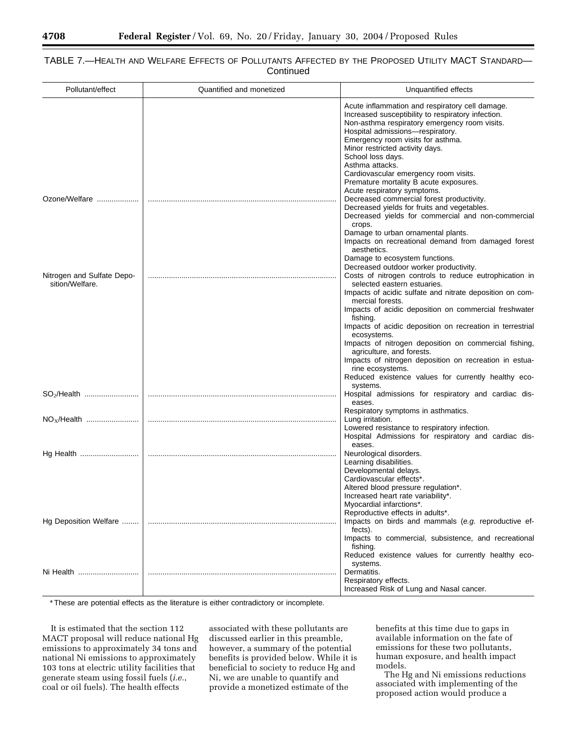TABLE 7.—HEALTH AND WELFARE EFFECTS OF POLLUTANTS AFFECTED BY THE PROPOSED UTILITY MACT STANDARD—Continued

| Pollutant/effect | Quantified and monetized | Unquantified effects |
| --- | --- | --- |
| | | Acute inflammation and respiratory cell damage.<br>Increased susceptibility to respiratory infection.<br>Non-asthma respiratory emergency room visits.<br>Hospital admissions—respiratory.<br>Emergency room visits for asthma.<br>Minor restricted activity days.<br>School loss days.<br>Asthma attacks.<br>Cardiovascular emergency room visits.<br>Premature mortality B acute exposures.<br>Acute respiratory symptoms. |
| Ozone/Welfare | | Decreased commercial forest productivity.<br>Decreased yields for fruits and vegetables.<br>Decreased yields for commercial and non-commercial crops.<br>Damage to urban ornamental plants.<br>Impacts on recreational demand from damaged forest aesthetics.<br>Damage to ecosystem functions.<br>Decreased outdoor worker productivity. |
| Nitrogen and Sulfate Deposition/Welfare. | | Costs of nitrogen controls to reduce eutrophication in selected eastern estuaries.<br>Impacts of acidic sulfate and nitrate deposition on commercial forests.<br>Impacts of acidic deposition on commercial freshwater fishing.<br>Impacts of acidic deposition on recreation in terrestrial ecosystems.<br>Impacts of nitrogen deposition on commercial fishing, agriculture, and forests.<br>Impacts of nitrogen deposition on recreation in estuarine ecosystems.<br>Reduced existence values for currently healthy ecosystems. |
| $SO_2$/Health | | Hospital admissions for respiratory and cardiac diseases.<br>Respiratory symptoms in asthmatics. |
| $NO_X$/Health | | Lung irritation.<br>Lowered resistance to respiratory infection.<br>Hospital Admissions for respiratory and cardiac diseases. |
| Hg Health | | Neurological disorders.<br>Learning disabilities.<br>Developmental delays.<br>Cardiovascular effects*.<br>Altered blood pressure regulation*.<br>Increased heart rate variability*.<br>Myocardial infarctions*.<br>Reproductive effects in adults*. |
| Hg Deposition Welfare | | Impacts on birds and mammals (*e.g.* reproductive effects).<br>Impacts to commercial, subsistence, and recreational fishing.<br>Reduced existence values for currently healthy ecosystems. |
| Ni Health | | Dermatitis.<br>Respiratory effects.<br>Increased Risk of Lung and Nasal cancer. |

* These are potential effects as the literature is either contradictory or incomplete.

It is estimated that the section 112 MACT proposal will reduce national Hg emissions to approximately 34 tons and national Ni emissions to approximately 103 tons at electric utility facilities that generate steam using fossil fuels (*i.e.*, coal or oil fuels). The health effects associated with these pollutants are discussed earlier in this preamble, however, a summary of the potential benefits is provided below. While it is beneficial to society to reduce Hg and Ni, we are unable to quantify and provide a monetized estimate of the benefits at this time due to gaps in available information on the fate of emissions for these two pollutants, human exposure, and health impact models.

The Hg and Ni emissions reductions associated with implementing of the proposed action would produce a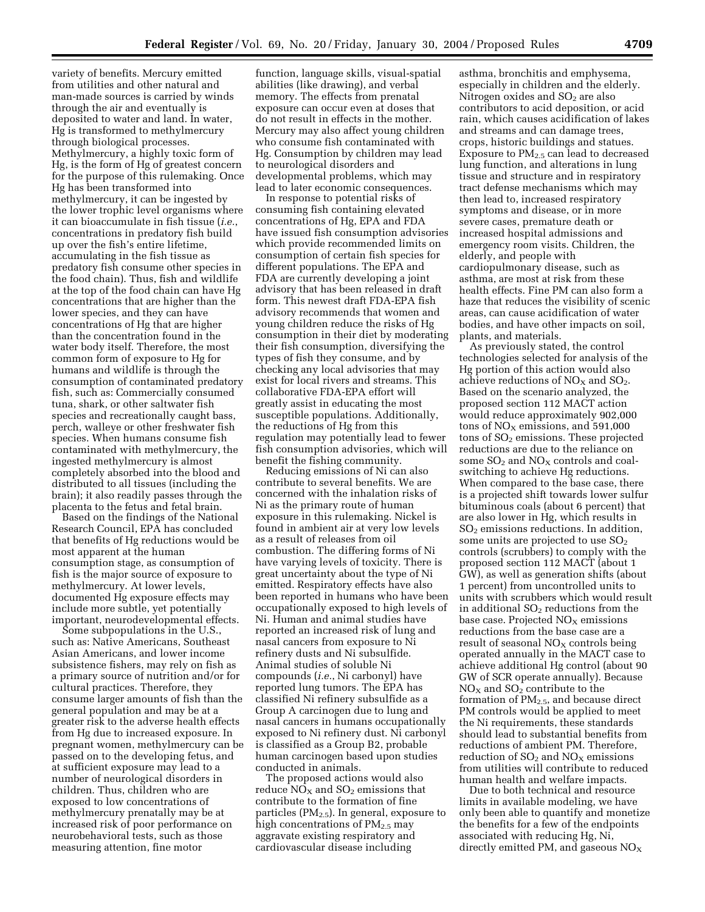variety of benefits. Mercury emitted from utilities and other natural and man-made sources is carried by winds through the air and eventually is deposited to water and land. In water, Hg is transformed to methylmercury through biological processes. Methylmercury, a highly toxic form of Hg, is the form of Hg of greatest concern for the purpose of this rulemaking. Once Hg has been transformed into methylmercury, it can be ingested by the lower trophic level organisms where it can bioaccumulate in fish tissue (*i.e.*, concentrations in predatory fish build up over the fish's entire lifetime, accumulating in the fish tissue as predatory fish consume other species in the food chain). Thus, fish and wildlife at the top of the food chain can have Hg concentrations that are higher than the lower species, and they can have concentrations of Hg that are higher than the concentration found in the water body itself. Therefore, the most common form of exposure to Hg for humans and wildlife is through the consumption of contaminated predatory fish, such as: Commercially consumed tuna, shark, or other saltwater fish species and recreationally caught bass, perch, walleye or other freshwater fish species. When humans consume fish contaminated with methylmercury, the ingested methylmercury is almost completely absorbed into the blood and distributed to all tissues (including the brain); it also readily passes through the placenta to the fetus and fetal brain.

Based on the findings of the National Research Council, EPA has concluded that benefits of Hg reductions would be most apparent at the human consumption stage, as consumption of fish is the major source of exposure to methylmercury. At lower levels, documented Hg exposure effects may include more subtle, yet potentially important, neurodevelopmental effects.

Some subpopulations in the U.S., such as: Native Americans, Southeast Asian Americans, and lower income subsistence fishers, may rely on fish as a primary source of nutrition and/or for cultural practices. Therefore, they consume larger amounts of fish than the general population and may be at a greater risk to the adverse health effects from Hg due to increased exposure. In pregnant women, methylmercury can be passed on to the developing fetus, and at sufficient exposure may lead to a number of neurological disorders in children. Thus, children who are exposed to low concentrations of methylmercury prenatally may be at increased risk of poor performance on neurobehavioral tests, such as those measuring attention, fine motor function, language skills, visual-spatial abilities (like drawing), and verbal memory. The effects from prenatal exposure can occur even at doses that do not result in effects in the mother. Mercury may also affect young children who consume fish contaminated with Hg. Consumption by children may lead to neurological disorders and developmental problems, which may lead to later economic consequences.

In response to potential risks of consuming fish containing elevated concentrations of Hg, EPA and FDA have issued fish consumption advisories which provide recommended limits on consumption of certain fish species for different populations. The EPA and FDA are currently developing a joint advisory that has been released in draft form. This newest draft FDA-EPA fish advisory recommends that women and young children reduce the risks of Hg consumption in their diet by moderating their fish consumption, diversifying the types of fish they consume, and by checking any local advisories that may exist for local rivers and streams. This collaborative FDA-EPA effort will greatly assist in educating the most susceptible populations. Additionally, the reductions of Hg from this regulation may potentially lead to fewer fish consumption advisories, which will benefit the fishing community.

Reducing emissions of Ni can also contribute to several benefits. We are concerned with the inhalation risks of Ni as the primary route of human exposure in this rulemaking. Nickel is found in ambient air at very low levels as a result of releases from oil combustion. The differing forms of Ni have varying levels of toxicity. There is great uncertainty about the type of Ni emitted. Respiratory effects have also been reported in humans who have been occupationally exposed to high levels of Ni. Human and animal studies have reported an increased risk of lung and nasal cancers from exposure to Ni refinery dusts and Ni subsulfide. Animal studies of soluble Ni compounds (*i.e.*, Ni carbonyl) have reported lung tumors. The EPA has classified Ni refinery subsulfide as a Group A carcinogen due to lung and nasal cancers in humans occupationally exposed to Ni refinery dust. Ni carbonyl is classified as a Group B2, probable human carcinogen based upon studies conducted in animals.

The proposed actions would also reduce $NO_X$ and $SO_2$ emissions that contribute to the formation of fine particles ($PM_{2.5}$). In general, exposure to high concentrations of $PM_{2.5}$ may aggravate existing respiratory and cardiovascular disease including asthma, bronchitis and emphysema, especially in children and the elderly. Nitrogen oxides and $SO_2$ are also contributors to acid deposition, or acid rain, which causes acidification of lakes and streams and can damage trees, crops, historic buildings and statues. Exposure to $PM_{2.5}$ can lead to decreased lung function, and alterations in lung tissue and structure and in respiratory tract defense mechanisms which may then lead to, increased respiratory symptoms and disease, or in more severe cases, premature death or increased hospital admissions and emergency room visits. Children, the elderly, and people with cardiopulmonary disease, such as asthma, are most at risk from these health effects. Fine PM can also form a haze that reduces the visibility of scenic areas, can cause acidification of water bodies, and have other impacts on soil, plants, and materials.

As previously stated, the control technologies selected for analysis of the Hg portion of this action would also achieve reductions of $NO_X$ and $SO_2$. Based on the scenario analyzed, the proposed section 112 MACT action would reduce approximately 902,000 tons of $NO_X$ emissions, and 591,000 tons of $SO_2$ emissions. These projected reductions are due to the reliance on some $SO_2$ and $NO_X$ controls and coal-switching to achieve Hg reductions. When compared to the base case, there is a projected shift towards lower sulfur bituminous coals (about 6 percent) that are also lower in Hg, which results in $SO_2$ emissions reductions. In addition, some units are projected to use $SO_2$ controls (scrubbers) to comply with the proposed section 112 MACT (about 1 GW), as well as generation shifts (about 1 percent) from uncontrolled units to units with scrubbers which would result in additional $SO_2$ reductions from the base case. Projected $NO_X$ emissions reductions from the base case are a result of seasonal $NO_X$ controls being operated annually in the MACT case to achieve additional Hg control (about 90 GW of SCR operate annually). Because $NO_X$ and $SO_2$ contribute to the formation of $PM_{2.5}$, and because direct PM controls would be applied to meet the Ni requirements, these standards should lead to substantial benefits from reductions of ambient PM. Therefore, reduction of $SO_2$ and $NO_X$ emissions from utilities will contribute to reduced human health and welfare impacts.

Due to both technical and resource limits in available modeling, we have only been able to quantify and monetize the benefits for a few of the endpoints associated with reducing Hg, Ni, directly emitted PM, and gaseous $NO_X$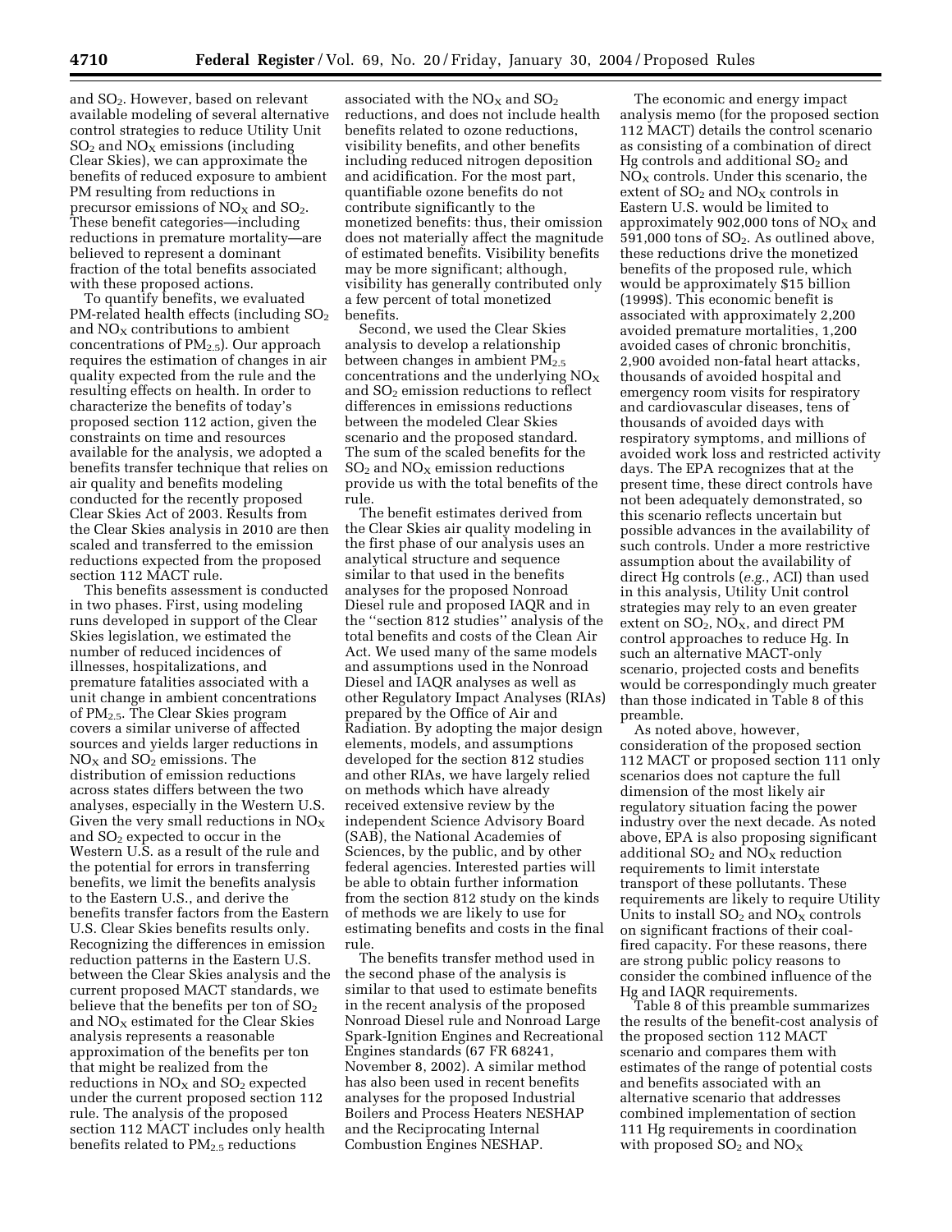and $SO_2$. However, based on relevant available modeling of several alternative control strategies to reduce Utility Unit $SO_2$ and $NO_X$ emissions (including Clear Skies), we can approximate the benefits of reduced exposure to ambient PM resulting from reductions in precursor emissions of $NO_X$ and $SO_2$. These benefit categories—including reductions in premature mortality—are believed to represent a dominant fraction of the total benefits associated with these proposed actions.

To quantify benefits, we evaluated PM-related health effects (including $SO_2$ and $NO_X$ contributions to ambient concentrations of $PM_{2.5}$). Our approach requires the estimation of changes in air quality expected from the rule and the resulting effects on health. In order to characterize the benefits of today's proposed section 112 action, given the constraints on time and resources available for the analysis, we adopted a benefits transfer technique that relies on air quality and benefits modeling conducted for the recently proposed Clear Skies Act of 2003. Results from the Clear Skies analysis in 2010 are then scaled and transferred to the emission reductions expected from the proposed section 112 MACT rule.

This benefits assessment is conducted in two phases. First, using modeling runs developed in support of the Clear Skies legislation, we estimated the number of reduced incidences of illnesses, hospitalizations, and premature fatalities associated with a unit change in ambient concentrations of $PM_{2.5}$. The Clear Skies program covers a similar universe of affected sources and yields larger reductions in $NO_X$ and $SO_2$ emissions. The distribution of emission reductions across states differs between the two analyses, especially in the Western U.S. Given the very small reductions in $NO_X$ and $SO_2$ expected to occur in the Western U.S. as a result of the rule and the potential for errors in transferring benefits, we limit the benefits analysis to the Eastern U.S., and derive the benefits transfer factors from the Eastern U.S. Clear Skies benefits results only. Recognizing the differences in emission reduction patterns in the Eastern U.S. between the Clear Skies analysis and the current proposed MACT standards, we believe that the benefits per ton of $SO_2$ and $NO_X$ estimated for the Clear Skies analysis represents a reasonable approximation of the benefits per ton that might be realized from the reductions in $NO_X$ and $SO_2$ expected under the current proposed section 112 rule. The analysis of the proposed section 112 MACT includes only health benefits related to $PM_{2.5}$ reductions associated with the $NO_X$ and $SO_2$ reductions, and does not include health benefits related to ozone reductions, visibility benefits, and other benefits including reduced nitrogen deposition and acidification. For the most part, quantifiable ozone benefits do not contribute significantly to the monetized benefits: thus, their omission does not materially affect the magnitude of estimated benefits. Visibility benefits may be more significant; although, visibility has generally contributed only a few percent of total monetized benefits.

Second, we used the Clear Skies analysis to develop a relationship between changes in ambient $PM_{2.5}$ concentrations and the underlying $NO_X$ and $SO_2$ emission reductions to reflect differences in emissions reductions between the modeled Clear Skies scenario and the proposed standard. The sum of the scaled benefits for the $SO_2$ and $NO_X$ emission reductions provide us with the total benefits of the rule.

The benefit estimates derived from the Clear Skies air quality modeling in the first phase of our analysis uses an analytical structure and sequence similar to that used in the benefits analyses for the proposed Nonroad Diesel rule and proposed IAQR and in the ''section 812 studies'' analysis of the total benefits and costs of the Clean Air Act. We used many of the same models and assumptions used in the Nonroad Diesel and IAQR analyses as well as other Regulatory Impact Analyses (RIAs) prepared by the Office of Air and Radiation. By adopting the major design elements, models, and assumptions developed for the section 812 studies and other RIAs, we have largely relied on methods which have already received extensive review by the independent Science Advisory Board (SAB), the National Academies of Sciences, by the public, and by other federal agencies. Interested parties will be able to obtain further information from the section 812 study on the kinds of methods we are likely to use for estimating benefits and costs in the final rule.

The benefits transfer method used in the second phase of the analysis is similar to that used to estimate benefits in the recent analysis of the proposed Nonroad Diesel rule and Nonroad Large Spark-Ignition Engines and Recreational Engines standards (67 FR 68241, November 8, 2002). A similar method has also been used in recent benefits analyses for the proposed Industrial Boilers and Process Heaters NESHAP and the Reciprocating Internal Combustion Engines NESHAP.

The economic and energy impact analysis memo (for the proposed section 112 MACT) details the control scenario as consisting of a combination of direct Hg controls and additional $SO_2$ and $NO_X$ controls. Under this scenario, the extent of $SO_2$ and $NO_X$ controls in Eastern U.S. would be limited to approximately 902,000 tons of $NO_X$ and 591,000 tons of $SO_2$. As outlined above, these reductions drive the monetized benefits of the proposed rule, which would be approximately $15 billion (1999$). This economic benefit is associated with approximately 2,200 avoided premature mortalities, 1,200 avoided cases of chronic bronchitis, 2,900 avoided non-fatal heart attacks, thousands of avoided hospital and emergency room visits for respiratory and cardiovascular diseases, tens of thousands of avoided days with respiratory symptoms, and millions of avoided work loss and restricted activity days. The EPA recognizes that at the present time, these direct controls have not been adequately demonstrated, so this scenario reflects uncertain but possible advances in the availability of such controls. Under a more restrictive assumption about the availability of direct Hg controls (*e.g.*, ACI) than used in this analysis, Utility Unit control strategies may rely to an even greater extent on $SO_2$, $NO_X$, and direct PM control approaches to reduce Hg. In such an alternative MACT-only scenario, projected costs and benefits would be correspondingly much greater than those indicated in Table 8 of this preamble.

As noted above, however, consideration of the proposed section 112 MACT or proposed section 111 only scenarios does not capture the full dimension of the most likely air regulatory situation facing the power industry over the next decade. As noted above, EPA is also proposing significant additional $SO_2$ and $NO_X$ reduction requirements to limit interstate transport of these pollutants. These requirements are likely to require Utility Units to install $SO_2$ and $NO_X$ controls on significant fractions of their coal-fired capacity. For these reasons, there are strong public policy reasons to consider the combined influence of the Hg and IAQR requirements.

Table 8 of this preamble summarizes the results of the benefit-cost analysis of the proposed section 112 MACT scenario and compares them with estimates of the range of potential costs and benefits associated with an alternative scenario that addresses combined implementation of section 111 Hg requirements in coordination with proposed $SO_2$ and $NO_X$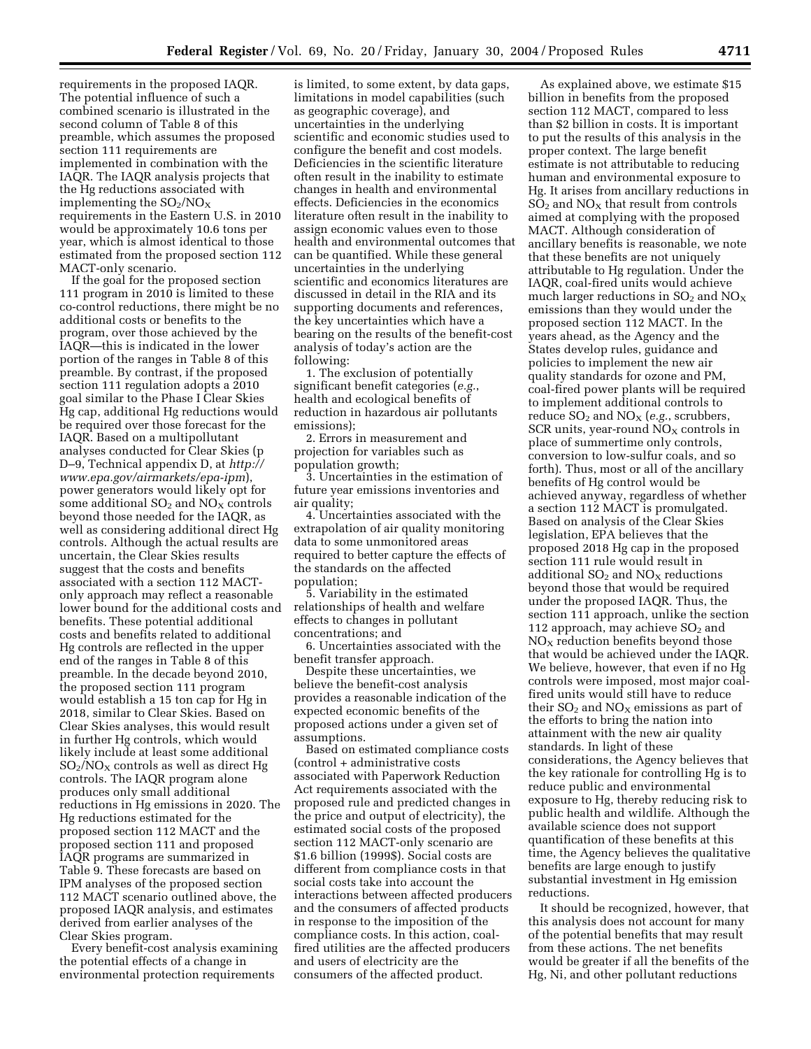requirements in the proposed IAQR. The potential influence of such a combined scenario is illustrated in the second column of Table 8 of this preamble, which assumes the proposed section 111 requirements are implemented in combination with the IAQR. The IAQR analysis projects that the Hg reductions associated with implementing the $SO_2/NO_X$ requirements in the Eastern U.S. in 2010 would be approximately 10.6 tons per year, which is almost identical to those estimated from the proposed section 112 MACT-only scenario.

If the goal for the proposed section 111 program in 2010 is limited to these co-control reductions, there might be no additional costs or benefits to the program, over those achieved by the IAQR—this is indicated in the lower portion of the ranges in Table 8 of this preamble. By contrast, if the proposed section 111 regulation adopts a 2010 goal similar to the Phase I Clear Skies Hg cap, additional Hg reductions would be required over those forecast for the IAQR. Based on a multipollutant analyses conducted for Clear Skies (p D–9, Technical appendix D, at *http://www.epa.gov/airmarkets/epa-ipm*), power generators would likely opt for some additional $SO_2$ and $NO_X$ controls beyond those needed for the IAQR, as well as considering additional direct Hg controls. Although the actual results are uncertain, the Clear Skies results suggest that the costs and benefits associated with a section 112 MACT-only approach may reflect a reasonable lower bound for the additional costs and benefits. These potential additional costs and benefits related to additional Hg controls are reflected in the upper end of the ranges in Table 8 of this preamble. In the decade beyond 2010, the proposed section 111 program would establish a 15 ton cap for Hg in 2018, similar to Clear Skies. Based on Clear Skies analyses, this would result in further Hg controls, which would likely include at least some additional $SO_2/NO_X$ controls as well as direct Hg controls. The IAQR program alone produces only small additional reductions in Hg emissions in 2020. The Hg reductions estimated for the proposed section 112 MACT and the proposed section 111 and proposed IAQR programs are summarized in Table 9. These forecasts are based on IPM analyses of the proposed section 112 MACT scenario outlined above, the proposed IAQR analysis, and estimates derived from earlier analyses of the Clear Skies program.

Every benefit-cost analysis examining the potential effects of a change in environmental protection requirements is limited, to some extent, by data gaps, limitations in model capabilities (such as geographic coverage), and uncertainties in the underlying scientific and economic studies used to configure the benefit and cost models. Deficiencies in the scientific literature often result in the inability to estimate changes in health and environmental effects. Deficiencies in the economics literature often result in the inability to assign economic values even to those health and environmental outcomes that can be quantified. While these general uncertainties in the underlying scientific and economics literatures are discussed in detail in the RIA and its supporting documents and references, the key uncertainties which have a bearing on the results of the benefit-cost analysis of today's action are the following:

1. The exclusion of potentially significant benefit categories (*e.g.*, health and ecological benefits of reduction in hazardous air pollutants emissions);
2. Errors in measurement and projection for variables such as population growth;
3. Uncertainties in the estimation of future year emissions inventories and air quality;
4. Uncertainties associated with the extrapolation of air quality monitoring data to some unmonitored areas required to better capture the effects of the standards on the affected population;
5. Variability in the estimated relationships of health and welfare effects to changes in pollutant concentrations; and
6. Uncertainties associated with the benefit transfer approach.

Despite these uncertainties, we believe the benefit-cost analysis provides a reasonable indication of the expected economic benefits of the proposed actions under a given set of assumptions.

Based on estimated compliance costs (control + administrative costs associated with Paperwork Reduction Act requirements associated with the proposed rule and predicted changes in the price and output of electricity), the estimated social costs of the proposed section 112 MACT-only scenario are $1.6 billion (1999$). Social costs are different from compliance costs in that social costs take into account the interactions between affected producers and the consumers of affected products in response to the imposition of the compliance costs. In this action, coal-fired utilities are the affected producers and users of electricity are the consumers of the affected product.

As explained above, we estimate $15 billion in benefits from the proposed section 112 MACT, compared to less than $2 billion in costs. It is important to put the results of this analysis in the proper context. The large benefit estimate is not attributable to reducing human and environmental exposure to Hg. It arises from ancillary reductions in $SO_2$ and $NO_X$ that result from controls aimed at complying with the proposed MACT. Although consideration of ancillary benefits is reasonable, we note that these benefits are not uniquely attributable to Hg regulation. Under the IAQR, coal-fired units would achieve much larger reductions in $SO_2$ and $NO_X$ emissions than they would under the proposed section 112 MACT. In the years ahead, as the Agency and the States develop rules, guidance and policies to implement the new air quality standards for ozone and PM, coal-fired power plants will be required to implement additional controls to reduce $SO_2$ and $NO_X$ (*e.g.*, scrubbers, SCR units, year-round $NO_X$ controls in place of summertime only controls, conversion to low-sulfur coals, and so forth). Thus, most or all of the ancillary benefits of Hg control would be achieved anyway, regardless of whether a section 112 MACT is promulgated. Based on analysis of the Clear Skies legislation, EPA believes that the proposed 2018 Hg cap in the proposed section 111 rule would result in additional $SO_2$ and $NO_X$ reductions beyond those that would be required under the proposed IAQR. Thus, the section 111 approach, unlike the section 112 approach, may achieve $SO_2$ and $NO_X$ reduction benefits beyond those that would be achieved under the IAQR. We believe, however, that even if no Hg controls were imposed, most major coal-fired units would still have to reduce their $SO_2$ and $NO_X$ emissions as part of the efforts to bring the nation into attainment with the new air quality standards. In light of these considerations, the Agency believes that the key rationale for controlling Hg is to reduce public and environmental exposure to Hg, thereby reducing risk to public health and wildlife. Although the available science does not support quantification of these benefits at this time, the Agency believes the qualitative benefits are large enough to justify substantial investment in Hg emission reductions.

It should be recognized, however, that this analysis does not account for many of the potential benefits that may result from these actions. The net benefits would be greater if all the benefits of the Hg, Ni, and other pollutant reductions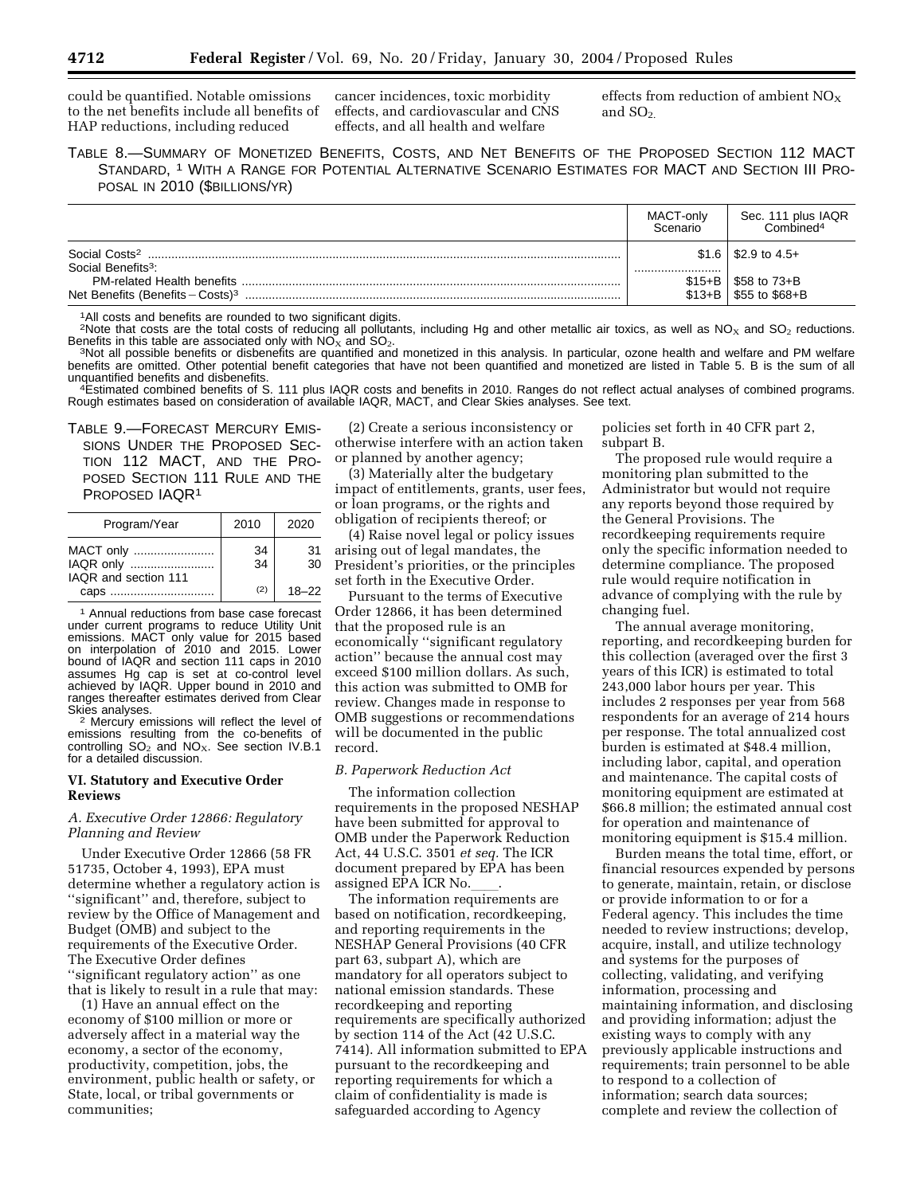could be quantified. Notable omissions to the net benefits include all benefits of HAP reductions, including reduced cancer incidences, toxic morbidity effects, and cardiovascular and CNS effects, and all health and welfare effects from reduction of ambient $NO_X$ and $SO_2$.

TABLE 8.—SUMMARY OF MONETIZED BENEFITS, COSTS, AND NET BENEFITS OF THE PROPOSED SECTION 112 MACT STANDARD, [1] WITH A RANGE FOR POTENTIAL ALTERNATIVE SCENARIO ESTIMATES FOR MACT AND SECTION III PROPOSAL IN 2010 ($BILLIONS/YR)

| | MACT-only Scenario | Sec. 111 plus IAQR Combined[4] |
|---|---|---|
| Social Costs[2] | $1.6 | $2.9 to 4.5+ |
| Social Benefits[3]: | | |
| PM-related Health benefits | $15+B | $58 to 73+B |
| Net Benefits (Benefits − Costs)[3] | $13+B | $55 to $68+B |

[1] All costs and benefits are rounded to two significant digits.

[2] Note that costs are the total costs of reducing all pollutants, including Hg and other metallic air toxics, as well as $NO_X$ and $SO_2$ reductions. Benefits in this table are associated only with $NO_X$ and $SO_2$.

[3] Not all possible benefits or disbenefits are quantified and monetized in this analysis. In particular, ozone health and welfare and PM welfare benefits are omitted. Other potential benefit categories that have not been quantified and monetized are listed in Table 5. B is the sum of all unquantified benefits and disbenefits.

[4] Estimated combined benefits of S. 111 plus IAQR costs and benefits in 2010. Ranges do not reflect actual analyses of combined programs. Rough estimates based on consideration of available IAQR, MACT, and Clear Skies analyses. See text.

TABLE 9.—FORECAST MERCURY EMISSIONS UNDER THE PROPOSED SECTION 112 MACT, AND THE PROPOSED SECTION 111 RULE AND THE PROPOSED IAQR[1]

| Program/Year | 2010 | 2020 |
|---|---|---|
| MACT only | 34 | 31 |
| IAQR only | 34 | 30 |
| IAQR and section 111 caps | (2) | 18–22 |

[1] Annual reductions from base case forecast under current programs to reduce Utility Unit emissions. MACT only value for 2015 based on interpolation of 2010 and 2015. Lower bound of IAQR and section 111 caps in 2010 assumes Hg cap is set at co-control level achieved by IAQR. Upper bound in 2010 and ranges thereafter estimates derived from Clear Skies analyses.

[2] Mercury emissions will reflect the level of emissions resulting from the co-benefits of controlling $SO_2$ and $NO_X$. See section IV.B.1 for a detailed discussion.

### VI. Statutory and Executive Order Reviews

#### *A. Executive Order 12866: Regulatory Planning and Review*

Under Executive Order 12866 (58 FR 51735, October 4, 1993), EPA must determine whether a regulatory action is ''significant'' and, therefore, subject to review by the Office of Management and Budget (OMB) and subject to the requirements of the Executive Order. The Executive Order defines ''significant regulatory action'' as one that is likely to result in a rule that may:

(1) Have an annual effect on the economy of $100 million or more or adversely affect in a material way the economy, a sector of the economy, productivity, competition, jobs, the environment, public health or safety, or State, local, or tribal governments or communities;

(2) Create a serious inconsistency or otherwise interfere with an action taken or planned by another agency;

(3) Materially alter the budgetary impact of entitlements, grants, user fees, or loan programs, or the rights and obligation of recipients thereof; or

(4) Raise novel legal or policy issues arising out of legal mandates, the President's priorities, or the principles set forth in the Executive Order.

Pursuant to the terms of Executive Order 12866, it has been determined that the proposed rule is an economically ''significant regulatory action'' because the annual cost may exceed $100 million dollars. As such, this action was submitted to OMB for review. Changes made in response to OMB suggestions or recommendations will be documented in the public record.

#### *B. Paperwork Reduction Act*

The information collection requirements in the proposed NESHAP have been submitted for approval to OMB under the Paperwork Reduction Act, 44 U.S.C. 3501 *et seq.* The ICR document prepared by EPA has been assigned EPA ICR No.____.

The information requirements are based on notification, recordkeeping, and reporting requirements in the NESHAP General Provisions (40 CFR part 63, subpart A), which are mandatory for all operators subject to national emission standards. These recordkeeping and reporting requirements are specifically authorized by section 114 of the Act (42 U.S.C. 7414). All information submitted to EPA pursuant to the recordkeeping and reporting requirements for which a claim of confidentiality is made is safeguarded according to Agency policies set forth in 40 CFR part 2, subpart B.

The proposed rule would require a monitoring plan submitted to the Administrator but would not require any reports beyond those required by the General Provisions. The recordkeeping requirements require only the specific information needed to determine compliance. The proposed rule would require notification in advance of complying with the rule by changing fuel.

The annual average monitoring, reporting, and recordkeeping burden for this collection (averaged over the first 3 years of this ICR) is estimated to total 243,000 labor hours per year. This includes 2 responses per year from 568 respondents for an average of 214 hours per response. The total annualized cost burden is estimated at $48.4 million, including labor, capital, and operation and maintenance. The capital costs of monitoring equipment are estimated at $66.8 million; the estimated annual cost for operation and maintenance of monitoring equipment is $15.4 million.

Burden means the total time, effort, or financial resources expended by persons to generate, maintain, retain, or disclose or provide information to or for a Federal agency. This includes the time needed to review instructions; develop, acquire, install, and utilize technology and systems for the purposes of collecting, validating, and verifying information, processing and maintaining information, and disclosing and providing information; adjust the existing ways to comply with any previously applicable instructions and requirements; train personnel to be able to respond to a collection of information; search data sources; complete and review the collection of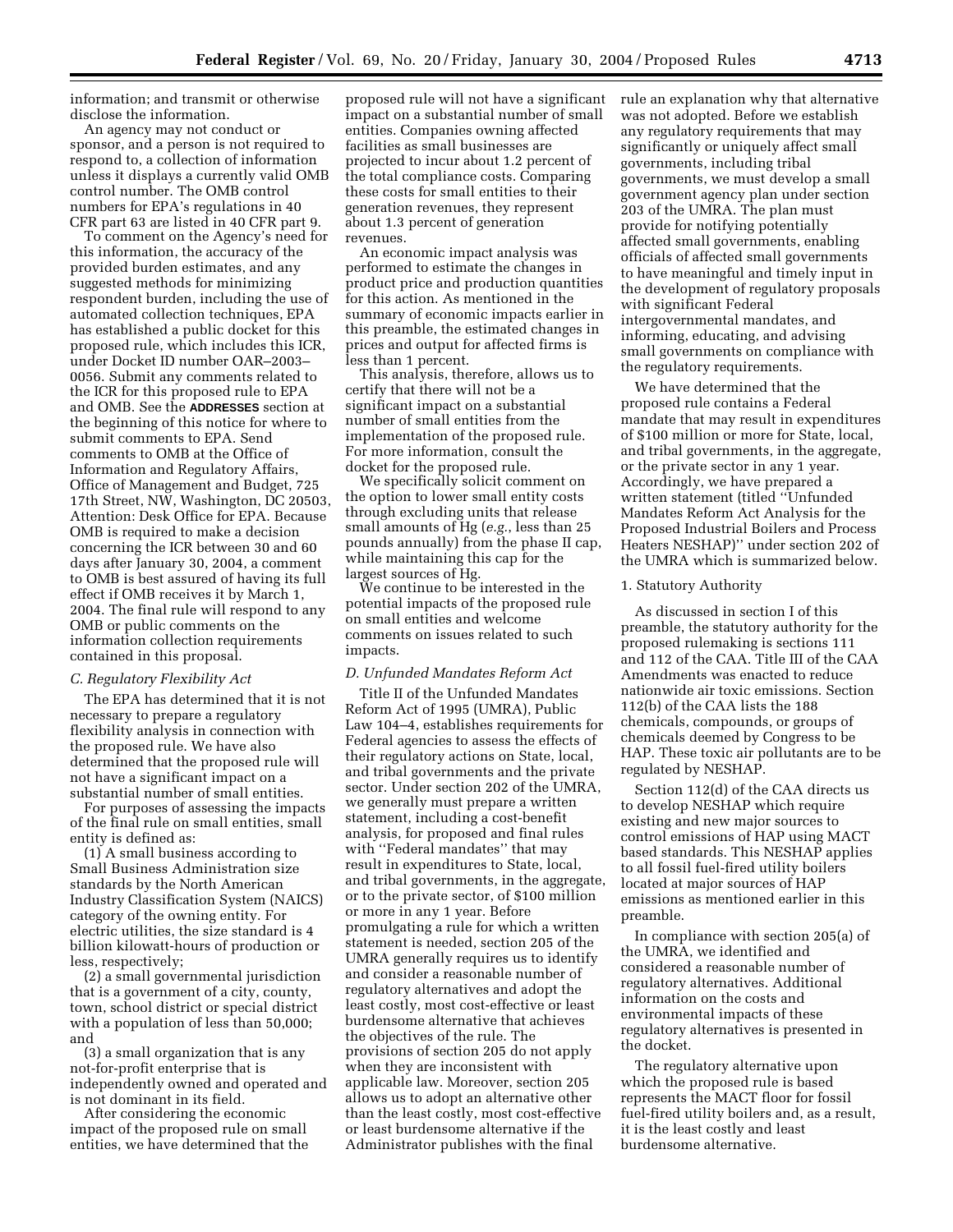information; and transmit or otherwise disclose the information.

An agency may not conduct or sponsor, and a person is not required to respond to, a collection of information unless it displays a currently valid OMB control number. The OMB control numbers for EPA's regulations in 40 CFR part 63 are listed in 40 CFR part 9.

To comment on the Agency's need for this information, the accuracy of the provided burden estimates, and any suggested methods for minimizing respondent burden, including the use of automated collection techniques, EPA has established a public docket for this proposed rule, which includes this ICR, under Docket ID number OAR–2003–0056. Submit any comments related to the ICR for this proposed rule to EPA and OMB. See the **ADDRESSES** section at the beginning of this notice for where to submit comments to EPA. Send comments to OMB at the Office of Information and Regulatory Affairs, Office of Management and Budget, 725 17th Street, NW, Washington, DC 20503, Attention: Desk Office for EPA. Because OMB is required to make a decision concerning the ICR between 30 and 60 days after January 30, 2004, a comment to OMB is best assured of having its full effect if OMB receives it by March 1, 2004. The final rule will respond to any OMB or public comments on the information collection requirements contained in this proposal.

### C. Regulatory Flexibility Act

The EPA has determined that it is not necessary to prepare a regulatory flexibility analysis in connection with the proposed rule. We have also determined that the proposed rule will not have a significant impact on a substantial number of small entities.

For purposes of assessing the impacts of the final rule on small entities, small entity is defined as:

(1) A small business according to Small Business Administration size standards by the North American Industry Classification System (NAICS) category of the owning entity. For electric utilities, the size standard is 4 billion kilowatt-hours of production or less, respectively;

(2) a small governmental jurisdiction that is a government of a city, county, town, school district or special district with a population of less than 50,000; and

(3) a small organization that is any not-for-profit enterprise that is independently owned and operated and is not dominant in its field.

After considering the economic impact of the proposed rule on small entities, we have determined that the proposed rule will not have a significant impact on a substantial number of small entities. Companies owning affected facilities as small businesses are projected to incur about 1.2 percent of the total compliance costs. Comparing these costs for small entities to their generation revenues, they represent about 1.3 percent of generation revenues.

An economic impact analysis was performed to estimate the changes in product price and production quantities for this action. As mentioned in the summary of economic impacts earlier in this preamble, the estimated changes in prices and output for affected firms is less than 1 percent.

This analysis, therefore, allows us to certify that there will not be a significant impact on a substantial number of small entities from the implementation of the proposed rule. For more information, consult the docket for the proposed rule.

We specifically solicit comment on the option to lower small entity costs through excluding units that release small amounts of Hg (*e.g.*, less than 25 pounds annually) from the phase II cap, while maintaining this cap for the largest sources of Hg.

We continue to be interested in the potential impacts of the proposed rule on small entities and welcome comments on issues related to such impacts.

### D. Unfunded Mandates Reform Act

Title II of the Unfunded Mandates Reform Act of 1995 (UMRA), Public Law 104–4, establishes requirements for Federal agencies to assess the effects of their regulatory actions on State, local, and tribal governments and the private sector. Under section 202 of the UMRA, we generally must prepare a written statement, including a cost-benefit analysis, for proposed and final rules with ''Federal mandates'' that may result in expenditures to State, local, and tribal governments, in the aggregate, or to the private sector, of $100 million or more in any 1 year. Before promulgating a rule for which a written statement is needed, section 205 of the UMRA generally requires us to identify and consider a reasonable number of regulatory alternatives and adopt the least costly, most cost-effective or least burdensome alternative that achieves the objectives of the rule. The provisions of section 205 do not apply when they are inconsistent with applicable law. Moreover, section 205 allows us to adopt an alternative other than the least costly, most cost-effective or least burdensome alternative if the Administrator publishes with the final rule an explanation why that alternative was not adopted. Before we establish any regulatory requirements that may significantly or uniquely affect small governments, including tribal governments, we must develop a small government agency plan under section 203 of the UMRA. The plan must provide for notifying potentially affected small governments, enabling officials of affected small governments to have meaningful and timely input in the development of regulatory proposals with significant Federal intergovernmental mandates, and informing, educating, and advising small governments on compliance with the regulatory requirements.

We have determined that the proposed rule contains a Federal mandate that may result in expenditures of $100 million or more for State, local, and tribal governments, in the aggregate, or the private sector in any 1 year. Accordingly, we have prepared a written statement (titled ''Unfunded Mandates Reform Act Analysis for the Proposed Industrial Boilers and Process Heaters NESHAP)'' under section 202 of the UMRA which is summarized below.

#### 1. Statutory Authority

As discussed in section I of this preamble, the statutory authority for the proposed rulemaking is sections 111 and 112 of the CAA. Title III of the CAA Amendments was enacted to reduce nationwide air toxic emissions. Section 112(b) of the CAA lists the 188 chemicals, compounds, or groups of chemicals deemed by Congress to be HAP. These toxic air pollutants are to be regulated by NESHAP.

Section 112(d) of the CAA directs us to develop NESHAP which require existing and new major sources to control emissions of HAP using MACT based standards. This NESHAP applies to all fossil fuel-fired utility boilers located at major sources of HAP emissions as mentioned earlier in this preamble.

In compliance with section 205(a) of the UMRA, we identified and considered a reasonable number of regulatory alternatives. Additional information on the costs and environmental impacts of these regulatory alternatives is presented in the docket.

The regulatory alternative upon which the proposed rule is based represents the MACT floor for fossil fuel-fired utility boilers and, as a result, it is the least costly and least burdensome alternative.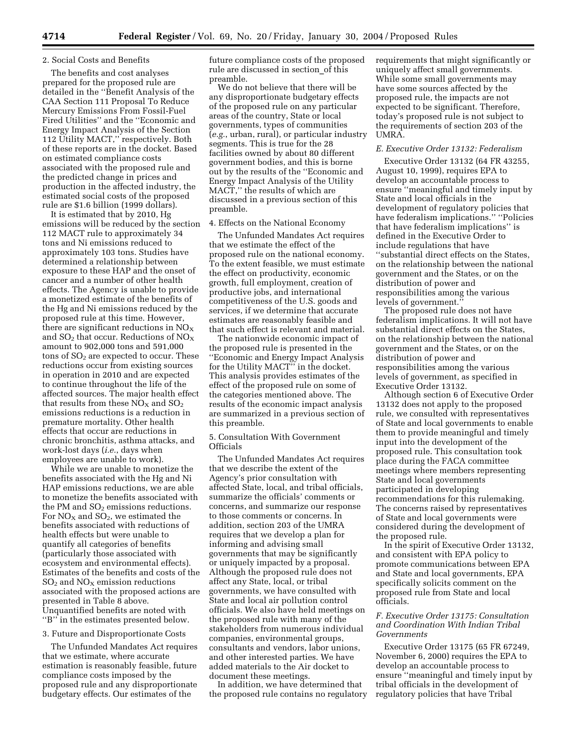2. Social Costs and Benefits

The benefits and cost analyses prepared for the proposed rule are detailed in the ''Benefit Analysis of the CAA Section 111 Proposal To Reduce Mercury Emissions From Fossil-Fuel Fired Utilities'' and the ''Economic and Energy Impact Analysis of the Section 112 Utility MACT,'' respectively. Both of these reports are in the docket. Based on estimated compliance costs associated with the proposed rule and the predicted change in prices and production in the affected industry, the estimated social costs of the proposed rule are $1.6 billion (1999 dollars).

It is estimated that by 2010, Hg emissions will be reduced by the section 112 MACT rule to approximately 34 tons and Ni emissions reduced to approximately 103 tons. Studies have determined a relationship between exposure to these HAP and the onset of cancer and a number of other health effects. The Agency is unable to provide a monetized estimate of the benefits of the Hg and Ni emissions reduced by the proposed rule at this time. However, there are significant reductions in $NO_X$ and $SO_2$ that occur. Reductions of $NO_X$ amount to 902,000 tons and 591,000 tons of $SO_2$ are expected to occur. These reductions occur from existing sources in operation in 2010 and are expected to continue throughout the life of the affected sources. The major health effect that results from these $NO_X$ and $SO_2$ emissions reductions is a reduction in premature mortality. Other health effects that occur are reductions in chronic bronchitis, asthma attacks, and work-lost days (*i.e.*, days when employees are unable to work).

While we are unable to monetize the benefits associated with the Hg and Ni HAP emissions reductions, we are able to monetize the benefits associated with the PM and $SO_2$ emissions reductions. For $NO_X$ and $SO_2$, we estimated the benefits associated with reductions of health effects but were unable to quantify all categories of benefits (particularly those associated with ecosystem and environmental effects). Estimates of the benefits and costs of the $SO_2$ and $NO_X$ emission reductions associated with the proposed actions are presented in Table 8 above. Unquantified benefits are noted with ''B'' in the estimates presented below.

3. Future and Disproportionate Costs

The Unfunded Mandates Act requires that we estimate, where accurate estimation is reasonably feasible, future compliance costs imposed by the proposed rule and any disproportionate budgetary effects. Our estimates of the future compliance costs of the proposed rule are discussed in section_of this preamble.

We do not believe that there will be any disproportionate budgetary effects of the proposed rule on any particular areas of the country, State or local governments, types of communities (*e.g.*, urban, rural), or particular industry segments. This is true for the 28 facilities owned by about 80 different government bodies, and this is borne out by the results of the ''Economic and Energy Impact Analysis of the Utility MACT,'' the results of which are discussed in a previous section of this preamble.

4. Effects on the National Economy

The Unfunded Mandates Act requires that we estimate the effect of the proposed rule on the national economy. To the extent feasible, we must estimate the effect on productivity, economic growth, full employment, creation of productive jobs, and international competitiveness of the U.S. goods and services, if we determine that accurate estimates are reasonably feasible and that such effect is relevant and material.

The nationwide economic impact of the proposed rule is presented in the ''Economic and Energy Impact Analysis for the Utility MACT'' in the docket. This analysis provides estimates of the effect of the proposed rule on some of the categories mentioned above. The results of the economic impact analysis are summarized in a previous section of this preamble.

5. Consultation With Government Officials

The Unfunded Mandates Act requires that we describe the extent of the Agency's prior consultation with affected State, local, and tribal officials, summarize the officials' comments or concerns, and summarize our response to those comments or concerns. In addition, section 203 of the UMRA requires that we develop a plan for informing and advising small governments that may be significantly or uniquely impacted by a proposal. Although the proposed rule does not affect any State, local, or tribal governments, we have consulted with State and local air pollution control officials. We also have held meetings on the proposed rule with many of the stakeholders from numerous individual companies, environmental groups, consultants and vendors, labor unions, and other interested parties. We have added materials to the Air docket to document these meetings.

In addition, we have determined that the proposed rule contains no regulatory requirements that might significantly or uniquely affect small governments. While some small governments may have some sources affected by the proposed rule, the impacts are not expected to be significant. Therefore, today's proposed rule is not subject to the requirements of section 203 of the UMRA.

### *E. Executive Order 13132: Federalism*

Executive Order 13132 (64 FR 43255, August 10, 1999), requires EPA to develop an accountable process to ensure ''meaningful and timely input by State and local officials in the development of regulatory policies that have federalism implications.'' ''Policies that have federalism implications'' is defined in the Executive Order to include regulations that have ''substantial direct effects on the States, on the relationship between the national government and the States, or on the distribution of power and responsibilities among the various levels of government.''

The proposed rule does not have federalism implications. It will not have substantial direct effects on the States, on the relationship between the national government and the States, or on the distribution of power and responsibilities among the various levels of government, as specified in Executive Order 13132.

Although section 6 of Executive Order 13132 does not apply to the proposed rule, we consulted with representatives of State and local governments to enable them to provide meaningful and timely input into the development of the proposed rule. This consultation took place during the FACA committee meetings where members representing State and local governments participated in developing recommendations for this rulemaking. The concerns raised by representatives of State and local governments were considered during the development of the proposed rule.

In the spirit of Executive Order 13132, and consistent with EPA policy to promote communications between EPA and State and local governments, EPA specifically solicits comment on the proposed rule from State and local officials.

### *F. Executive Order 13175: Consultation and Coordination With Indian Tribal Governments*

Executive Order 13175 (65 FR 67249, November 6, 2000) requires the EPA to develop an accountable process to ensure ''meaningful and timely input by tribal officials in the development of regulatory policies that have Tribal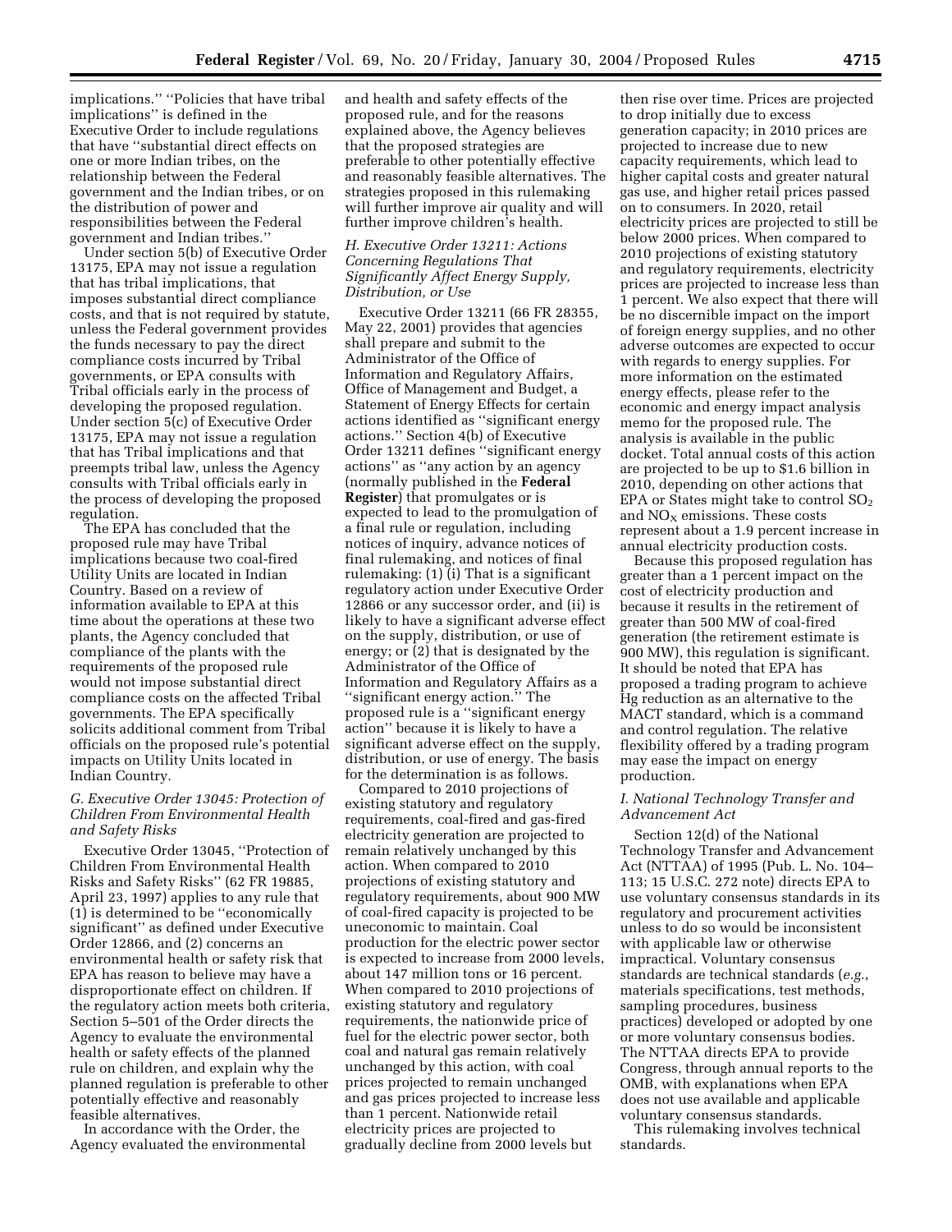implications.'' ''Policies that have tribal implications'' is defined in the Executive Order to include regulations that have ''substantial direct effects on one or more Indian tribes, on the relationship between the Federal government and the Indian tribes, or on the distribution of power and responsibilities between the Federal government and Indian tribes.''

Under section 5(b) of Executive Order 13175, EPA may not issue a regulation that has tribal implications, that imposes substantial direct compliance costs, and that is not required by statute, unless the Federal government provides the funds necessary to pay the direct compliance costs incurred by Tribal governments, or EPA consults with Tribal officials early in the process of developing the proposed regulation. Under section 5(c) of Executive Order 13175, EPA may not issue a regulation that has Tribal implications and that preempts tribal law, unless the Agency consults with Tribal officials early in the process of developing the proposed regulation.

The EPA has concluded that the proposed rule may have Tribal implications because two coal-fired Utility Units are located in Indian Country. Based on a review of information available to EPA at this time about the operations at these two plants, the Agency concluded that compliance of the plants with the requirements of the proposed rule would not impose substantial direct compliance costs on the affected Tribal governments. The EPA specifically solicits additional comment from Tribal officials on the proposed rule's potential impacts on Utility Units located in Indian Country.

### *G. Executive Order 13045: Protection of Children From Environmental Health and Safety Risks*

Executive Order 13045, ''Protection of Children From Environmental Health Risks and Safety Risks'' (62 FR 19885, April 23, 1997) applies to any rule that (1) is determined to be ''economically significant'' as defined under Executive Order 12866, and (2) concerns an environmental health or safety risk that EPA has reason to believe may have a disproportionate effect on children. If the regulatory action meets both criteria, Section 5–501 of the Order directs the Agency to evaluate the environmental health or safety effects of the planned rule on children, and explain why the planned regulation is preferable to other potentially effective and reasonably feasible alternatives.

In accordance with the Order, the Agency evaluated the environmental and health and safety effects of the proposed rule, and for the reasons explained above, the Agency believes that the proposed strategies are preferable to other potentially effective and reasonably feasible alternatives. The strategies proposed in this rulemaking will further improve air quality and will further improve children's health.

### *H. Executive Order 13211: Actions Concerning Regulations That Significantly Affect Energy Supply, Distribution, or Use*

Executive Order 13211 (66 FR 28355, May 22, 2001) provides that agencies shall prepare and submit to the Administrator of the Office of Information and Regulatory Affairs, Office of Management and Budget, a Statement of Energy Effects for certain actions identified as ''significant energy actions.'' Section 4(b) of Executive Order 13211 defines ''significant energy actions'' as ''any action by an agency (normally published in the **Federal Register**) that promulgates or is expected to lead to the promulgation of a final rule or regulation, including notices of inquiry, advance notices of final rulemaking, and notices of final rulemaking: (1) (i) That is a significant regulatory action under Executive Order 12866 or any successor order, and (ii) is likely to have a significant adverse effect on the supply, distribution, or use of energy; or (2) that is designated by the Administrator of the Office of Information and Regulatory Affairs as a ''significant energy action.'' The proposed rule is a ''significant energy action'' because it is likely to have a significant adverse effect on the supply, distribution, or use of energy. The basis for the determination is as follows.

Compared to 2010 projections of existing statutory and regulatory requirements, coal-fired and gas-fired electricity generation are projected to remain relatively unchanged by this action. When compared to 2010 projections of existing statutory and regulatory requirements, about 900 MW of coal-fired capacity is projected to be uneconomic to maintain. Coal production for the electric power sector is expected to increase from 2000 levels, about 147 million tons or 16 percent. When compared to 2010 projections of existing statutory and regulatory requirements, the nationwide price of fuel for the electric power sector, both coal and natural gas remain relatively unchanged by this action, with coal prices projected to remain unchanged and gas prices projected to increase less than 1 percent. Nationwide retail electricity prices are projected to gradually decline from 2000 levels but then rise over time. Prices are projected to drop initially due to excess generation capacity; in 2010 prices are projected to increase due to new capacity requirements, which lead to higher capital costs and greater natural gas use, and higher retail prices passed on to consumers. In 2020, retail electricity prices are projected to still be below 2000 prices. When compared to 2010 projections of existing statutory and regulatory requirements, electricity prices are projected to increase less than 1 percent. We also expect that there will be no discernible impact on the import of foreign energy supplies, and no other adverse outcomes are expected to occur with regards to energy supplies. For more information on the estimated energy effects, please refer to the economic and energy impact analysis memo for the proposed rule. The analysis is available in the public docket. Total annual costs of this action are projected to be up to $1.6 billion in 2010, depending on other actions that EPA or States might take to control $SO_2$ and $NO_X$ emissions. These costs represent about a 1.9 percent increase in annual electricity production costs.

Because this proposed regulation has greater than a 1 percent impact on the cost of electricity production and because it results in the retirement of greater than 500 MW of coal-fired generation (the retirement estimate is 900 MW), this regulation is significant. It should be noted that EPA has proposed a trading program to achieve Hg reduction as an alternative to the MACT standard, which is a command and control regulation. The relative flexibility offered by a trading program may ease the impact on energy production.

### *I. National Technology Transfer and Advancement Act*

Section 12(d) of the National Technology Transfer and Advancement Act (NTTAA) of 1995 (Pub. L. No. 104–113; 15 U.S.C. 272 note) directs EPA to use voluntary consensus standards in its regulatory and procurement activities unless to do so would be inconsistent with applicable law or otherwise impractical. Voluntary consensus standards are technical standards (*e.g.*, materials specifications, test methods, sampling procedures, business practices) developed or adopted by one or more voluntary consensus bodies. The NTTAA directs EPA to provide Congress, through annual reports to the OMB, with explanations when EPA does not use available and applicable voluntary consensus standards.

This rulemaking involves technical standards.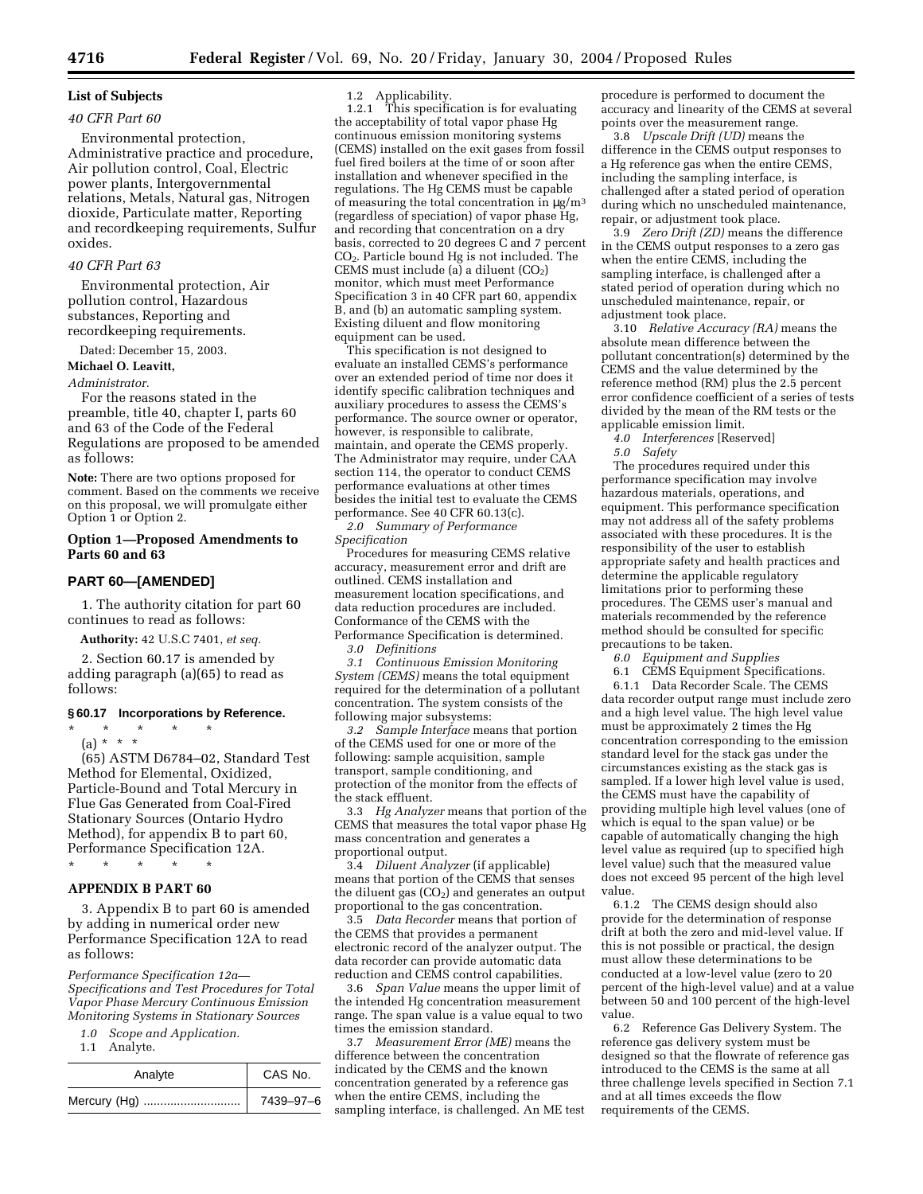**List of Subjects**

*40 CFR Part 60*

Environmental protection, Administrative practice and procedure, Air pollution control, Coal, Electric power plants, Intergovernmental relations, Metals, Natural gas, Nitrogen dioxide, Particulate matter, Reporting and recordkeeping requirements, Sulfur oxides.

*40 CFR Part 63*

Environmental protection, Air pollution control, Hazardous substances, Reporting and recordkeeping requirements.

Dated: December 15, 2003.

**Michael O. Leavitt,**

*Administrator.*

For the reasons stated in the preamble, title 40, chapter I, parts 60 and 63 of the Code of the Federal Regulations are proposed to be amended as follows:

**Note:** There are two options proposed for comment. Based on the comments we receive on this proposal, we will promulgate either Option 1 or Option 2.

**Option 1—Proposed Amendments to Parts 60 and 63**

**PART 60—[AMENDED]**

1. The authority citation for part 60 continues to read as follows:

**Authority:** 42 U.S.C 7401, *et seq.*

2. Section 60.17 is amended by adding paragraph (a)(65) to read as follows:

**§ 60.17 Incorporations by Reference.**

\* \* \* \* \*

(a) \* \* \*

(65) ASTM D6784–02, Standard Test Method for Elemental, Oxidized, Particle-Bound and Total Mercury in Flue Gas Generated from Coal-Fired Stationary Sources (Ontario Hydro Method), for appendix B to part 60, Performance Specification 12A.

\* \* \* \* \*

**APPENDIX B PART 60**

3. Appendix B to part 60 is amended by adding in numerical order new Performance Specification 12A to read as follows:

*Performance Specification 12a—Specifications and Test Procedures for Total Vapor Phase Mercury Continuous Emission Monitoring Systems in Stationary Sources*

*1.0 Scope and Application.*

1.1 Analyte.

| Analyte | CAS No. |
|---|---|
| Mercury (Hg) ............................ | 7439–97–6 |

1.2 Applicability.

1.2.1 This specification is for evaluating the acceptability of total vapor phase Hg continuous emission monitoring systems (CEMS) installed on the exit gases from fossil fuel fired boilers at the time of or soon after installation and whenever specified in the regulations. The Hg CEMS must be capable of measuring the total concentration in μg/m³ (regardless of speciation) of vapor phase Hg, and recording that concentration on a dry basis, corrected to 20 degrees C and 7 percent $CO_2$. Particle bound Hg is not included. The CEMS must include (a) a diluent ($CO_2$) monitor, which must meet Performance Specification 3 in 40 CFR part 60, appendix B, and (b) an automatic sampling system. Existing diluent and flow monitoring equipment can be used.

This specification is not designed to evaluate an installed CEMS's performance over an extended period of time nor does it identify specific calibration techniques and auxiliary procedures to assess the CEMS's performance. The source owner or operator, however, is responsible to calibrate, maintain, and operate the CEMS properly. The Administrator may require, under CAA section 114, the operator to conduct CEMS performance evaluations at other times besides the initial test to evaluate the CEMS performance. See 40 CFR 60.13(c).

*2.0 Summary of Performance Specification*

Procedures for measuring CEMS relative accuracy, measurement error and drift are outlined. CEMS installation and measurement location specifications, and data reduction procedures are included. Conformance of the CEMS with the Performance Specification is determined.

*3.0 Definitions*

*3.1 Continuous Emission Monitoring System (CEMS)* means the total equipment required for the determination of a pollutant concentration. The system consists of the following major subsystems:

*3.2 Sample Interface* means that portion of the CEMS used for one or more of the following: sample acquisition, sample transport, sample conditioning, and protection of the monitor from the effects of the stack effluent.

3.3 *Hg Analyzer* means that portion of the CEMS that measures the total vapor phase Hg mass concentration and generates a proportional output.

3.4 *Diluent Analyzer* (if applicable) means that portion of the CEMS that senses the diluent gas ($CO_2$) and generates an output proportional to the gas concentration.

3.5 *Data Recorder* means that portion of the CEMS that provides a permanent electronic record of the analyzer output. The data recorder can provide automatic data reduction and CEMS control capabilities.

3.6 *Span Value* means the upper limit of the intended Hg concentration measurement range. The span value is a value equal to two times the emission standard.

3.7 *Measurement Error (ME)* means the difference between the concentration indicated by the CEMS and the known concentration generated by a reference gas when the entire CEMS, including the sampling interface, is challenged. An ME test procedure is performed to document the accuracy and linearity of the CEMS at several points over the measurement range.

3.8 *Upscale Drift (UD)* means the difference in the CEMS output responses to a Hg reference gas when the entire CEMS, including the sampling interface, is challenged after a stated period of operation during which no unscheduled maintenance, repair, or adjustment took place.

3.9 *Zero Drift (ZD)* means the difference in the CEMS output responses to a zero gas when the entire CEMS, including the sampling interface, is challenged after a stated period of operation during which no unscheduled maintenance, repair, or adjustment took place.

3.10 *Relative Accuracy (RA)* means the absolute mean difference between the pollutant concentration(s) determined by the CEMS and the value determined by the reference method (RM) plus the 2.5 percent error confidence coefficient of a series of tests divided by the mean of the RM tests or the applicable emission limit.

*4.0 Interferences* [Reserved]

*5.0 Safety*

The procedures required under this performance specification may involve hazardous materials, operations, and equipment. This performance specification may not address all of the safety problems associated with these procedures. It is the responsibility of the user to establish appropriate safety and health practices and determine the applicable regulatory limitations prior to performing these procedures. The CEMS user's manual and materials recommended by the reference method should be consulted for specific precautions to be taken.

*6.0 Equipment and Supplies*

6.1 CEMS Equipment Specifications.

6.1.1 Data Recorder Scale. The CEMS data recorder output range must include zero and a high level value. The high level value must be approximately 2 times the Hg concentration corresponding to the emission standard level for the stack gas under the circumstances existing as the stack gas is sampled. If a lower high level value is used, the CEMS must have the capability of providing multiple high level values (one of which is equal to the span value) or be capable of automatically changing the high level value as required (up to specified high level value) such that the measured value does not exceed 95 percent of the high level value.

6.1.2 The CEMS design should also provide for the determination of response drift at both the zero and mid-level value. If this is not possible or practical, the design must allow these determinations to be conducted at a low-level value (zero to 20 percent of the high-level value) and at a value between 50 and 100 percent of the high-level value.

6.2 Reference Gas Delivery System. The reference gas delivery system must be designed so that the flowrate of reference gas introduced to the CEMS is the same at all three challenge levels specified in Section 7.1 and at all times exceeds the flow requirements of the CEMS.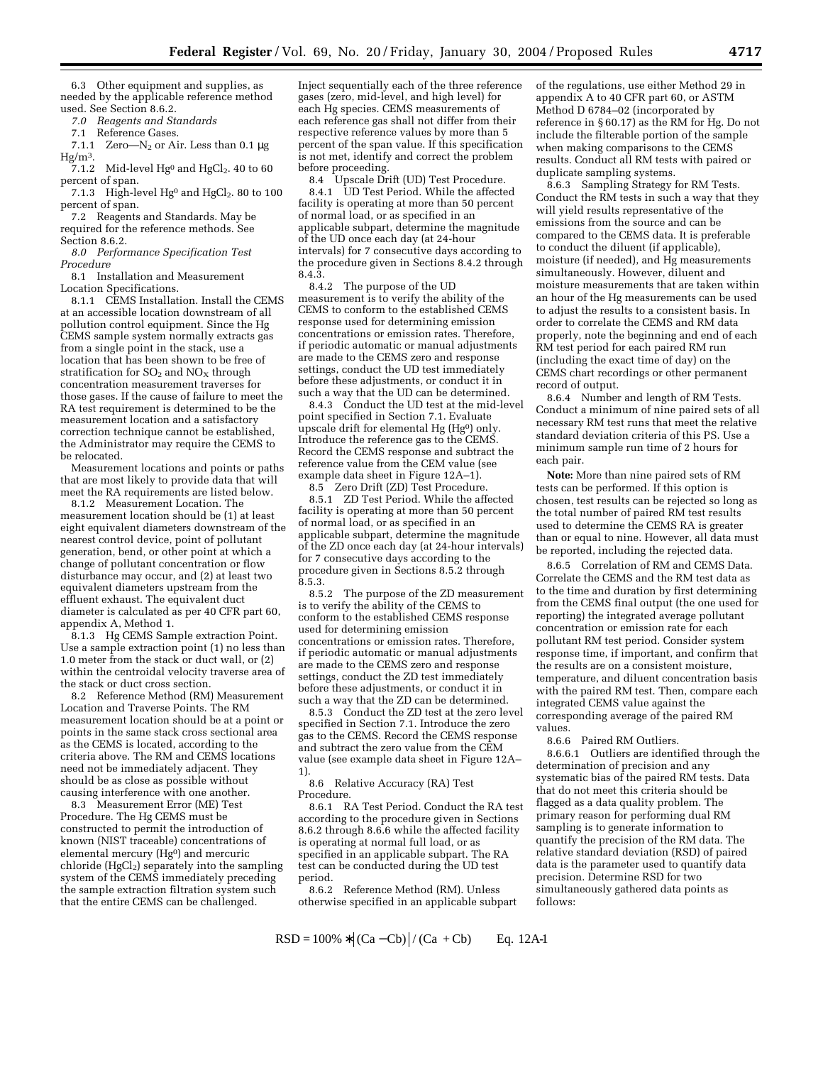6.3 Other equipment and supplies, as needed by the applicable reference method used. See Section 8.6.2.

*7.0 Reagents and Standards*

7.1 Reference Gases.

7.1.1 Zero—$N_2$ or Air. Less than 0.1 μg $Hg/m^3$.

7.1.2 Mid-level $Hg^0$ and $HgCl_2$. 40 to 60 percent of span.

7.1.3 High-level $Hg^0$ and $HgCl_2$. 80 to 100 percent of span.

7.2 Reagents and Standards. May be required for the reference methods. See Section 8.6.2.

*8.0 Performance Specification Test Procedure*

8.1 Installation and Measurement Location Specifications.

8.1.1 CEMS Installation. Install the CEMS at an accessible location downstream of all pollution control equipment. Since the Hg CEMS sample system normally extracts gas from a single point in the stack, use a location that has been shown to be free of stratification for $SO_2$ and $NO_X$ through concentration measurement traverses for those gases. If the cause of failure to meet the RA test requirement is determined to be the measurement location and a satisfactory correction technique cannot be established, the Administrator may require the CEMS to be relocated.

Measurement locations and points or paths that are most likely to provide data that will meet the RA requirements are listed below.

8.1.2 Measurement Location. The measurement location should be (1) at least eight equivalent diameters downstream of the nearest control device, point of pollutant generation, bend, or other point at which a change of pollutant concentration or flow disturbance may occur, and (2) at least two equivalent diameters upstream from the effluent exhaust. The equivalent duct diameter is calculated as per 40 CFR part 60, appendix A, Method 1.

8.1.3 Hg CEMS Sample extraction Point. Use a sample extraction point (1) no less than 1.0 meter from the stack or duct wall, or (2) within the centroidal velocity traverse area of the stack or duct cross section.

8.2 Reference Method (RM) Measurement Location and Traverse Points. The RM measurement location should be at a point or points in the same stack cross sectional area as the CEMS is located, according to the criteria above. The RM and CEMS locations need not be immediately adjacent. They should be as close as possible without causing interference with one another.

8.3 Measurement Error (ME) Test Procedure. The Hg CEMS must be constructed to permit the introduction of known (NIST traceable) concentrations of elemental mercury ($Hg^0$) and mercuric chloride ($HgCl_2$) separately into the sampling system of the CEMS immediately preceding the sample extraction filtration system such that the entire CEMS can be challenged. Inject sequentially each of the three reference gases (zero, mid-level, and high level) for each Hg species. CEMS measurements of each reference gas shall not differ from their respective reference values by more than 5 percent of the span value. If this specification is not met, identify and correct the problem before proceeding.

8.4 Upscale Drift (UD) Test Procedure.

8.4.1 UD Test Period. While the affected facility is operating at more than 50 percent of normal load, or as specified in an applicable subpart, determine the magnitude of the UD once each day (at 24-hour intervals) for 7 consecutive days according to the procedure given in Sections 8.4.2 through 8.4.3.

8.4.2 The purpose of the UD measurement is to verify the ability of the CEMS to conform to the established CEMS response used for determining emission concentrations or emission rates. Therefore, if periodic automatic or manual adjustments are made to the CEMS zero and response settings, conduct the UD test immediately before these adjustments, or conduct it in such a way that the UD can be determined.

8.4.3 Conduct the UD test at the mid-level point specified in Section 7.1. Evaluate upscale drift for elemental Hg ($Hg^0$) only. Introduce the reference gas to the CEMS. Record the CEMS response and subtract the reference value from the CEM value (see example data sheet in Figure 12A–1).

8.5 Zero Drift (ZD) Test Procedure.

8.5.1 ZD Test Period. While the affected facility is operating at more than 50 percent of normal load, or as specified in an applicable subpart, determine the magnitude of the ZD once each day (at 24-hour intervals) for 7 consecutive days according to the procedure given in Sections 8.5.2 through 8.5.3.

8.5.2 The purpose of the ZD measurement is to verify the ability of the CEMS to conform to the established CEMS response used for determining emission concentrations or emission rates. Therefore, if periodic automatic or manual adjustments are made to the CEMS zero and response settings, conduct the ZD test immediately before these adjustments, or conduct it in such a way that the ZD can be determined.

8.5.3 Conduct the ZD test at the zero level specified in Section 7.1. Introduce the zero gas to the CEMS. Record the CEMS response and subtract the zero value from the CEM value (see example data sheet in Figure 12A–1).

8.6 Relative Accuracy (RA) Test Procedure.

8.6.1 RA Test Period. Conduct the RA test according to the procedure given in Sections 8.6.2 through 8.6.6 while the affected facility is operating at normal full load, or as specified in an applicable subpart. The RA test can be conducted during the UD test period.

8.6.2 Reference Method (RM). Unless otherwise specified in an applicable subpart of the regulations, use either Method 29 in appendix A to 40 CFR part 60, or ASTM Method D 6784–02 (incorporated by reference in § 60.17) as the RM for Hg. Do not include the filterable portion of the sample when making comparisons to the CEMS results. Conduct all RM tests with paired or duplicate sampling systems.

8.6.3 Sampling Strategy for RM Tests. Conduct the RM tests in such a way that they will yield results representative of the emissions from the source and can be compared to the CEMS data. It is preferable to conduct the diluent (if applicable), moisture (if needed), and Hg measurements simultaneously. However, diluent and moisture measurements that are taken within an hour of the Hg measurements can be used to adjust the results to a consistent basis. In order to correlate the CEMS and RM data properly, note the beginning and end of each RM test period for each paired RM run (including the exact time of day) on the CEMS chart recordings or other permanent record of output.

8.6.4 Number and length of RM Tests. Conduct a minimum of nine paired sets of all necessary RM test runs that meet the relative standard deviation criteria of this PS. Use a minimum sample run time of 2 hours for each pair.

**Note:** More than nine paired sets of RM tests can be performed. If this option is chosen, test results can be rejected so long as the total number of paired RM test results used to determine the CEMS RA is greater than or equal to nine. However, all data must be reported, including the rejected data.

8.6.5 Correlation of RM and CEMS Data. Correlate the CEMS and the RM test data as to the time and duration by first determining from the CEMS final output (the one used for reporting) the integrated average pollutant concentration or emission rate for each pollutant RM test period. Consider system response time, if important, and confirm that the results are on a consistent moisture, temperature, and diluent concentration basis with the paired RM test. Then, compare each integrated CEMS value against the corresponding average of the paired RM values.

8.6.6 Paired RM Outliers.

8.6.6.1 Outliers are identified through the determination of precision and any systematic bias of the paired RM tests. Data that do not meet this criteria should be flagged as a data quality problem. The primary reason for performing dual RM sampling is to generate information to quantify the precision of the RM data. The relative standard deviation (RSD) of paired data is the parameter used to quantify data precision. Determine RSD for two simultaneously gathered data points as follows:

$$RSD = 100\% * \left| (Ca - Cb) \right| / (Ca + Cb) \qquad \text{Eq. 12A-1}$$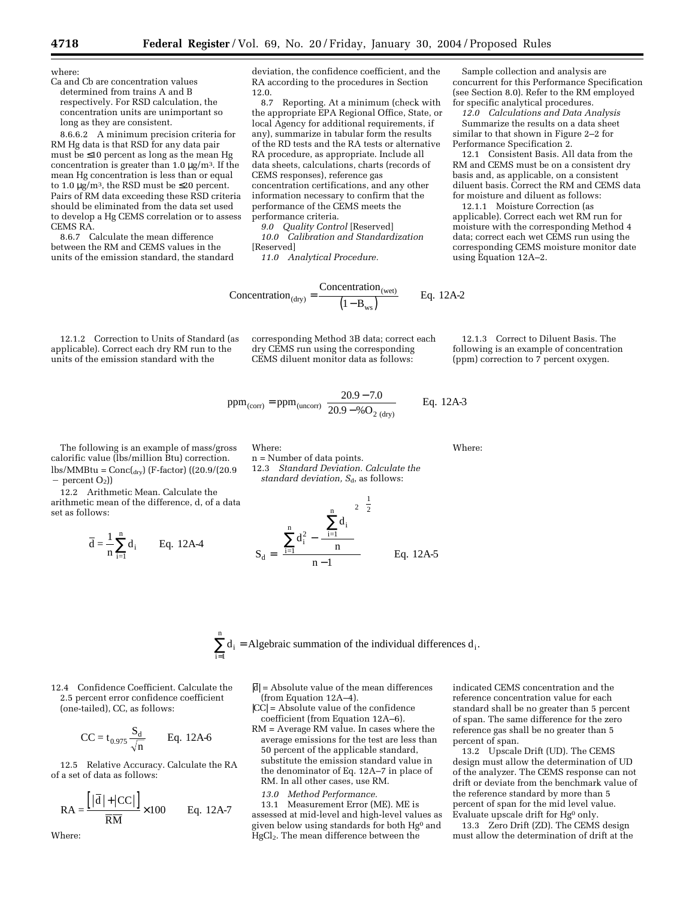where:

Ca and Cb are concentration values determined from trains A and B respectively. For RSD calculation, the concentration units are unimportant so long as they are consistent.

8.6.6.2 A minimum precision criteria for RM Hg data is that RSD for any data pair must be ≤10 percent as long as the mean Hg concentration is greater than 1.0 μg/m³. If the mean Hg concentration is less than or equal to 1.0 μg/m³, the RSD must be ≤20 percent. Pairs of RM data exceeding these RSD criteria should be eliminated from the data set used to develop a Hg CEMS correlation or to assess CEMS RA.

8.6.7 Calculate the mean difference between the RM and CEMS values in the units of the emission standard, the standard deviation, the confidence coefficient, and the RA according to the procedures in Section 12.0.

8.7 Reporting. At a minimum (check with the appropriate EPA Regional Office, State, or local Agency for additional requirements, if any), summarize in tabular form the results of the RD tests and the RA tests or alternative RA procedure, as appropriate. Include all data sheets, calculations, charts (records of CEMS responses), reference gas concentration certifications, and any other information necessary to confirm that the performance of the CEMS meets the performance criteria.

*9.0 Quality Control* [Reserved]

*10.0 Calibration and Standardization* [Reserved]

*11.0 Analytical Procedure.*

Sample collection and analysis are concurrent for this Performance Specification (see Section 8.0). Refer to the RM employed for specific analytical procedures.

*12.0 Calculations and Data Analysis*

Summarize the results on a data sheet similar to that shown in Figure 2–2 for Performance Specification 2.

12.1 Consistent Basis. All data from the RM and CEMS must be on a consistent dry basis and, as applicable, on a consistent diluent basis. Correct the RM and CEMS data for moisture and diluent as follows:

12.1.1 Moisture Correction (as applicable). Correct each wet RM run for moisture with the corresponding Method 4 data; correct each wet CEMS run using the corresponding CEMS moisture monitor date using Equation 12A–2.

$$\text{Concentration}_{(\text{dry})} = \frac{\text{Concentration}_{(\text{wet})}}{\left(1 - B_{ws}\right)} \qquad \text{Eq. 12A-2}$$

12.1.2 Correction to Units of Standard (as applicable). Correct each dry RM run to the units of the emission standard with the corresponding Method 3B data; correct each dry CEMS run using the corresponding CEMS diluent monitor data as follows:

12.1.3 Correct to Diluent Basis. The following is an example of concentration (ppm) correction to 7 percent oxygen.

$$\text{ppm}_{(\text{corr})} = \text{ppm}_{(\text{uncorr})} \left[\frac{20.9 - 7.0}{20.9 - \%O_{2\,(\text{dry})}}\right] \qquad \text{Eq. 12A-3}$$

The following is an example of mass/gross calorific value (lbs/million Btu) correction.

lbs/MMBtu = $\text{Conc}_{(\text{dry})}$ (F-factor) ((20.9/(20.9 − percent $O_2$))

12.2 Arithmetic Mean. Calculate the arithmetic mean of the difference, d, of a data set as follows:

$$\bar{d} = \frac{1}{n}\sum_{i=1}^{n} d_i \qquad \text{Eq. 12A-4}$$

Where:

n = Number of data points.

*12.3 Standard Deviation. Calculate the standard deviation, $S_d$, as follows:*

$$S_d = \left[\frac{\sum_{i=1}^{n} d_i^2 - \frac{\left[\sum_{i=1}^{n} d_i\right]^2}{n}}{n-1}\right]^{\frac{1}{2}} \qquad \text{Eq. 12A-5}$$

Where:

$$\sum_{i=1}^{n} d_i = \text{Algebraic summation of the individual differences } d_i.$$

12.4 Confidence Coefficient. Calculate the 2.5 percent error confidence coefficient (one-tailed), CC, as follows:

$$CC = t_{0.975}\frac{S_d}{\sqrt{n}} \qquad \text{Eq. 12A-6}$$

12.5 Relative Accuracy. Calculate the RA of a set of data as follows:

$$RA = \frac{\left[\left|\bar{d}\right| + \left|CC\right|\right]}{\overline{RM}} \times 100 \qquad \text{Eq. 12A-7}$$

Where:

$|\bar{d}|$ = Absolute value of the mean differences (from Equation 12A–4).

$|CC|$ = Absolute value of the confidence coefficient (from Equation 12A–6).

RM = Average RM value. In cases where the average emissions for the test are less than 50 percent of the applicable standard, substitute the emission standard value in the denominator of Eq. 12A–7 in place of RM. In all other cases, use RM.

*13.0 Method Performance.*

13.1 Measurement Error (ME). ME is assessed at mid-level and high-level values as given below using standards for both $Hg^0$ and $HgCl_2$. The mean difference between the indicated CEMS concentration and the reference concentration value for each standard shall be no greater than 5 percent of span. The same difference for the zero reference gas shall be no greater than 5 percent of span.

13.2 Upscale Drift (UD). The CEMS design must allow the determination of UD of the analyzer. The CEMS response can not drift or deviate from the benchmark value of the reference standard by more than 5 percent of span for the mid level value. Evaluate upscale drift for $Hg^0$ only.

13.3 Zero Drift (ZD). The CEMS design must allow the determination of drift at the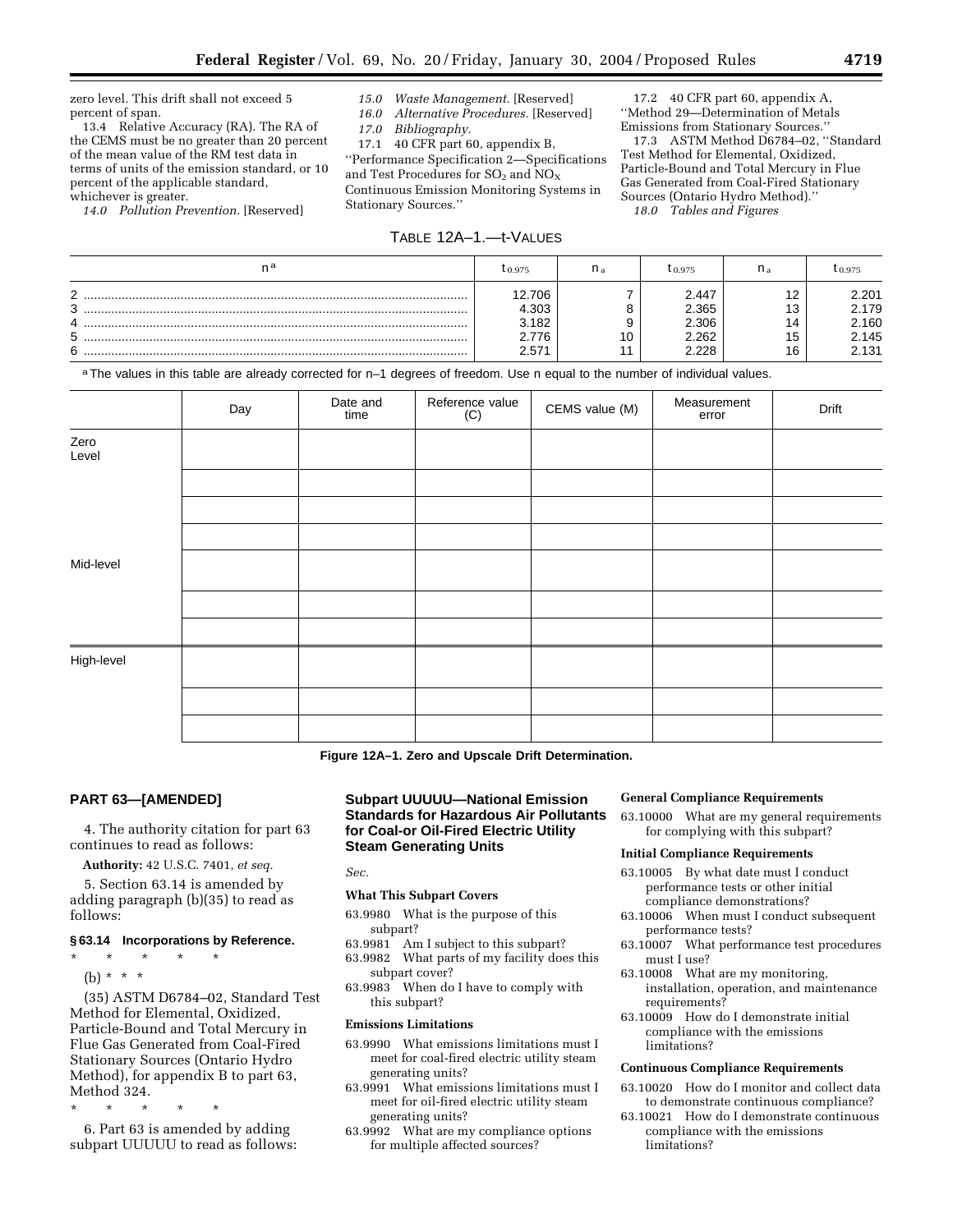zero level. This drift shall not exceed 5 percent of span.

13.4 Relative Accuracy (RA). The RA of the CEMS must be no greater than 20 percent of the mean value of the RM test data in terms of units of the emission standard, or 10 percent of the applicable standard, whichever is greater.

*14.0 Pollution Prevention.* [Reserved]

*15.0 Waste Management.* [Reserved]

*16.0 Alternative Procedures.* [Reserved]

*17.0 Bibliography.*

17.1 40 CFR part 60, appendix B, ''Performance Specification 2—Specifications and Test Procedures for $SO_2$ and $NO_X$ Continuous Emission Monitoring Systems in Stationary Sources.''

17.2 40 CFR part 60, appendix A, ''Method 29—Determination of Metals Emissions from Stationary Sources.''

17.3 ASTM Method D6784–02, ''Standard Test Method for Elemental, Oxidized, Particle-Bound and Total Mercury in Flue Gas Generated from Coal-Fired Stationary Sources (Ontario Hydro Method).''

*18.0 Tables and Figures*

TABLE 12A–1.—t-VALUES

| n[a] | $t_{0.975}$ | $n_a$ | $t_{0.975}$ | $n_a$ | $t_{0.975}$ |
|---|---|---|---|---|---|
| 2 | 12.706 | 7 | 2.447 | 12 | 2.201 |
| 3 | 4.303 | 8 | 2.365 | 13 | 2.179 |
| 4 | 3.182 | 9 | 2.306 | 14 | 2.160 |
| 5 | 2.776 | 10 | 2.262 | 15 | 2.145 |
| 6 | 2.571 | 11 | 2.228 | 16 | 2.131 |

[a] The values in this table are already corrected for n–1 degrees of freedom. Use n equal to the number of individual values.

| | Day | Date and time | Reference value (C) | CEMS value (M) | Measurement error | Drift |
|---|---|---|---|---|---|---|
| Zero Level | | | | | | |
| | | | | | | |
| | | | | | | |
| | | | | | | |
| Mid-level | | | | | | |
| | | | | | | |
| | | | | | | |
| High-level | | | | | | |
| | | | | | | |
| | | | | | | |

**Figure 12A–1. Zero and Upscale Drift Determination.**

## PART 63—[AMENDED]

4. The authority citation for part 63 continues to read as follows:

**Authority:** 42 U.S.C. 7401, *et seq.*

5. Section 63.14 is amended by adding paragraph (b)(35) to read as follows:

### § 63.14 Incorporations by Reference.

\* \* \* \* \*

(b) \* \* \*

(35) ASTM D6784–02, Standard Test Method for Elemental, Oxidized, Particle-Bound and Total Mercury in Flue Gas Generated from Coal-Fired Stationary Sources (Ontario Hydro Method), for appendix B to part 63, Method 324.

\* \* \* \* \*

6. Part 63 is amended by adding subpart UUUUU to read as follows:

### Subpart UUUUU—National Emission Standards for Hazardous Air Pollutants for Coal-or Oil-Fired Electric Utility Steam Generating Units

*Sec.*

**What This Subpart Covers**

63.9980 What is the purpose of this subpart?
63.9981 Am I subject to this subpart?
63.9982 What parts of my facility does this subpart cover?
63.9983 When do I have to comply with this subpart?

**Emissions Limitations**

63.9990 What emissions limitations must I meet for coal-fired electric utility steam generating units?
63.9991 What emissions limitations must I meet for oil-fired electric utility steam generating units?
63.9992 What are my compliance options for multiple affected sources?

**General Compliance Requirements**

63.10000 What are my general requirements for complying with this subpart?

**Initial Compliance Requirements**

63.10005 By what date must I conduct performance tests or other initial compliance demonstrations?
63.10006 When must I conduct subsequent performance tests?
63.10007 What performance test procedures must I use?
63.10008 What are my monitoring, installation, operation, and maintenance requirements?
63.10009 How do I demonstrate initial compliance with the emissions limitations?

**Continuous Compliance Requirements**

63.10020 How do I monitor and collect data to demonstrate continuous compliance?
63.10021 How do I demonstrate continuous compliance with the emissions limitations?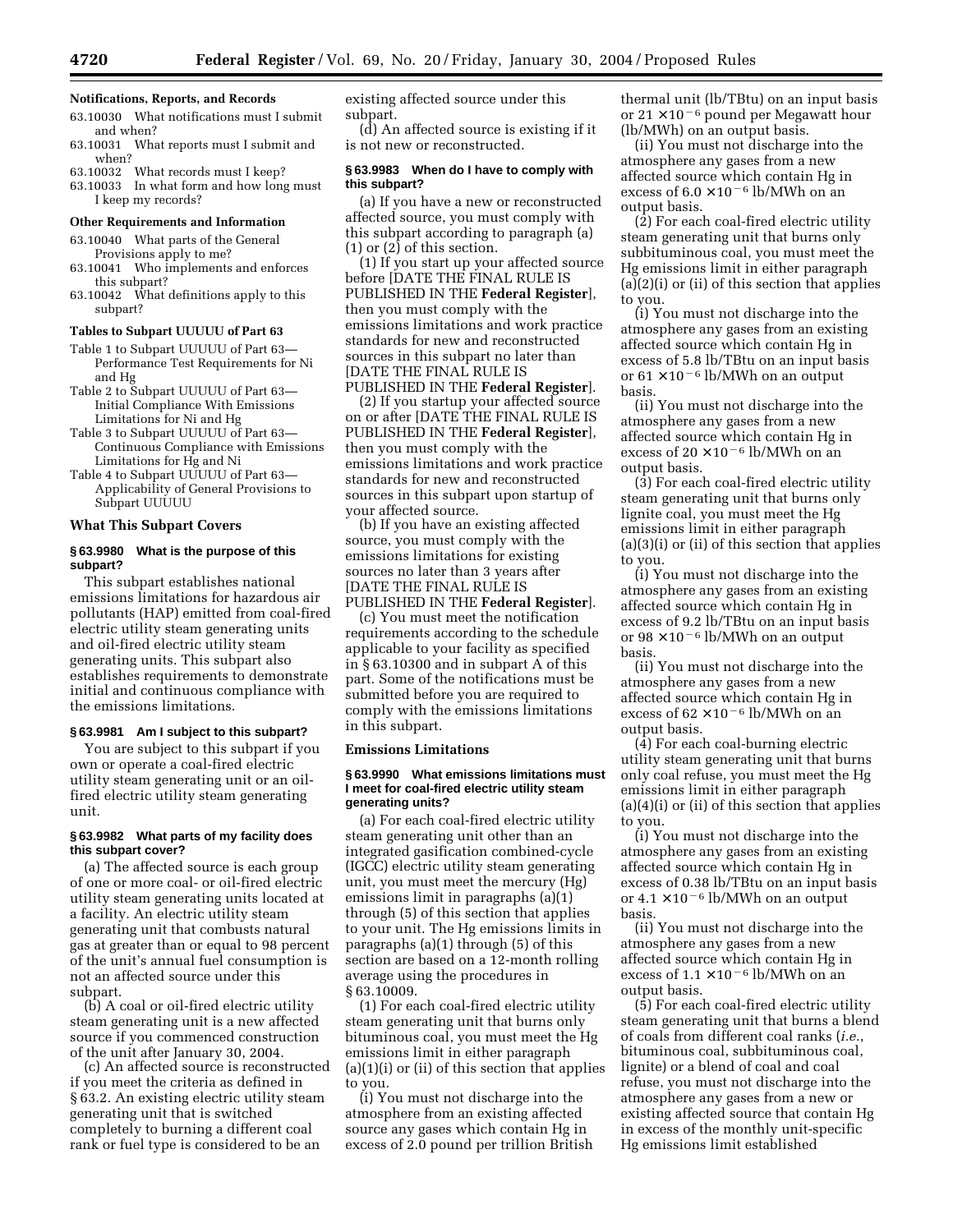**Notifications, Reports, and Records**

63.10030 What notifications must I submit and when?
63.10031 What reports must I submit and when?
63.10032 What records must I keep?
63.10033 In what form and how long must I keep my records?

**Other Requirements and Information**

63.10040 What parts of the General Provisions apply to me?
63.10041 Who implements and enforces this subpart?
63.10042 What definitions apply to this subpart?

**Tables to Subpart UUUUU of Part 63**

Table 1 to Subpart UUUUU of Part 63—Performance Test Requirements for Ni and Hg
Table 2 to Subpart UUUUU of Part 63—Initial Compliance With Emissions Limitations for Ni and Hg
Table 3 to Subpart UUUUU of Part 63—Continuous Compliance with Emissions Limitations for Hg and Ni
Table 4 to Subpart UUUUU of Part 63—Applicability of General Provisions to Subpart UUUUU

## What This Subpart Covers

### § 63.9980 What is the purpose of this subpart?

This subpart establishes national emissions limitations for hazardous air pollutants (HAP) emitted from coal-fired electric utility steam generating units and oil-fired electric utility steam generating units. This subpart also establishes requirements to demonstrate initial and continuous compliance with the emissions limitations.

### § 63.9981 Am I subject to this subpart?

You are subject to this subpart if you own or operate a coal-fired electric utility steam generating unit or an oil-fired electric utility steam generating unit.

### § 63.9982 What parts of my facility does this subpart cover?

(a) The affected source is each group of one or more coal- or oil-fired electric utility steam generating units located at a facility. An electric utility steam generating unit that combusts natural gas at greater than or equal to 98 percent of the unit's annual fuel consumption is not an affected source under this subpart.

(b) A coal or oil-fired electric utility steam generating unit is a new affected source if you commenced construction of the unit after January 30, 2004.

(c) An affected source is reconstructed if you meet the criteria as defined in § 63.2. An existing electric utility steam generating unit that is switched completely to burning a different coal rank or fuel type is considered to be an existing affected source under this subpart.

(d) An affected source is existing if it is not new or reconstructed.

### § 63.9983 When do I have to comply with this subpart?

(a) If you have a new or reconstructed affected source, you must comply with this subpart according to paragraph (a) (1) or (2) of this section.

(1) If you start up your affected source before [DATE THE FINAL RULE IS PUBLISHED IN THE **Federal Register**], then you must comply with the emissions limitations and work practice standards for new and reconstructed sources in this subpart no later than [DATE THE FINAL RULE IS PUBLISHED IN THE **Federal Register**].

(2) If you startup your affected source on or after [DATE THE FINAL RULE IS PUBLISHED IN THE **Federal Register**], then you must comply with the emissions limitations and work practice standards for new and reconstructed sources in this subpart upon startup of your affected source.

(b) If you have an existing affected source, you must comply with the emissions limitations for existing sources no later than 3 years after [DATE THE FINAL RULE IS PUBLISHED IN THE **Federal Register**].

(c) You must meet the notification requirements according to the schedule applicable to your facility as specified in § 63.10300 and in subpart A of this part. Some of the notifications must be submitted before you are required to comply with the emissions limitations in this subpart.

## Emissions Limitations

### § 63.9990 What emissions limitations must I meet for coal-fired electric utility steam generating units?

(a) For each coal-fired electric utility steam generating unit other than an integrated gasification combined-cycle (IGCC) electric utility steam generating unit, you must meet the mercury (Hg) emissions limit in paragraphs (a)(1) through (5) of this section that applies to your unit. The Hg emissions limits in paragraphs (a)(1) through (5) of this section are based on a 12-month rolling average using the procedures in § 63.10009.

(1) For each coal-fired electric utility steam generating unit that burns only bituminous coal, you must meet the Hg emissions limit in either paragraph (a)(1)(i) or (ii) of this section that applies to you.

(i) You must not discharge into the atmosphere from an existing affected source any gases which contain Hg in excess of 2.0 pound per trillion British thermal unit (lb/TBtu) on an input basis or $21 \times 10^{-6}$ pound per Megawatt hour (lb/MWh) on an output basis.

(ii) You must not discharge into the atmosphere any gases from a new affected source which contain Hg in excess of $6.0 \times 10^{-6}$ lb/MWh on an output basis.

(2) For each coal-fired electric utility steam generating unit that burns only subbituminous coal, you must meet the Hg emissions limit in either paragraph (a)(2)(i) or (ii) of this section that applies to you.

(i) You must not discharge into the atmosphere any gases from an existing affected source which contain Hg in excess of 5.8 lb/TBtu on an input basis or $61 \times 10^{-6}$ lb/MWh on an output basis.

(ii) You must not discharge into the atmosphere any gases from a new affected source which contain Hg in excess of $20 \times 10^{-6}$ lb/MWh on an output basis.

(3) For each coal-fired electric utility steam generating unit that burns only lignite coal, you must meet the Hg emissions limit in either paragraph (a)(3)(i) or (ii) of this section that applies to you.

(i) You must not discharge into the atmosphere any gases from an existing affected source which contain Hg in excess of 9.2 lb/TBtu on an input basis or $98 \times 10^{-6}$ lb/MWh on an output basis.

(ii) You must not discharge into the atmosphere any gases from a new affected source which contain Hg in excess of $62 \times 10^{-6}$ lb/MWh on an output basis.

(4) For each coal-burning electric utility steam generating unit that burns only coal refuse, you must meet the Hg emissions limit in either paragraph (a)(4)(i) or (ii) of this section that applies to you.

(i) You must not discharge into the atmosphere any gases from an existing affected source which contain Hg in excess of 0.38 lb/TBtu on an input basis or $4.1 \times 10^{-6}$ lb/MWh on an output basis.

(ii) You must not discharge into the atmosphere any gases from a new affected source which contain Hg in excess of $1.1 \times 10^{-6}$ lb/MWh on an output basis.

(5) For each coal-fired electric utility steam generating unit that burns a blend of coals from different coal ranks (*i.e.*, bituminous coal, subbituminous coal, lignite) or a blend of coal and coal refuse, you must not discharge into the atmosphere any gases from a new or existing affected source that contain Hg in excess of the monthly unit-specific Hg emissions limit established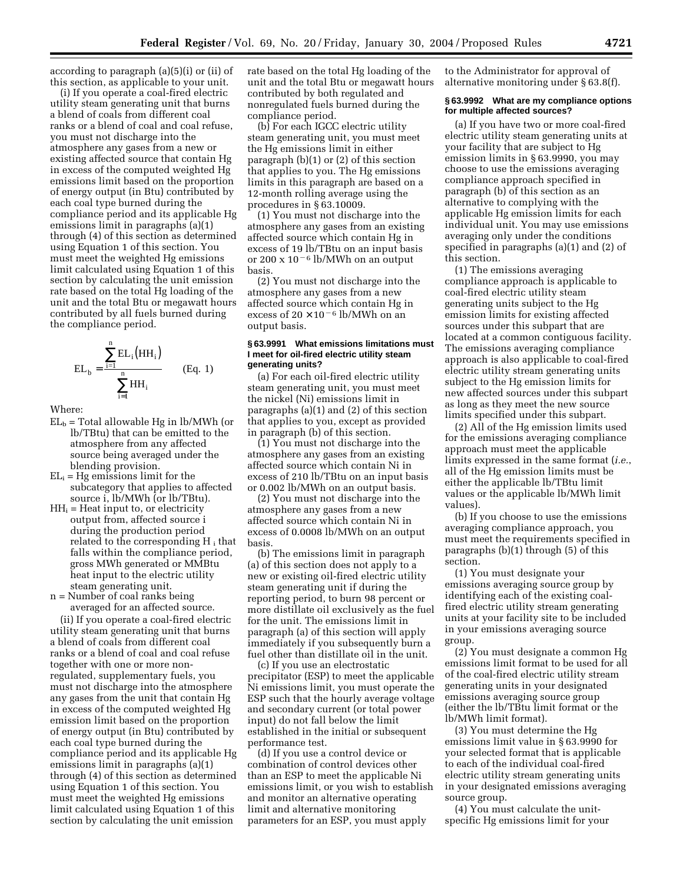according to paragraph (a)(5)(i) or (ii) of this section, as applicable to your unit.

(i) If you operate a coal-fired electric utility steam generating unit that burns a blend of coals from different coal ranks or a blend of coal and coal refuse, you must not discharge into the atmosphere any gases from a new or existing affected source that contain Hg in excess of the computed weighted Hg emissions limit based on the proportion of energy output (in Btu) contributed by each coal type burned during the compliance period and its applicable Hg emissions limit in paragraphs (a)(1) through (4) of this section as determined using Equation 1 of this section. You must meet the weighted Hg emissions limit calculated using Equation 1 of this section by calculating the unit emission rate based on the total Hg loading of the unit and the total Btu or megawatt hours contributed by all fuels burned during the compliance period.

$$EL_b = \frac{\sum_{i=1}^{n} EL_i (HH_i)}{\sum_{i=1}^{n} HH_i} \qquad \text{(Eq. 1)}$$

Where:

$EL_b$ = Total allowable Hg in lb/MWh (or lb/TBtu) that can be emitted to the atmosphere from any affected source being averaged under the blending provision.

$EL_i$ = Hg emissions limit for the subcategory that applies to affected source i, lb/MWh (or lb/TBtu).

$HH_i$ = Heat input to, or electricity output from, affected source i during the production period related to the corresponding $H_i$ that falls within the compliance period, gross MWh generated or MMBtu heat input to the electric utility steam generating unit.

n = Number of coal ranks being averaged for an affected source.

(ii) If you operate a coal-fired electric utility steam generating unit that burns a blend of coals from different coal ranks or a blend of coal and coal refuse together with one or more non-regulated, supplementary fuels, you must not discharge into the atmosphere any gases from the unit that contain Hg in excess of the computed weighted Hg emission limit based on the proportion of energy output (in Btu) contributed by each coal type burned during the compliance period and its applicable Hg emissions limit in paragraphs (a)(1) through (4) of this section as determined using Equation 1 of this section. You must meet the weighted Hg emissions limit calculated using Equation 1 of this section by calculating the unit emission rate based on the total Hg loading of the unit and the total Btu or megawatt hours contributed by both regulated and nonregulated fuels burned during the compliance period.

(b) For each IGCC electric utility steam generating unit, you must meet the Hg emissions limit in either paragraph (b)(1) or (2) of this section that applies to you. The Hg emissions limits in this paragraph are based on a 12-month rolling average using the procedures in § 63.10009.

(1) You must not discharge into the atmosphere any gases from an existing affected source which contain Hg in excess of 19 lb/TBtu on an input basis or $200 \times 10^{-6}$ lb/MWh on an output basis.

(2) You must not discharge into the atmosphere any gases from a new affected source which contain Hg in excess of $20 \times 10^{-6}$ lb/MWh on an output basis.

### § 63.9991 What emissions limitations must I meet for oil-fired electric utility steam generating units?

(a) For each oil-fired electric utility steam generating unit, you must meet the nickel (Ni) emissions limit in paragraphs (a)(1) and (2) of this section that applies to you, except as provided in paragraph (b) of this section.

(1) You must not discharge into the atmosphere any gases from an existing affected source which contain Ni in excess of 210 lb/TBtu on an input basis or 0.002 lb/MWh on an output basis.

(2) You must not discharge into the atmosphere any gases from a new affected source which contain Ni in excess of 0.0008 lb/MWh on an output basis.

(b) The emissions limit in paragraph (a) of this section does not apply to a new or existing oil-fired electric utility steam generating unit if during the reporting period, to burn 98 percent or more distillate oil exclusively as the fuel for the unit. The emissions limit in paragraph (a) of this section will apply immediately if you subsequently burn a fuel other than distillate oil in the unit.

(c) If you use an electrostatic precipitator (ESP) to meet the applicable Ni emissions limit, you must operate the ESP such that the hourly average voltage and secondary current (or total power input) do not fall below the limit established in the initial or subsequent performance test.

(d) If you use a control device or combination of control devices other than an ESP to meet the applicable Ni emissions limit, or you wish to establish and monitor an alternative operating limit and alternative monitoring parameters for an ESP, you must apply to the Administrator for approval of alternative monitoring under § 63.8(f).

### § 63.9992 What are my compliance options for multiple affected sources?

(a) If you have two or more coal-fired electric utility steam generating units at your facility that are subject to Hg emission limits in § 63.9990, you may choose to use the emissions averaging compliance approach specified in paragraph (b) of this section as an alternative to complying with the applicable Hg emission limits for each individual unit. You may use emissions averaging only under the conditions specified in paragraphs (a)(1) and (2) of this section.

(1) The emissions averaging compliance approach is applicable to coal-fired electric utility steam generating units subject to the Hg emission limits for existing affected sources under this subpart that are located at a common contiguous facility. The emissions averaging compliance approach is also applicable to coal-fired electric utility stream generating units subject to the Hg emission limits for new affected sources under this subpart as long as they meet the new source limits specified under this subpart.

(2) All of the Hg emission limits used for the emissions averaging compliance approach must meet the applicable limits expressed in the same format (*i.e.*, all of the Hg emission limits must be either the applicable lb/TBtu limit values or the applicable lb/MWh limit values).

(b) If you choose to use the emissions averaging compliance approach, you must meet the requirements specified in paragraphs (b)(1) through (5) of this section.

(1) You must designate your emissions averaging source group by identifying each of the existing coal-fired electric utility stream generating units at your facility site to be included in your emissions averaging source group.

(2) You must designate a common Hg emissions limit format to be used for all of the coal-fired electric utility stream generating units in your designated emissions averaging source group (either the lb/TBtu limit format or the lb/MWh limit format).

(3) You must determine the Hg emissions limit value in § 63.9990 for your selected format that is applicable to each of the individual coal-fired electric utility stream generating units in your designated emissions averaging source group.

(4) You must calculate the unit-specific Hg emissions limit for your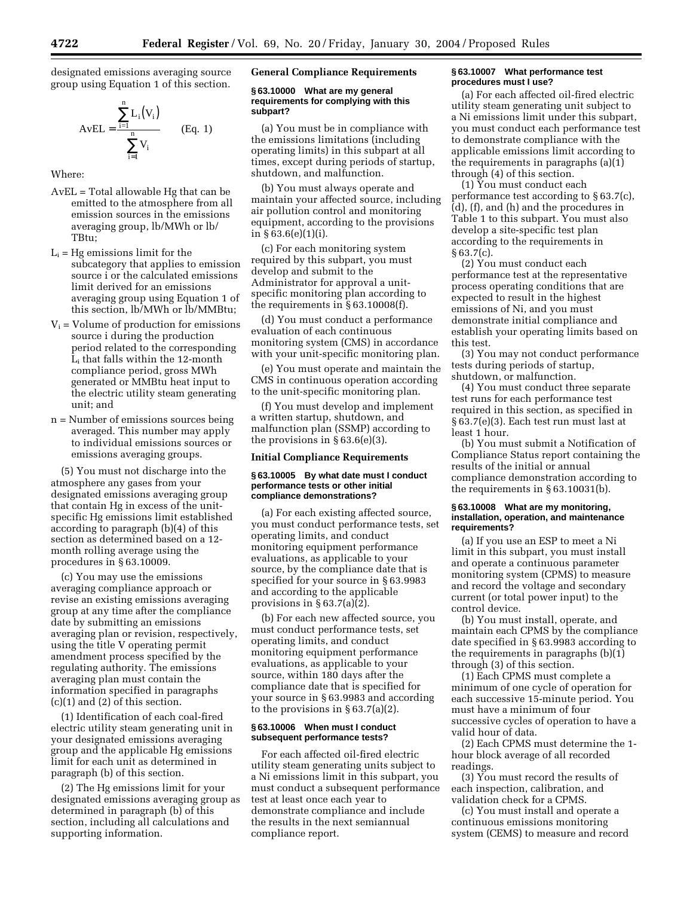designated emissions averaging source group using Equation 1 of this section.

$$AvEL = \frac{\sum_{i=1}^{n} L_i(V_i)}{\sum_{i=1}^{n} V_i} \qquad \text{(Eq. 1)}$$

Where:

- AvEL = Total allowable Hg that can be emitted to the atmosphere from all emission sources in the emissions averaging group, lb/MWh or lb/TBtu;
- $L_i$ = Hg emissions limit for the subcategory that applies to emission source i or the calculated emissions limit derived for an emissions averaging group using Equation 1 of this section, lb/MWh or lb/MMBtu;
- $V_i$ = Volume of production for emissions source i during the production period related to the corresponding $L_i$ that falls within the 12-month compliance period, gross MWh generated or MMBtu heat input to the electric utility steam generating unit; and
- n = Number of emissions sources being averaged. This number may apply to individual emissions sources or emissions averaging groups.

(5) You must not discharge into the atmosphere any gases from your designated emissions averaging group that contain Hg in excess of the unit-specific Hg emissions limit established according to paragraph (b)(4) of this section as determined based on a 12-month rolling average using the procedures in § 63.10009.

(c) You may use the emissions averaging compliance approach or revise an existing emissions averaging group at any time after the compliance date by submitting an emissions averaging plan or revision, respectively, using the title V operating permit amendment process specified by the regulating authority. The emissions averaging plan must contain the information specified in paragraphs (c)(1) and (2) of this section.

(1) Identification of each coal-fired electric utility steam generating unit in your designated emissions averaging group and the applicable Hg emissions limit for each unit as determined in paragraph (b) of this section.

(2) The Hg emissions limit for your designated emissions averaging group as determined in paragraph (b) of this section, including all calculations and supporting information.

## General Compliance Requirements

### § 63.10000 What are my general requirements for complying with this subpart?

(a) You must be in compliance with the emissions limitations (including operating limits) in this subpart at all times, except during periods of startup, shutdown, and malfunction.

(b) You must always operate and maintain your affected source, including air pollution control and monitoring equipment, according to the provisions in § 63.6(e)(1)(i).

(c) For each monitoring system required by this subpart, you must develop and submit to the Administrator for approval a unit-specific monitoring plan according to the requirements in § 63.10008(f).

(d) You must conduct a performance evaluation of each continuous monitoring system (CMS) in accordance with your unit-specific monitoring plan.

(e) You must operate and maintain the CMS in continuous operation according to the unit-specific monitoring plan.

(f) You must develop and implement a written startup, shutdown, and malfunction plan (SSMP) according to the provisions in § 63.6(e)(3).

## Initial Compliance Requirements

### § 63.10005 By what date must I conduct performance tests or other initial compliance demonstrations?

(a) For each existing affected source, you must conduct performance tests, set operating limits, and conduct monitoring equipment performance evaluations, as applicable to your source, by the compliance date that is specified for your source in § 63.9983 and according to the applicable provisions in § 63.7(a)(2).

(b) For each new affected source, you must conduct performance tests, set operating limits, and conduct monitoring equipment performance evaluations, as applicable to your source, within 180 days after the compliance date that is specified for your source in § 63.9983 and according to the provisions in § 63.7(a)(2).

### § 63.10006 When must I conduct subsequent performance tests?

For each affected oil-fired electric utility steam generating units subject to a Ni emissions limit in this subpart, you must conduct a subsequent performance test at least once each year to demonstrate compliance and include the results in the next semiannual compliance report.

### § 63.10007 What performance test procedures must I use?

(a) For each affected oil-fired electric utility steam generating unit subject to a Ni emissions limit under this subpart, you must conduct each performance test to demonstrate compliance with the applicable emissions limit according to the requirements in paragraphs (a)(1) through (4) of this section.

(1) You must conduct each performance test according to § 63.7(c), (d), (f), and (h) and the procedures in Table 1 to this subpart. You must also develop a site-specific test plan according to the requirements in § 63.7(c).

(2) You must conduct each performance test at the representative process operating conditions that are expected to result in the highest emissions of Ni, and you must demonstrate initial compliance and establish your operating limits based on this test.

(3) You may not conduct performance tests during periods of startup, shutdown, or malfunction.

(4) You must conduct three separate test runs for each performance test required in this section, as specified in § 63.7(e)(3). Each test run must last at least 1 hour.

(b) You must submit a Notification of Compliance Status report containing the results of the initial or annual compliance demonstration according to the requirements in § 63.10031(b).

### § 63.10008 What are my monitoring, installation, operation, and maintenance requirements?

(a) If you use an ESP to meet a Ni limit in this subpart, you must install and operate a continuous parameter monitoring system (CPMS) to measure and record the voltage and secondary current (or total power input) to the control device.

(b) You must install, operate, and maintain each CPMS by the compliance date specified in § 63.9983 according to the requirements in paragraphs (b)(1) through (3) of this section.

(1) Each CPMS must complete a minimum of one cycle of operation for each successive 15-minute period. You must have a minimum of four successive cycles of operation to have a valid hour of data.

(2) Each CPMS must determine the 1-hour block average of all recorded readings.

(3) You must record the results of each inspection, calibration, and validation check for a CPMS.

(c) You must install and operate a continuous emissions monitoring system (CEMS) to measure and record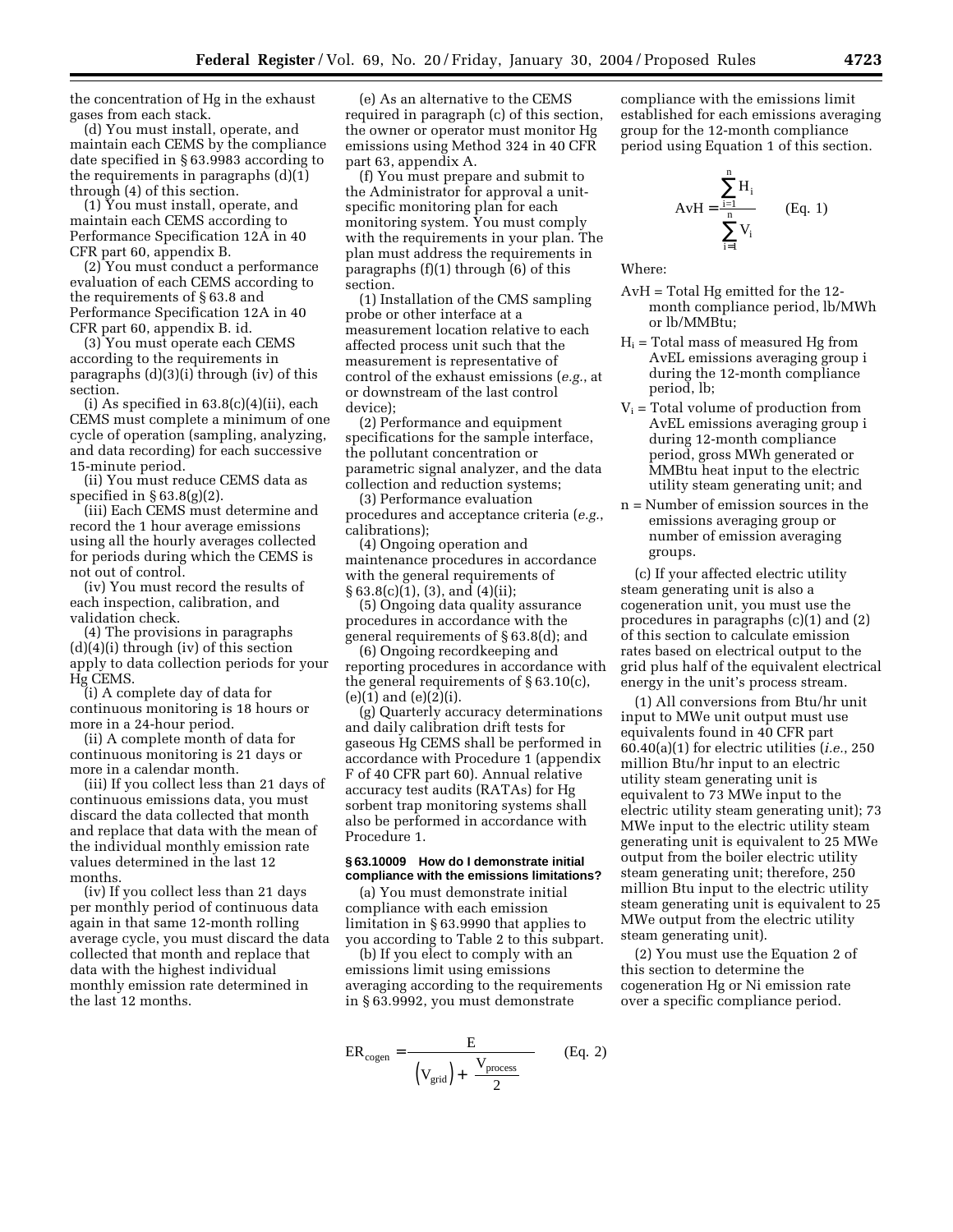the concentration of Hg in the exhaust gases from each stack.

(d) You must install, operate, and maintain each CEMS by the compliance date specified in § 63.9983 according to the requirements in paragraphs (d)(1) through (4) of this section.

(1) You must install, operate, and maintain each CEMS according to Performance Specification 12A in 40 CFR part 60, appendix B.

(2) You must conduct a performance evaluation of each CEMS according to the requirements of § 63.8 and Performance Specification 12A in 40 CFR part 60, appendix B. id.

(3) You must operate each CEMS according to the requirements in paragraphs (d)(3)(i) through (iv) of this section.

(i) As specified in 63.8(c)(4)(ii), each CEMS must complete a minimum of one cycle of operation (sampling, analyzing, and data recording) for each successive 15-minute period.

(ii) You must reduce CEMS data as specified in § 63.8(g)(2).

(iii) Each CEMS must determine and record the 1 hour average emissions using all the hourly averages collected for periods during which the CEMS is not out of control.

(iv) You must record the results of each inspection, calibration, and validation check.

(4) The provisions in paragraphs (d)(4)(i) through (iv) of this section apply to data collection periods for your Hg CEMS.

(i) A complete day of data for continuous monitoring is 18 hours or more in a 24-hour period.

(ii) A complete month of data for continuous monitoring is 21 days or more in a calendar month.

(iii) If you collect less than 21 days of continuous emissions data, you must discard the data collected that month and replace that data with the mean of the individual monthly emission rate values determined in the last 12 months.

(iv) If you collect less than 21 days per monthly period of continuous data again in that same 12-month rolling average cycle, you must discard the data collected that month and replace that data with the highest individual monthly emission rate determined in the last 12 months.

(e) As an alternative to the CEMS required in paragraph (c) of this section, the owner or operator must monitor Hg emissions using Method 324 in 40 CFR part 63, appendix A.

(f) You must prepare and submit to the Administrator for approval a unit-specific monitoring plan for each monitoring system. You must comply with the requirements in your plan. The plan must address the requirements in paragraphs (f)(1) through (6) of this section.

(1) Installation of the CMS sampling probe or other interface at a measurement location relative to each affected process unit such that the measurement is representative of control of the exhaust emissions (*e.g.*, at or downstream of the last control device);

(2) Performance and equipment specifications for the sample interface, the pollutant concentration or parametric signal analyzer, and the data collection and reduction systems;

(3) Performance evaluation procedures and acceptance criteria (*e.g.*, calibrations);

(4) Ongoing operation and maintenance procedures in accordance with the general requirements of § 63.8(c)(1), (3), and (4)(ii);

(5) Ongoing data quality assurance procedures in accordance with the general requirements of § 63.8(d); and

(6) Ongoing recordkeeping and reporting procedures in accordance with the general requirements of § 63.10(c), (e)(1) and (e)(2)(i).

(g) Quarterly accuracy determinations and daily calibration drift tests for gaseous Hg CEMS shall be performed in accordance with Procedure 1 (appendix F of 40 CFR part 60). Annual relative accuracy test audits (RATAs) for Hg sorbent trap monitoring systems shall also be performed in accordance with Procedure 1.

### § 63.10009 How do I demonstrate initial compliance with the emissions limitations?

(a) You must demonstrate initial compliance with each emission limitation in § 63.9990 that applies to you according to Table 2 to this subpart.

(b) If you elect to comply with an emissions limit using emissions averaging according to the requirements in § 63.9992, you must demonstrate compliance with the emissions limit established for each emissions averaging group for the 12-month compliance period using Equation 1 of this section.

$$AvH = \frac{\sum_{i=1}^{n} H_i}{\sum_{i=1}^{n} V_i} \qquad \text{(Eq. 1)}$$

Where:

$AvH$ = Total Hg emitted for the 12-month compliance period, lb/MWh or lb/MMBtu;

$H_i$ = Total mass of measured Hg from AvEL emissions averaging group i during the 12-month compliance period, lb;

$V_i$ = Total volume of production from AvEL emissions averaging group i during 12-month compliance period, gross MWh generated or MMBtu heat input to the electric utility steam generating unit; and

n = Number of emission sources in the emissions averaging group or number of emission averaging groups.

(c) If your affected electric utility steam generating unit is also a cogeneration unit, you must use the procedures in paragraphs (c)(1) and (2) of this section to calculate emission rates based on electrical output to the grid plus half of the equivalent electrical energy in the unit's process stream.

(1) All conversions from Btu/hr unit input to MWe unit output must use equivalents found in 40 CFR part 60.40(a)(1) for electric utilities (*i.e.*, 250 million Btu/hr input to an electric utility steam generating unit is equivalent to 73 MWe input to the electric utility steam generating unit); 73 MWe input to the electric utility steam generating unit is equivalent to 25 MWe output from the boiler electric utility steam generating unit; therefore, 250 million Btu input to the electric utility steam generating unit is equivalent to 25 MWe output from the electric utility steam generating unit).

(2) You must use the Equation 2 of this section to determine the cogeneration Hg or Ni emission rate over a specific compliance period.

$$ER_{cogen} = \frac{E}{\left(V_{grid}\right) + \frac{V_{process}}{2}} \qquad \text{(Eq. 2)}$$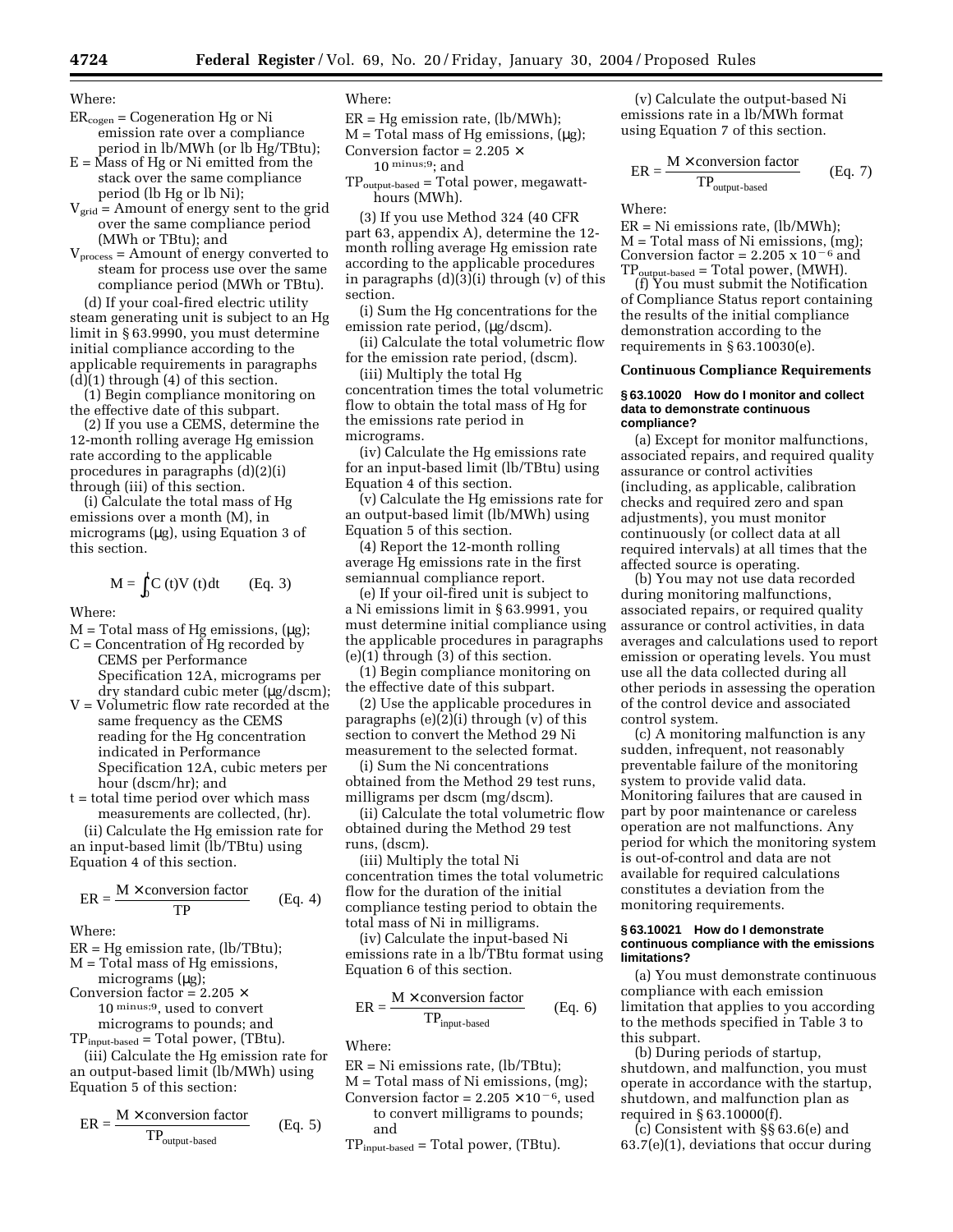Where:

$ER_{cogen}$ = Cogeneration Hg or Ni emission rate over a compliance period in lb/MWh (or lb Hg/TBtu);
E = Mass of Hg or Ni emitted from the stack over the same compliance period (lb Hg or lb Ni);
$V_{grid}$ = Amount of energy sent to the grid over the same compliance period (MWh or TBtu); and
$V_{process}$ = Amount of energy converted to steam for process use over the same compliance period (MWh or TBtu).

(d) If your coal-fired electric utility steam generating unit is subject to an Hg limit in § 63.9990, you must determine initial compliance according to the applicable requirements in paragraphs (d)(1) through (4) of this section.

(1) Begin compliance monitoring on the effective date of this subpart.

(2) If you use a CEMS, determine the 12-month rolling average Hg emission rate according to the applicable procedures in paragraphs (d)(2)(i) through (iii) of this section.

(i) Calculate the total mass of Hg emissions over a month (M), in micrograms (µg), using Equation 3 of this section.

$$M = \int_0^t C(t)V(t)dt \qquad \text{(Eq. 3)}$$

Where:

M = Total mass of Hg emissions, (µg);
C = Concentration of Hg recorded by CEMS per Performance Specification 12A, micrograms per dry standard cubic meter (µg/dscm);
V = Volumetric flow rate recorded at the same frequency as the CEMS reading for the Hg concentration indicated in Performance Specification 12A, cubic meters per hour (dscm/hr); and
t = total time period over which mass measurements are collected, (hr).

(ii) Calculate the Hg emission rate for an input-based limit (lb/TBtu) using Equation 4 of this section.

$$ER = \frac{M \times \text{conversion factor}}{TP} \qquad \text{(Eq. 4)}$$

Where:

ER = Hg emission rate, (lb/TBtu);
M = Total mass of Hg emissions, micrograms (µg);
Conversion factor = $2.205 \times 10^{minus;9}$, used to convert micrograms to pounds; and
$TP_{input-based}$ = Total power, (TBtu).

(iii) Calculate the Hg emission rate for an output-based limit (lb/MWh) using Equation 5 of this section:

$$ER = \frac{M \times \text{conversion factor}}{TP_{output-based}} \qquad \text{(Eq. 5)}$$

Where:

ER = Hg emission rate, (lb/MWh);
M = Total mass of Hg emissions, (µg);
Conversion factor = $2.205 \times 10^{minus;9}$; and
$TP_{output-based}$ = Total power, megawatt-hours (MWh).

(3) If you use Method 324 (40 CFR part 63, appendix A), determine the 12-month rolling average Hg emission rate according to the applicable procedures in paragraphs (d)(3)(i) through (v) of this section.

(i) Sum the Hg concentrations for the emission rate period, (µg/dscm).

(ii) Calculate the total volumetric flow for the emission rate period, (dscm).

(iii) Multiply the total Hg concentration times the total volumetric flow to obtain the total mass of Hg for the emissions rate period in micrograms.

(iv) Calculate the Hg emissions rate for an input-based limit (lb/TBtu) using Equation 4 of this section.

(v) Calculate the Hg emissions rate for an output-based limit (lb/MWh) using Equation 5 of this section.

(4) Report the 12-month rolling average Hg emissions rate in the first semiannual compliance report.

(e) If your oil-fired unit is subject to a Ni emissions limit in § 63.9991, you must determine initial compliance using the applicable procedures in paragraphs (e)(1) through (3) of this section.

(1) Begin compliance monitoring on the effective date of this subpart.

(2) Use the applicable procedures in paragraphs (e)(2)(i) through (v) of this section to convert the Method 29 Ni measurement to the selected format.

(i) Sum the Ni concentrations obtained from the Method 29 test runs, milligrams per dscm (mg/dscm).

(ii) Calculate the total volumetric flow obtained during the Method 29 test runs, (dscm).

(iii) Multiply the total Ni concentration times the total volumetric flow for the duration of the initial compliance testing period to obtain the total mass of Ni in milligrams.

(iv) Calculate the input-based Ni emissions rate in a lb/TBtu format using Equation 6 of this section.

$$ER = \frac{M \times \text{conversion factor}}{TP_{input-based}} \qquad \text{(Eq. 6)}$$

Where:

ER = Ni emissions rate, (lb/TBtu);
M = Total mass of Ni emissions, (mg);
Conversion factor = $2.205 \times 10^{-6}$, used to convert milligrams to pounds; and
$TP_{input-based}$ = Total power, (TBtu).

(v) Calculate the output-based Ni emissions rate in a lb/MWh format using Equation 7 of this section.

$$ER = \frac{M \times \text{conversion factor}}{TP_{output-based}} \qquad \text{(Eq. 7)}$$

Where:

ER = Ni emissions rate, (lb/MWh);
M = Total mass of Ni emissions, (mg);
Conversion factor = $2.205 \times 10^{-6}$ and
$TP_{output-based}$ = Total power, (MWH).

(f) You must submit the Notification of Compliance Status report containing the results of the initial compliance demonstration according to the requirements in § 63.10030(e).

**Continuous Compliance Requirements**

**§ 63.10020 How do I monitor and collect data to demonstrate continuous compliance?**

(a) Except for monitor malfunctions, associated repairs, and required quality assurance or control activities (including, as applicable, calibration checks and required zero and span adjustments), you must monitor continuously (or collect data at all required intervals) at all times that the affected source is operating.

(b) You may not use data recorded during monitoring malfunctions, associated repairs, or required quality assurance or control activities, in data averages and calculations used to report emission or operating levels. You must use all the data collected during all other periods in assessing the operation of the control device and associated control system.

(c) A monitoring malfunction is any sudden, infrequent, not reasonably preventable failure of the monitoring system to provide valid data. Monitoring failures that are caused in part by poor maintenance or careless operation are not malfunctions. Any period for which the monitoring system is out-of-control and data are not available for required calculations constitutes a deviation from the monitoring requirements.

**§ 63.10021 How do I demonstrate continuous compliance with the emissions limitations?**

(a) You must demonstrate continuous compliance with each emission limitation that applies to you according to the methods specified in Table 3 to this subpart.

(b) During periods of startup, shutdown, and malfunction, you must operate in accordance with the startup, shutdown, and malfunction plan as required in § 63.10000(f).

(c) Consistent with §§ 63.6(e) and 63.7(e)(1), deviations that occur during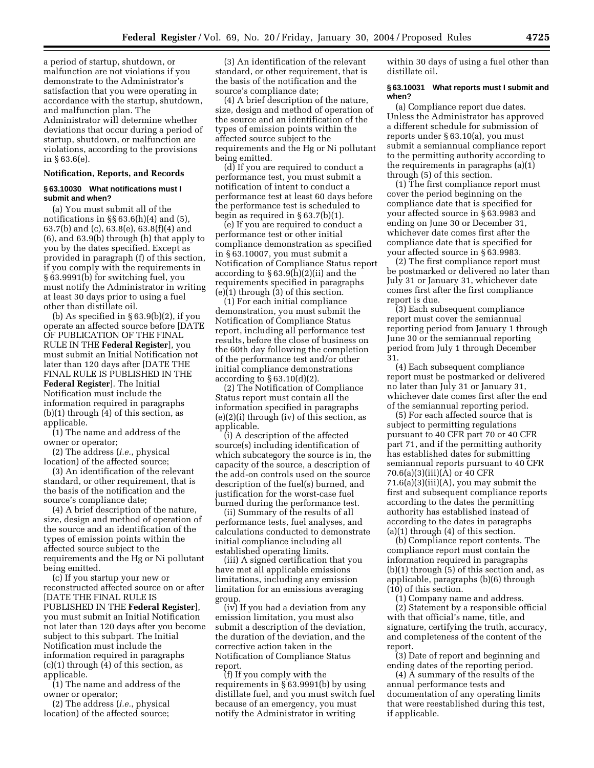a period of startup, shutdown, or malfunction are not violations if you demonstrate to the Administrator's satisfaction that you were operating in accordance with the startup, shutdown, and malfunction plan. The Administrator will determine whether deviations that occur during a period of startup, shutdown, or malfunction are violations, according to the provisions in § 63.6(e).

**Notification, Reports, and Records**

**§ 63.10030 What notifications must I submit and when?**

(a) You must submit all of the notifications in §§ 63.6(h)(4) and (5), 63.7(b) and (c), 63.8(e), 63.8(f)(4) and (6), and 63.9(b) through (h) that apply to you by the dates specified. Except as provided in paragraph (f) of this section, if you comply with the requirements in § 63.9991(b) for switching fuel, you must notify the Administrator in writing at least 30 days prior to using a fuel other than distillate oil.

(b) As specified in § 63.9(b)(2), if you operate an affected source before [DATE OF PUBLICATION OF THE FINAL RULE IN THE **Federal Register**], you must submit an Initial Notification not later than 120 days after [DATE THE FINAL RULE IS PUBLISHED IN THE **Federal Register**]. The Initial Notification must include the information required in paragraphs (b)(1) through (4) of this section, as applicable.

(1) The name and address of the owner or operator;

(2) The address (*i.e.*, physical location) of the affected source;

(3) An identification of the relevant standard, or other requirement, that is the basis of the notification and the source's compliance date;

(4) A brief description of the nature, size, design and method of operation of the source and an identification of the types of emission points within the affected source subject to the requirements and the Hg or Ni pollutant being emitted.

(c) If you startup your new or reconstructed affected source on or after [DATE THE FINAL RULE IS PUBLISHED IN THE **Federal Register**], you must submit an Initial Notification not later than 120 days after you become subject to this subpart. The Initial Notification must include the information required in paragraphs (c)(1) through (4) of this section, as applicable.

(1) The name and address of the owner or operator;

(2) The address (*i.e.*, physical location) of the affected source;

(3) An identification of the relevant standard, or other requirement, that is the basis of the notification and the source's compliance date;

(4) A brief description of the nature, size, design and method of operation of the source and an identification of the types of emission points within the affected source subject to the requirements and the Hg or Ni pollutant being emitted.

(d) If you are required to conduct a performance test, you must submit a notification of intent to conduct a performance test at least 60 days before the performance test is scheduled to begin as required in § 63.7(b)(1).

(e) If you are required to conduct a performance test or other initial compliance demonstration as specified in § 63.10007, you must submit a Notification of Compliance Status report according to § 63.9(h)(2)(ii) and the requirements specified in paragraphs (e)(1) through (3) of this section.

(1) For each initial compliance demonstration, you must submit the Notification of Compliance Status report, including all performance test results, before the close of business on the 60th day following the completion of the performance test and/or other initial compliance demonstrations according to § 63.10(d)(2).

(2) The Notification of Compliance Status report must contain all the information specified in paragraphs (e)(2)(i) through (iv) of this section, as applicable.

(i) A description of the affected source(s) including identification of which subcategory the source is in, the capacity of the source, a description of the add-on controls used on the source description of the fuel(s) burned, and justification for the worst-case fuel burned during the performance test.

(ii) Summary of the results of all performance tests, fuel analyses, and calculations conducted to demonstrate initial compliance including all established operating limits.

(iii) A signed certification that you have met all applicable emissions limitations, including any emission limitation for an emissions averaging group.

(iv) If you had a deviation from any emission limitation, you must also submit a description of the deviation, the duration of the deviation, and the corrective action taken in the Notification of Compliance Status report.

(f) If you comply with the requirements in § 63.9991(b) by using distillate fuel, and you must switch fuel because of an emergency, you must notify the Administrator in writing within 30 days of using a fuel other than distillate oil.

**§ 63.10031 What reports must I submit and when?**

(a) Compliance report due dates. Unless the Administrator has approved a different schedule for submission of reports under § 63.10(a), you must submit a semiannual compliance report to the permitting authority according to the requirements in paragraphs (a)(1) through (5) of this section.

(1) The first compliance report must cover the period beginning on the compliance date that is specified for your affected source in § 63.9983 and ending on June 30 or December 31, whichever date comes first after the compliance date that is specified for your affected source in § 63.9983.

(2) The first compliance report must be postmarked or delivered no later than July 31 or January 31, whichever date comes first after the first compliance report is due.

(3) Each subsequent compliance report must cover the semiannual reporting period from January 1 through June 30 or the semiannual reporting period from July 1 through December 31.

(4) Each subsequent compliance report must be postmarked or delivered no later than July 31 or January 31, whichever date comes first after the end of the semiannual reporting period.

(5) For each affected source that is subject to permitting regulations pursuant to 40 CFR part 70 or 40 CFR part 71, and if the permitting authority has established dates for submitting semiannual reports pursuant to 40 CFR 70.6(a)(3)(iii)(A) or 40 CFR 71.6(a)(3)(iii)(A), you may submit the first and subsequent compliance reports according to the dates the permitting authority has established instead of according to the dates in paragraphs (a)(1) through (4) of this section.

(b) Compliance report contents. The compliance report must contain the information required in paragraphs (b)(1) through (5) of this section and, as applicable, paragraphs (b)(6) through (10) of this section.

(1) Company name and address.

(2) Statement by a responsible official with that official's name, title, and signature, certifying the truth, accuracy, and completeness of the content of the report.

(3) Date of report and beginning and ending dates of the reporting period.

(4) A summary of the results of the annual performance tests and documentation of any operating limits that were reestablished during this test, if applicable.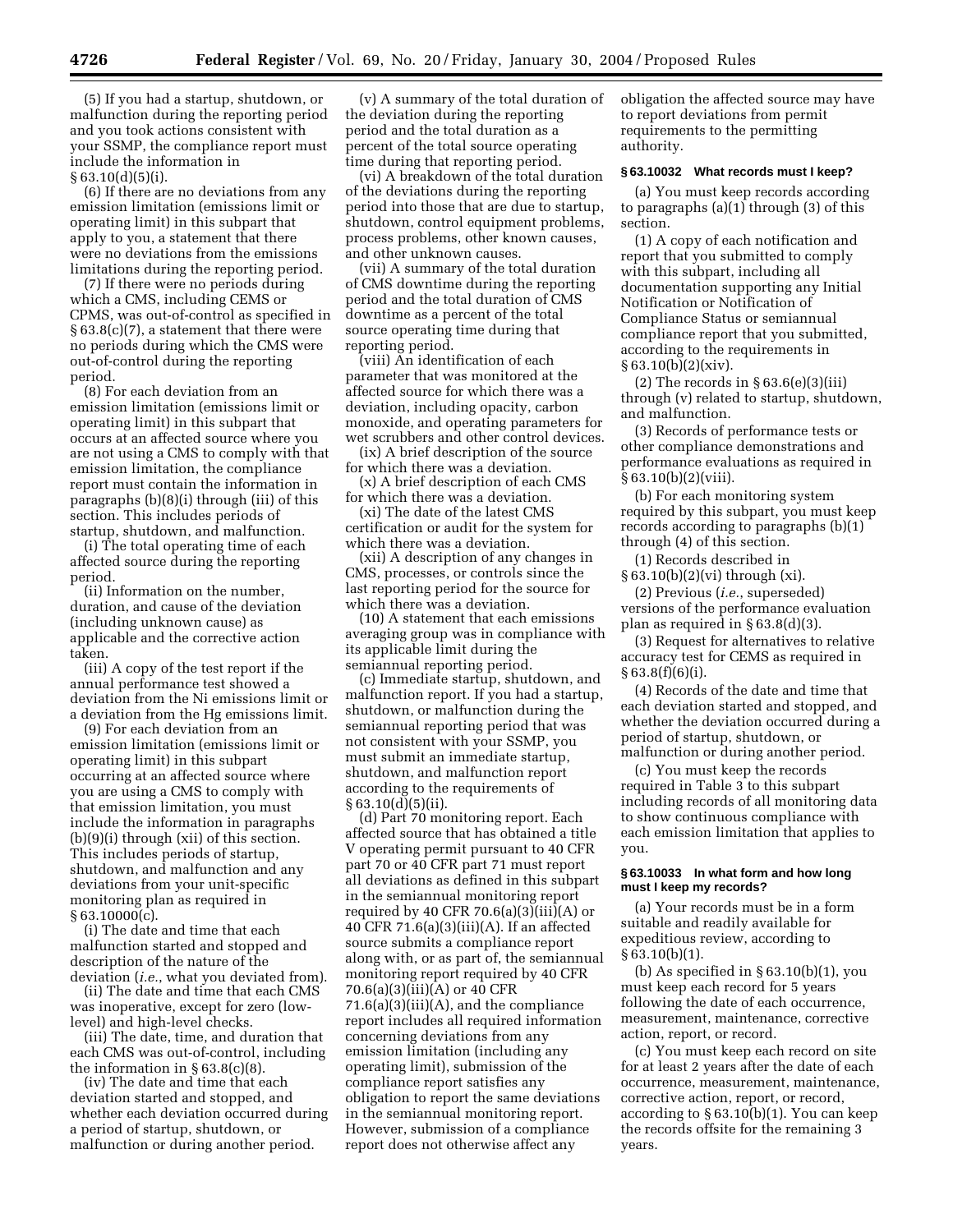(5) If you had a startup, shutdown, or malfunction during the reporting period and you took actions consistent with your SSMP, the compliance report must include the information in § 63.10(d)(5)(i).

(6) If there are no deviations from any emission limitation (emissions limit or operating limit) in this subpart that apply to you, a statement that there were no deviations from the emissions limitations during the reporting period.

(7) If there were no periods during which a CMS, including CEMS or CPMS, was out-of-control as specified in § 63.8(c)(7), a statement that there were no periods during which the CMS were out-of-control during the reporting period.

(8) For each deviation from an emission limitation (emissions limit or operating limit) in this subpart that occurs at an affected source where you are not using a CMS to comply with that emission limitation, the compliance report must contain the information in paragraphs (b)(8)(i) through (iii) of this section. This includes periods of startup, shutdown, and malfunction.

(i) The total operating time of each affected source during the reporting period.

(ii) Information on the number, duration, and cause of the deviation (including unknown cause) as applicable and the corrective action taken.

(iii) A copy of the test report if the annual performance test showed a deviation from the Ni emissions limit or a deviation from the Hg emissions limit.

(9) For each deviation from an emission limitation (emissions limit or operating limit) in this subpart occurring at an affected source where you are using a CMS to comply with that emission limitation, you must include the information in paragraphs (b)(9)(i) through (xii) of this section. This includes periods of startup, shutdown, and malfunction and any deviations from your unit-specific monitoring plan as required in § 63.10000(c).

(i) The date and time that each malfunction started and stopped and description of the nature of the deviation (*i.e.*, what you deviated from).

(ii) The date and time that each CMS was inoperative, except for zero (low-level) and high-level checks.

(iii) The date, time, and duration that each CMS was out-of-control, including the information in § 63.8(c)(8).

(iv) The date and time that each deviation started and stopped, and whether each deviation occurred during a period of startup, shutdown, or malfunction or during another period.

(v) A summary of the total duration of the deviation during the reporting period and the total duration as a percent of the total source operating time during that reporting period.

(vi) A breakdown of the total duration of the deviations during the reporting period into those that are due to startup, shutdown, control equipment problems, process problems, other known causes, and other unknown causes.

(vii) A summary of the total duration of CMS downtime during the reporting period and the total duration of CMS downtime as a percent of the total source operating time during that reporting period.

(viii) An identification of each parameter that was monitored at the affected source for which there was a deviation, including opacity, carbon monoxide, and operating parameters for wet scrubbers and other control devices.

(ix) A brief description of the source for which there was a deviation.

(x) A brief description of each CMS for which there was a deviation.

(xi) The date of the latest CMS certification or audit for the system for which there was a deviation.

(xii) A description of any changes in CMS, processes, or controls since the last reporting period for the source for which there was a deviation.

(10) A statement that each emissions averaging group was in compliance with its applicable limit during the semiannual reporting period.

(c) Immediate startup, shutdown, and malfunction report. If you had a startup, shutdown, or malfunction during the semiannual reporting period that was not consistent with your SSMP, you must submit an immediate startup, shutdown, and malfunction report according to the requirements of § 63.10(d)(5)(ii).

(d) Part 70 monitoring report. Each affected source that has obtained a title V operating permit pursuant to 40 CFR part 70 or 40 CFR part 71 must report all deviations as defined in this subpart in the semiannual monitoring report required by 40 CFR 70.6(a)(3)(iii)(A) or 40 CFR 71.6(a)(3)(iii)(A). If an affected source submits a compliance report along with, or as part of, the semiannual monitoring report required by 40 CFR 70.6(a)(3)(iii)(A) or 40 CFR 71.6(a)(3)(iii)(A), and the compliance report includes all required information concerning deviations from any emission limitation (including any operating limit), submission of the compliance report satisfies any obligation to report the same deviations in the semiannual monitoring report. However, submission of a compliance report does not otherwise affect any obligation the affected source may have to report deviations from permit requirements to the permitting authority.

### § 63.10032 What records must I keep?

(a) You must keep records according to paragraphs (a)(1) through (3) of this section.

(1) A copy of each notification and report that you submitted to comply with this subpart, including all documentation supporting any Initial Notification or Notification of Compliance Status or semiannual compliance report that you submitted, according to the requirements in § 63.10(b)(2)(xiv).

(2) The records in § 63.6(e)(3)(iii) through (v) related to startup, shutdown, and malfunction.

(3) Records of performance tests or other compliance demonstrations and performance evaluations as required in § 63.10(b)(2)(viii).

(b) For each monitoring system required by this subpart, you must keep records according to paragraphs (b)(1) through (4) of this section.

(1) Records described in § 63.10(b)(2)(vi) through (xi).

(2) Previous (*i.e.*, superseded) versions of the performance evaluation plan as required in § 63.8(d)(3).

(3) Request for alternatives to relative accuracy test for CEMS as required in § 63.8(f)(6)(i).

(4) Records of the date and time that each deviation started and stopped, and whether the deviation occurred during a period of startup, shutdown, or malfunction or during another period.

(c) You must keep the records required in Table 3 to this subpart including records of all monitoring data to show continuous compliance with each emission limitation that applies to you.

### § 63.10033 In what form and how long must I keep my records?

(a) Your records must be in a form suitable and readily available for expeditious review, according to § 63.10(b)(1).

(b) As specified in § 63.10(b)(1), you must keep each record for 5 years following the date of each occurrence, measurement, maintenance, corrective action, report, or record.

(c) You must keep each record on site for at least 2 years after the date of each occurrence, measurement, maintenance, corrective action, report, or record, according to § 63.10(b)(1). You can keep the records offsite for the remaining 3 years.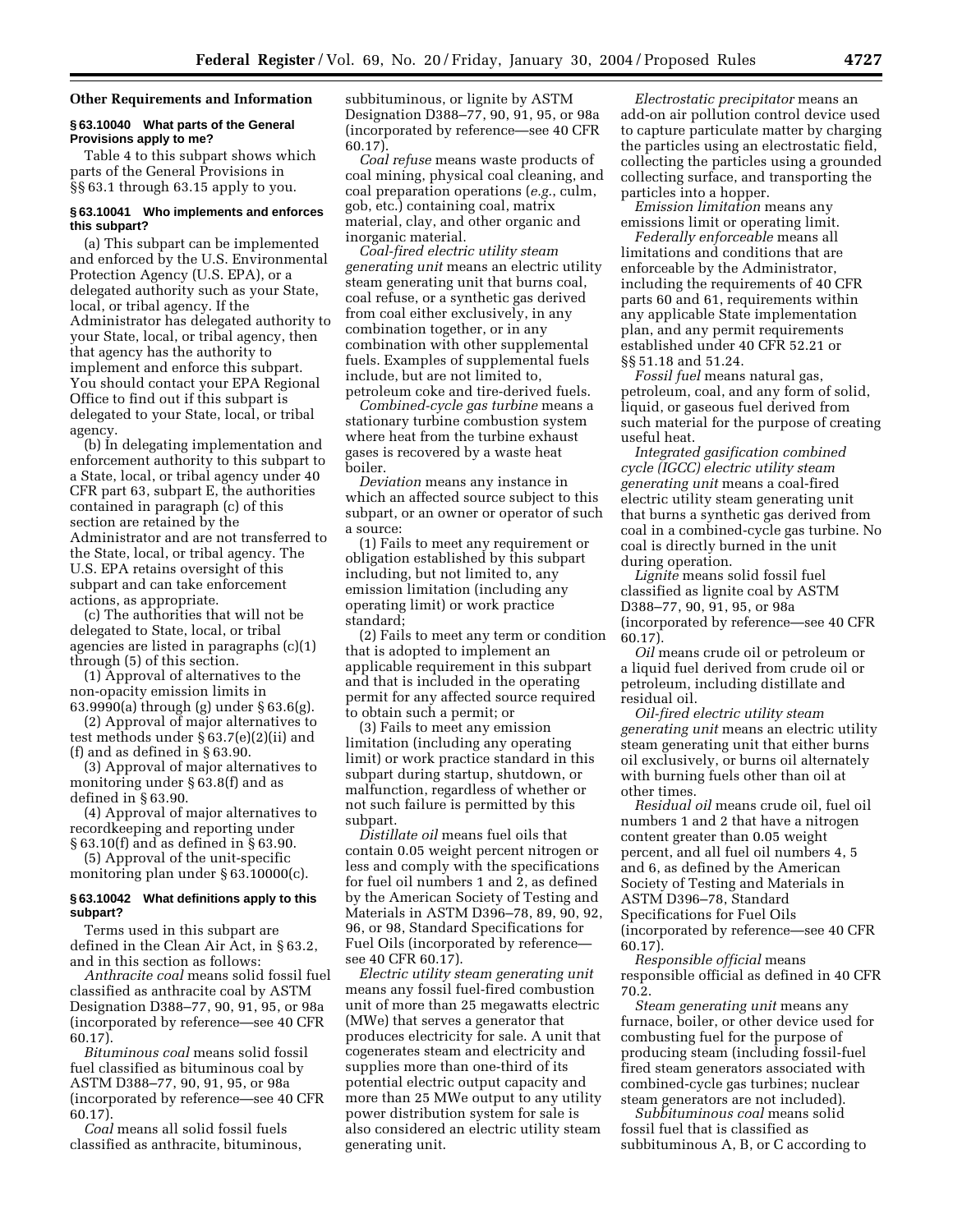**Other Requirements and Information**

**§ 63.10040 What parts of the General Provisions apply to me?**

Table 4 to this subpart shows which parts of the General Provisions in §§ 63.1 through 63.15 apply to you.

**§ 63.10041 Who implements and enforces this subpart?**

(a) This subpart can be implemented and enforced by the U.S. Environmental Protection Agency (U.S. EPA), or a delegated authority such as your State, local, or tribal agency. If the Administrator has delegated authority to your State, local, or tribal agency, then that agency has the authority to implement and enforce this subpart. You should contact your EPA Regional Office to find out if this subpart is delegated to your State, local, or tribal agency.

(b) In delegating implementation and enforcement authority to this subpart to a State, local, or tribal agency under 40 CFR part 63, subpart E, the authorities contained in paragraph (c) of this section are retained by the Administrator and are not transferred to the State, local, or tribal agency. The U.S. EPA retains oversight of this subpart and can take enforcement actions, as appropriate.

(c) The authorities that will not be delegated to State, local, or tribal agencies are listed in paragraphs (c)(1) through (5) of this section.

(1) Approval of alternatives to the non-opacity emission limits in 63.9990(a) through (g) under § 63.6(g).

(2) Approval of major alternatives to test methods under § 63.7(e)(2)(ii) and (f) and as defined in § 63.90.

(3) Approval of major alternatives to monitoring under § 63.8(f) and as defined in § 63.90.

(4) Approval of major alternatives to recordkeeping and reporting under § 63.10(f) and as defined in § 63.90.

(5) Approval of the unit-specific monitoring plan under § 63.10000(c).

**§ 63.10042 What definitions apply to this subpart?**

Terms used in this subpart are defined in the Clean Air Act, in § 63.2, and in this section as follows:

*Anthracite coal* means solid fossil fuel classified as anthracite coal by ASTM Designation D388–77, 90, 91, 95, or 98a (incorporated by reference—see 40 CFR 60.17).

*Bituminous coal* means solid fossil fuel classified as bituminous coal by ASTM D388–77, 90, 91, 95, or 98a (incorporated by reference—see 40 CFR 60.17).

*Coal* means all solid fossil fuels classified as anthracite, bituminous, subbituminous, or lignite by ASTM Designation D388–77, 90, 91, 95, or 98a (incorporated by reference—see 40 CFR 60.17).

*Coal refuse* means waste products of coal mining, physical coal cleaning, and coal preparation operations (*e.g.*, culm, gob, etc.) containing coal, matrix material, clay, and other organic and inorganic material.

*Coal-fired electric utility steam generating unit* means an electric utility steam generating unit that burns coal, coal refuse, or a synthetic gas derived from coal either exclusively, in any combination together, or in any combination with other supplemental fuels. Examples of supplemental fuels include, but are not limited to, petroleum coke and tire-derived fuels.

*Combined-cycle gas turbine* means a stationary turbine combustion system where heat from the turbine exhaust gases is recovered by a waste heat boiler.

*Deviation* means any instance in which an affected source subject to this subpart, or an owner or operator of such a source:

(1) Fails to meet any requirement or obligation established by this subpart including, but not limited to, any emission limitation (including any operating limit) or work practice standard;

(2) Fails to meet any term or condition that is adopted to implement an applicable requirement in this subpart and that is included in the operating permit for any affected source required to obtain such a permit; or

(3) Fails to meet any emission limitation (including any operating limit) or work practice standard in this subpart during startup, shutdown, or malfunction, regardless of whether or not such failure is permitted by this subpart.

*Distillate oil* means fuel oils that contain 0.05 weight percent nitrogen or less and comply with the specifications for fuel oil numbers 1 and 2, as defined by the American Society of Testing and Materials in ASTM D396–78, 89, 90, 92, 96, or 98, Standard Specifications for Fuel Oils (incorporated by reference—see 40 CFR 60.17).

*Electric utility steam generating unit* means any fossil fuel-fired combustion unit of more than 25 megawatts electric (MWe) that serves a generator that produces electricity for sale. A unit that cogenerates steam and electricity and supplies more than one-third of its potential electric output capacity and more than 25 MWe output to any utility power distribution system for sale is also considered an electric utility steam generating unit.

*Electrostatic precipitator* means an add-on air pollution control device used to capture particulate matter by charging the particles using an electrostatic field, collecting the particles using a grounded collecting surface, and transporting the particles into a hopper.

*Emission limitation* means any emissions limit or operating limit.

*Federally enforceable* means all limitations and conditions that are enforceable by the Administrator, including the requirements of 40 CFR parts 60 and 61, requirements within any applicable State implementation plan, and any permit requirements established under 40 CFR 52.21 or §§ 51.18 and 51.24.

*Fossil fuel* means natural gas, petroleum, coal, and any form of solid, liquid, or gaseous fuel derived from such material for the purpose of creating useful heat.

*Integrated gasification combined cycle (IGCC) electric utility steam generating unit* means a coal-fired electric utility steam generating unit that burns a synthetic gas derived from coal in a combined-cycle gas turbine. No coal is directly burned in the unit during operation.

*Lignite* means solid fossil fuel classified as lignite coal by ASTM D388–77, 90, 91, 95, or 98a (incorporated by reference—see 40 CFR 60.17).

*Oil* means crude oil or petroleum or a liquid fuel derived from crude oil or petroleum, including distillate and residual oil.

*Oil-fired electric utility steam generating unit* means an electric utility steam generating unit that either burns oil exclusively, or burns oil alternately with burning fuels other than oil at other times.

*Residual oil* means crude oil, fuel oil numbers 1 and 2 that have a nitrogen content greater than 0.05 weight percent, and all fuel oil numbers 4, 5 and 6, as defined by the American Society of Testing and Materials in ASTM D396–78, Standard Specifications for Fuel Oils (incorporated by reference—see 40 CFR 60.17).

*Responsible official* means responsible official as defined in 40 CFR 70.2.

*Steam generating unit* means any furnace, boiler, or other device used for combusting fuel for the purpose of producing steam (including fossil-fuel fired steam generators associated with combined-cycle gas turbines; nuclear steam generators are not included).

*Subbituminous coal* means solid fossil fuel that is classified as subbituminous A, B, or C according to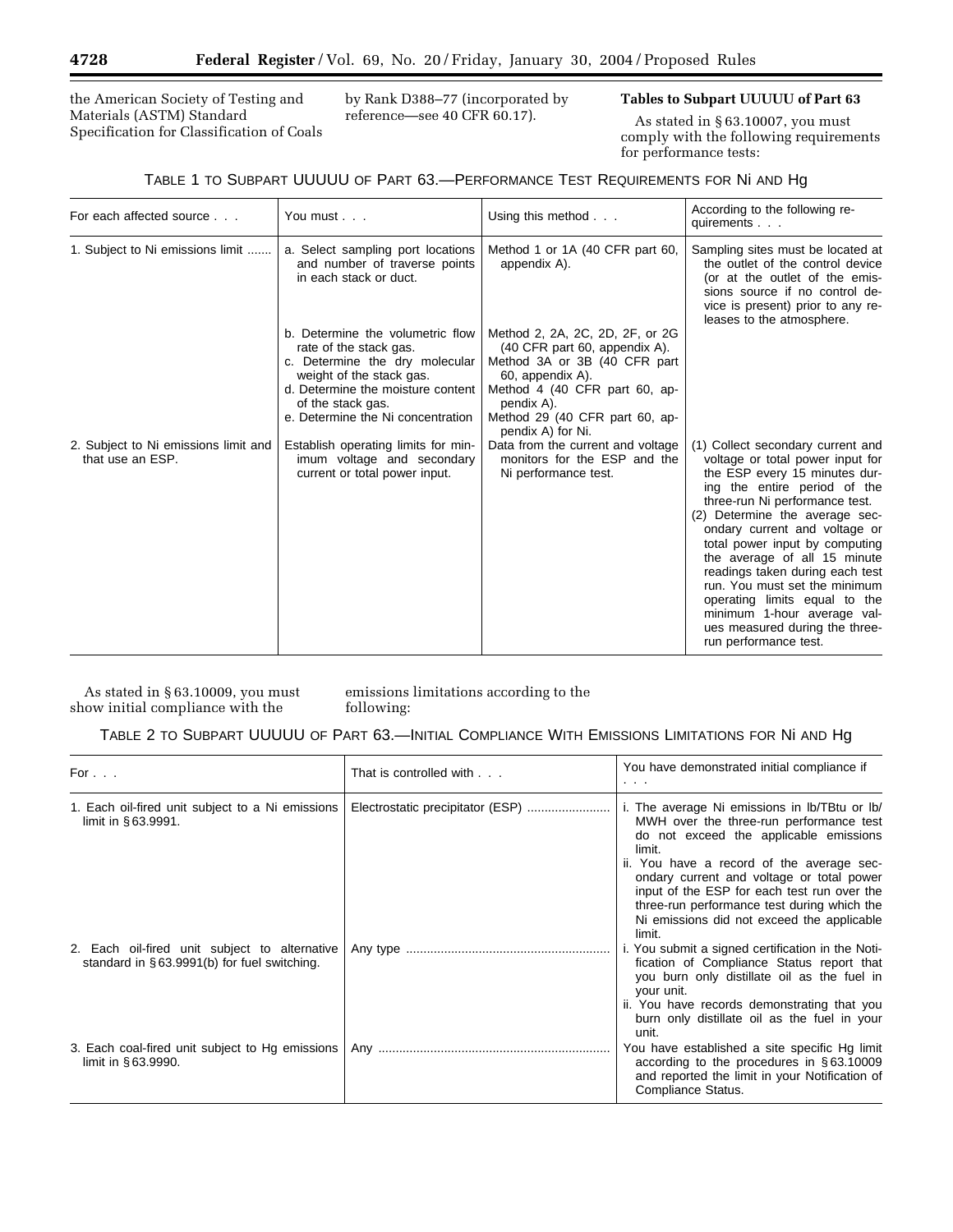the American Society of Testing and Materials (ASTM) Standard Specification for Classification of Coals by Rank D388–77 (incorporated by reference—see 40 CFR 60.17).

**Tables to Subpart UUUUU of Part 63**

As stated in § 63.10007, you must comply with the following requirements for performance tests:

TABLE 1 TO SUBPART UUUUU OF PART 63.—PERFORMANCE TEST REQUIREMENTS FOR Ni AND Hg

| For each affected source . . . | You must . . . | Using this method . . . | According to the following requirements . . . |
|---|---|---|---|
| 1. Subject to Ni emissions limit | a. Select sampling port locations and number of traverse points in each stack or duct. | Method 1 or 1A (40 CFR part 60, appendix A). | Sampling sites must be located at the outlet of the control device (or at the outlet of the emissions source if no control device is present) prior to any releases to the atmosphere. |
| | b. Determine the volumetric flow rate of the stack gas. | Method 2, 2A, 2C, 2D, 2F, or 2G (40 CFR part 60, appendix A). | |
| | c. Determine the dry molecular weight of the stack gas. | Method 3A or 3B (40 CFR part 60, appendix A). | |
| | d. Determine the moisture content of the stack gas. | Method 4 (40 CFR part 60, appendix A). | |
| | e. Determine the Ni concentration | Method 29 (40 CFR part 60, appendix A) for Ni. | |
| 2. Subject to Ni emissions limit and that use an ESP. | Establish operating limits for minimum voltage and secondary current or total power input. | Data from the current and voltage monitors for the ESP and the Ni performance test. | (1) Collect secondary current and voltage or total power input for the ESP every 15 minutes during the entire period of the three-run Ni performance test. (2) Determine the average secondary current and voltage or total power input by computing the average of all 15 minute readings taken during each test run. You must set the minimum operating limits equal to the minimum 1-hour average values measured during the three-run performance test. |

As stated in § 63.10009, you must show initial compliance with the emissions limitations according to the following:

TABLE 2 TO SUBPART UUUUU OF PART 63.—INITIAL COMPLIANCE WITH EMISSIONS LIMITATIONS FOR Ni AND Hg

| For . . . | That is controlled with . . . | You have demonstrated initial compliance if . . . |
|---|---|---|
| 1. Each oil-fired unit subject to a Ni emissions limit in § 63.9991. | Electrostatic precipitator (ESP) | i. The average Ni emissions in lb/TBtu or lb/MWH over the three-run performance test do not exceed the applicable emissions limit. ii. You have a record of the average secondary current and voltage or total power input of the ESP for each test run over the three-run performance test during which the Ni emissions did not exceed the applicable limit. |
| 2. Each oil-fired unit subject to alternative standard in § 63.9991(b) for fuel switching. | Any type | i. You submit a signed certification in the Notification of Compliance Status report that you burn only distillate oil as the fuel in your unit. ii. You have records demonstrating that you burn only distillate oil as the fuel in your unit. |
| 3. Each coal-fired unit subject to Hg emissions limit in § 63.9990. | Any | You have established a site specific Hg limit according to the procedures in § 63.10009 and reported the limit in your Notification of Compliance Status. |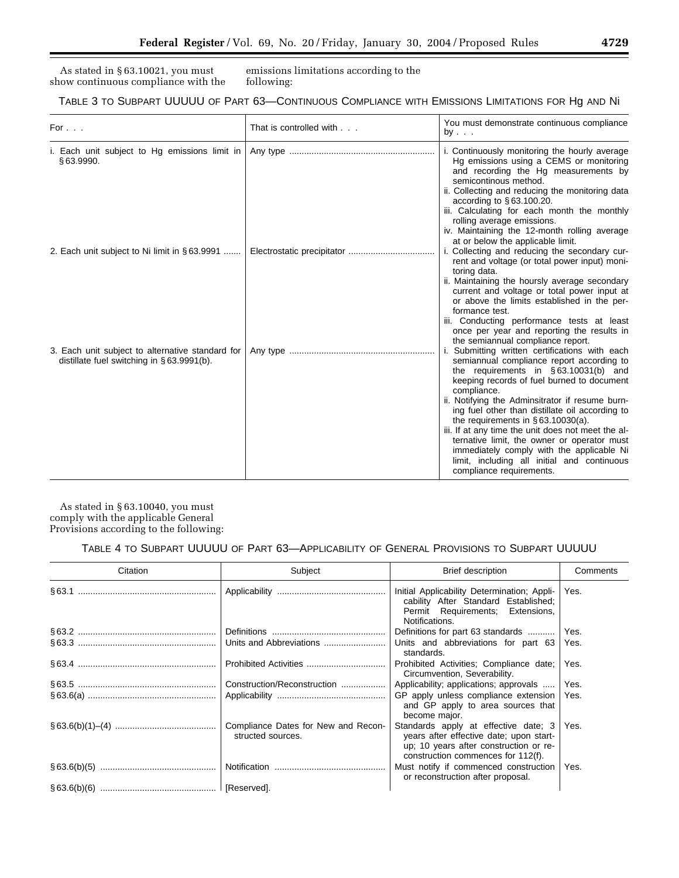As stated in § 63.10021, you must show continuous compliance with the emissions limitations according to the following:

TABLE 3 TO SUBPART UUUUU OF PART 63—CONTINUOUS COMPLIANCE WITH EMISSIONS LIMITATIONS FOR Hg AND Ni

| For . . . | That is controlled with . . . | You must demonstrate continuous compliance by . . . |
|---|---|---|
| i. Each unit subject to Hg emissions limit in § 63.9990. | Any type | i. Continuously monitoring the hourly average Hg emissions using a CEMS or monitoring and recording the Hg measurements by semicontinous method.<br>ii. Collecting and reducing the monitoring data according to § 63.100.20.<br>iii. Calculating for each month the monthly rolling average emissions.<br>iv. Maintaining the 12-month rolling average at or below the applicable limit. |
| 2. Each unit subject to Ni limit in § 63.9991 | Electrostatic precipitator | i. Collecting and reducing the secondary current and voltage (or total power input) monitoring data.<br>ii. Maintaining the hoursly average secondary current and voltage or total power input at or above the limits established in the performance test.<br>iii. Conducting performance tests at least once per year and reporting the results in the semiannual compliance report. |
| 3. Each unit subject to alternative standard for distillate fuel switching in § 63.9991(b). | Any type | i. Submitting written certifications with each semiannual compliance report according to the requirements in § 63.10031(b) and keeping records of fuel burned to document compliance.<br>ii. Notifying the Adminsitrator if resume burning fuel other than distillate oil according to the requirements in § 63.10030(a).<br>iii. If at any time the unit does not meet the alternative limit, the owner or operator must immediately comply with the applicable Ni limit, including all initial and continuous compliance requirements. |

As stated in § 63.10040, you must comply with the applicable General Provisions according to the following:

TABLE 4 TO SUBPART UUUUU OF PART 63—APPLICABILITY OF GENERAL PROVISIONS TO SUBPART UUUUU

| Citation | Subject | Brief description | Comments |
|---|---|---|---|
| § 63.1 | Applicability | Initial Applicability Determination; Applicability After Standard Established; Permit Requirements; Extensions, Notifications. | Yes. |
| § 63.2 | Definitions | Definitions for part 63 standards | Yes. |
| § 63.3 | Units and Abbreviations | Units and abbreviations for part 63 standards. | Yes. |
| § 63.4 | Prohibited Activities | Prohibited Activities; Compliance date; Circumvention, Severability. | Yes. |
| § 63.5 | Construction/Reconstruction | Applicability; applications; approvals | Yes. |
| § 63.6(a) | Applicability | GP apply unless compliance extension and GP apply to area sources that become major. | Yes. |
| § 63.6(b)(1)–(4) | Compliance Dates for New and Reconstructed sources. | Standards apply at effective date; 3 years after effective date; upon startup; 10 years after construction or reconstruction commences for 112(f). | Yes. |
| § 63.6(b)(5) | Notification | Must notify if commenced construction or reconstruction after proposal. | Yes. |
| § 63.6(b)(6) | [Reserved]. | | |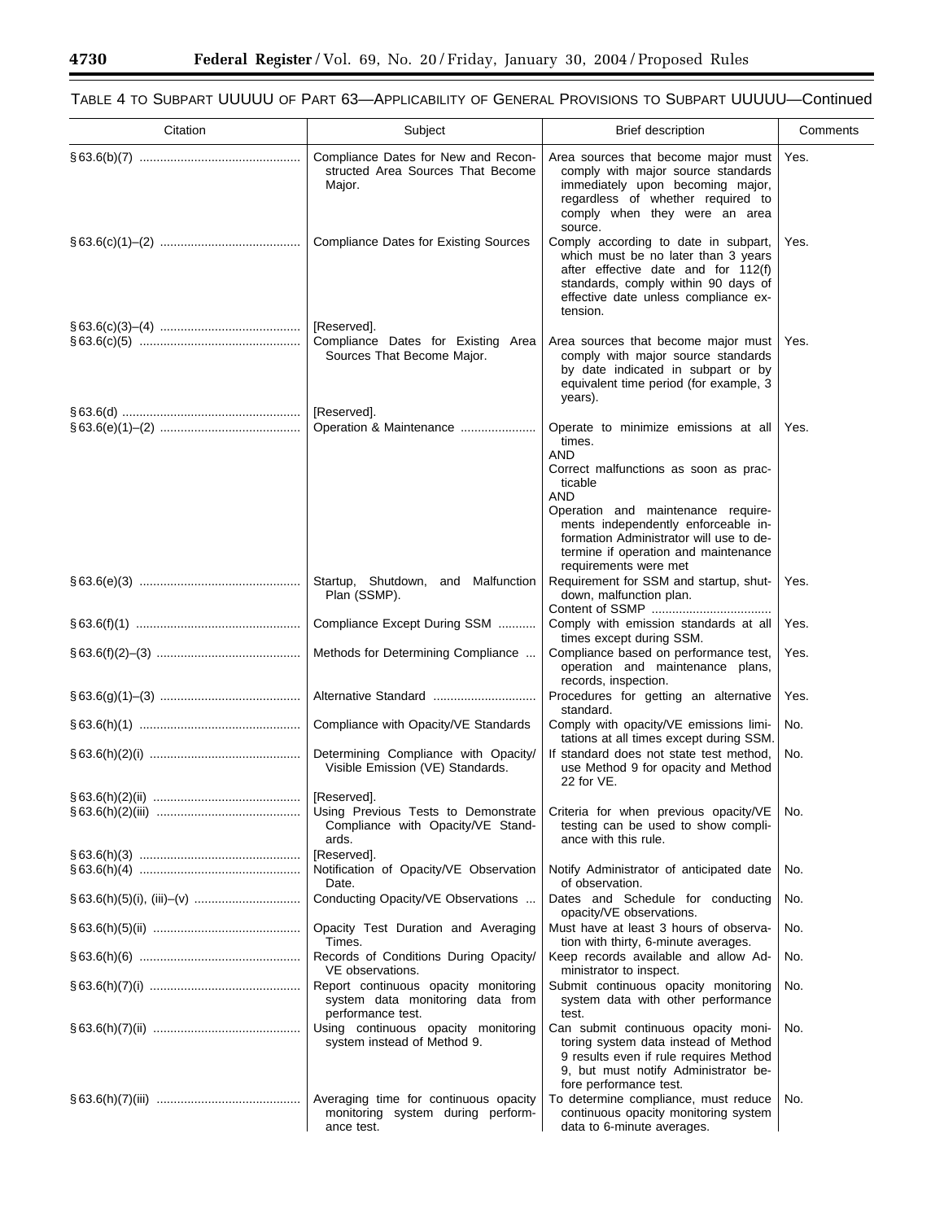TABLE 4 TO SUBPART UUUUU OF PART 63—APPLICABILITY OF GENERAL PROVISIONS TO SUBPART UUUUU—Continued

| Citation | Subject | Brief description | Comments |
|---|---|---|---|
| § 63.6(b)(7) | Compliance Dates for New and Reconstructed Area Sources That Become Major. | Area sources that become major must comply with major source standards immediately upon becoming major, regardless of whether required to comply when they were an area source. | Yes. |
| § 63.6(c)(1)–(2) | Compliance Dates for Existing Sources | Comply according to date in subpart, which must be no later than 3 years after effective date and for 112(f) standards, comply within 90 days of effective date unless compliance extension. | Yes. |
| § 63.6(c)(3)–(4) | [Reserved]. | | |
| § 63.6(c)(5) | Compliance Dates for Existing Area Sources That Become Major. | Area sources that become major must comply with major source standards by date indicated in subpart or by equivalent time period (for example, 3 years). | Yes. |
| § 63.6(d) | [Reserved]. | | |
| § 63.6(e)(1)–(2) | Operation & Maintenance | Operate to minimize emissions at all times. AND Correct malfunctions as soon as practicable AND Operation and maintenance requirements independently enforceable information Administrator will use to determine if operation and maintenance requirements were met | Yes. |
| § 63.6(e)(3) | Startup, Shutdown, and Malfunction Plan (SSMP). | Requirement for SSM and startup, shutdown, malfunction plan. Content of SSMP | Yes. |
| § 63.6(f)(1) | Compliance Except During SSM | Comply with emission standards at all times except during SSM. | Yes. |
| § 63.6(f)(2)–(3) | Methods for Determining Compliance | Compliance based on performance test, operation and maintenance plans, records, inspection. | Yes. |
| § 63.6(g)(1)–(3) | Alternative Standard | Procedures for getting an alternative standard. | Yes. |
| § 63.6(h)(1) | Compliance with Opacity/VE Standards | Comply with opacity/VE emissions limitations at all times except during SSM. | No. |
| § 63.6(h)(2)(i) | Determining Compliance with Opacity/Visible Emission (VE) Standards. | If standard does not state test method, use Method 9 for opacity and Method 22 for VE. | No. |
| § 63.6(h)(2)(ii) | [Reserved]. | | |
| § 63.6(h)(2)(iii) | Using Previous Tests to Demonstrate Compliance with Opacity/VE Standards. | Criteria for when previous opacity/VE testing can be used to show compliance with this rule. | No. |
| § 63.6(h)(3) | [Reserved]. | | |
| § 63.6(h)(4) | Notification of Opacity/VE Observation Date. | Notify Administrator of anticipated date of observation. | No. |
| § 63.6(h)(5)(i), (iii)–(v) | Conducting Opacity/VE Observations | Dates and Schedule for conducting opacity/VE observations. | No. |
| § 63.6(h)(5)(ii) | Opacity Test Duration and Averaging Times. | Must have at least 3 hours of observation with thirty, 6-minute averages. | No. |
| § 63.6(h)(6) | Records of Conditions During Opacity/VE observations. | Keep records available and allow Administrator to inspect. | No. |
| § 63.6(h)(7)(i) | Report continuous opacity monitoring system data monitoring data from performance test. | Submit continuous opacity monitoring system data with other performance test. | No. |
| § 63.6(h)(7)(ii) | Using continuous opacity monitoring system instead of Method 9. | Can submit continuous opacity monitoring system data instead of Method 9 results even if rule requires Method 9, but must notify Administrator before performance test. | No. |
| § 63.6(h)(7)(iii) | Averaging time for continuous opacity monitoring system during performance test. | To determine compliance, must reduce continuous opacity monitoring system data to 6-minute averages. | No. |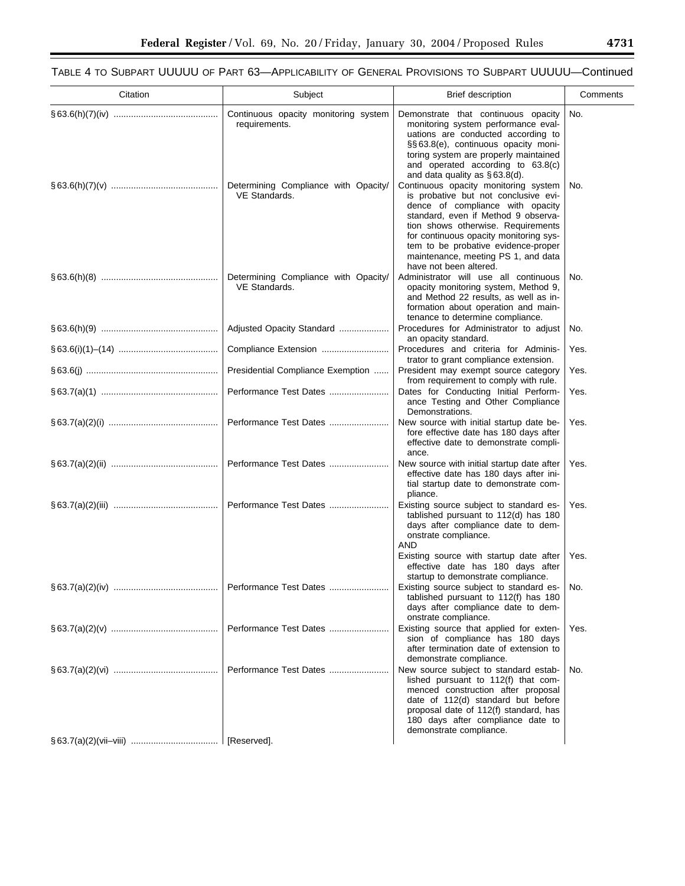TABLE 4 TO SUBPART UUUUU OF PART 63—APPLICABILITY OF GENERAL PROVISIONS TO SUBPART UUUUU—Continued

| Citation | Subject | Brief description | Comments |
| --- | --- | --- | --- |
| § 63.6(h)(7)(iv) | Continuous opacity monitoring system requirements. | Demonstrate that continuous opacity monitoring system performance evaluations are conducted according to §§ 63.8(e), continuous opacity monitoring system are properly maintained and operated according to 63.8(c) and data quality as § 63.8(d). | No. |
| § 63.6(h)(7)(v) | Determining Compliance with Opacity/VE Standards. | Continuous opacity monitoring system is probative but not conclusive evidence of compliance with opacity standard, even if Method 9 observation shows otherwise. Requirements for continuous opacity monitoring system to be probative evidence-proper maintenance, meeting PS 1, and data have not been altered. | No. |
| § 63.6(h)(8) | Determining Compliance with Opacity/VE Standards. | Administrator will use all continuous opacity monitoring system, Method 9, and Method 22 results, as well as information about operation and maintenance to determine compliance. | No. |
| § 63.6(h)(9) | Adjusted Opacity Standard | Procedures for Administrator to adjust an opacity standard. | No. |
| § 63.6(i)(1)–(14) | Compliance Extension | Procedures and criteria for Administrator to grant compliance extension. | Yes. |
| § 63.6(j) | Presidential Compliance Exemption | President may exempt source category from requirement to comply with rule. | Yes. |
| § 63.7(a)(1) | Performance Test Dates | Dates for Conducting Initial Performance Testing and Other Compliance Demonstrations. | Yes. |
| § 63.7(a)(2)(i) | Performance Test Dates | New source with initial startup date before effective date has 180 days after effective date to demonstrate compliance. | Yes. |
| § 63.7(a)(2)(ii) | Performance Test Dates | New source with initial startup date after effective date has 180 days after initial startup date to demonstrate compliance. | Yes. |
| § 63.7(a)(2)(iii) | Performance Test Dates | Existing source subject to standard established pursuant to 112(d) has 180 days after compliance date to demonstrate compliance. AND | Yes. |
| | | Existing source with startup date after effective date has 180 days after startup to demonstrate compliance. | Yes. |
| § 63.7(a)(2)(iv) | Performance Test Dates | Existing source subject to standard established pursuant to 112(f) has 180 days after compliance date to demonstrate compliance. | No. |
| § 63.7(a)(2)(v) | Performance Test Dates | Existing source that applied for extension of compliance has 180 days after termination date of extension to demonstrate compliance. | Yes. |
| § 63.7(a)(2)(vi) | Performance Test Dates | New source subject to standard established pursuant to 112(f) that commenced construction after proposal date of 112(d) standard but before proposal date of 112(f) standard, has 180 days after compliance date to demonstrate compliance. | No. |
| § 63.7(a)(2)(vii–viii) | [Reserved]. | | |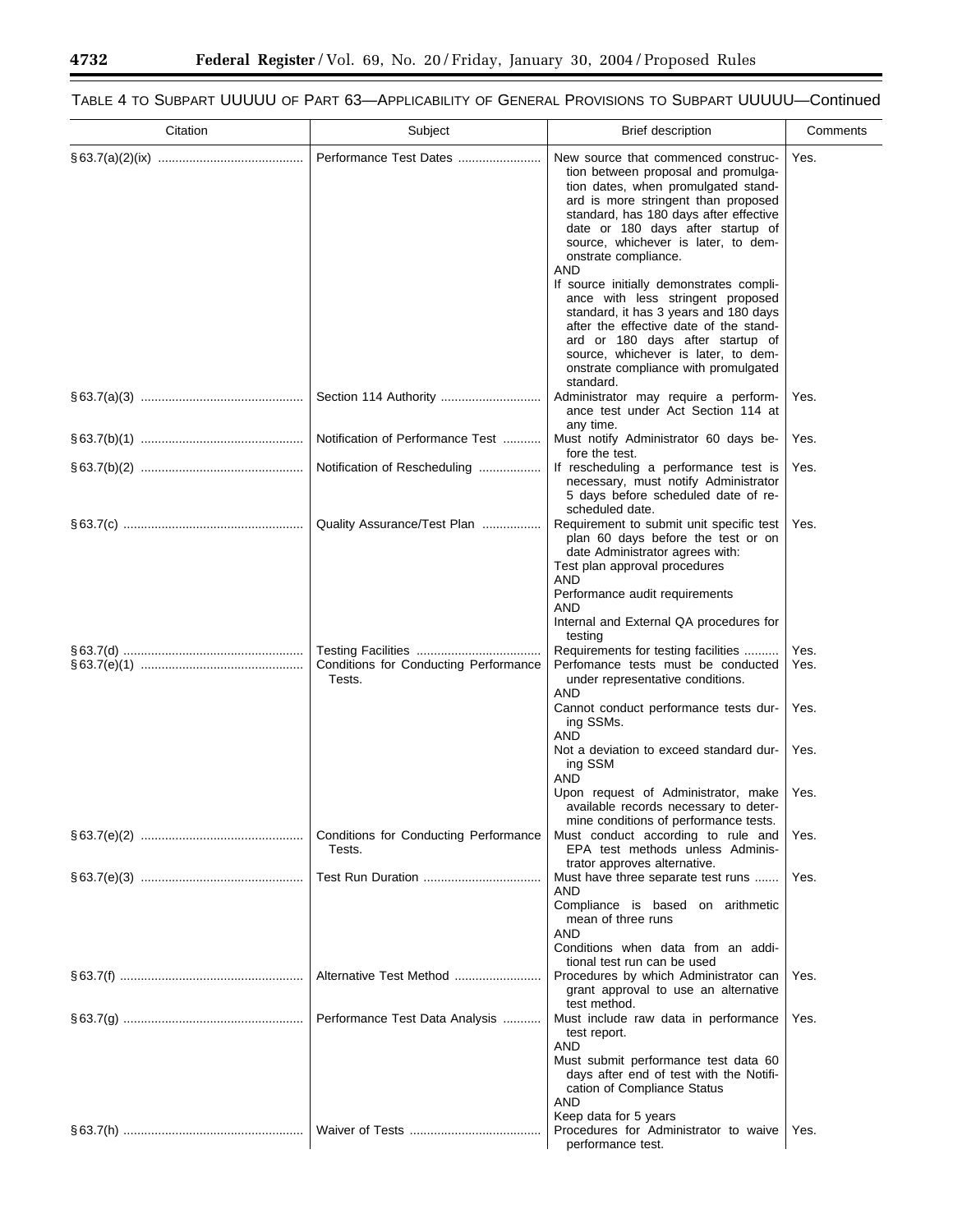TABLE 4 TO SUBPART UUUUU OF PART 63—APPLICABILITY OF GENERAL PROVISIONS TO SUBPART UUUUU—Continued

| Citation | Subject | Brief description | Comments |
| --- | --- | --- | --- |
| § 63.7(a)(2)(ix) | Performance Test Dates | New source that commenced construction between proposal and promulgation dates, when promulgated standard is more stringent than proposed standard, has 180 days after effective date or 180 days after startup of source, whichever is later, to demonstrate compliance. AND If source initially demonstrates compliance with less stringent proposed standard, it has 3 years and 180 days after the effective date of the standard or 180 days after startup of source, whichever is later, to demonstrate compliance with promulgated standard. | Yes. |
| § 63.7(a)(3) | Section 114 Authority | Administrator may require a performance test under Act Section 114 at any time. | Yes. |
| § 63.7(b)(1) | Notification of Performance Test | Must notify Administrator 60 days before the test. | Yes. |
| § 63.7(b)(2) | Notification of Rescheduling | If rescheduling a performance test is necessary, must notify Administrator 5 days before scheduled date of rescheduled date. | Yes. |
| § 63.7(c) | Quality Assurance/Test Plan | Requirement to submit unit specific test plan 60 days before the test or on date Administrator agrees with: Test plan approval procedures AND Performance audit requirements AND Internal and External QA procedures for testing | Yes. |
| § 63.7(d) | Testing Facilities | Requirements for testing facilities | Yes. |
| § 63.7(e)(1) | Conditions for Conducting Performance Tests. | Perfomance tests must be conducted under representative conditions. AND | Yes. |
| | | Cannot conduct performance tests during SSMs. AND | Yes. |
| | | Not a deviation to exceed standard during SSM AND | Yes. |
| | | Upon request of Administrator, make available records necessary to determine conditions of performance tests. | Yes. |
| § 63.7(e)(2) | Conditions for Conducting Performance Tests. | Must conduct according to rule and EPA test methods unless Administrator approves alternative. | Yes. |
| § 63.7(e)(3) | Test Run Duration | Must have three separate test runs AND Compliance is based on arithmetic mean of three runs AND Conditions when data from an additional test run can be used | Yes. |
| § 63.7(f) | Alternative Test Method | Procedures by which Administrator can grant approval to use an alternative test method. | Yes. |
| § 63.7(g) | Performance Test Data Analysis | Must include raw data in performance test report. AND Must submit performance test data 60 days after end of test with the Notification of Compliance Status AND Keep data for 5 years | Yes. |
| § 63.7(h) | Waiver of Tests | Procedures for Administrator to waive performance test. | Yes. |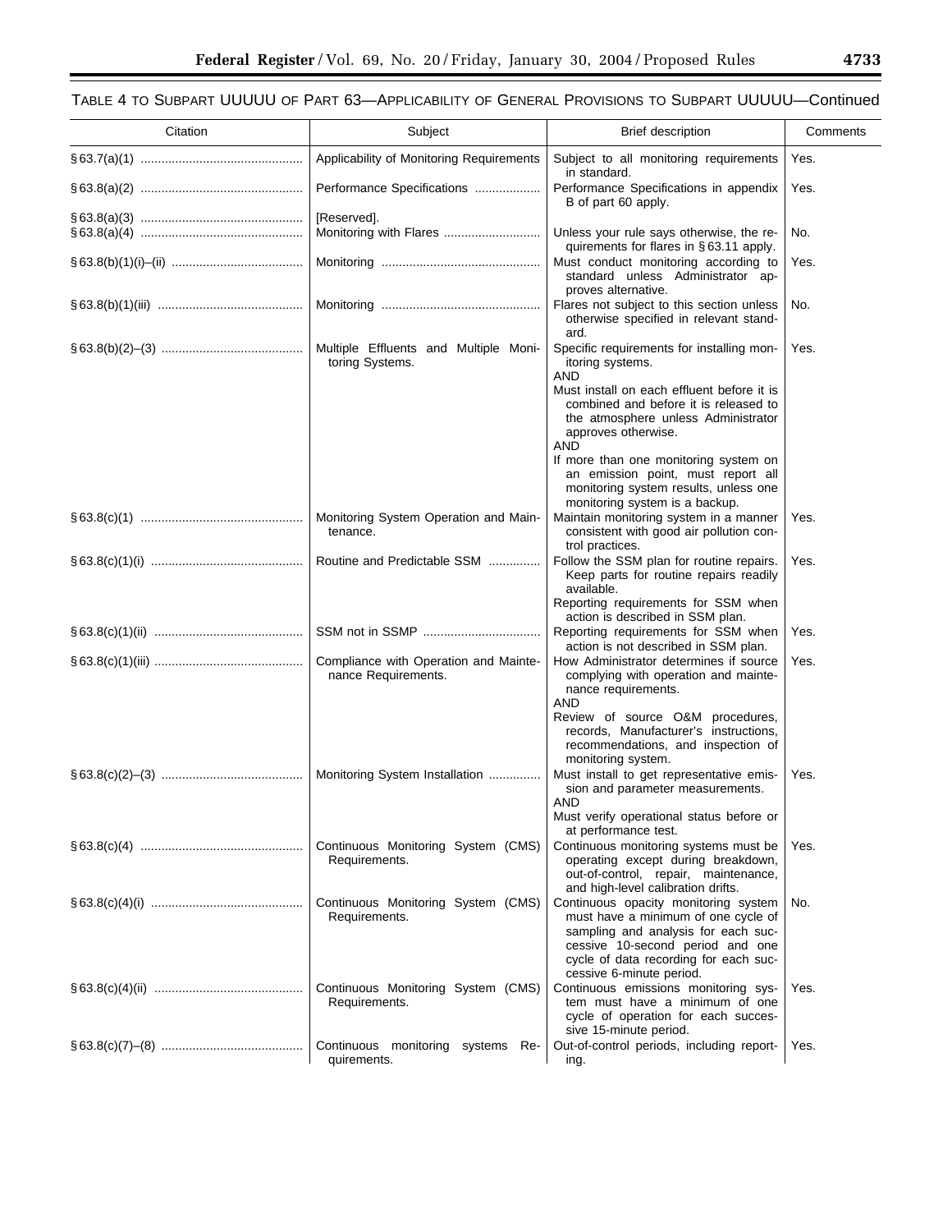TABLE 4 TO SUBPART UUUUU OF PART 63—APPLICABILITY OF GENERAL PROVISIONS TO SUBPART UUUUU—Continued

| Citation | Subject | Brief description | Comments |
| --- | --- | --- | --- |
| § 63.7(a)(1) | Applicability of Monitoring Requirements | Subject to all monitoring requirements in standard. | Yes. |
| § 63.8(a)(2) | Performance Specifications | Performance Specifications in appendix B of part 60 apply. | Yes. |
| § 63.8(a)(3) | [Reserved]. | | |
| § 63.8(a)(4) | Monitoring with Flares | Unless your rule says otherwise, the requirements for flares in § 63.11 apply. | No. |
| § 63.8(b)(1)(i)–(ii) | Monitoring | Must conduct monitoring according to standard unless Administrator approves alternative. | Yes. |
| § 63.8(b)(1)(iii) | Monitoring | Flares not subject to this section unless otherwise specified in relevant standard. | No. |
| § 63.8(b)(2)–(3) | Multiple Effluents and Multiple Monitoring Systems. | Specific requirements for installing monitoring systems.<br>AND<br>Must install on each effluent before it is combined and before it is released to the atmosphere unless Administrator approves otherwise.<br>AND<br>If more than one monitoring system on an emission point, must report all monitoring system results, unless one monitoring system is a backup. | Yes. |
| § 63.8(c)(1) | Monitoring System Operation and Maintenance. | Maintain monitoring system in a manner consistent with good air pollution control practices. | Yes. |
| § 63.8(c)(1)(i) | Routine and Predictable SSM | Follow the SSM plan for routine repairs. Keep parts for routine repairs readily available.<br>Reporting requirements for SSM when action is described in SSM plan. | Yes. |
| § 63.8(c)(1)(ii) | SSM not in SSMP | Reporting requirements for SSM when action is not described in SSM plan. | Yes. |
| § 63.8(c)(1)(iii) | Compliance with Operation and Maintenance Requirements. | How Administrator determines if source complying with operation and maintenance requirements.<br>AND<br>Review of source O&M procedures, records, Manufacturer's instructions, recommendations, and inspection of monitoring system. | Yes. |
| § 63.8(c)(2)–(3) | Monitoring System Installation | Must install to get representative emission and parameter measurements.<br>AND<br>Must verify operational status before or at performance test. | Yes. |
| § 63.8(c)(4) | Continuous Monitoring System (CMS) Requirements. | Continuous monitoring systems must be operating except during breakdown, out-of-control, repair, maintenance, and high-level calibration drifts. | Yes. |
| § 63.8(c)(4)(i) | Continuous Monitoring System (CMS) Requirements. | Continuous opacity monitoring system must have a minimum of one cycle of sampling and analysis for each successive 10-second period and one cycle of data recording for each successive 6-minute period. | No. |
| § 63.8(c)(4)(ii) | Continuous Monitoring System (CMS) Requirements. | Continuous emissions monitoring system must have a minimum of one cycle of operation for each successive 15-minute period. | Yes. |
| § 63.8(c)(7)–(8) | Continuous monitoring systems Requirements. | Out-of-control periods, including reporting. | Yes. |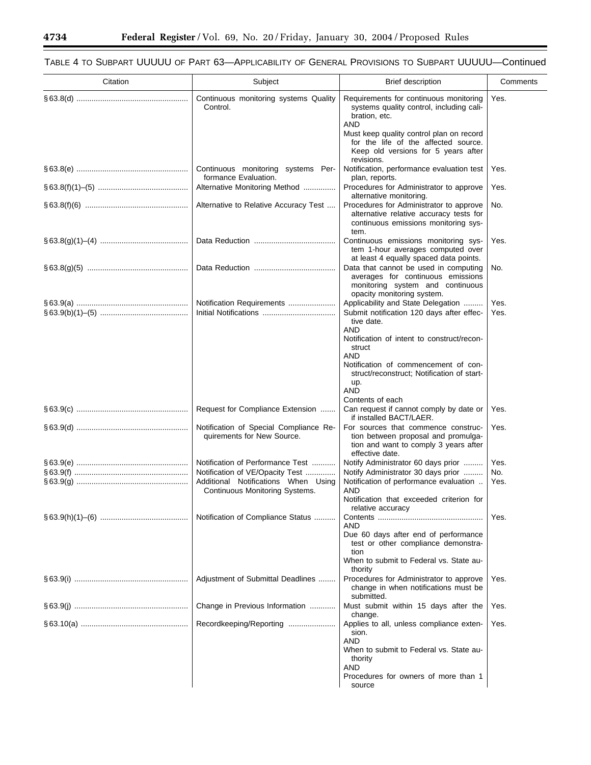# TABLE 4 TO SUBPART UUUUU OF PART 63—APPLICABILITY OF GENERAL PROVISIONS TO SUBPART UUUUU—Continued

| Citation | Subject | Brief description | Comments |
|---|---|---|---|
| § 63.8(d) | Continuous monitoring systems Quality Control. | Requirements for continuous monitoring systems quality control, including calibration, etc.<br>AND<br>Must keep quality control plan on record for the life of the affected source. Keep old versions for 5 years after revisions. | Yes. |
| § 63.8(e) | Continuous monitoring systems Performance Evaluation. | Notification, performance evaluation test plan, reports. | Yes. |
| § 63.8(f)(1)–(5) | Alternative Monitoring Method | Procedures for Administrator to approve alternative monitoring. | Yes. |
| § 63.8(f)(6) | Alternative to Relative Accuracy Test | Procedures for Administrator to approve alternative relative accuracy tests for continuous emissions monitoring system. | No. |
| § 63.8(g)(1)–(4) | Data Reduction | Continuous emissions monitoring system 1-hour averages computed over at least 4 equally spaced data points. | Yes. |
| § 63.8(g)(5) | Data Reduction | Data that cannot be used in computing averages for continuous emissions monitoring system and continuous opacity monitoring system. | No. |
| § 63.9(a) | Notification Requirements | Applicability and State Delegation | Yes. |
| § 63.9(b)(1)–(5) | Initial Notifications | Submit notification 120 days after effective date.<br>AND<br>Notification of intent to construct/reconstruct<br>AND<br>Notification of commencement of construct/reconstruct; Notification of startup.<br>AND<br>Contents of each | Yes. |
| § 63.9(c) | Request for Compliance Extension | Can request if cannot comply by date or if installed BACT/LAER. | Yes. |
| § 63.9(d) | Notification of Special Compliance Requirements for New Source. | For sources that commence construction between proposal and promulgation and want to comply 3 years after effective date. | Yes. |
| § 63.9(e) | Notification of Performance Test | Notify Administrator 60 days prior | Yes. |
| § 63.9(f) | Notification of VE/Opacity Test | Notify Administrator 30 days prior | No. |
| § 63.9(g) | Additional Notifications When Using Continuous Monitoring Systems. | Notification of performance evaluation<br>AND<br>Notification that exceeded criterion for relative accuracy | Yes. |
| § 63.9(h)(1)–(6) | Notification of Compliance Status | Contents<br>AND<br>Due 60 days after end of performance test or other compliance demonstration<br>When to submit to Federal vs. State authority | Yes. |
| § 63.9(i) | Adjustment of Submittal Deadlines | Procedures for Administrator to approve change in when notifications must be submitted. | Yes. |
| § 63.9(j) | Change in Previous Information | Must submit within 15 days after the change. | Yes. |
| § 63.10(a) | Recordkeeping/Reporting | Applies to all, unless compliance extension.<br>AND<br>When to submit to Federal vs. State authority<br>AND<br>Procedures for owners of more than 1 source | Yes. |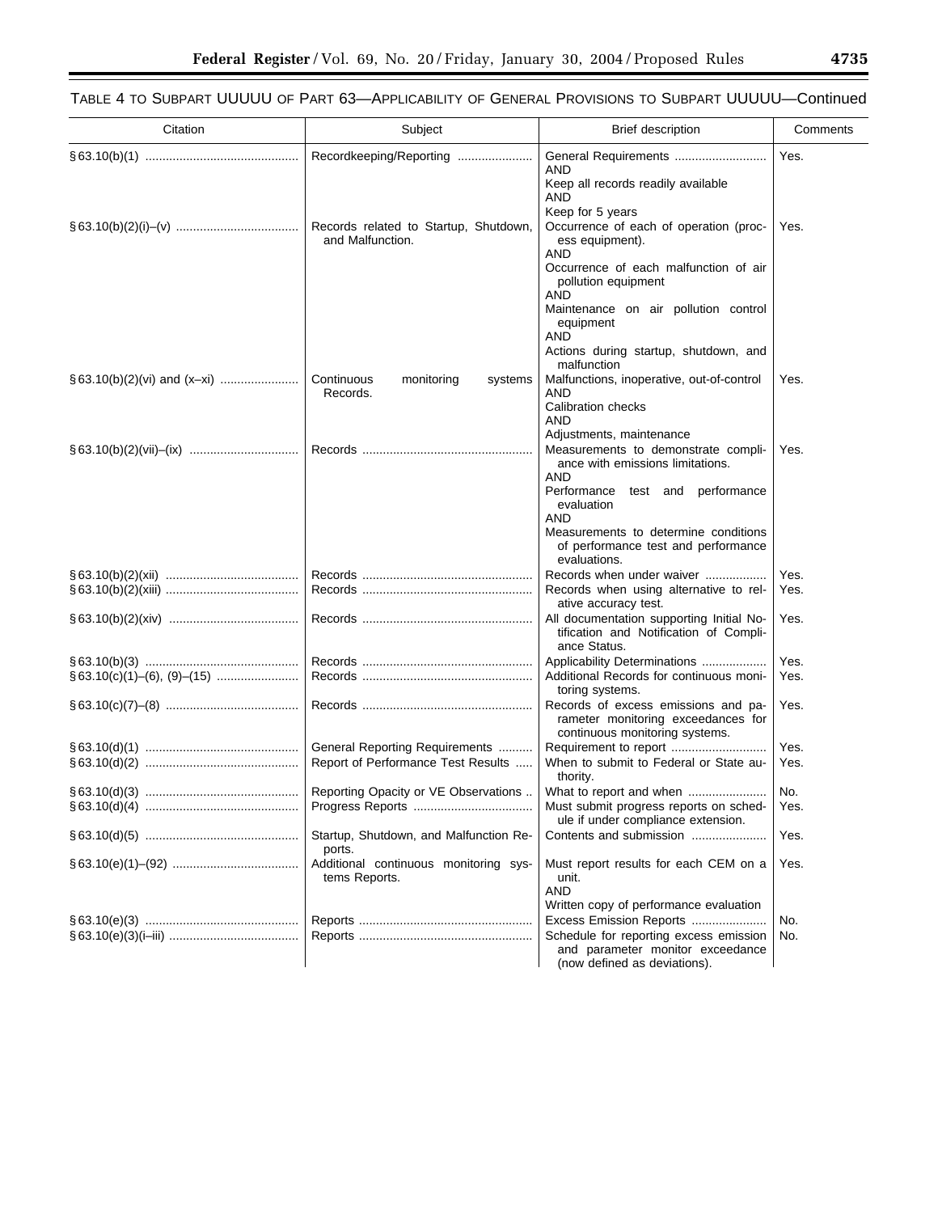TABLE 4 TO SUBPART UUUUU OF PART 63—APPLICABILITY OF GENERAL PROVISIONS TO SUBPART UUUUU—Continued

| Citation | Subject | Brief description | Comments |
|---|---|---|---|
| §63.10(b)(1) | Recordkeeping/Reporting | General Requirements AND Keep all records readily available AND Keep for 5 years | Yes. |
| §63.10(b)(2)(i)–(v) | Records related to Startup, Shutdown, and Malfunction. | Occurrence of each of operation (process equipment). AND Occurrence of each malfunction of air pollution equipment AND Maintenance on air pollution control equipment AND Actions during startup, shutdown, and malfunction | Yes. |
| §63.10(b)(2)(vi) and (x–xi) | Continuous monitoring systems Records. | Malfunctions, inoperative, out-of-control AND Calibration checks AND Adjustments, maintenance | Yes. |
| §63.10(b)(2)(vii)–(ix) | Records | Measurements to demonstrate compliance with emissions limitations. AND Performance test and performance evaluation AND Measurements to determine conditions of performance test and performance evaluations. | Yes. |
| §63.10(b)(2)(xii) | Records | Records when under waiver | Yes. |
| §63.10(b)(2)(xiii) | Records | Records when using alternative to relative accuracy test. | Yes. |
| §63.10(b)(2)(xiv) | Records | All documentation supporting Initial Notification and Notification of Compliance Status. | Yes. |
| §63.10(b)(3) | Records | Applicability Determinations | Yes. |
| §63.10(c)(1)–(6), (9)–(15) | Records | Additional Records for continuous monitoring systems. | Yes. |
| §63.10(c)(7)–(8) | Records | Records of excess emissions and parameter monitoring exceedances for continuous monitoring systems. | Yes. |
| §63.10(d)(1) | General Reporting Requirements | Requirement to report | Yes. |
| §63.10(d)(2) | Report of Performance Test Results | When to submit to Federal or State authority. | Yes. |
| §63.10(d)(3) | Reporting Opacity or VE Observations | What to report and when | No. |
| §63.10(d)(4) | Progress Reports | Must submit progress reports on schedule if under compliance extension. | Yes. |
| §63.10(d)(5) | Startup, Shutdown, and Malfunction Reports. | Contents and submission | Yes. |
| §63.10(e)(1)–(92) | Additional continuous monitoring systems Reports. | Must report results for each CEM on a unit. AND Written copy of performance evaluation | Yes. |
| §63.10(e)(3) | Reports | Excess Emission Reports | No. |
| §63.10(e)(3)(i–iii) | Reports | Schedule for reporting excess emission and parameter monitor exceedance (now defined as deviations). | No. |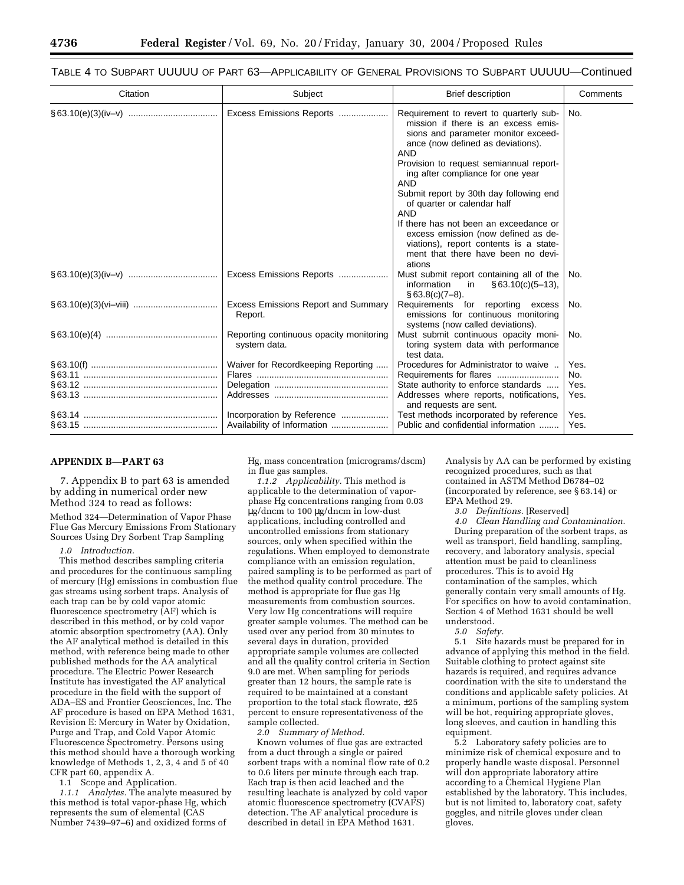TABLE 4 TO SUBPART UUUUU OF PART 63—APPLICABILITY OF GENERAL PROVISIONS TO SUBPART UUUUU—Continued

| Citation | Subject | Brief description | Comments |
|---|---|---|---|
| §63.10(e)(3)(iv–v) | Excess Emissions Reports | Requirement to revert to quarterly submission if there is an excess emissions and parameter monitor exceedance (now defined as deviations). AND Provision to request semiannual reporting after compliance for one year AND Submit report by 30th day following end of quarter or calendar half AND If there has not been an exceedance or excess emission (now defined as deviations), report contents is a statement that there have been no deviations | No. |
| §63.10(e)(3)(iv–v) | Excess Emissions Reports | Must submit report containing all of the information in §63.10(c)(5–13), §63.8(c)(7–8). | No. |
| §63.10(e)(3)(vi–viii) | Excess Emissions Report and Summary Report. | Requirements for reporting excess emissions for continuous monitoring systems (now called deviations). | No. |
| §63.10(e)(4) | Reporting continuous opacity monitoring system data. | Must submit continuous opacity monitoring system data with performance test data. | No. |
| §63.10(f) | Waiver for Recordkeeping Reporting | Procedures for Administrator to waive | Yes. |
| §63.11 | Flares | Requirements for flares | No. |
| §63.12 | Delegation | State authority to enforce standards | Yes. |
| §63.13 | Addresses | Addresses where reports, notifications, and requests are sent. | Yes. |
| §63.14 | Incorporation by Reference | Test methods incorporated by reference | Yes. |
| §63.15 | Availability of Information | Public and confidential information | Yes. |

**APPENDIX B—PART 63**

7. Appendix B to part 63 is amended by adding in numerical order new Method 324 to read as follows:

Method 324—Determination of Vapor Phase Flue Gas Mercury Emissions From Stationary Sources Using Dry Sorbent Trap Sampling

*1.0 Introduction.*

This method describes sampling criteria and procedures for the continuous sampling of mercury (Hg) emissions in combustion flue gas streams using sorbent traps. Analysis of each trap can be by cold vapor atomic fluorescence spectrometry (AF) which is described in this method, or by cold vapor atomic absorption spectrometry (AA). Only the AF analytical method is detailed in this method, with reference being made to other published methods for the AA analytical procedure. The Electric Power Research Institute has investigated the AF analytical procedure in the field with the support of ADA–ES and Frontier Geosciences, Inc. The AF procedure is based on EPA Method 1631, Revision E: Mercury in Water by Oxidation, Purge and Trap, and Cold Vapor Atomic Fluorescence Spectrometry. Persons using this method should have a thorough working knowledge of Methods 1, 2, 3, 4 and 5 of 40 CFR part 60, appendix A.

1.1 Scope and Application.

*1.1.1 Analytes.* The analyte measured by this method is total vapor-phase Hg, which represents the sum of elemental (CAS Number 7439–97–6) and oxidized forms of Hg, mass concentration (micrograms/dscm) in flue gas samples.

*1.1.2 Applicability.* This method is applicable to the determination of vapor-phase Hg concentrations ranging from 0.03 µg/dncm to 100 µg/dncm in low-dust applications, including controlled and uncontrolled emissions from stationary sources, only when specified within the regulations. When employed to demonstrate compliance with an emission regulation, paired sampling is to be performed as part of the method quality control procedure. The method is appropriate for flue gas Hg measurements from combustion sources. Very low Hg concentrations will require greater sample volumes. The method can be used over any period from 30 minutes to several days in duration, provided appropriate sample volumes are collected and all the quality control criteria in Section 9.0 are met. When sampling for periods greater than 12 hours, the sample rate is required to be maintained at a constant proportion to the total stack flowrate, ±25 percent to ensure representativeness of the sample collected.

*2.0 Summary of Method.*

Known volumes of flue gas are extracted from a duct through a single or paired sorbent traps with a nominal flow rate of 0.2 to 0.6 liters per minute through each trap. Each trap is then acid leached and the resulting leachate is analyzed by cold vapor atomic fluorescence spectrometry (CVAFS) detection. The AF analytical procedure is described in detail in EPA Method 1631. Analysis by AA can be performed by existing recognized procedures, such as that contained in ASTM Method D6784–02 (incorporated by reference, see §63.14) or EPA Method 29.

*3.0 Definitions.* [Reserved]

*4.0 Clean Handling and Contamination.*

During preparation of the sorbent traps, as well as transport, field handling, sampling, recovery, and laboratory analysis, special attention must be paid to cleanliness procedures. This is to avoid Hg contamination of the samples, which generally contain very small amounts of Hg. For specifics on how to avoid contamination, Section 4 of Method 1631 should be well understood.

*5.0 Safety.*

5.1 Site hazards must be prepared for in advance of applying this method in the field. Suitable clothing to protect against site hazards is required, and requires advance coordination with the site to understand the conditions and applicable safety policies. At a minimum, portions of the sampling system will be hot, requiring appropriate gloves, long sleeves, and caution in handling this equipment.

5.2 Laboratory safety policies are to minimize risk of chemical exposure and to properly handle waste disposal. Personnel will don appropriate laboratory attire according to a Chemical Hygiene Plan established by the laboratory. This includes, but is not limited to, laboratory coat, safety goggles, and nitrile gloves under clean gloves.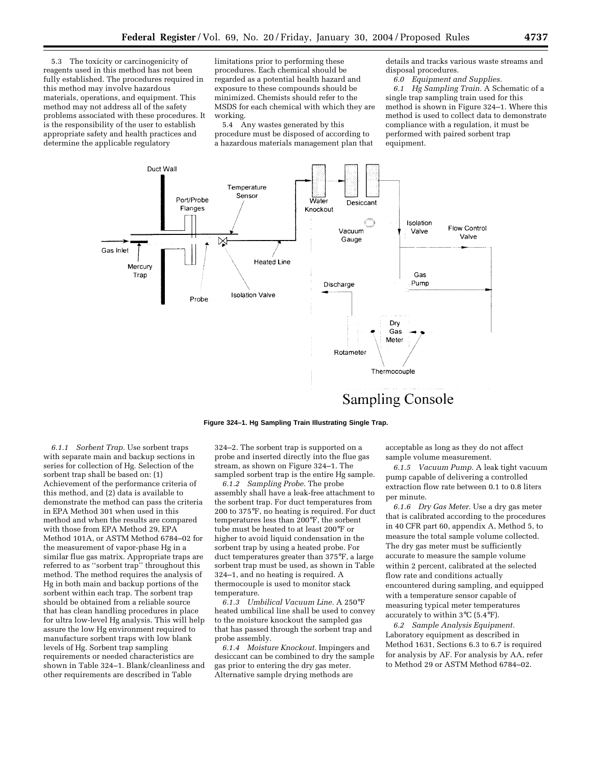5.3 The toxicity or carcinogenicity of reagents used in this method has not been fully established. The procedures required in this method may involve hazardous materials, operations, and equipment. This method may not address all of the safety problems associated with these procedures. It is the responsibility of the user to establish appropriate safety and health practices and determine the applicable regulatory limitations prior to performing these procedures. Each chemical should be regarded as a potential health hazard and exposure to these compounds should be minimized. Chemists should refer to the MSDS for each chemical with which they are working.

5.4 Any wastes generated by this procedure must be disposed of according to a hazardous materials management plan that details and tracks various waste streams and disposal procedures.

*6.0 Equipment and Supplies.*

*6.1 Hg Sampling Train.* A Schematic of a single trap sampling train used for this method is shown in Figure 324–1. Where this method is used to collect data to demonstrate compliance with a regulation, it must be performed with paired sorbent trap equipment.

**Figure 324–1. Hg Sampling Train Illustrating Single Trap.**

*6.1.1 Sorbent Trap.* Use sorbent traps with separate main and backup sections in series for collection of Hg. Selection of the sorbent trap shall be based on: (1) Achievement of the performance criteria of this method, and (2) data is available to demonstrate the method can pass the criteria in EPA Method 301 when used in this method and when the results are compared with those from EPA Method 29, EPA Method 101A, or ASTM Method 6784–02 for the measurement of vapor-phase Hg in a similar flue gas matrix. Appropriate traps are referred to as ''sorbent trap'' throughout this method. The method requires the analysis of Hg in both main and backup portions of the sorbent within each trap. The sorbent trap should be obtained from a reliable source that has clean handling procedures in place for ultra low-level Hg analysis. This will help assure the low Hg environment required to manufacture sorbent traps with low blank levels of Hg. Sorbent trap sampling requirements or needed characteristics are shown in Table 324–1. Blank/cleanliness and other requirements are described in Table 324–2. The sorbent trap is supported on a probe and inserted directly into the flue gas stream, as shown on Figure 324–1. The sampled sorbent trap is the entire Hg sample.

*6.1.2 Sampling Probe.* The probe assembly shall have a leak-free attachment to the sorbent trap. For duct temperatures from 200 to 375°F, no heating is required. For duct temperatures less than 200°F, the sorbent tube must be heated to at least 200°F or higher to avoid liquid condensation in the sorbent trap by using a heated probe. For duct temperatures greater than 375°F, a large sorbent trap must be used, as shown in Table 324–1, and no heating is required. A thermocouple is used to monitor stack temperature.

*6.1.3 Umbilical Vacuum Line.* A 250°F heated umbilical line shall be used to convey to the moisture knockout the sampled gas that has passed through the sorbent trap and probe assembly.

*6.1.4 Moisture Knockout.* Impingers and desiccant can be combined to dry the sample gas prior to entering the dry gas meter. Alternative sample drying methods are acceptable as long as they do not affect sample volume measurement.

*6.1.5 Vacuum Pump.* A leak tight vacuum pump capable of delivering a controlled extraction flow rate between 0.1 to 0.8 liters per minute.

*6.1.6 Dry Gas Meter.* Use a dry gas meter that is calibrated according to the procedures in 40 CFR part 60, appendix A, Method 5, to measure the total sample volume collected. The dry gas meter must be sufficiently accurate to measure the sample volume within 2 percent, calibrated at the selected flow rate and conditions actually encountered during sampling, and equipped with a temperature sensor capable of measuring typical meter temperatures accurately to within 3°C (5.4°F).

*6.2 Sample Analysis Equipment.* Laboratory equipment as described in Method 1631, Sections 6.3 to 6.7 is required for analysis by AF. For analysis by AA, refer to Method 29 or ASTM Method 6784–02.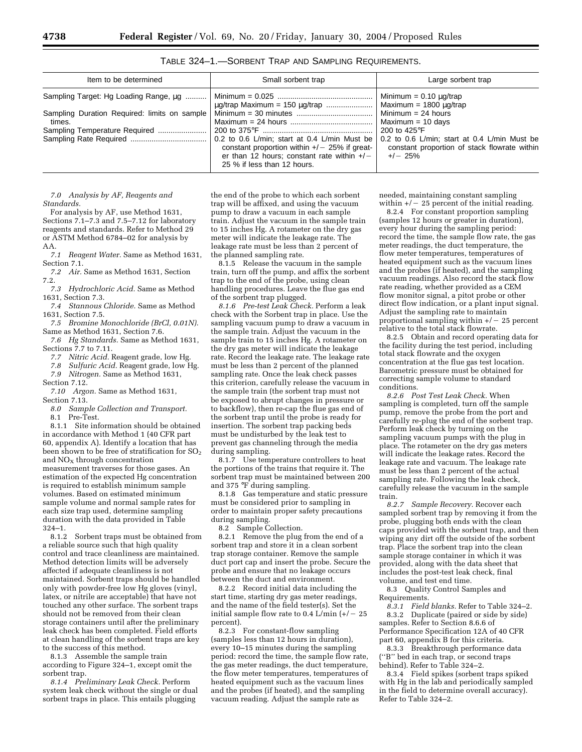TABLE 324–1.—SORBENT TRAP AND SAMPLING REQUIREMENTS.

| Item to be determined | Small sorbent trap | Large sorbent trap |
|---|---|---|
| Sampling Target: Hg Loading Range, µg | Minimum = 0.025 µg/trap Maximum = 150 µg/trap | Minimum = 0.10 µg/trap Maximum = 1800 µg/trap |
| Sampling Duration Required: limits on sample times. | Minimum = 30 minutes Maximum = 24 hours | Minimum = 24 hours Maximum = 10 days |
| Sampling Temperature Required | 200 to 375°F | 200 to 425°F |
| Sampling Rate Required | 0.2 to 0.6 L/min; start at 0.4 L/min Must be constant proportion within +/− 25% if greater than 12 hours; constant rate within +/− 25 % if less than 12 hours. | 0.2 to 0.6 L/min; start at 0.4 L/min Must be constant proportion of stack flowrate within +/− 25% |

*7.0 Analysis by AF, Reagents and Standards.*

For analysis by AF, use Method 1631, Sections 7.1–7.3 and 7.5–7.12 for laboratory reagents and standards. Refer to Method 29 or ASTM Method 6784–02 for analysis by AA.

*7.1 Reagent Water.* Same as Method 1631, Section 7.1.

*7.2 Air.* Same as Method 1631, Section 7.2.

*7.3 Hydrochloric Acid.* Same as Method 1631, Section 7.3.

*7.4 Stannous Chloride.* Same as Method 1631, Section 7.5.

*7.5 Bromine Monochloride (BrCl, 0.01N).* Same as Method 1631, Section 7.6.

*7.6 Hg Standards.* Same as Method 1631, Sections 7.7 to 7.11.

*7.7 Nitric Acid.* Reagent grade, low Hg.

*7.8 Sulfuric Acid.* Reagent grade, low Hg.

*7.9 Nitrogen.* Same as Method 1631, Section 7.12.

*7.10 Argon.* Same as Method 1631, Section 7.13.

*8.0 Sample Collection and Transport.*

8.1 Pre-Test.

8.1.1 Site information should be obtained in accordance with Method 1 (40 CFR part 60, appendix A). Identify a location that has been shown to be free of stratification for $SO_2$ and $NO_X$ through concentration measurement traverses for those gases. An estimation of the expected Hg concentration is required to establish minimum sample volumes. Based on estimated minimum sample volume and normal sample rates for each size trap used, determine sampling duration with the data provided in Table 324–1.

8.1.2 Sorbent traps must be obtained from a reliable source such that high quality control and trace cleanliness are maintained. Method detection limits will be adversely affected if adequate cleanliness is not maintained. Sorbent traps should be handled only with powder-free low Hg gloves (vinyl, latex, or nitrile are acceptable) that have not touched any other surface. The sorbent traps should not be removed from their clean storage containers until after the preliminary leak check has been completed. Field efforts at clean handling of the sorbent traps are key to the success of this method.

8.1.3 Assemble the sample train according to Figure 324–1, except omit the sorbent trap.

*8.1.4 Preliminary Leak Check.* Perform system leak check without the single or dual sorbent traps in place. This entails plugging the end of the probe to which each sorbent trap will be affixed, and using the vacuum pump to draw a vacuum in each sample train. Adjust the vacuum in the sample train to 15 inches Hg. A rotameter on the dry gas meter will indicate the leakage rate. The leakage rate must be less than 2 percent of the planned sampling rate.

8.1.5 Release the vacuum in the sample train, turn off the pump, and affix the sorbent trap to the end of the probe, using clean handling procedures. Leave the flue gas end of the sorbent trap plugged.

*8.1.6 Pre-test Leak Check.* Perform a leak check with the Sorbent trap in place. Use the sampling vacuum pump to draw a vacuum in the sample train. Adjust the vacuum in the sample train to 15 inches Hg. A rotameter on the dry gas meter will indicate the leakage rate. Record the leakage rate. The leakage rate must be less than 2 percent of the planned sampling rate. Once the leak check passes this criterion, carefully release the vacuum in the sample train (the sorbent trap must not be exposed to abrupt changes in pressure or to backflow), then re-cap the flue gas end of the sorbent trap until the probe is ready for insertion. The sorbent trap packing beds must be undisturbed by the leak test to prevent gas channeling through the media during sampling.

8.1.7 Use temperature controllers to heat the portions of the trains that require it. The sorbent trap must be maintained between 200 and 375 °F during sampling.

8.1.8 Gas temperature and static pressure must be considered prior to sampling in order to maintain proper safety precautions during sampling.

8.2 Sample Collection.

8.2.1 Remove the plug from the end of a sorbent trap and store it in a clean sorbent trap storage container. Remove the sample duct port cap and insert the probe. Secure the probe and ensure that no leakage occurs between the duct and environment.

8.2.2 Record initial data including the start time, starting dry gas meter readings, and the name of the field tester(s). Set the initial sample flow rate to 0.4 L/min (+/− 25 percent).

8.2.3 For constant-flow sampling (samples less than 12 hours in duration), every 10–15 minutes during the sampling period: record the time, the sample flow rate, the gas meter readings, the duct temperature, the flow meter temperatures, temperatures of heated equipment such as the vacuum lines and the probes (if heated), and the sampling vacuum reading. Adjust the sample rate as needed, maintaining constant sampling within +/− 25 percent of the initial reading.

8.2.4 For constant proportion sampling (samples 12 hours or greater in duration), every hour during the sampling period: record the time, the sample flow rate, the gas meter readings, the duct temperature, the flow meter temperatures, temperatures of heated equipment such as the vacuum lines and the probes (if heated), and the sampling vacuum readings. Also record the stack flow rate reading, whether provided as a CEM flow monitor signal, a pitot probe or other direct flow indication, or a plant input signal. Adjust the sampling rate to maintain proportional sampling within +/− 25 percent relative to the total stack flowrate.

8.2.5 Obtain and record operating data for the facility during the test period, including total stack flowrate and the oxygen concentration at the flue gas test location. Barometric pressure must be obtained for correcting sample volume to standard conditions.

*8.2.6 Post Test Leak Check.* When sampling is completed, turn off the sample pump, remove the probe from the port and carefully re-plug the end of the sorbent trap. Perform leak check by turning on the sampling vacuum pumps with the plug in place. The rotameter on the dry gas meters will indicate the leakage rates. Record the leakage rate and vacuum. The leakage rate must be less than 2 percent of the actual sampling rate. Following the leak check, carefully release the vacuum in the sample train.

*8.2.7 Sample Recovery.* Recover each sampled sorbent trap by removing it from the probe, plugging both ends with the clean caps provided with the sorbent trap, and then wiping any dirt off the outside of the sorbent trap. Place the sorbent trap into the clean sample storage container in which it was provided, along with the data sheet that includes the post-test leak check, final volume, and test end time.

8.3 Quality Control Samples and Requirements.

*8.3.1 Field blanks.* Refer to Table 324–2.

8.3.2 Duplicate (paired or side by side) samples. Refer to Section 8.6.6 of Performance Specification 12A of 40 CFR part 60, appendix B for this criteria.

8.3.3 Breakthrough performance data (''B'' bed in each trap, or second traps behind). Refer to Table 324–2.

8.3.4 Field spikes (sorbent traps spiked with Hg in the lab and periodically sampled in the field to determine overall accuracy). Refer to Table 324–2.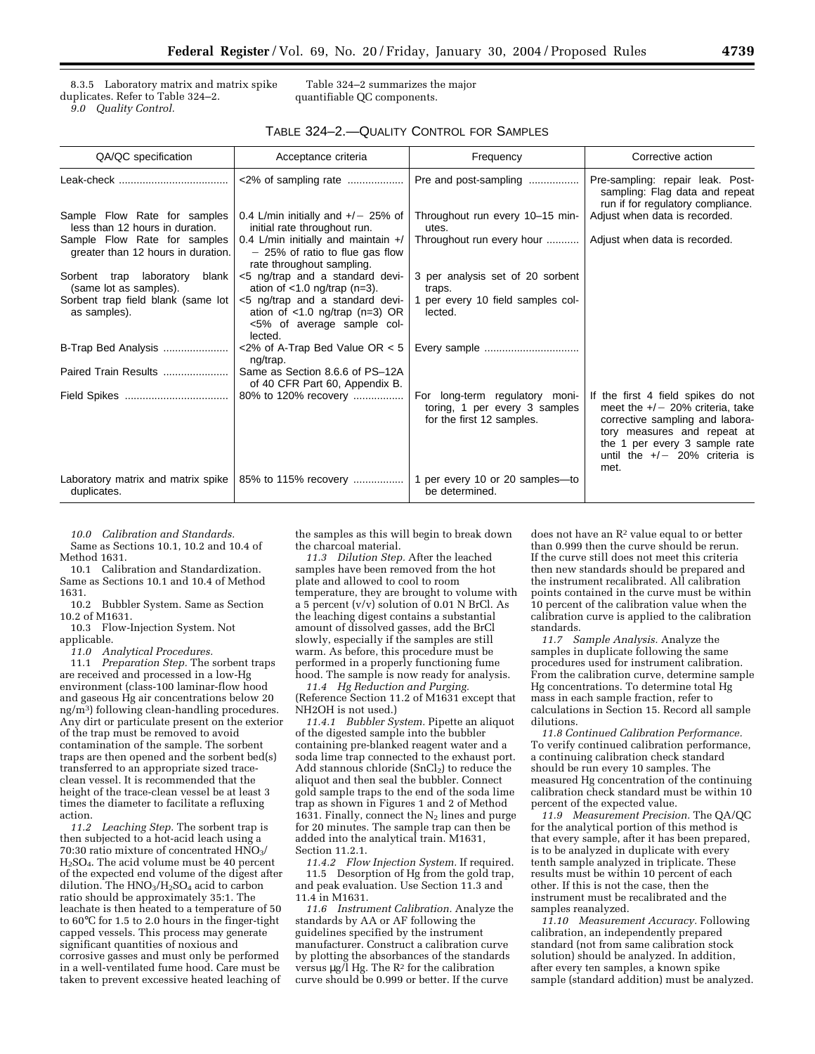8.3.5 Laboratory matrix and matrix spike duplicates. Refer to Table 324–2.

*9.0 Quality Control.*

Table 324–2 summarizes the major quantifiable QC components.

TABLE 324–2.—QUALITY CONTROL FOR SAMPLES

| QA/QC specification | Acceptance criteria | Frequency | Corrective action |
|---|---|---|---|
| Leak-check | <2% of sampling rate | Pre and post-sampling | Pre-sampling: repair leak. Post-sampling: Flag data and repeat run if for regulatory compliance. |
| Sample Flow Rate for samples less than 12 hours in duration. | 0.4 L/min initially and +/− 25% of initial rate throughout run. | Throughout run every 10–15 minutes. | Adjust when data is recorded. |
| Sample Flow Rate for samples greater than 12 hours in duration. | 0.4 L/min initially and maintain +/ − 25% of ratio to flue gas flow rate throughout sampling. | Throughout run every hour | Adjust when data is recorded. |
| Sorbent trap laboratory blank (same lot as samples). | <5 ng/trap and a standard deviation of <1.0 ng/trap (n=3). | 3 per analysis set of 20 sorbent traps. | |
| Sorbent trap field blank (same lot as samples). | <5 ng/trap and a standard deviation of <1.0 ng/trap (n=3) OR <5% of average sample collected. | 1 per every 10 field samples collected. | |
| B-Trap Bed Analysis | <2% of A-Trap Bed Value OR < 5 ng/trap. | Every sample | |
| Paired Train Results | Same as Section 8.6.6 of PS–12A of 40 CFR Part 60, Appendix B. | | |
| Field Spikes | 80% to 120% recovery | For long-term regulatory monitoring, 1 per every 3 samples for the first 12 samples. | If the first 4 field spikes do not meet the +/− 20% criteria, take corrective sampling and laboratory measures and repeat at the 1 per every 3 sample rate until the +/− 20% criteria is met. |
| Laboratory matrix and matrix spike duplicates. | 85% to 115% recovery | 1 per every 10 or 20 samples—to be determined. | |

*10.0 Calibration and Standards.* Same as Sections 10.1, 10.2 and 10.4 of Method 1631.

10.1 Calibration and Standardization. Same as Sections 10.1 and 10.4 of Method 1631.

10.2 Bubbler System. Same as Section 10.2 of M1631.

10.3 Flow-Injection System. Not applicable.

*11.0 Analytical Procedures.*

11.1 *Preparation Step.* The sorbent traps are received and processed in a low-Hg environment (class-100 laminar-flow hood and gaseous Hg air concentrations below 20 ng/m³) following clean-handling procedures. Any dirt or particulate present on the exterior of the trap must be removed to avoid contamination of the sample. The sorbent traps are then opened and the sorbent bed(s) transferred to an appropriate sized trace-clean vessel. It is recommended that the height of the trace-clean vessel be at least 3 times the diameter to facilitate a refluxing action.

*11.2 Leaching Step.* The sorbent trap is then subjected to a hot-acid leach using a 70:30 ratio mixture of concentrated $HNO_3$/$H_2SO_4$. The acid volume must be 40 percent of the expected end volume of the digest after dilution. The $HNO_3$/$H_2SO_4$ acid to carbon ratio should be approximately 35:1. The leachate is then heated to a temperature of 50 to 60°C for 1.5 to 2.0 hours in the finger-tight capped vessels. This process may generate significant quantities of noxious and corrosive gasses and must only be performed in a well-ventilated fume hood. Care must be taken to prevent excessive heated leaching of the samples as this will begin to break down the charcoal material.

*11.3 Dilution Step.* After the leached samples have been removed from the hot plate and allowed to cool to room temperature, they are brought to volume with a 5 percent (v/v) solution of 0.01 N BrCl. As the leaching digest contains a substantial amount of dissolved gasses, add the BrCl slowly, especially if the samples are still warm. As before, this procedure must be performed in a properly functioning fume hood. The sample is now ready for analysis.

*11.4 Hg Reduction and Purging.* (Reference Section 11.2 of M1631 except that NH2OH is not used.)

*11.4.1 Bubbler System.* Pipette an aliquot of the digested sample into the bubbler containing pre-blanked reagent water and a soda lime trap connected to the exhaust port. Add stannous chloride ($SnCl_2$) to reduce the aliquot and then seal the bubbler. Connect gold sample traps to the end of the soda lime trap as shown in Figures 1 and 2 of Method 1631. Finally, connect the $N_2$ lines and purge for 20 minutes. The sample trap can then be added into the analytical train. M1631, Section 11.2.1.

*11.4.2 Flow Injection System.* If required.

11.5 Desorption of Hg from the gold trap, and peak evaluation. Use Section 11.3 and 11.4 in M1631.

*11.6 Instrument Calibration.* Analyze the standards by AA or AF following the guidelines specified by the instrument manufacturer. Construct a calibration curve by plotting the absorbances of the standards versus µg/l Hg. The $R^2$ for the calibration curve should be 0.999 or better. If the curve does not have an $R^2$ value equal to or better than 0.999 then the curve should be rerun. If the curve still does not meet this criteria then new standards should be prepared and the instrument recalibrated. All calibration points contained in the curve must be within 10 percent of the calibration value when the calibration curve is applied to the calibration standards.

*11.7 Sample Analysis.* Analyze the samples in duplicate following the same procedures used for instrument calibration. From the calibration curve, determine sample Hg concentrations. To determine total Hg mass in each sample fraction, refer to calculations in Section 15. Record all sample dilutions.

*11.8 Continued Calibration Performance.* To verify continued calibration performance, a continuing calibration check standard should be run every 10 samples. The measured Hg concentration of the continuing calibration check standard must be within 10 percent of the expected value.

*11.9 Measurement Precision.* The QA/QC for the analytical portion of this method is that every sample, after it has been prepared, is to be analyzed in duplicate with every tenth sample analyzed in triplicate. These results must be within 10 percent of each other. If this is not the case, then the instrument must be recalibrated and the samples reanalyzed.

*11.10 Measurement Accuracy.* Following calibration, an independently prepared standard (not from same calibration stock solution) should be analyzed. In addition, after every ten samples, a known spike sample (standard addition) must be analyzed.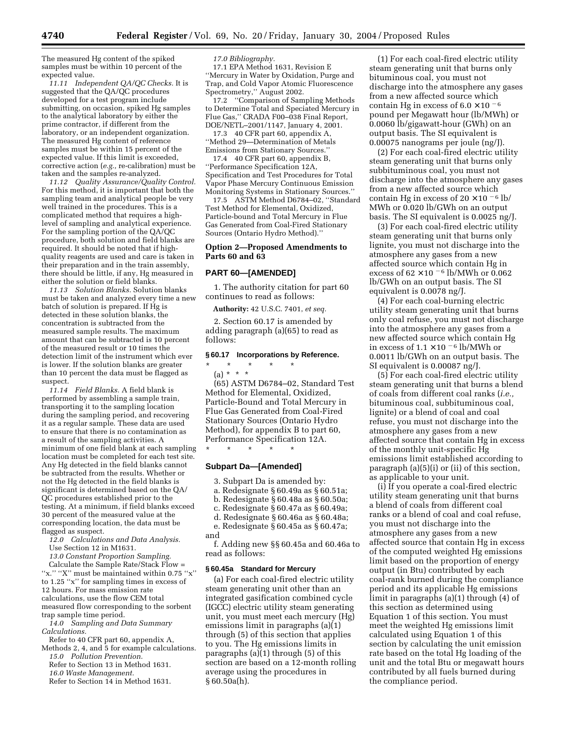The measured Hg content of the spiked samples must be within 10 percent of the expected value.

*11.11 Independent QA/QC Checks.* It is suggested that the QA/QC procedures developed for a test program include submitting, on occasion, spiked Hg samples to the analytical laboratory by either the prime contractor, if different from the laboratory, or an independent organization. The measured Hg content of reference samples must be within 15 percent of the expected value. If this limit is exceeded, corrective action (*e.g.,* re-calibration) must be taken and the samples re-analyzed.

*11.12 Quality Assurance/Quality Control.* For this method, it is important that both the sampling team and analytical people be very well trained in the procedures. This is a complicated method that requires a high-level of sampling and analytical experience. For the sampling portion of the QA/QC procedure, both solution and field blanks are required. It should be noted that if high-quality reagents are used and care is taken in their preparation and in the train assembly, there should be little, if any, Hg measured in either the solution or field blanks.

*11.13 Solution Blanks.* Solution blanks must be taken and analyzed every time a new batch of solution is prepared. If Hg is detected in these solution blanks, the concentration is subtracted from the measured sample results. The maximum amount that can be subtracted is 10 percent of the measured result or 10 times the detection limit of the instrument which ever is lower. If the solution blanks are greater than 10 percent the data must be flagged as suspect.

*11.14 Field Blanks.* A field blank is performed by assembling a sample train, transporting it to the sampling location during the sampling period, and recovering it as a regular sample. These data are used to ensure that there is no contamination as a result of the sampling activities. A minimum of one field blank at each sampling location must be completed for each test site. Any Hg detected in the field blanks cannot be subtracted from the results. Whether or not the Hg detected in the field blanks is significant is determined based on the QA/QC procedures established prior to the testing. At a minimum, if field blanks exceed 30 percent of the measured value at the corresponding location, the data must be flagged as suspect.

*12.0 Calculations and Data Analysis.* Use Section 12 in M1631.

*13.0 Constant Proportion Sampling.* Calculate the Sample Rate/Stack Flow = ''x.'' ''X'' must be maintained within 0.75 ''x'' to 1.25 ''x'' for sampling times in excess of 12 hours. For mass emission rate calculations, use the flow CEM total measured flow corresponding to the sorbent trap sample time period.

*14.0 Sampling and Data Summary Calculations.*

Refer to 40 CFR part 60, appendix A, Methods 2, 4, and 5 for example calculations.

*15.0 Pollution Prevention.*

Refer to Section 13 in Method 1631.

*16.0 Waste Management.*

Refer to Section 14 in Method 1631.

*17.0 Bibliography.*

17.1 EPA Method 1631, Revision E ''Mercury in Water by Oxidation, Purge and Trap, and Cold Vapor Atomic Fluorescence Spectrometry,'' August 2002.

17.2 ''Comparison of Sampling Methods to Determine Total and Speciated Mercury in Flue Gas,'' CRADA F00–038 Final Report, DOE/NETL–2001/1147, January 4, 2001.

17.3 40 CFR part 60, appendix A, ''Method 29—Determination of Metals Emissions from Stationary Sources.''

17.4 40 CFR part 60, appendix B, ''Performance Specification 12A, Specification and Test Procedures for Total Vapor Phase Mercury Continuous Emission Monitoring Systems in Stationary Sources.''

17.5 ASTM Method D6784–02, ''Standard Test Method for Elemental, Oxidized, Particle-bound and Total Mercury in Flue Gas Generated from Coal-Fired Stationary Sources (Ontario Hydro Method).''

## Option 2—Proposed Amendments to Parts 60 and 63

## PART 60—[AMENDED]

1. The authority citation for part 60 continues to read as follows:

**Authority:** 42 U.S.C. 7401, *et seq.*

2. Section 60.17 is amended by adding paragraph (a)(65) to read as follows:

### § 60.17 Incorporations by Reference.

\* \* \* \* \*

(a) \* \* \*

(65) ASTM D6784–02, Standard Test Method for Elemental, Oxidized, Particle-Bound and Total Mercury in Flue Gas Generated from Coal-Fired Stationary Sources (Ontario Hydro Method), for appendix B to part 60, Performance Specification 12A.

\* \* \* \* \*

## Subpart Da—[Amended]

3. Subpart Da is amended by:

a. Redesignate § 60.49a as § 60.51a;

b. Redesignate § 60.48a as § 60.50a;

c. Redesignate § 60.47a as § 60.49a;

d. Redesignate § 60.46a as § 60.48a;

e. Redesignate § 60.45a as § 60.47a; and

f. Adding new §§ 60.45a and 60.46a to read as follows:

### § 60.45a Standard for Mercury

(a) For each coal-fired electric utility steam generating unit other than an integrated gasification combined cycle (IGCC) electric utility steam generating unit, you must meet each mercury (Hg) emissions limit in paragraphs (a)(1) through (5) of this section that applies to you. The Hg emissions limits in paragraphs (a)(1) through (5) of this section are based on a 12-month rolling average using the procedures in § 60.50a(h).

(1) For each coal-fired electric utility steam generating unit that burns only bituminous coal, you must not discharge into the atmosphere any gases from a new affected source which contain Hg in excess of $6.0 \times 10^{-6}$ pound per Megawatt hour (lb/MWh) or 0.0060 lb/gigawatt-hour (GWh) on an output basis. The SI equivalent is 0.00075 nanograms per joule (ng/J).

(2) For each coal-fired electric utility steam generating unit that burns only subbituminous coal, you must not discharge into the atmosphere any gases from a new affected source which contain Hg in excess of $20 \times 10^{-6}$ lb/MWh or 0.020 lb/GWh on an output basis. The SI equivalent is 0.0025 ng/J.

(3) For each coal-fired electric utility steam generating unit that burns only lignite, you must not discharge into the atmosphere any gases from a new affected source which contain Hg in excess of $62 \times 10^{-6}$ lb/MWh or 0.062 lb/GWh on an output basis. The SI equivalent is 0.0078 ng/J.

(4) For each coal-burning electric utility steam generating unit that burns only coal refuse, you must not discharge into the atmosphere any gases from a new affected source which contain Hg in excess of $1.1 \times 10^{-6}$ lb/MWh or 0.0011 lb/GWh on an output basis. The SI equivalent is 0.00087 ng/J.

(5) For each coal-fired electric utility steam generating unit that burns a blend of coals from different coal ranks (*i.e.,* bituminous coal, subbituminous coal, lignite) or a blend of coal and coal refuse, you must not discharge into the atmosphere any gases from a new affected source that contain Hg in excess of the monthly unit-specific Hg emissions limit established according to paragraph (a)(5)(i) or (ii) of this section, as applicable to your unit.

(i) If you operate a coal-fired electric utility steam generating unit that burns a blend of coals from different coal ranks or a blend of coal and coal refuse, you must not discharge into the atmosphere any gases from a new affected source that contain Hg in excess of the computed weighted Hg emissions limit based on the proportion of energy output (in Btu) contributed by each coal-rank burned during the compliance period and its applicable Hg emissions limit in paragraphs (a)(1) through (4) of this section as determined using Equation 1 of this section. You must meet the weighted Hg emissions limit calculated using Equation 1 of this section by calculating the unit emission rate based on the total Hg loading of the unit and the total Btu or megawatt hours contributed by all fuels burned during the compliance period.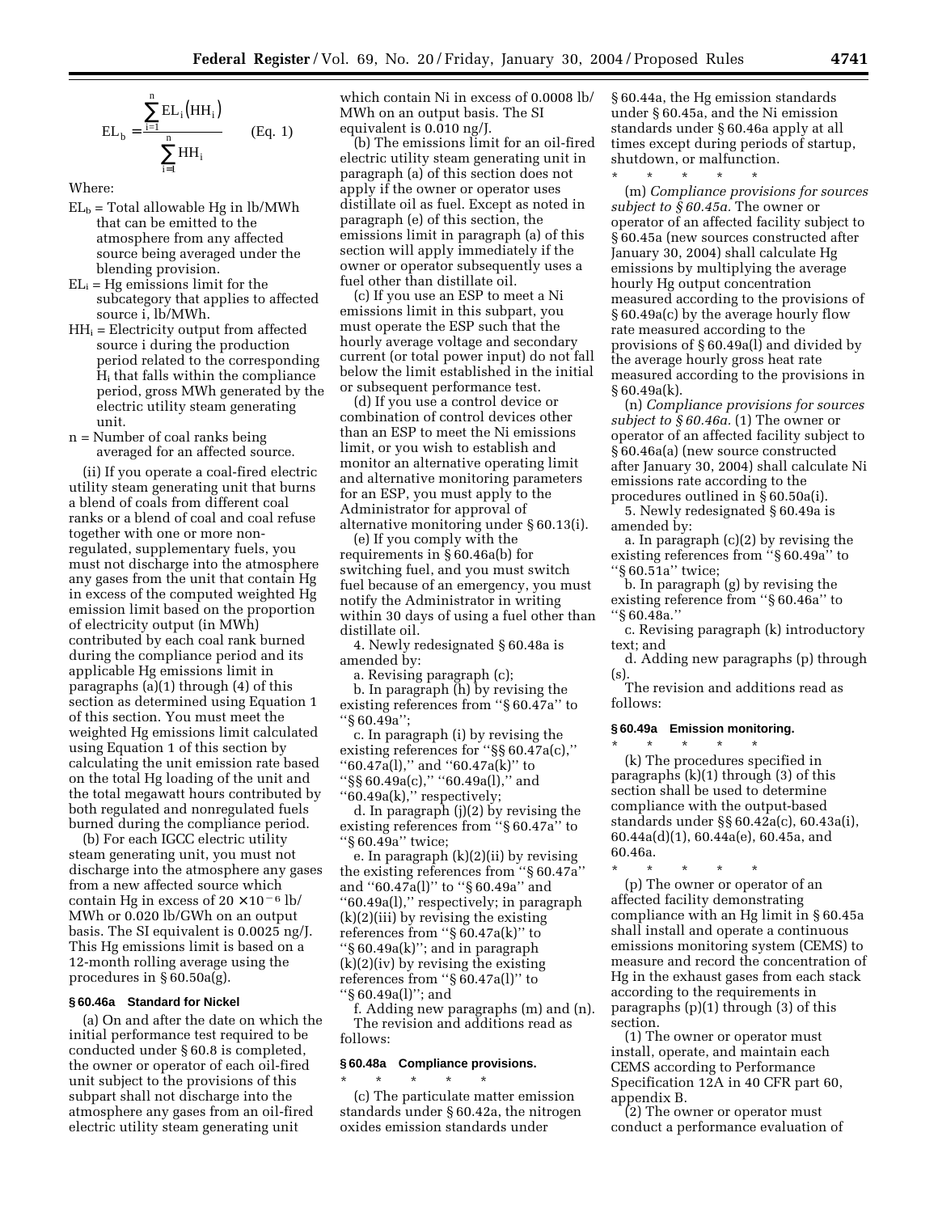$$EL_b = \frac{\sum_{i=1}^{n} EL_i (HH_i)}{\sum_{i=1}^{n} HH_i} \qquad \text{(Eq. 1)}$$

Where:

$EL_b$ = Total allowable Hg in lb/MWh that can be emitted to the atmosphere from any affected source being averaged under the blending provision.

$EL_i$ = Hg emissions limit for the subcategory that applies to affected source i, lb/MWh.

$HH_i$ = Electricity output from affected source i during the production period related to the corresponding $H_i$ that falls within the compliance period, gross MWh generated by the electric utility steam generating unit.

n = Number of coal ranks being averaged for an affected source.

(ii) If you operate a coal-fired electric utility steam generating unit that burns a blend of coals from different coal ranks or a blend of coal and coal refuse together with one or more non-regulated, supplementary fuels, you must not discharge into the atmosphere any gases from the unit that contain Hg in excess of the computed weighted Hg emission limit based on the proportion of electricity output (in MWh) contributed by each coal rank burned during the compliance period and its applicable Hg emissions limit in paragraphs (a)(1) through (4) of this section as determined using Equation 1 of this section. You must meet the weighted Hg emissions limit calculated using Equation 1 of this section by calculating the unit emission rate based on the total Hg loading of the unit and the total megawatt hours contributed by both regulated and nonregulated fuels burned during the compliance period.

(b) For each IGCC electric utility steam generating unit, you must not discharge into the atmosphere any gases from a new affected source which contain Hg in excess of $20 \times 10^{-6}$ lb/MWh or 0.020 lb/GWh on an output basis. The SI equivalent is 0.0025 ng/J. This Hg emissions limit is based on a 12-month rolling average using the procedures in § 60.50a(g).

### § 60.46a Standard for Nickel

(a) On and after the date on which the initial performance test required to be conducted under § 60.8 is completed, the owner or operator of each oil-fired unit subject to the provisions of this subpart shall not discharge into the atmosphere any gases from an oil-fired electric utility steam generating unit which contain Ni in excess of 0.0008 lb/MWh on an output basis. The SI equivalent is 0.010 ng/J.

(b) The emissions limit for an oil-fired electric utility steam generating unit in paragraph (a) of this section does not apply if the owner or operator uses distillate oil as fuel. Except as noted in paragraph (e) of this section, the emissions limit in paragraph (a) of this section will apply immediately if the owner or operator subsequently uses a fuel other than distillate oil.

(c) If you use an ESP to meet a Ni emissions limit in this subpart, you must operate the ESP such that the hourly average voltage and secondary current (or total power input) do not fall below the limit established in the initial or subsequent performance test.

(d) If you use a control device or combination of control devices other than an ESP to meet the Ni emissions limit, or you wish to establish and monitor an alternative operating limit and alternative monitoring parameters for an ESP, you must apply to the Administrator for approval of alternative monitoring under § 60.13(i).

(e) If you comply with the requirements in § 60.46a(b) for switching fuel, and you must switch fuel because of an emergency, you must notify the Administrator in writing within 30 days of using a fuel other than distillate oil.

4. Newly redesignated § 60.48a is amended by:

a. Revising paragraph (c);

b. In paragraph (h) by revising the existing references from "§ 60.47a" to "§ 60.49a";

c. In paragraph (i) by revising the existing references for "§§ 60.47a(c)," "60.47a(l)," and "60.47a(k)" to "§§ 60.49a(c)," "60.49a(l)," and "60.49a(k)," respectively;

d. In paragraph (j)(2) by revising the existing references from "§ 60.47a" to "§ 60.49a" twice;

e. In paragraph (k)(2)(ii) by revising the existing references from "§ 60.47a" and "60.47a(l)" to "§ 60.49a" and "60.49a(l)," respectively; in paragraph (k)(2)(iii) by revising the existing references from "§ 60.47a(k)" to "§ 60.49a(k)"; and in paragraph (k)(2)(iv) by revising the existing references from "§ 60.47a(l)" to "§ 60.49a(l)"; and

f. Adding new paragraphs (m) and (n).

The revision and additions read as follows:

### § 60.48a Compliance provisions.

\* \* \* \* \*

(c) The particulate matter emission standards under § 60.42a, the nitrogen oxides emission standards under § 60.44a, the Hg emission standards under § 60.45a, and the Ni emission standards under § 60.46a apply at all times except during periods of startup, shutdown, or malfunction.

\* \* \* \* \*

(m) *Compliance provisions for sources subject to § 60.45a.* The owner or operator of an affected facility subject to § 60.45a (new sources constructed after January 30, 2004) shall calculate Hg emissions by multiplying the average hourly Hg output concentration measured according to the provisions of § 60.49a(c) by the average hourly flow rate measured according to the provisions of § 60.49a(l) and divided by the average hourly gross heat rate measured according to the provisions in § 60.49a(k).

(n) *Compliance provisions for sources subject to § 60.46a.* (1) The owner or operator of an affected facility subject to § 60.46a(a) (new source constructed after January 30, 2004) shall calculate Ni emissions rate according to the procedures outlined in § 60.50a(i).

5. Newly redesignated § 60.49a is amended by:

a. In paragraph (c)(2) by revising the existing references from "§ 60.49a" to "§ 60.51a" twice;

b. In paragraph (g) by revising the existing reference from "§ 60.46a" to "§ 60.48a."

c. Revising paragraph (k) introductory text; and

d. Adding new paragraphs (p) through (s).

The revision and additions read as follows:

### § 60.49a Emission monitoring.

\* \* \* \* \*

(k) The procedures specified in paragraphs (k)(1) through (3) of this section shall be used to determine compliance with the output-based standards under §§ 60.42a(c), 60.43a(i), 60.44a(d)(1), 60.44a(e), 60.45a, and 60.46a.

\* \* \* \* \*

(p) The owner or operator of an affected facility demonstrating compliance with an Hg limit in § 60.45a shall install and operate a continuous emissions monitoring system (CEMS) to measure and record the concentration of Hg in the exhaust gases from each stack according to the requirements in paragraphs (p)(1) through (3) of this section.

(1) The owner or operator must install, operate, and maintain each CEMS according to Performance Specification 12A in 40 CFR part 60, appendix B.

(2) The owner or operator must conduct a performance evaluation of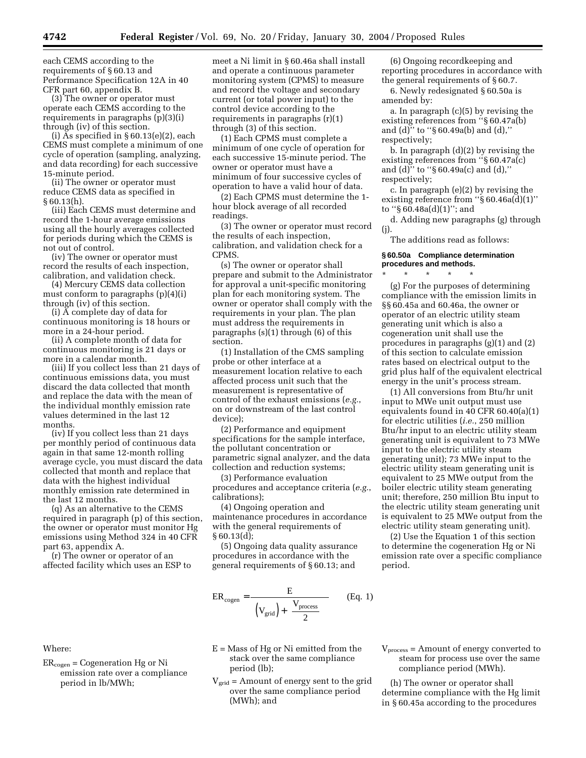each CEMS according to the requirements of § 60.13 and Performance Specification 12A in 40 CFR part 60, appendix B.

(3) The owner or operator must operate each CEMS according to the requirements in paragraphs (p)(3)(i) through (iv) of this section.

(i) As specified in § 60.13(e)(2), each CEMS must complete a minimum of one cycle of operation (sampling, analyzing, and data recording) for each successive 15-minute period.

(ii) The owner or operator must reduce CEMS data as specified in § 60.13(h).

(iii) Each CEMS must determine and record the 1-hour average emissions using all the hourly averages collected for periods during which the CEMS is not out of control.

(iv) The owner or operator must record the results of each inspection, calibration, and validation check.

(4) Mercury CEMS data collection must conform to paragraphs (p)(4)(i) through (iv) of this section.

(i) A complete day of data for continuous monitoring is 18 hours or more in a 24-hour period.

(ii) A complete month of data for continuous monitoring is 21 days or more in a calendar month.

(iii) If you collect less than 21 days of continuous emissions data, you must discard the data collected that month and replace the data with the mean of the individual monthly emission rate values determined in the last 12 months.

(iv) If you collect less than 21 days per monthly period of continuous data again in that same 12-month rolling average cycle, you must discard the data collected that month and replace that data with the highest individual monthly emission rate determined in the last 12 months.

(q) As an alternative to the CEMS required in paragraph (p) of this section, the owner or operator must monitor Hg emissions using Method 324 in 40 CFR part 63, appendix A.

(r) The owner or operator of an affected facility which uses an ESP to meet a Ni limit in § 60.46a shall install and operate a continuous parameter monitoring system (CPMS) to measure and record the voltage and secondary current (or total power input) to the control device according to the requirements in paragraphs (r)(1) through (3) of this section.

(1) Each CPMS must complete a minimum of one cycle of operation for each successive 15-minute period. The owner or operator must have a minimum of four successive cycles of operation to have a valid hour of data.

(2) Each CPMS must determine the 1-hour block average of all recorded readings.

(3) The owner or operator must record the results of each inspection, calibration, and validation check for a CPMS.

(s) The owner or operator shall prepare and submit to the Administrator for approval a unit-specific monitoring plan for each monitoring system. The owner or operator shall comply with the requirements in your plan. The plan must address the requirements in paragraphs (s)(1) through (6) of this section.

(1) Installation of the CMS sampling probe or other interface at a measurement location relative to each affected process unit such that the measurement is representative of control of the exhaust emissions (*e.g.*, on or downstream of the last control device);

(2) Performance and equipment specifications for the sample interface, the pollutant concentration or parametric signal analyzer, and the data collection and reduction systems;

(3) Performance evaluation procedures and acceptance criteria (*e.g.*, calibrations);

(4) Ongoing operation and maintenance procedures in accordance with the general requirements of § 60.13(d);

(5) Ongoing data quality assurance procedures in accordance with the general requirements of § 60.13; and

(6) Ongoing recordkeeping and reporting procedures in accordance with the general requirements of § 60.7.

6. Newly redesignated § 60.50a is amended by:

a. In paragraph (c)(5) by revising the existing references from "§ 60.47a(b) and (d)" to "§ 60.49a(b) and (d)," respectively;

b. In paragraph (d)(2) by revising the existing references from "§ 60.47a(c) and (d)" to "§ 60.49a(c) and (d)," respectively;

c. In paragraph (e)(2) by revising the existing reference from "§ 60.46a(d)(1)" to "§ 60.48a(d)(1)"; and

d. Adding new paragraphs (g) through (j).

The additions read as follows:

#### § 60.50a Compliance determination procedures and methods.

\* \* \* \* \*

(g) For the purposes of determining compliance with the emission limits in §§ 60.45a and 60.46a, the owner or operator of an electric utility steam generating unit which is also a cogeneration unit shall use the procedures in paragraphs (g)(1) and (2) of this section to calculate emission rates based on electrical output to the grid plus half of the equivalent electrical energy in the unit's process stream.

(1) All conversions from Btu/hr unit input to MWe unit output must use equivalents found in 40 CFR 60.40(a)(1) for electric utilities (*i.e.*, 250 million Btu/hr input to an electric utility steam generating unit is equivalent to 73 MWe input to the electric utility steam generating unit); 73 MWe input to the electric utility steam generating unit is equivalent to 25 MWe output from the boiler electric utility steam generating unit; therefore, 250 million Btu input to the electric utility steam generating unit is equivalent to 25 MWe output from the electric utility steam generating unit).

(2) Use the Equation 1 of this section to determine the cogeneration Hg or Ni emission rate over a specific compliance period.

$$ER_{cogen} = \frac{E}{\left(V_{grid}\right) + \frac{V_{process}}{2}} \qquad \text{(Eq. 1)}$$

Where:

$ER_{cogen}$ = Cogeneration Hg or Ni emission rate over a compliance period in lb/MWh;

E = Mass of Hg or Ni emitted from the stack over the same compliance period (lb);

$V_{grid}$ = Amount of energy sent to the grid over the same compliance period (MWh); and

$V_{process}$ = Amount of energy converted to steam for process use over the same compliance period (MWh).

(h) The owner or operator shall determine compliance with the Hg limit in § 60.45a according to the procedures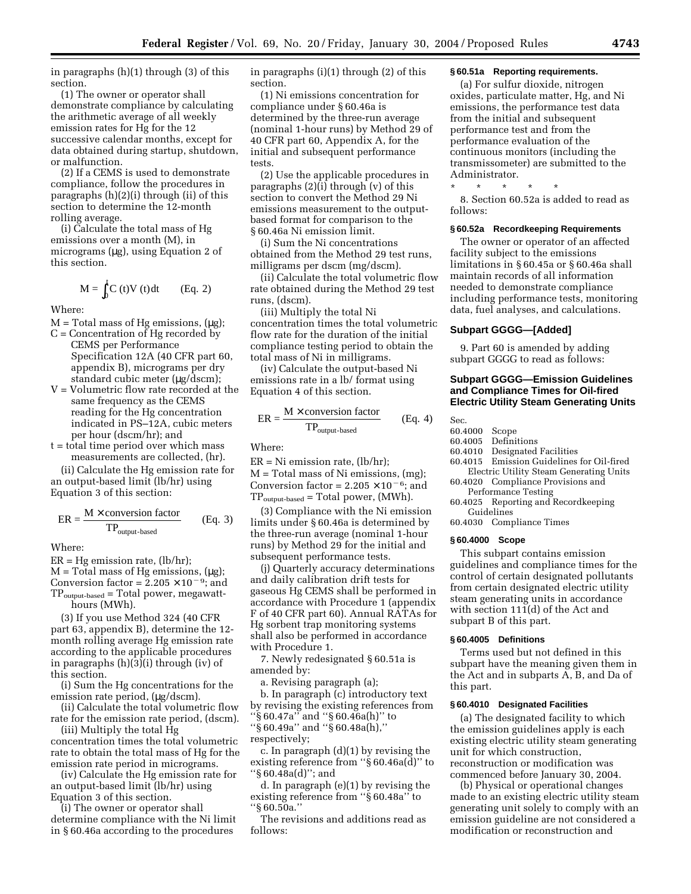in paragraphs (h)(1) through (3) of this section.

(1) The owner or operator shall demonstrate compliance by calculating the arithmetic average of all weekly emission rates for Hg for the 12 successive calendar months, except for data obtained during startup, shutdown, or malfunction.

(2) If a CEMS is used to demonstrate compliance, follow the procedures in paragraphs (h)(2)(i) through (ii) of this section to determine the 12-month rolling average.

(i) Calculate the total mass of Hg emissions over a month (M), in micrograms (μg), using Equation 2 of this section.

$$M = \int_0^t C(t)V(t)dt \qquad \text{(Eq. 2)}$$

Where:

M = Total mass of Hg emissions, (μg);

C = Concentration of Hg recorded by CEMS per Performance Specification 12A (40 CFR part 60, appendix B), micrograms per dry standard cubic meter (μg/dscm);

V = Volumetric flow rate recorded at the same frequency as the CEMS reading for the Hg concentration indicated in PS–12A, cubic meters per hour (dscm/hr); and

t = total time period over which mass measurements are collected, (hr).

(ii) Calculate the Hg emission rate for an output-based limit (lb/hr) using Equation 3 of this section:

$$ER = \frac{M \times \text{conversion factor}}{TP_{\text{output-based}}} \qquad \text{(Eq. 3)}$$

Where:

ER = Hg emission rate, (lb/hr);

M = Total mass of Hg emissions, (μg);

Conversion factor = $2.205 \times 10^{-9}$; and

$TP_{\text{output-based}}$ = Total power, megawatt-hours (MWh).

(3) If you use Method 324 (40 CFR part 63, appendix B), determine the 12-month rolling average Hg emission rate according to the applicable procedures in paragraphs (h)(3)(i) through (iv) of this section.

(i) Sum the Hg concentrations for the emission rate period, (μg/dscm).

(ii) Calculate the total volumetric flow rate for the emission rate period, (dscm).

(iii) Multiply the total Hg concentration times the total volumetric rate to obtain the total mass of Hg for the emission rate period in micrograms.

(iv) Calculate the Hg emission rate for an output-based limit (lb/hr) using Equation 3 of this section.

(i) The owner or operator shall determine compliance with the Ni limit in § 60.46a according to the procedures in paragraphs (i)(1) through (2) of this section.

(1) Ni emissions concentration for compliance under § 60.46a is determined by the three-run average (nominal 1-hour runs) by Method 29 of 40 CFR part 60, Appendix A, for the initial and subsequent performance tests.

(2) Use the applicable procedures in paragraphs (2)(i) through (v) of this section to convert the Method 29 Ni emissions measurement to the output-based format for comparison to the § 60.46a Ni emission limit.

(i) Sum the Ni concentrations obtained from the Method 29 test runs, milligrams per dscm (mg/dscm).

(ii) Calculate the total volumetric flow rate obtained during the Method 29 test runs, (dscm).

(iii) Multiply the total Ni concentration times the total volumetric flow rate for the duration of the initial compliance testing period to obtain the total mass of Ni in milligrams.

(iv) Calculate the output-based Ni emissions rate in a lb/ format using Equation 4 of this section.

$$ER = \frac{M \times \text{conversion factor}}{TP_{\text{output-based}}} \qquad \text{(Eq. 4)}$$

Where:

ER = Ni emission rate, (lb/hr);

M = Total mass of Ni emissions, (mg);

Conversion factor = $2.205 \times 10^{-6}$; and

$TP_{\text{output-based}}$ = Total power, (MWh).

(3) Compliance with the Ni emission limits under § 60.46a is determined by the three-run average (nominal 1-hour runs) by Method 29 for the initial and subsequent performance tests.

(j) Quarterly accuracy determinations and daily calibration drift tests for gaseous Hg CEMS shall be performed in accordance with Procedure 1 (appendix F of 40 CFR part 60). Annual RATAs for Hg sorbent trap monitoring systems shall also be performed in accordance with Procedure 1.

7. Newly redesignated § 60.51a is amended by:

a. Revising paragraph (a);

b. In paragraph (c) introductory text by revising the existing references from "§ 60.47a" and "§ 60.46a(h)" to "§ 60.49a" and "§ 60.48a(h)," respectively;

c. In paragraph (d)(1) by revising the existing reference from "§ 60.46a(d)" to "§ 60.48a(d)"; and

d. In paragraph (e)(1) by revising the existing reference from "§ 60.48a" to "§ 60.50a."

The revisions and additions read as follows:

#### § 60.51a Reporting requirements.

(a) For sulfur dioxide, nitrogen oxides, particulate matter, Hg, and Ni emissions, the performance test data from the initial and subsequent performance test and from the performance evaluation of the continuous monitors (including the transmissometer) are submitted to the Administrator.

\* \* \* \* \*

8. Section 60.52a is added to read as follows:

#### § 60.52a Recordkeeping Requirements

The owner or operator of an affected facility subject to the emissions limitations in § 60.45a or § 60.46a shall maintain records of all information needed to demonstrate compliance including performance tests, monitoring data, fuel analyses, and calculations.

### Subpart GGGG—[Added]

9. Part 60 is amended by adding subpart GGGG to read as follows:

### Subpart GGGG—Emission Guidelines and Compliance Times for Oil-fired Electric Utility Steam Generating Units

Sec.
60.4000 Scope
60.4005 Definitions
60.4010 Designated Facilities
60.4015 Emission Guidelines for Oil-fired Electric Utility Steam Generating Units
60.4020 Compliance Provisions and Performance Testing
60.4025 Reporting and Recordkeeping Guidelines
60.4030 Compliance Times

#### § 60.4000 Scope

This subpart contains emission guidelines and compliance times for the control of certain designated pollutants from certain designated electric utility steam generating units in accordance with section 111(d) of the Act and subpart B of this part.

#### § 60.4005 Definitions

Terms used but not defined in this subpart have the meaning given them in the Act and in subparts A, B, and Da of this part.

#### § 60.4010 Designated Facilities

(a) The designated facility to which the emission guidelines apply is each existing electric utility steam generating unit for which construction, reconstruction or modification was commenced before January 30, 2004.

(b) Physical or operational changes made to an existing electric utility steam generating unit solely to comply with an emission guideline are not considered a modification or reconstruction and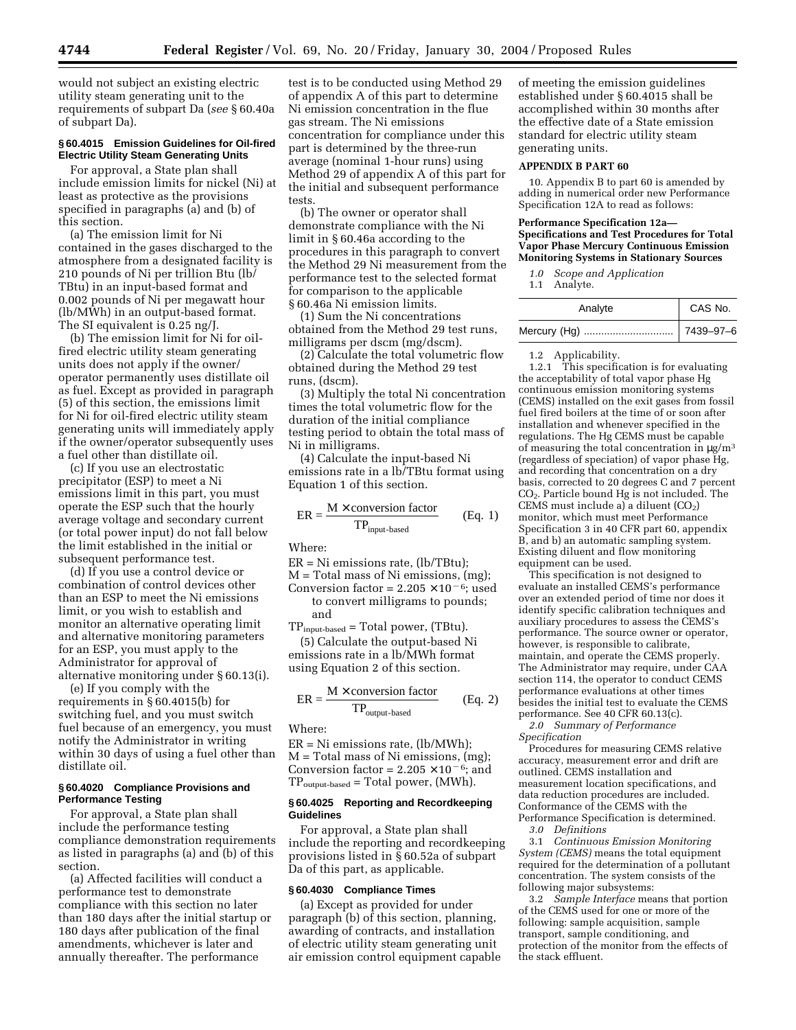would not subject an existing electric utility steam generating unit to the requirements of subpart Da (*see* § 60.40a of subpart Da).

### § 60.4015 Emission Guidelines for Oil-fired Electric Utility Steam Generating Units

For approval, a State plan shall include emission limits for nickel (Ni) at least as protective as the provisions specified in paragraphs (a) and (b) of this section.

(a) The emission limit for Ni contained in the gases discharged to the atmosphere from a designated facility is 210 pounds of Ni per trillion Btu (lb/TBtu) in an input-based format and 0.002 pounds of Ni per megawatt hour (lb/MWh) in an output-based format. The SI equivalent is 0.25 ng/J.

(b) The emission limit for Ni for oil-fired electric utility steam generating units does not apply if the owner/operator permanently uses distillate oil as fuel. Except as provided in paragraph (5) of this section, the emissions limit for Ni for oil-fired electric utility steam generating units will immediately apply if the owner/operator subsequently uses a fuel other than distillate oil.

(c) If you use an electrostatic precipitator (ESP) to meet a Ni emissions limit in this part, you must operate the ESP such that the hourly average voltage and secondary current (or total power input) do not fall below the limit established in the initial or subsequent performance test.

(d) If you use a control device or combination of control devices other than an ESP to meet the Ni emissions limit, or you wish to establish and monitor an alternative operating limit and alternative monitoring parameters for an ESP, you must apply to the Administrator for approval of alternative monitoring under § 60.13(i).

(e) If you comply with the requirements in § 60.4015(b) for switching fuel, and you must switch fuel because of an emergency, you must notify the Administrator in writing within 30 days of using a fuel other than distillate oil.

### § 60.4020 Compliance Provisions and Performance Testing

For approval, a State plan shall include the performance testing compliance demonstration requirements as listed in paragraphs (a) and (b) of this section.

(a) Affected facilities will conduct a performance test to demonstrate compliance with this section no later than 180 days after the initial startup or 180 days after publication of the final amendments, whichever is later and annually thereafter. The performance test is to be conducted using Method 29 of appendix A of this part to determine Ni emission concentration in the flue gas stream. The Ni emissions concentration for compliance under this part is determined by the three-run average (nominal 1-hour runs) using Method 29 of appendix A of this part for the initial and subsequent performance tests.

(b) The owner or operator shall demonstrate compliance with the Ni limit in § 60.46a according to the procedures in this paragraph to convert the Method 29 Ni measurement from the performance test to the selected format for comparison to the applicable § 60.46a Ni emission limits.

(1) Sum the Ni concentrations obtained from the Method 29 test runs, milligrams per dscm (mg/dscm).

(2) Calculate the total volumetric flow obtained during the Method 29 test runs, (dscm).

(3) Multiply the total Ni concentration times the total volumetric flow for the duration of the initial compliance testing period to obtain the total mass of Ni in milligrams.

(4) Calculate the input-based Ni emissions rate in a lb/TBtu format using Equation 1 of this section.

$$ER = \frac{M \times \text{conversion factor}}{TP_{\text{input-based}}} \qquad \text{(Eq. 1)}$$

Where:

ER = Ni emissions rate, (lb/TBtu);
M = Total mass of Ni emissions, (mg);
Conversion factor = $2.205 \times 10^{-6}$; used to convert milligrams to pounds; and
$TP_{\text{input-based}}$ = Total power, (TBtu).

(5) Calculate the output-based Ni emissions rate in a lb/MWh format using Equation 2 of this section.

$$ER = \frac{M \times \text{conversion factor}}{TP_{\text{output-based}}} \qquad \text{(Eq. 2)}$$

Where:

ER = Ni emissions rate, (lb/MWh);
M = Total mass of Ni emissions, (mg);
Conversion factor = $2.205 \times 10^{-6}$; and
$TP_{\text{output-based}}$ = Total power, (MWh).

### § 60.4025 Reporting and Recordkeeping Guidelines

For approval, a State plan shall include the reporting and recordkeeping provisions listed in § 60.52a of subpart Da of this part, as applicable.

### § 60.4030 Compliance Times

(a) Except as provided for under paragraph (b) of this section, planning, awarding of contracts, and installation of electric utility steam generating unit air emission control equipment capable of meeting the emission guidelines established under § 60.4015 shall be accomplished within 30 months after the effective date of a State emission standard for electric utility steam generating units.

### APPENDIX B PART 60

10. Appendix B to part 60 is amended by adding in numerical order new Performance Specification 12A to read as follows:

**Performance Specification 12a—Specifications and Test Procedures for Total Vapor Phase Mercury Continuous Emission Monitoring Systems in Stationary Sources**

*1.0 Scope and Application*

1.1 Analyte.

| Analyte | CAS No. |
|---|---|
| Mercury (Hg) ............................... | 7439–97–6 |

1.2 Applicability.

1.2.1 This specification is for evaluating the acceptability of total vapor phase Hg continuous emission monitoring systems (CEMS) installed on the exit gases from fossil fuel fired boilers at the time of or soon after installation and whenever specified in the regulations. The Hg CEMS must be capable of measuring the total concentration in μg/m$^3$ (regardless of speciation) of vapor phase Hg, and recording that concentration on a dry basis, corrected to 20 degrees C and 7 percent $CO_2$. Particle bound Hg is not included. The CEMS must include a) a diluent ($CO_2$) monitor, which must meet Performance Specification 3 in 40 CFR part 60, appendix B, and b) an automatic sampling system. Existing diluent and flow monitoring equipment can be used.

This specification is not designed to evaluate an installed CEMS's performance over an extended period of time nor does it identify specific calibration techniques and auxiliary procedures to assess the CEMS's performance. The source owner or operator, however, is responsible to calibrate, maintain, and operate the CEMS properly. The Administrator may require, under CAA section 114, the operator to conduct CEMS performance evaluations at other times besides the initial test to evaluate the CEMS performance. See 40 CFR 60.13(c).

*2.0 Summary of Performance Specification*

Procedures for measuring CEMS relative accuracy, measurement error and drift are outlined. CEMS installation and measurement location specifications, and data reduction procedures are included. Conformance of the CEMS with the Performance Specification is determined.

*3.0 Definitions*

3.1 *Continuous Emission Monitoring System (CEMS)* means the total equipment required for the determination of a pollutant concentration. The system consists of the following major subsystems:

3.2 *Sample Interface* means that portion of the CEMS used for one or more of the following: sample acquisition, sample transport, sample conditioning, and protection of the monitor from the effects of the stack effluent.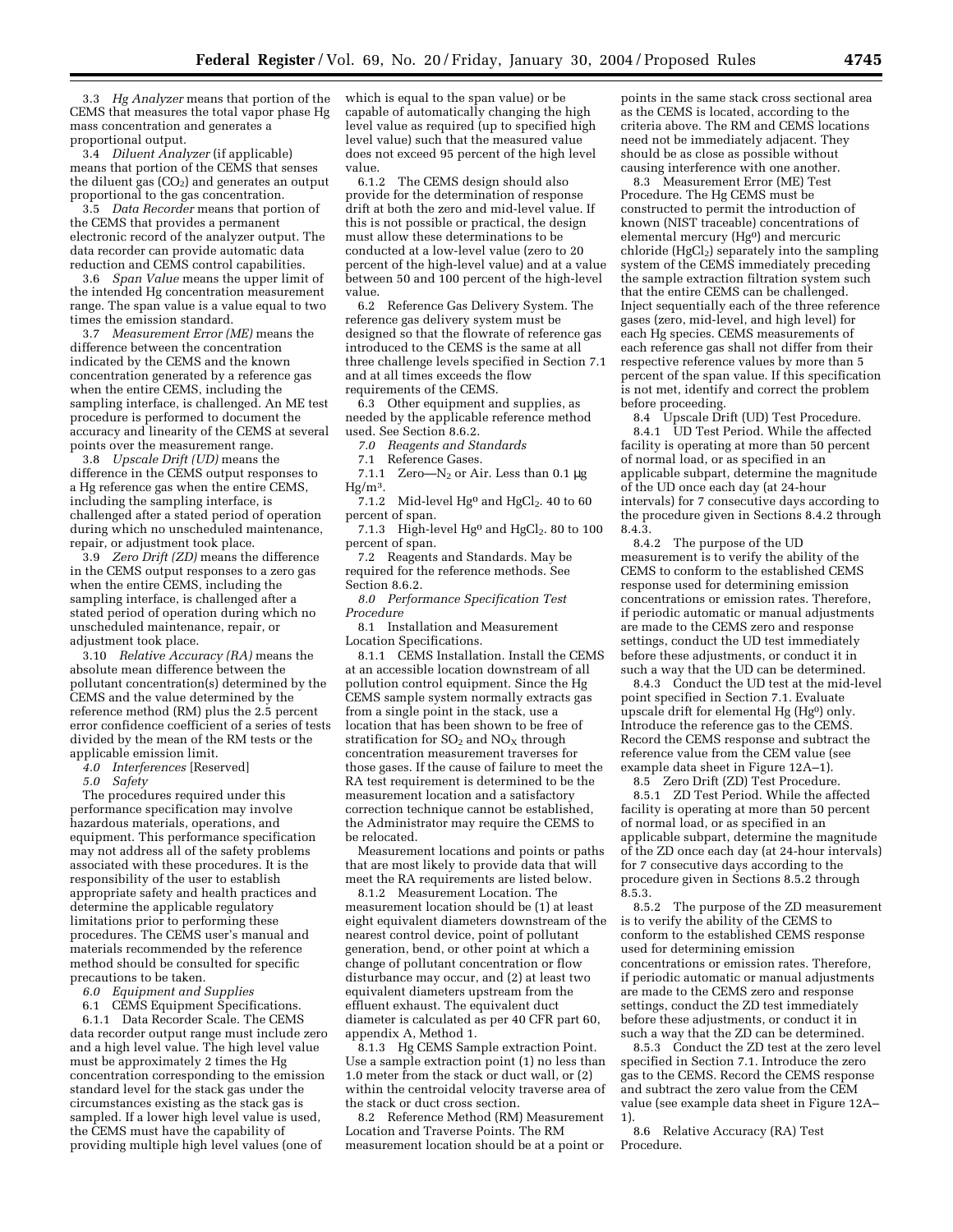3.3 *Hg Analyzer* means that portion of the CEMS that measures the total vapor phase Hg mass concentration and generates a proportional output.

3.4 *Diluent Analyzer* (if applicable) means that portion of the CEMS that senses the diluent gas ($CO_2$) and generates an output proportional to the gas concentration.

3.5 *Data Recorder* means that portion of the CEMS that provides a permanent electronic record of the analyzer output. The data recorder can provide automatic data reduction and CEMS control capabilities.

3.6 *Span Value* means the upper limit of the intended Hg concentration measurement range. The span value is a value equal to two times the emission standard.

3.7 *Measurement Error (ME)* means the difference between the concentration indicated by the CEMS and the known concentration generated by a reference gas when the entire CEMS, including the sampling interface, is challenged. An ME test procedure is performed to document the accuracy and linearity of the CEMS at several points over the measurement range.

3.8 *Upscale Drift (UD)* means the difference in the CEMS output responses to a Hg reference gas when the entire CEMS, including the sampling interface, is challenged after a stated period of operation during which no unscheduled maintenance, repair, or adjustment took place.

3.9 *Zero Drift (ZD)* means the difference in the CEMS output responses to a zero gas when the entire CEMS, including the sampling interface, is challenged after a stated period of operation during which no unscheduled maintenance, repair, or adjustment took place.

3.10 *Relative Accuracy (RA)* means the absolute mean difference between the pollutant concentration(s) determined by the CEMS and the value determined by the reference method (RM) plus the 2.5 percent error confidence coefficient of a series of tests divided by the mean of the RM tests or the applicable emission limit.

*4.0 Interferences* [Reserved]

*5.0 Safety*

The procedures required under this performance specification may involve hazardous materials, operations, and equipment. This performance specification may not address all of the safety problems associated with these procedures. It is the responsibility of the user to establish appropriate safety and health practices and determine the applicable regulatory limitations prior to performing these procedures. The CEMS user's manual and materials recommended by the reference method should be consulted for specific precautions to be taken.

*6.0 Equipment and Supplies*

6.1 CEMS Equipment Specifications.

6.1.1 Data Recorder Scale. The CEMS data recorder output range must include zero and a high level value. The high level value must be approximately 2 times the Hg concentration corresponding to the emission standard level for the stack gas under the circumstances existing as the stack gas is sampled. If a lower high level value is used, the CEMS must have the capability of providing multiple high level values (one of which is equal to the span value) or be capable of automatically changing the high level value as required (up to specified high level value) such that the measured value does not exceed 95 percent of the high level value.

6.1.2 The CEMS design should also provide for the determination of response drift at both the zero and mid-level value. If this is not possible or practical, the design must allow these determinations to be conducted at a low-level value (zero to 20 percent of the high-level value) and at a value between 50 and 100 percent of the high-level value.

6.2 Reference Gas Delivery System. The reference gas delivery system must be designed so that the flowrate of reference gas introduced to the CEMS is the same at all three challenge levels specified in Section 7.1 and at all times exceeds the flow requirements of the CEMS.

6.3 Other equipment and supplies, as needed by the applicable reference method used. See Section 8.6.2.

*7.0 Reagents and Standards*

7.1 Reference Gases.

7.1.1 Zero—$N_2$ or Air. Less than 0.1 μg $Hg/m^3$.

7.1.2 Mid-level $Hg^0$ and $HgCl_2$. 40 to 60 percent of span.

7.1.3 High-level $Hg^0$ and $HgCl_2$. 80 to 100 percent of span.

7.2 Reagents and Standards. May be required for the reference methods. See Section 8.6.2.

*8.0 Performance Specification Test Procedure*

8.1 Installation and Measurement Location Specifications.

8.1.1 CEMS Installation. Install the CEMS at an accessible location downstream of all pollution control equipment. Since the Hg CEMS sample system normally extracts gas from a single point in the stack, use a location that has been shown to be free of stratification for $SO_2$ and $NO_X$ through concentration measurement traverses for those gases. If the cause of failure to meet the RA test requirement is determined to be the measurement location and a satisfactory correction technique cannot be established, the Administrator may require the CEMS to be relocated.

Measurement locations and points or paths that are most likely to provide data that will meet the RA requirements are listed below.

8.1.2 Measurement Location. The measurement location should be (1) at least eight equivalent diameters downstream of the nearest control device, point of pollutant generation, bend, or other point at which a change of pollutant concentration or flow disturbance may occur, and (2) at least two equivalent diameters upstream from the effluent exhaust. The equivalent duct diameter is calculated as per 40 CFR part 60, appendix A, Method 1.

8.1.3 Hg CEMS Sample extraction Point. Use a sample extraction point (1) no less than 1.0 meter from the stack or duct wall, or (2) within the centroidal velocity traverse area of the stack or duct cross section.

8.2 Reference Method (RM) Measurement Location and Traverse Points. The RM measurement location should be at a point or points in the same stack cross sectional area as the CEMS is located, according to the criteria above. The RM and CEMS locations need not be immediately adjacent. They should be as close as possible without causing interference with one another.

8.3 Measurement Error (ME) Test Procedure. The Hg CEMS must be constructed to permit the introduction of known (NIST traceable) concentrations of elemental mercury ($Hg^0$) and mercuric chloride ($HgCl_2$) separately into the sampling system of the CEMS immediately preceding the sample extraction filtration system such that the entire CEMS can be challenged. Inject sequentially each of the three reference gases (zero, mid-level, and high level) for each Hg species. CEMS measurements of each reference gas shall not differ from their respective reference values by more than 5 percent of the span value. If this specification is not met, identify and correct the problem before proceeding.

8.4 Upscale Drift (UD) Test Procedure.

8.4.1 UD Test Period. While the affected facility is operating at more than 50 percent of normal load, or as specified in an applicable subpart, determine the magnitude of the UD once each day (at 24-hour intervals) for 7 consecutive days according to the procedure given in Sections 8.4.2 through 8.4.3.

8.4.2 The purpose of the UD measurement is to verify the ability of the CEMS to conform to the established CEMS response used for determining emission concentrations or emission rates. Therefore, if periodic automatic or manual adjustments are made to the CEMS zero and response settings, conduct the UD test immediately before these adjustments, or conduct it in such a way that the UD can be determined.

8.4.3 Conduct the UD test at the mid-level point specified in Section 7.1. Evaluate upscale drift for elemental Hg ($Hg^0$) only. Introduce the reference gas to the CEMS. Record the CEMS response and subtract the reference value from the CEM value (see example data sheet in Figure 12A–1).

8.5 Zero Drift (ZD) Test Procedure.

8.5.1 ZD Test Period. While the affected facility is operating at more than 50 percent of normal load, or as specified in an applicable subpart, determine the magnitude of the ZD once each day (at 24-hour intervals) for 7 consecutive days according to the procedure given in Sections 8.5.2 through 8.5.3.

8.5.2 The purpose of the ZD measurement is to verify the ability of the CEMS to conform to the established CEMS response used for determining emission concentrations or emission rates. Therefore, if periodic automatic or manual adjustments are made to the CEMS zero and response settings, conduct the ZD test immediately before these adjustments, or conduct it in such a way that the ZD can be determined.

8.5.3 Conduct the ZD test at the zero level specified in Section 7.1. Introduce the zero gas to the CEMS. Record the CEMS response and subtract the zero value from the CEM value (see example data sheet in Figure 12A–1).

8.6 Relative Accuracy (RA) Test Procedure.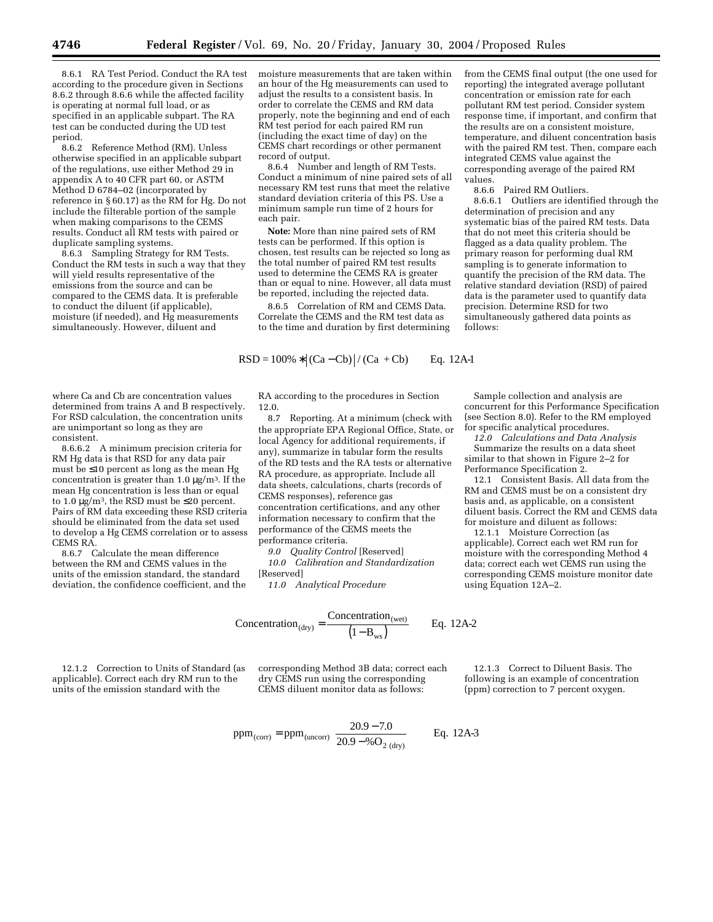8.6.1 RA Test Period. Conduct the RA test according to the procedure given in Sections 8.6.2 through 8.6.6 while the affected facility is operating at normal full load, or as specified in an applicable subpart. The RA test can be conducted during the UD test period.

8.6.2 Reference Method (RM). Unless otherwise specified in an applicable subpart of the regulations, use either Method 29 in appendix A to 40 CFR part 60, or ASTM Method D 6784–02 (incorporated by reference in § 60.17) as the RM for Hg. Do not include the filterable portion of the sample when making comparisons to the CEMS results. Conduct all RM tests with paired or duplicate sampling systems.

8.6.3 Sampling Strategy for RM Tests. Conduct the RM tests in such a way that they will yield results representative of the emissions from the source and can be compared to the CEMS data. It is preferable to conduct the diluent (if applicable), moisture (if needed), and Hg measurements simultaneously. However, diluent and moisture measurements that are taken within an hour of the Hg measurements can used to adjust the results to a consistent basis. In order to correlate the CEMS and RM data properly, note the beginning and end of each RM test period for each paired RM run (including the exact time of day) on the CEMS chart recordings or other permanent record of output.

8.6.4 Number and length of RM Tests. Conduct a minimum of nine paired sets of all necessary RM test runs that meet the relative standard deviation criteria of this PS. Use a minimum sample run time of 2 hours for each pair.

**Note:** More than nine paired sets of RM tests can be performed. If this option is chosen, test results can be rejected so long as the total number of paired RM test results used to determine the CEMS RA is greater than or equal to nine. However, all data must be reported, including the rejected data.

8.6.5 Correlation of RM and CEMS Data. Correlate the CEMS and the RM test data as to the time and duration by first determining from the CEMS final output (the one used for reporting) the integrated average pollutant concentration or emission rate for each pollutant RM test period. Consider system response time, if important, and confirm that the results are on a consistent moisture, temperature, and diluent concentration basis with the paired RM test. Then, compare each integrated CEMS value against the corresponding average of the paired RM values.

8.6.6 Paired RM Outliers.

8.6.6.1 Outliers are identified through the determination of precision and any systematic bias of the paired RM tests. Data that do not meet this criteria should be flagged as a data quality problem. The primary reason for performing dual RM sampling is to generate information to quantify the precision of the RM data. The relative standard deviation (RSD) of paired data is the parameter used to quantify data precision. Determine RSD for two simultaneously gathered data points as follows:

$$RSD = 100\% * \left|(Ca - Cb)\right| / (Ca + Cb) \qquad \text{Eq. 12A-1}$$

where Ca and Cb are concentration values determined from trains A and B respectively. For RSD calculation, the concentration units are unimportant so long as they are consistent.

8.6.6.2 A minimum precision criteria for RM Hg data is that RSD for any data pair must be ≤10 percent as long as the mean Hg concentration is greater than 1.0 μg/m³. If the mean Hg concentration is less than or equal to 1.0 μg/m³, the RSD must be ≤20 percent. Pairs of RM data exceeding these RSD criteria should be eliminated from the data set used to develop a Hg CEMS correlation or to assess CEMS RA.

8.6.7 Calculate the mean difference between the RM and CEMS values in the units of the emission standard, the standard deviation, the confidence coefficient, and the RA according to the procedures in Section 12.0.

8.7 Reporting. At a minimum (check with the appropriate EPA Regional Office, State, or local Agency for additional requirements, if any), summarize in tabular form the results of the RD tests and the RA tests or alternative RA procedure, as appropriate. Include all data sheets, calculations, charts (records of CEMS responses), reference gas concentration certifications, and any other information necessary to confirm that the performance of the CEMS meets the performance criteria.

*9.0 Quality Control* [Reserved]

*10.0 Calibration and Standardization* [Reserved]

*11.0 Analytical Procedure*

Sample collection and analysis are concurrent for this Performance Specification (see Section 8.0). Refer to the RM employed for specific analytical procedures.

*12.0 Calculations and Data Analysis*

Summarize the results on a data sheet similar to that shown in Figure 2–2 for Performance Specification 2.

12.1 Consistent Basis. All data from the RM and CEMS must be on a consistent dry basis and, as applicable, on a consistent diluent basis. Correct the RM and CEMS data for moisture and diluent as follows:

12.1.1 Moisture Correction (as applicable). Correct each wet RM run for moisture with the corresponding Method 4 data; correct each wet CEMS run using the corresponding CEMS moisture monitor date using Equation 12A–2.

$$\text{Concentration}_{(\text{dry})} = \frac{\text{Concentration}_{(\text{wet})}}{\left(1 - B_{ws}\right)} \qquad \text{Eq. 12A-2}$$

12.1.2 Correction to Units of Standard (as applicable). Correct each dry RM run to the units of the emission standard with the corresponding Method 3B data; correct each dry CEMS run using the corresponding CEMS diluent monitor data as follows:

12.1.3 Correct to Diluent Basis. The following is an example of concentration (ppm) correction to 7 percent oxygen.

$$\text{ppm}_{(\text{corr})} = \text{ppm}_{(\text{uncorr})} \left[\frac{20.9 - 7.0}{20.9 - \%O_{2\,(\text{dry})}}\right] \qquad \text{Eq. 12A-3}$$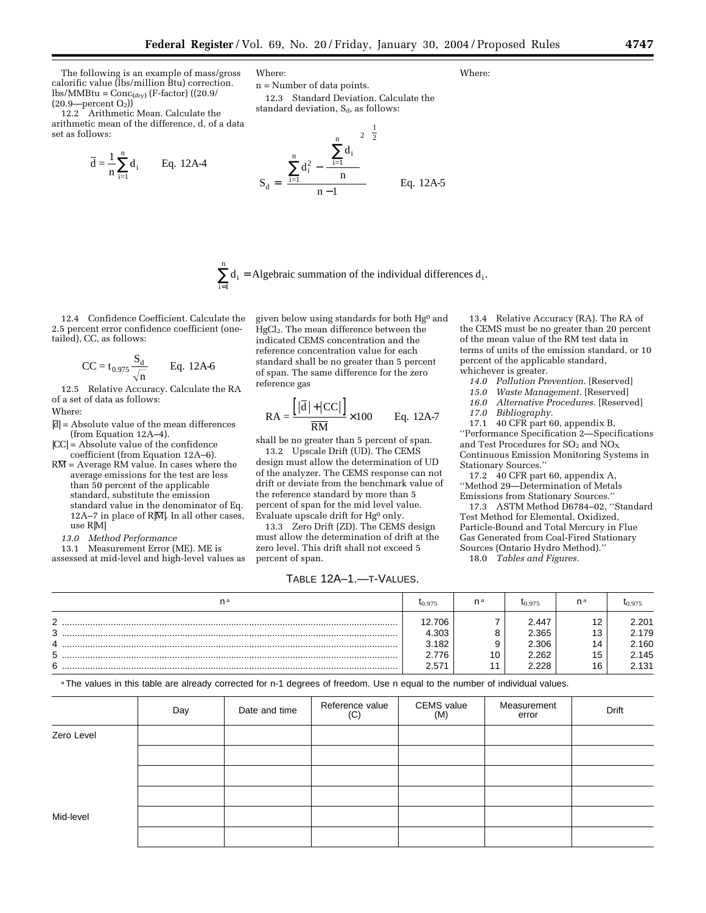The following is an example of mass/gross calorific value (lbs/million Btu) correction. lbs/MMBtu = $Conc_{(dry)}$ (F-factor) ((20.9/ (20.9—percent $O_2$))

12.2 Arithmetic Mean. Calculate the arithmetic mean of the difference, d, of a data set as follows:

$$\bar{d} = \frac{1}{n}\sum_{i=1}^{n} d_i \qquad \text{Eq. 12A-4}$$

Where:

n = Number of data points.

12.3 Standard Deviation. Calculate the standard deviation, $S_d$, as follows:

$$S_d = \left[\frac{\sum_{i=1}^{n} d_i^2 - \frac{\left(\sum_{i=1}^{n} d_i\right)^2}{n}}{n-1}\right]^{\frac{1}{2}} \qquad \text{Eq. 12A-5}$$

Where:

$$\sum_{i=1}^{n} d_i = \text{Algebraic summation of the individual differences } d_i.$$

12.4 Confidence Coefficient. Calculate the 2.5 percent error confidence coefficient (one-tailed), CC, as follows:

$$CC = t_{0.975}\frac{S_d}{\sqrt{n}} \qquad \text{Eq. 12A-6}$$

12.5 Relative Accuracy. Calculate the RA of a set of data as follows:

$$RA = \frac{\left[\left|\bar{d}\right| + \left|CC\right|\right]}{\overline{RM}} \times 100 \qquad \text{Eq. 12A-7}$$

Where:

$|\bar{d}|$ = Absolute value of the mean differences (from Equation 12A–4).

$|CC|$ = Absolute value of the confidence coefficient (from Equation 12A–6).

$\overline{RM}$ = Average RM value. In cases where the average emissions for the test are less than 50 percent of the applicable standard, substitute the emission standard value in the denominator of Eq. 12A–7 in place of $R|\overline{M}|$. In all other cases, use $R|M|$

*13.0 Method Performance*

13.1 Measurement Error (ME). ME is assessed at mid-level and high-level values as given below using standards for both $Hg^0$ and $HgCl_2$. The mean difference between the indicated CEMS concentration and the reference concentration value for each standard shall be no greater than 5 percent of span. The same difference for the zero reference gas shall be no greater than 5 percent of span.

13.2 Upscale Drift (UD). The CEMS design must allow the determination of UD of the analyzer. The CEMS response can not drift or deviate from the benchmark value of the reference standard by more than 5 percent of span for the mid level value. Evaluate upscale drift for $Hg^0$ only.

13.3 Zero Drift (ZD). The CEMS design must allow the determination of drift at the zero level. This drift shall not exceed 5 percent of span.

13.4 Relative Accuracy (RA). The RA of the CEMS must be no greater than 20 percent of the mean value of the RM test data in terms of units of the emission standard, or 10 percent of the applicable standard, whichever is greater.

*14.0 Pollution Prevention.* [Reserved]

*15.0 Waste Management.* [Reserved]

*16.0 Alternative Procedures.* [Reserved]

*17.0 Bibliography.*

17.1 40 CFR part 60, appendix B, ''Performance Specification 2—Specifications and Test Procedures for $SO_2$ and $NO_X$ Continuous Emission Monitoring Systems in Stationary Sources.''

17.2 40 CFR part 60, appendix A, ''Method 29—Determination of Metals Emissions from Stationary Sources.''

17.3 ASTM Method D6784–02, ''Standard Test Method for Elemental, Oxidized, Particle-Bound and Total Mercury in Flue Gas Generated from Coal-Fired Stationary Sources (Ontario Hydro Method).''

18.0 *Tables and Figures.*

TABLE 12A–1.—T-VALUES.

| n[a] | $t_{0.975}$ | n[a] | $t_{0.975}$ | n[a] | $t_{0.975}$ |
|---|---|---|---|---|---|
| 2 | 12.706 | 7 | 2.447 | 12 | 2.201 |
| 3 | 4.303 | 8 | 2.365 | 13 | 2.179 |
| 4 | 3.182 | 9 | 2.306 | 14 | 2.160 |
| 5 | 2.776 | 10 | 2.262 | 15 | 2.145 |
| 6 | 2.571 | 11 | 2.228 | 16 | 2.131 |

[a] The values in this table are already corrected for n-1 degrees of freedom. Use n equal to the number of individual values.

| | Day | Date and time | Reference value (C) | CEMS value (M) | Measurement error | Drift |
|---|---|---|---|---|---|---|
| Zero Level | | | | | | |
| | | | | | | |
| | | | | | | |
| | | | | | | |
| Mid-level | | | | | | |
| | | | | | | |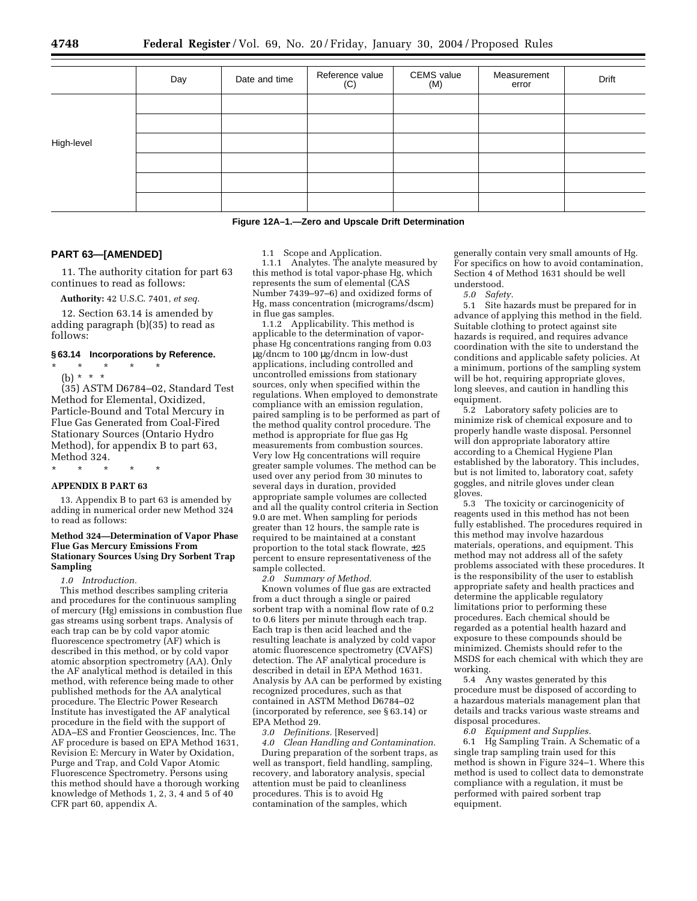| | Day | Date and time | Reference value (C) | CEMS value (M) | Measurement error | Drift |
|---|---|---|---|---|---|---|
| High-level | | | | | | |
| | | | | | | |
| | | | | | | |
| | | | | | | |
| | | | | | | |
| | | | | | | |

**Figure 12A–1.—Zero and Upscale Drift Determination**

## PART 63—[AMENDED]

11. The authority citation for part 63 continues to read as follows:

**Authority:** 42 U.S.C. 7401, *et seq.*

12. Section 63.14 is amended by adding paragraph (b)(35) to read as follows:

### § 63.14 Incorporations by Reference.

\* \* \* \* \*

(b) \* \* \*

(35) ASTM D6784–02, Standard Test Method for Elemental, Oxidized, Particle-Bound and Total Mercury in Flue Gas Generated from Coal-Fired Stationary Sources (Ontario Hydro Method), for appendix B to part 63, Method 324.

\* \* \* \* \*

### APPENDIX B PART 63

13. Appendix B to part 63 is amended by adding in numerical order new Method 324 to read as follows:

#### Method 324—Determination of Vapor Phase Flue Gas Mercury Emissions From Stationary Sources Using Dry Sorbent Trap Sampling

*1.0 Introduction.*

This method describes sampling criteria and procedures for the continuous sampling of mercury (Hg) emissions in combustion flue gas streams using sorbent traps. Analysis of each trap can be by cold vapor atomic fluorescence spectrometry (AF) which is described in this method, or by cold vapor atomic absorption spectrometry (AA). Only the AF analytical method is detailed in this method, with reference being made to other published methods for the AA analytical procedure. The Electric Power Research Institute has investigated the AF analytical procedure in the field with the support of ADA–ES and Frontier Geosciences, Inc. The AF procedure is based on EPA Method 1631, Revision E: Mercury in Water by Oxidation, Purge and Trap, and Cold Vapor Atomic Fluorescence Spectrometry. Persons using this method should have a thorough working knowledge of Methods 1, 2, 3, 4 and 5 of 40 CFR part 60, appendix A.

1.1 Scope and Application.

1.1.1 Analytes. The analyte measured by this method is total vapor-phase Hg, which represents the sum of elemental (CAS Number 7439–97–6) and oxidized forms of Hg, mass concentration (micrograms/dscm) in flue gas samples.

1.1.2 Applicability. This method is applicable to the determination of vapor-phase Hg concentrations ranging from 0.03 μg/dncm to 100 μg/dncm in low-dust applications, including controlled and uncontrolled emissions from stationary sources, only when specified within the regulations. When employed to demonstrate compliance with an emission regulation, paired sampling is to be performed as part of the method quality control procedure. The method is appropriate for flue gas Hg measurements from combustion sources. Very low Hg concentrations will require greater sample volumes. The method can be used over any period from 30 minutes to several days in duration, provided appropriate sample volumes are collected and all the quality control criteria in Section 9.0 are met. When sampling for periods greater than 12 hours, the sample rate is required to be maintained at a constant proportion to the total stack flowrate, ±25 percent to ensure representativeness of the sample collected.

*2.0 Summary of Method.*

Known volumes of flue gas are extracted from a duct through a single or paired sorbent trap with a nominal flow rate of 0.2 to 0.6 liters per minute through each trap. Each trap is then acid leached and the resulting leachate is analyzed by cold vapor atomic fluorescence spectrometry (CVAFS) detection. The AF analytical procedure is described in detail in EPA Method 1631. Analysis by AA can be performed by existing recognized procedures, such as that contained in ASTM Method D6784–02 (incorporated by reference, see § 63.14) or EPA Method 29.

*3.0 Definitions.* [Reserved]

*4.0 Clean Handling and Contamination.*

During preparation of the sorbent traps, as well as transport, field handling, sampling, recovery, and laboratory analysis, special attention must be paid to cleanliness procedures. This is to avoid Hg contamination of the samples, which generally contain very small amounts of Hg. For specifics on how to avoid contamination, Section 4 of Method 1631 should be well understood.

*5.0 Safety.*

5.1 Site hazards must be prepared for in advance of applying this method in the field. Suitable clothing to protect against site hazards is required, and requires advance coordination with the site to understand the conditions and applicable safety policies. At a minimum, portions of the sampling system will be hot, requiring appropriate gloves, long sleeves, and caution in handling this equipment.

5.2 Laboratory safety policies are to minimize risk of chemical exposure and to properly handle waste disposal. Personnel will don appropriate laboratory attire according to a Chemical Hygiene Plan established by the laboratory. This includes, but is not limited to, laboratory coat, safety goggles, and nitrile gloves under clean gloves.

5.3 The toxicity or carcinogenicity of reagents used in this method has not been fully established. The procedures required in this method may involve hazardous materials, operations, and equipment. This method may not address all of the safety problems associated with these procedures. It is the responsibility of the user to establish appropriate safety and health practices and determine the applicable regulatory limitations prior to performing these procedures. Each chemical should be regarded as a potential health hazard and exposure to these compounds should be minimized. Chemists should refer to the MSDS for each chemical with which they are working.

5.4 Any wastes generated by this procedure must be disposed of according to a hazardous materials management plan that details and tracks various waste streams and disposal procedures.

*6.0 Equipment and Supplies.*

6.1 Hg Sampling Train. A Schematic of a single trap sampling train used for this method is shown in Figure 324–1. Where this method is used to collect data to demonstrate compliance with a regulation, it must be performed with paired sorbent trap equipment.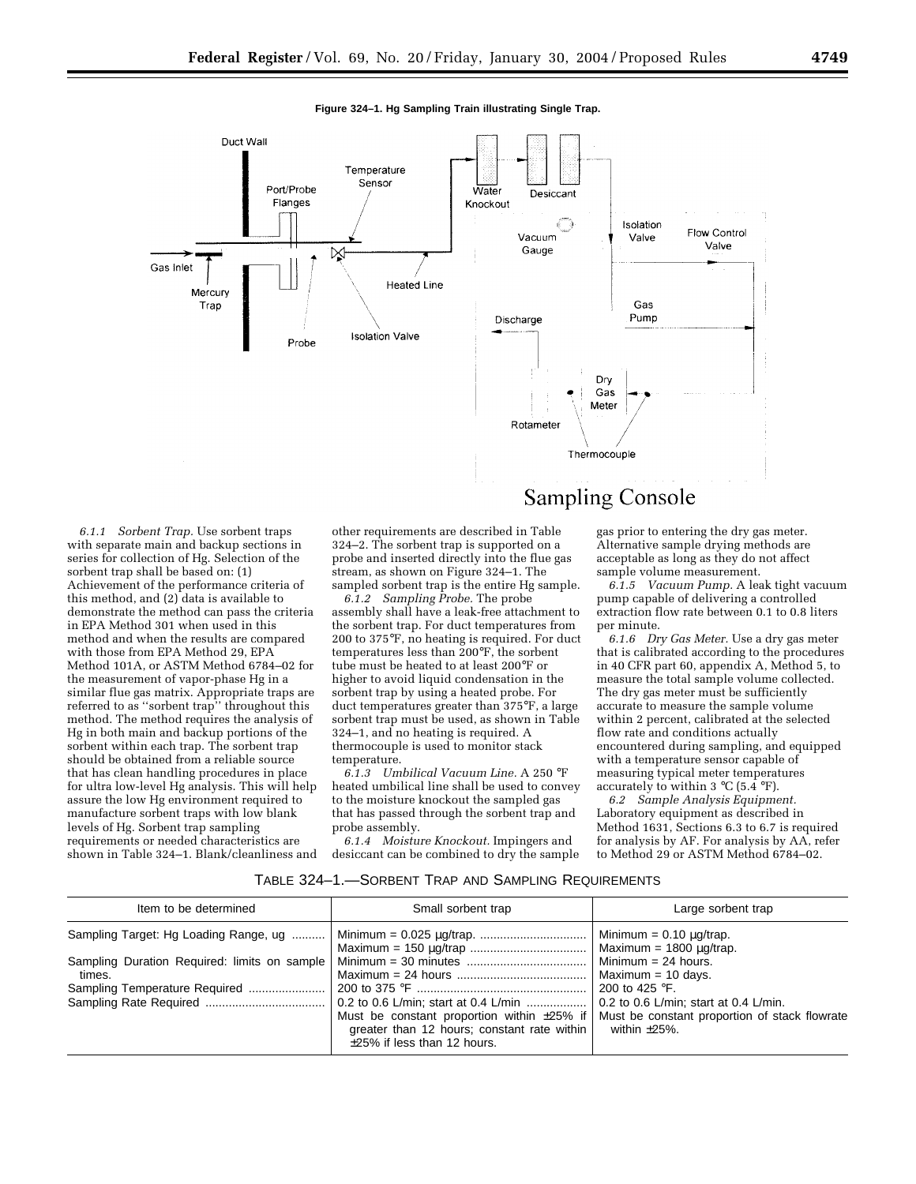**Figure 324–1. Hg Sampling Train illustrating Single Trap.**

Duct Wall

Temperature Sensor

Port/Probe Flanges

Water Knockout

Desiccant

Vacuum Gauge

Isolation Valve

Flow Control Valve

Gas Inlet

Mercury Trap

Heated Line

Probe

Isolation Valve

Discharge

Gas Pump

Dry Gas Meter

Rotameter

Thermocouple

Sampling Console

*6.1.1 Sorbent Trap.* Use sorbent traps with separate main and backup sections in series for collection of Hg. Selection of the sorbent trap shall be based on: (1) Achievement of the performance criteria of this method, and (2) data is available to demonstrate the method can pass the criteria in EPA Method 301 when used in this method and when the results are compared with those from EPA Method 29, EPA Method 101A, or ASTM Method 6784–02 for the measurement of vapor-phase Hg in a similar flue gas matrix. Appropriate traps are referred to as ''sorbent trap'' throughout this method. The method requires the analysis of Hg in both main and backup portions of the sorbent within each trap. The sorbent trap should be obtained from a reliable source that has clean handling procedures in place for ultra low-level Hg analysis. This will help assure the low Hg environment required to manufacture sorbent traps with low blank levels of Hg. Sorbent trap sampling requirements or needed characteristics are shown in Table 324–1. Blank/cleanliness and other requirements are described in Table 324–2. The sorbent trap is supported on a probe and inserted directly into the flue gas stream, as shown on Figure 324–1. The sampled sorbent trap is the entire Hg sample.

*6.1.2 Sampling Probe.* The probe assembly shall have a leak-free attachment to the sorbent trap. For duct temperatures from 200 to 375°F, no heating is required. For duct temperatures less than 200°F, the sorbent tube must be heated to at least 200°F or higher to avoid liquid condensation in the sorbent trap by using a heated probe. For duct temperatures greater than 375°F, a large sorbent trap must be used, as shown in Table 324–1, and no heating is required. A thermocouple is used to monitor stack temperature.

*6.1.3 Umbilical Vacuum Line.* A 250 °F heated umbilical line shall be used to convey to the moisture knockout the sampled gas that has passed through the sorbent trap and probe assembly.

*6.1.4 Moisture Knockout.* Impingers and desiccant can be combined to dry the sample gas prior to entering the dry gas meter. Alternative sample drying methods are acceptable as long as they do not affect sample volume measurement.

*6.1.5 Vacuum Pump.* A leak tight vacuum pump capable of delivering a controlled extraction flow rate between 0.1 to 0.8 liters per minute.

*6.1.6 Dry Gas Meter.* Use a dry gas meter that is calibrated according to the procedures in 40 CFR part 60, appendix A, Method 5, to measure the total sample volume collected. The dry gas meter must be sufficiently accurate to measure the sample volume within 2 percent, calibrated at the selected flow rate and conditions actually encountered during sampling, and equipped with a temperature sensor capable of measuring typical meter temperatures accurately to within 3 °C (5.4 °F).

*6.2 Sample Analysis Equipment.* Laboratory equipment as described in Method 1631, Sections 6.3 to 6.7 is required for analysis by AF. For analysis by AA, refer to Method 29 or ASTM Method 6784–02.

TABLE 324–1.—SORBENT TRAP AND SAMPLING REQUIREMENTS

| Item to be determined | Small sorbent trap | Large sorbent trap |
|---|---|---|
| Sampling Target: Hg Loading Range, ug | Minimum = 0.025 µg/trap.<br>Maximum = 150 µg/trap | Minimum = 0.10 µg/trap.<br>Maximum = 1800 µg/trap. |
| Sampling Duration Required: limits on sample times. | Minimum = 30 minutes<br>Maximum = 24 hours | Minimum = 24 hours.<br>Maximum = 10 days. |
| Sampling Temperature Required | 200 to 375 °F | 200 to 425 °F. |
| Sampling Rate Required | 0.2 to 0.6 L/min; start at 0.4 L/min<br>Must be constant proportion within ±25% if greater than 12 hours; constant rate within ±25% if less than 12 hours. | 0.2 to 0.6 L/min; start at 0.4 L/min.<br>Must be constant proportion of stack flowrate within ±25%. |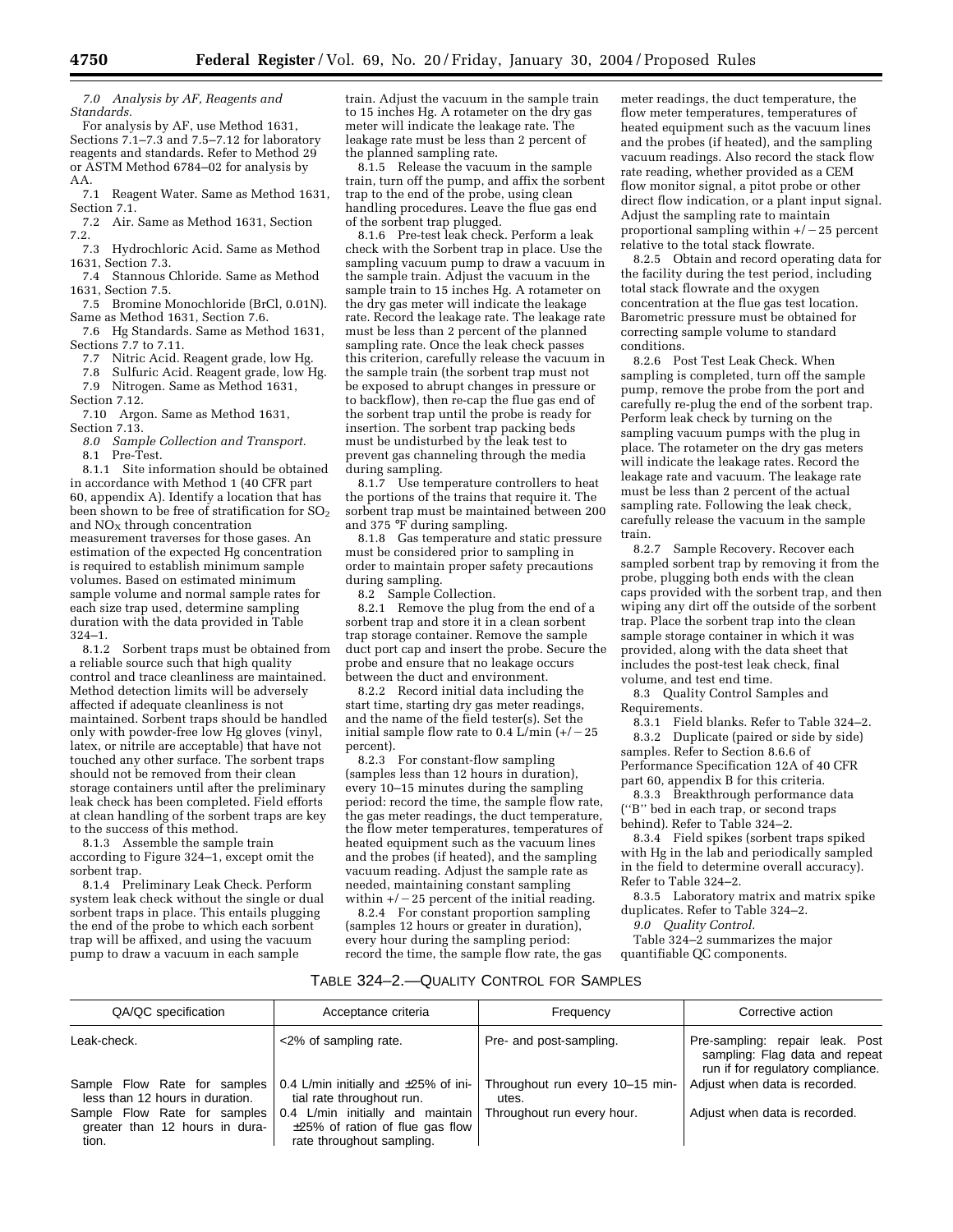*7.0 Analysis by AF, Reagents and Standards.*

For analysis by AF, use Method 1631, Sections 7.1–7.3 and 7.5–7.12 for laboratory reagents and standards. Refer to Method 29 or ASTM Method 6784–02 for analysis by AA.

7.1 Reagent Water. Same as Method 1631, Section 7.1.

7.2 Air. Same as Method 1631, Section 7.2.

7.3 Hydrochloric Acid. Same as Method 1631, Section 7.3.

7.4 Stannous Chloride. Same as Method 1631, Section 7.5.

7.5 Bromine Monochloride (BrCl, 0.01N). Same as Method 1631, Section 7.6.

7.6 Hg Standards. Same as Method 1631, Sections 7.7 to 7.11.

7.7 Nitric Acid. Reagent grade, low Hg.

7.8 Sulfuric Acid. Reagent grade, low Hg.

7.9 Nitrogen. Same as Method 1631, Section 7.12.

7.10 Argon. Same as Method 1631, Section 7.13.

*8.0 Sample Collection and Transport.*

8.1 Pre-Test.

8.1.1 Site information should be obtained in accordance with Method 1 (40 CFR part 60, appendix A). Identify a location that has been shown to be free of stratification for $SO_2$ and $NO_X$ through concentration measurement traverses for those gases. An estimation of the expected Hg concentration is required to establish minimum sample volumes. Based on estimated minimum sample volume and normal sample rates for each size trap used, determine sampling duration with the data provided in Table 324–1.

8.1.2 Sorbent traps must be obtained from a reliable source such that high quality control and trace cleanliness are maintained. Method detection limits will be adversely affected if adequate cleanliness is not maintained. Sorbent traps should be handled only with powder-free low Hg gloves (vinyl, latex, or nitrile are acceptable) that have not touched any other surface. The sorbent traps should not be removed from their clean storage containers until after the preliminary leak check has been completed. Field efforts at clean handling of the sorbent traps are key to the success of this method.

8.1.3 Assemble the sample train according to Figure 324–1, except omit the sorbent trap.

8.1.4 Preliminary Leak Check. Perform system leak check without the single or dual sorbent traps in place. This entails plugging the end of the probe to which each sorbent trap will be affixed, and using the vacuum pump to draw a vacuum in each sample train. Adjust the vacuum in the sample train to 15 inches Hg. A rotameter on the dry gas meter will indicate the leakage rate. The leakage rate must be less than 2 percent of the planned sampling rate.

8.1.5 Release the vacuum in the sample train, turn off the pump, and affix the sorbent trap to the end of the probe, using clean handling procedures. Leave the flue gas end of the sorbent trap plugged.

8.1.6 Pre-test leak check. Perform a leak check with the Sorbent trap in place. Use the sampling vacuum pump to draw a vacuum in the sample train. Adjust the vacuum in the sample train to 15 inches Hg. A rotameter on the dry gas meter will indicate the leakage rate. Record the leakage rate. The leakage rate must be less than 2 percent of the planned sampling rate. Once the leak check passes this criterion, carefully release the vacuum in the sample train (the sorbent trap must not be exposed to abrupt changes in pressure or to backflow), then re-cap the flue gas end of the sorbent trap until the probe is ready for insertion. The sorbent trap packing beds must be undisturbed by the leak test to prevent gas channeling through the media during sampling.

8.1.7 Use temperature controllers to heat the portions of the trains that require it. The sorbent trap must be maintained between 200 and 375 °F during sampling.

8.1.8 Gas temperature and static pressure must be considered prior to sampling in order to maintain proper safety precautions during sampling.

8.2 Sample Collection.

8.2.1 Remove the plug from the end of a sorbent trap and store it in a clean sorbent trap storage container. Remove the sample duct port cap and insert the probe. Secure the probe and ensure that no leakage occurs between the duct and environment.

8.2.2 Record initial data including the start time, starting dry gas meter readings, and the name of the field tester(s). Set the initial sample flow rate to 0.4 L/min (+/−25 percent).

8.2.3 For constant-flow sampling (samples less than 12 hours in duration), every 10–15 minutes during the sampling period: record the time, the sample flow rate, the gas meter readings, the duct temperature, the flow meter temperatures, temperatures of heated equipment such as the vacuum lines and the probes (if heated), and the sampling vacuum reading. Adjust the sample rate as needed, maintaining constant sampling within +/−25 percent of the initial reading.

8.2.4 For constant proportion sampling (samples 12 hours or greater in duration), every hour during the sampling period: record the time, the sample flow rate, the gas meter readings, the duct temperature, the flow meter temperatures, temperatures of heated equipment such as the vacuum lines and the probes (if heated), and the sampling vacuum readings. Also record the stack flow rate reading, whether provided as a CEM flow monitor signal, a pitot probe or other direct flow indication, or a plant input signal. Adjust the sampling rate to maintain proportional sampling within +/−25 percent relative to the total stack flowrate.

8.2.5 Obtain and record operating data for the facility during the test period, including total stack flowrate and the oxygen concentration at the flue gas test location. Barometric pressure must be obtained for correcting sample volume to standard conditions.

8.2.6 Post Test Leak Check. When sampling is completed, turn off the sample pump, remove the probe from the port and carefully re-plug the end of the sorbent trap. Perform leak check by turning on the sampling vacuum pumps with the plug in place. The rotameter on the dry gas meters will indicate the leakage rates. Record the leakage rate and vacuum. The leakage rate must be less than 2 percent of the actual sampling rate. Following the leak check, carefully release the vacuum in the sample train.

8.2.7 Sample Recovery. Recover each sampled sorbent trap by removing it from the probe, plugging both ends with the clean caps provided with the sorbent trap, and then wiping any dirt off the outside of the sorbent trap. Place the sorbent trap into the clean sample storage container in which it was provided, along with the data sheet that includes the post-test leak check, final volume, and test end time.

8.3 Quality Control Samples and Requirements.

8.3.1 Field blanks. Refer to Table 324–2.

8.3.2 Duplicate (paired or side by side) samples. Refer to Section 8.6.6 of Performance Specification 12A of 40 CFR part 60, appendix B for this criteria.

8.3.3 Breakthrough performance data (''B'' bed in each trap, or second traps behind). Refer to Table 324–2.

8.3.4 Field spikes (sorbent traps spiked with Hg in the lab and periodically sampled in the field to determine overall accuracy). Refer to Table 324–2.

8.3.5 Laboratory matrix and matrix spike duplicates. Refer to Table 324–2.

*9.0 Quality Control.*

Table 324–2 summarizes the major quantifiable QC components.

TABLE 324–2.—QUALITY CONTROL FOR SAMPLES

| QA/QC specification | Acceptance criteria | Frequency | Corrective action |
|---|---|---|---|
| Leak-check. | <2% of sampling rate. | Pre- and post-sampling. | Pre-sampling: repair leak. Post sampling: Flag data and repeat run if for regulatory compliance. |
| Sample Flow Rate for samples less than 12 hours in duration. | 0.4 L/min initially and ±25% of initial rate throughout run. | Throughout run every 10–15 minutes. | Adjust when data is recorded. |
| Sample Flow Rate for samples greater than 12 hours in duration. | 0.4 L/min initially and maintain ±25% of ration of flue gas flow rate throughout sampling. | Throughout run every hour. | Adjust when data is recorded. |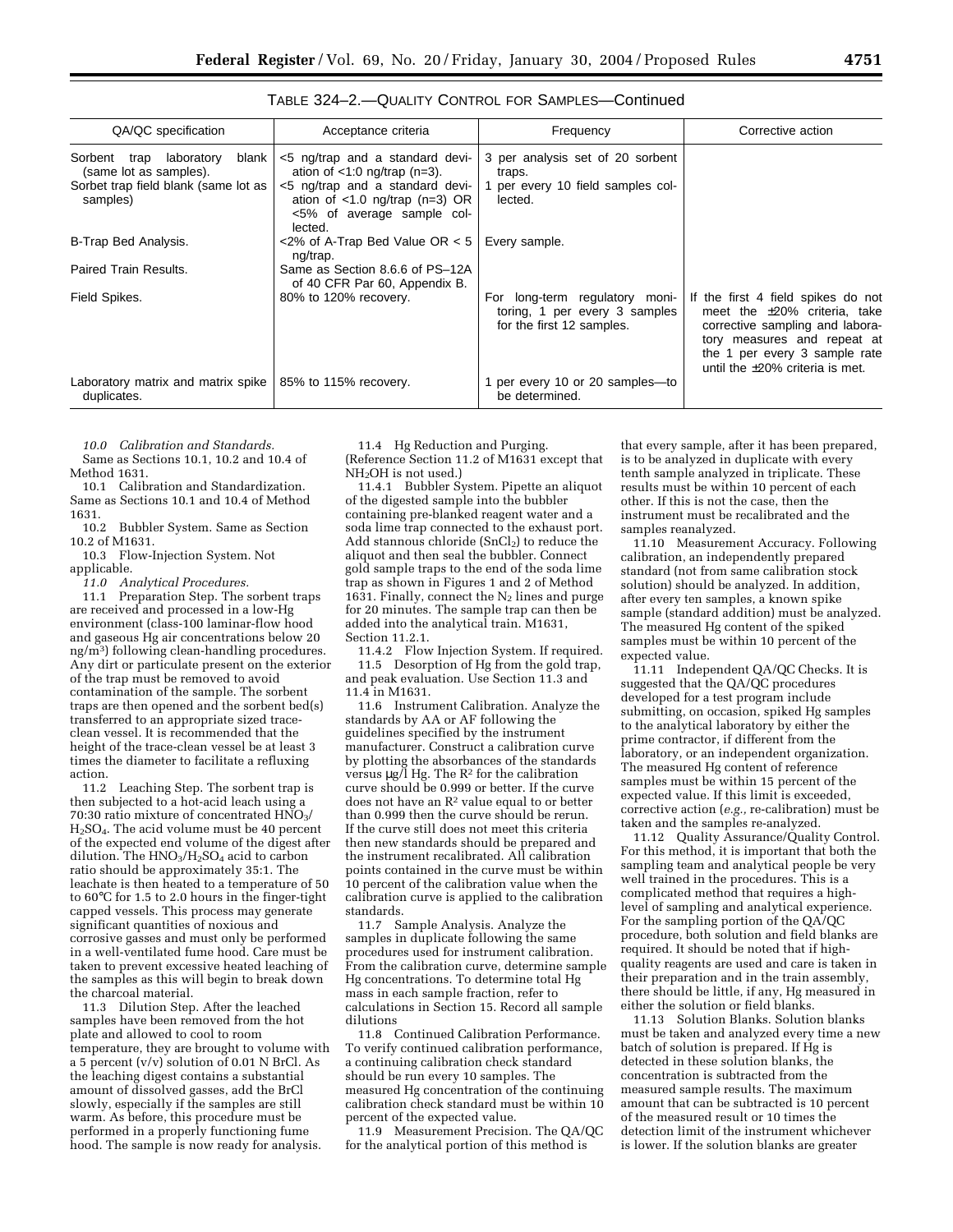TABLE 324–2.—QUALITY CONTROL FOR SAMPLES—Continued

| QA/QC specification | Acceptance criteria | Frequency | Corrective action |
|---|---|---|---|
| Sorbent trap laboratory blank (same lot as samples). | <5 ng/trap and a standard deviation of <1:0 ng/trap (n=3). | 3 per analysis set of 20 sorbent traps. | |
| Sorbet trap field blank (same lot as samples) | <5 ng/trap and a standard deviation of <1.0 ng/trap (n=3) OR <5% of average sample collected. | 1 per every 10 field samples collected. | |
| B-Trap Bed Analysis. | <2% of A-Trap Bed Value OR < 5 ng/trap. | Every sample. | |
| Paired Train Results. | Same as Section 8.6.6 of PS–12A of 40 CFR Par 60, Appendix B. | | |
| Field Spikes. | 80% to 120% recovery. | For long-term regulatory monitoring, 1 per every 3 samples for the first 12 samples. | If the first 4 field spikes do not meet the ±20% criteria, take corrective sampling and laboratory measures and repeat at the 1 per every 3 sample rate until the ±20% criteria is met. |
| Laboratory matrix and matrix spike duplicates. | 85% to 115% recovery. | 1 per every 10 or 20 samples—to be determined. | |

*10.0 Calibration and Standards.*

Same as Sections 10.1, 10.2 and 10.4 of Method 1631.

10.1 Calibration and Standardization. Same as Sections 10.1 and 10.4 of Method 1631.

10.2 Bubbler System. Same as Section 10.2 of M1631.

10.3 Flow-Injection System. Not applicable.

*11.0 Analytical Procedures.*

11.1 Preparation Step. The sorbent traps are received and processed in a low-Hg environment (class-100 laminar-flow hood and gaseous Hg air concentrations below 20 ng/m$^3$) following clean-handling procedures. Any dirt or particulate present on the exterior of the trap must be removed to avoid contamination of the sample. The sorbent traps are then opened and the sorbent bed(s) transferred to an appropriate sized trace-clean vessel. It is recommended that the height of the trace-clean vessel be at least 3 times the diameter to facilitate a refluxing action.

11.2 Leaching Step. The sorbent trap is then subjected to a hot-acid leach using a 70:30 ratio mixture of concentrated $HNO_3$/$H_2SO_4$. The acid volume must be 40 percent of the expected end volume of the digest after dilution. The $HNO_3$/$H_2SO_4$ acid to carbon ratio should be approximately 35:1. The leachate is then heated to a temperature of 50 to 60°C for 1.5 to 2.0 hours in the finger-tight capped vessels. This process may generate significant quantities of noxious and corrosive gasses and must only be performed in a well-ventilated fume hood. Care must be taken to prevent excessive heated leaching of the samples as this will begin to break down the charcoal material.

11.3 Dilution Step. After the leached samples have been removed from the hot plate and allowed to cool to room temperature, they are brought to volume with a 5 percent (v/v) solution of 0.01 N BrCl. As the leaching digest contains a substantial amount of dissolved gasses, add the BrCl slowly, especially if the samples are still warm. As before, this procedure must be performed in a properly functioning fume hood. The sample is now ready for analysis.

11.4 Hg Reduction and Purging. (Reference Section 11.2 of M1631 except that $NH_2OH$ is not used.)

11.4.1 Bubbler System. Pipette an aliquot of the digested sample into the bubbler containing pre-blanked reagent water and a soda lime trap connected to the exhaust port. Add stannous chloride ($SnCl_2$) to reduce the aliquot and then seal the bubbler. Connect gold sample traps to the end of the soda lime trap as shown in Figures 1 and 2 of Method 1631. Finally, connect the $N_2$ lines and purge for 20 minutes. The sample trap can then be added into the analytical train. M1631, Section 11.2.1.

11.4.2 Flow Injection System. If required.

11.5 Desorption of Hg from the gold trap, and peak evaluation. Use Section 11.3 and 11.4 in M1631.

11.6 Instrument Calibration. Analyze the standards by AA or AF following the guidelines specified by the instrument manufacturer. Construct a calibration curve by plotting the absorbances of the standards versus µg/l Hg. The $R^2$ for the calibration curve should be 0.999 or better. If the curve does not have an $R^2$ value equal to or better than 0.999 then the curve should be rerun. If the curve still does not meet this criteria then new standards should be prepared and the instrument recalibrated. All calibration points contained in the curve must be within 10 percent of the calibration value when the calibration curve is applied to the calibration standards.

11.7 Sample Analysis. Analyze the samples in duplicate following the same procedures used for instrument calibration. From the calibration curve, determine sample Hg concentrations. To determine total Hg mass in each sample fraction, refer to calculations in Section 15. Record all sample dilutions

11.8 Continued Calibration Performance. To verify continued calibration performance, a continuing calibration check standard should be run every 10 samples. The measured Hg concentration of the continuing calibration check standard must be within 10 percent of the expected value.

11.9 Measurement Precision. The QA/QC for the analytical portion of this method is that every sample, after it has been prepared, is to be analyzed in duplicate with every tenth sample analyzed in triplicate. These results must be within 10 percent of each other. If this is not the case, then the instrument must be recalibrated and the samples reanalyzed.

11.10 Measurement Accuracy. Following calibration, an independently prepared standard (not from same calibration stock solution) should be analyzed. In addition, after every ten samples, a known spike sample (standard addition) must be analyzed. The measured Hg content of the spiked samples must be within 10 percent of the expected value.

11.11 Independent QA/QC Checks. It is suggested that the QA/QC procedures developed for a test program include submitting, on occasion, spiked Hg samples to the analytical laboratory by either the prime contractor, if different from the laboratory, or an independent organization. The measured Hg content of reference samples must be within 15 percent of the expected value. If this limit is exceeded, corrective action (*e.g.,* re-calibration) must be taken and the samples re-analyzed.

11.12 Quality Assurance/Quality Control. For this method, it is important that both the sampling team and analytical people be very well trained in the procedures. This is a complicated method that requires a high-level of sampling and analytical experience. For the sampling portion of the QA/QC procedure, both solution and field blanks are required. It should be noted that if high-quality reagents are used and care is taken in their preparation and in the train assembly, there should be little, if any, Hg measured in either the solution or field blanks.

11.13 Solution Blanks. Solution blanks must be taken and analyzed every time a new batch of solution is prepared. If Hg is detected in these solution blanks, the concentration is subtracted from the measured sample results. The maximum amount that can be subtracted is 10 percent of the measured result or 10 times the detection limit of the instrument whichever is lower. If the solution blanks are greater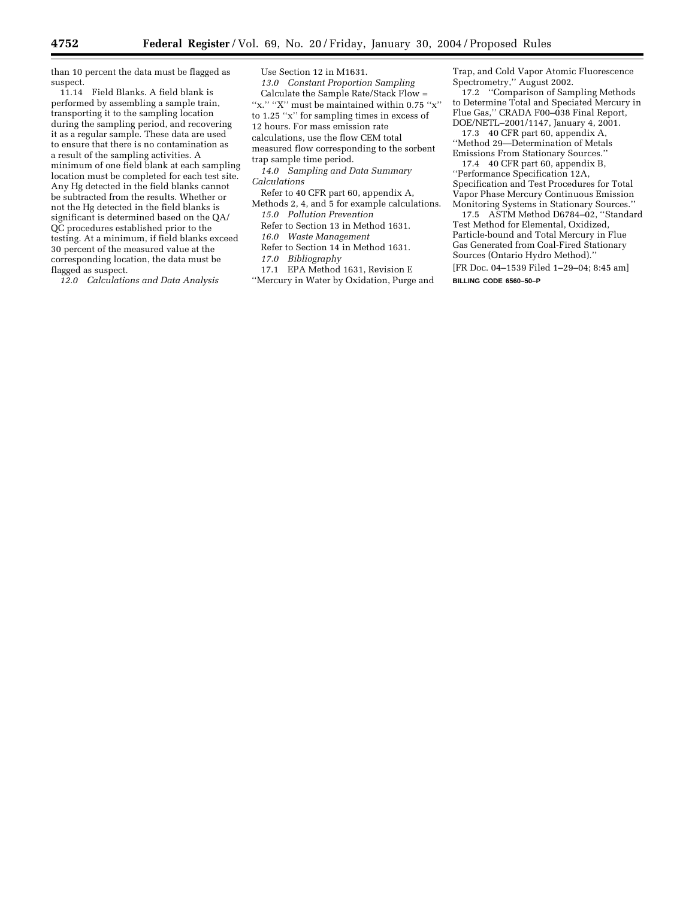than 10 percent the data must be flagged as suspect.

11.14 Field Blanks. A field blank is performed by assembling a sample train, transporting it to the sampling location during the sampling period, and recovering it as a regular sample. These data are used to ensure that there is no contamination as a result of the sampling activities. A minimum of one field blank at each sampling location must be completed for each test site. Any Hg detected in the field blanks cannot be subtracted from the results. Whether or not the Hg detected in the field blanks is significant is determined based on the QA/QC procedures established prior to the testing. At a minimum, if field blanks exceed 30 percent of the measured value at the corresponding location, the data must be flagged as suspect.

*12.0 Calculations and Data Analysis*

Use Section 12 in M1631.

*13.0 Constant Proportion Sampling*

Calculate the Sample Rate/Stack Flow = ''x.'' ''X'' must be maintained within 0.75 ''x'' to 1.25 ''x'' for sampling times in excess of 12 hours. For mass emission rate calculations, use the flow CEM total measured flow corresponding to the sorbent trap sample time period.

*14.0 Sampling and Data Summary Calculations*

Refer to 40 CFR part 60, appendix A, Methods 2, 4, and 5 for example calculations.

*15.0 Pollution Prevention*

Refer to Section 13 in Method 1631.

*16.0 Waste Management*

Refer to Section 14 in Method 1631.

*17.0 Bibliography*

17.1 EPA Method 1631, Revision E ''Mercury in Water by Oxidation, Purge and Trap, and Cold Vapor Atomic Fluorescence Spectrometry,'' August 2002.

17.2 ''Comparison of Sampling Methods to Determine Total and Speciated Mercury in Flue Gas,'' CRADA F00–038 Final Report, DOE/NETL–2001/1147, January 4, 2001.

17.3 40 CFR part 60, appendix A, ''Method 29—Determination of Metals Emissions From Stationary Sources.''

17.4 40 CFR part 60, appendix B, ''Performance Specification 12A, Specification and Test Procedures for Total Vapor Phase Mercury Continuous Emission Monitoring Systems in Stationary Sources.''

17.5 ASTM Method D6784–02, ''Standard Test Method for Elemental, Oxidized, Particle-bound and Total Mercury in Flue Gas Generated from Coal-Fired Stationary Sources (Ontario Hydro Method).''

[FR Doc. 04–1539 Filed 1–29–04; 8:45 am]

**BILLING CODE 6560–50–P**